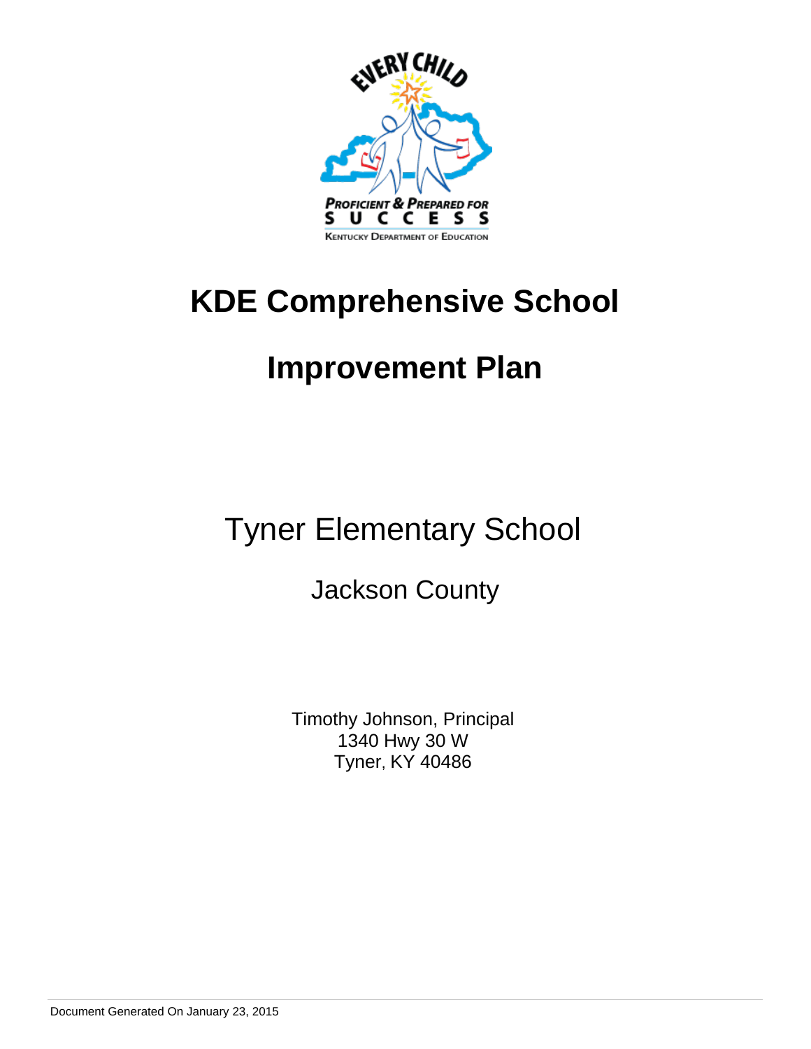# KDE Comprehensive School

# Improvement Plan

## Tyner Elementary School

### Jackson County

Timothy Johnson, Principal
1340 Hwy 30 W
Tyner, KY 40486

Document Generated On January 23, 2015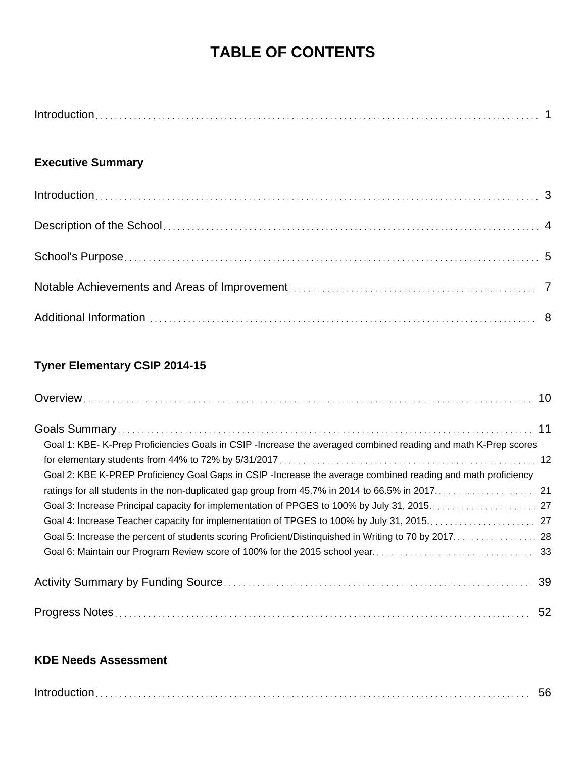# TABLE OF CONTENTS

Introduction ... 1

**Executive Summary**

Introduction ... 3

Description of the School ... 4

School's Purpose ... 5

Notable Achievements and Areas of Improvement ... 7

Additional Information ... 8

**Tyner Elementary CSIP 2014-15**

Overview ... 10

Goals Summary ... 11

- Goal 1: KBE- K-Prep Proficiencies Goals in CSIP -Increase the averaged combined reading and math K-Prep scores for elementary students from 44% to 72% by 5/31/2017 ... 12
- Goal 2: KBE K-PREP Proficiency Goal Gaps in CSIP -Increase the average combined reading and math proficiency ratings for all students in the non-duplicated gap group from 45.7% in 2014 to 66.5% in 2017. ... 21
- Goal 3: Increase Principal capacity for implementation of PPGES to 100% by July 31, 2015. ... 27
- Goal 4: Increase Teacher capacity for implementation of TPGES to 100% by July 31, 2015. ... 27
- Goal 5: Increase the percent of students scoring Proficient/Distinquished in Writing to 70 by 2017. ... 28
- Goal 6: Maintain our Program Review score of 100% for the 2015 school year. ... 33

Activity Summary by Funding Source ... 39

Progress Notes ... 52

**KDE Needs Assessment**

Introduction ... 56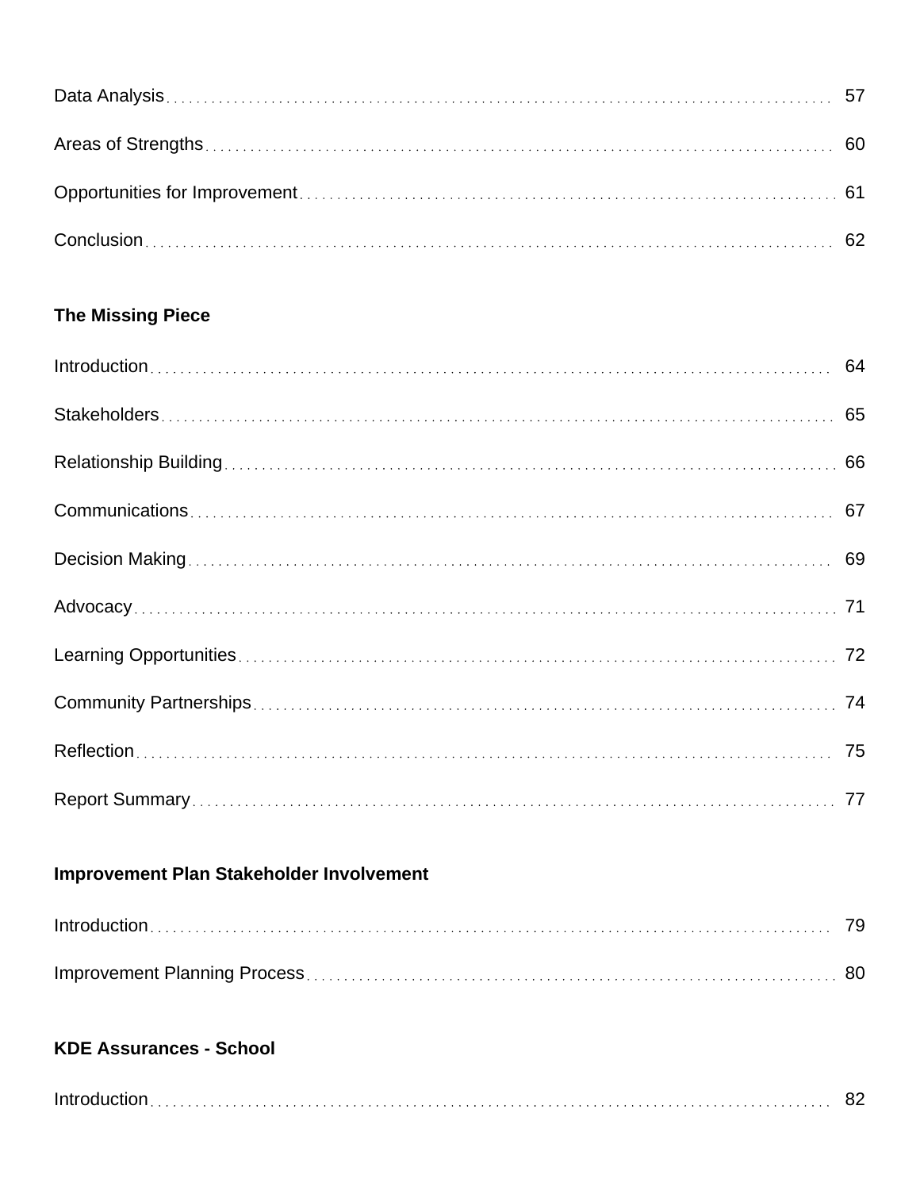Data Analysis 57

Areas of Strengths 60

Opportunities for Improvement 61

Conclusion 62

**The Missing Piece**

Introduction 64

Stakeholders 65

Relationship Building 66

Communications 67

Decision Making 69

Advocacy 71

Learning Opportunities 72

Community Partnerships 74

Reflection 75

Report Summary 77

**Improvement Plan Stakeholder Involvement**

Introduction 79

Improvement Planning Process 80

**KDE Assurances - School**

Introduction 82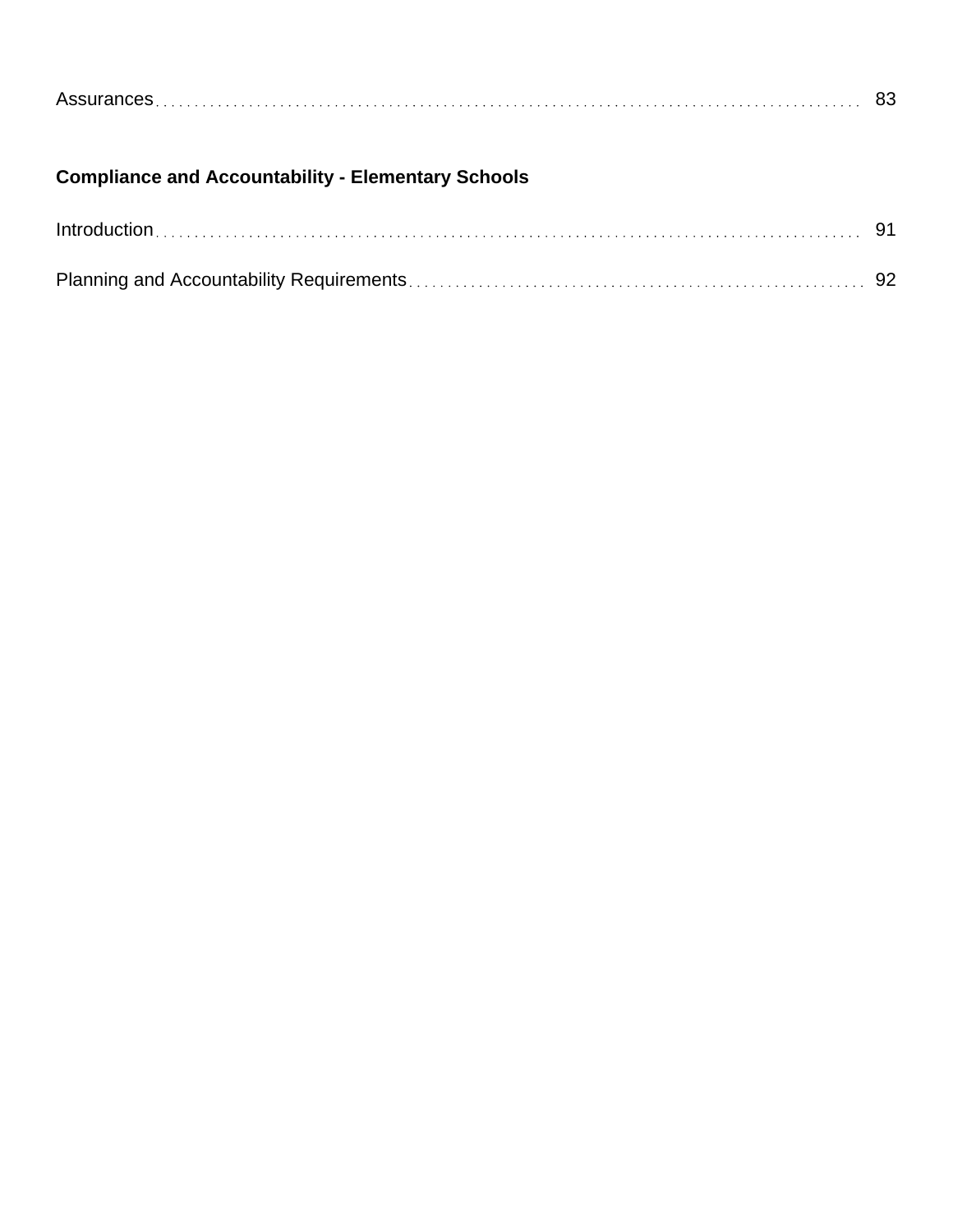Assurances . . . . . . . . . . . . . . . . . . . . . . . . . . . . . . . . . . . . . . . . . . . . . . . . . . . . . . . . . . . . . . . . . . . . . . . . . . . . . . . . 83

**Compliance and Accountability - Elementary Schools**

Introduction . . . . . . . . . . . . . . . . . . . . . . . . . . . . . . . . . . . . . . . . . . . . . . . . . . . . . . . . . . . . . . . . . . . . . . . . . . . . . . . . 91

Planning and Accountability Requirements . . . . . . . . . . . . . . . . . . . . . . . . . . . . . . . . . . . . . . . . . . . . . . . . . . . . . . . 92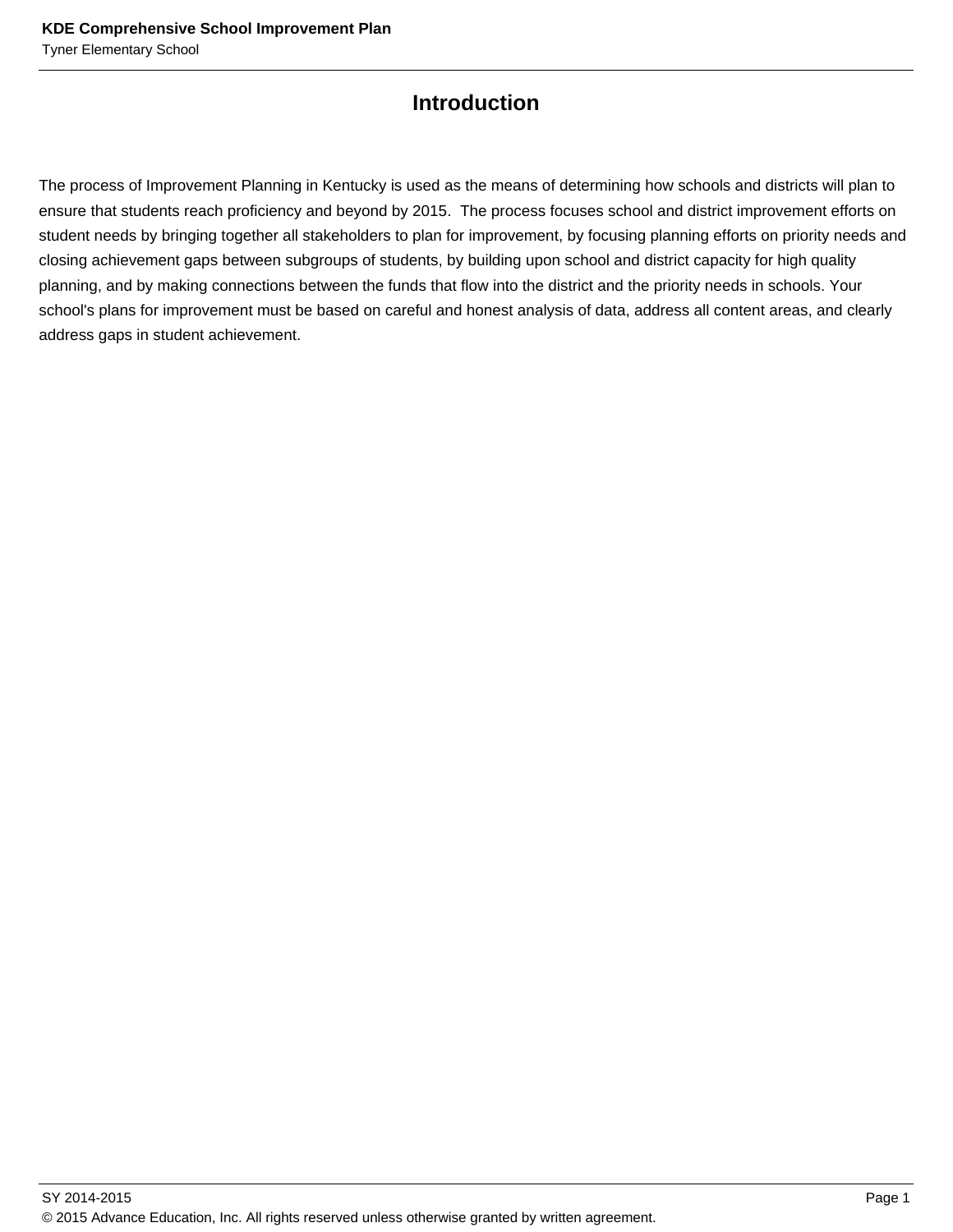# Introduction

The process of Improvement Planning in Kentucky is used as the means of determining how schools and districts will plan to ensure that students reach proficiency and beyond by 2015. The process focuses school and district improvement efforts on student needs by bringing together all stakeholders to plan for improvement, by focusing planning efforts on priority needs and closing achievement gaps between subgroups of students, by building upon school and district capacity for high quality planning, and by making connections between the funds that flow into the district and the priority needs in schools. Your school's plans for improvement must be based on careful and honest analysis of data, address all content areas, and clearly address gaps in student achievement.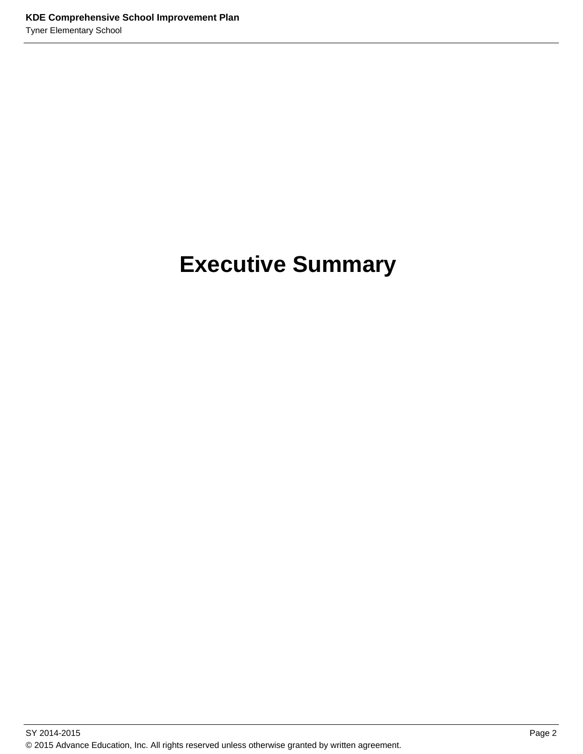# Executive Summary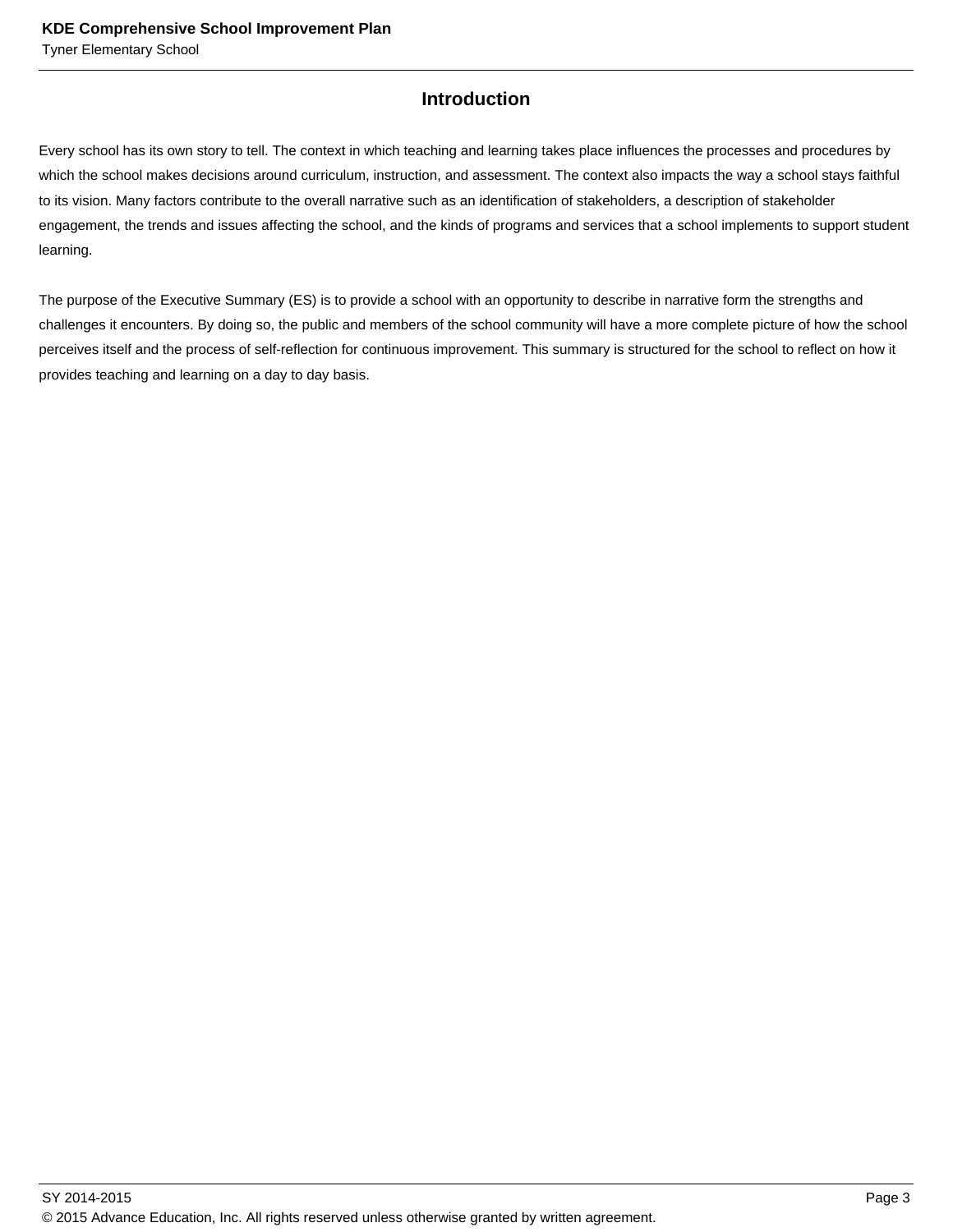## Introduction

Every school has its own story to tell. The context in which teaching and learning takes place influences the processes and procedures by which the school makes decisions around curriculum, instruction, and assessment. The context also impacts the way a school stays faithful to its vision. Many factors contribute to the overall narrative such as an identification of stakeholders, a description of stakeholder engagement, the trends and issues affecting the school, and the kinds of programs and services that a school implements to support student learning.

The purpose of the Executive Summary (ES) is to provide a school with an opportunity to describe in narrative form the strengths and challenges it encounters. By doing so, the public and members of the school community will have a more complete picture of how the school perceives itself and the process of self-reflection for continuous improvement. This summary is structured for the school to reflect on how it provides teaching and learning on a day to day basis.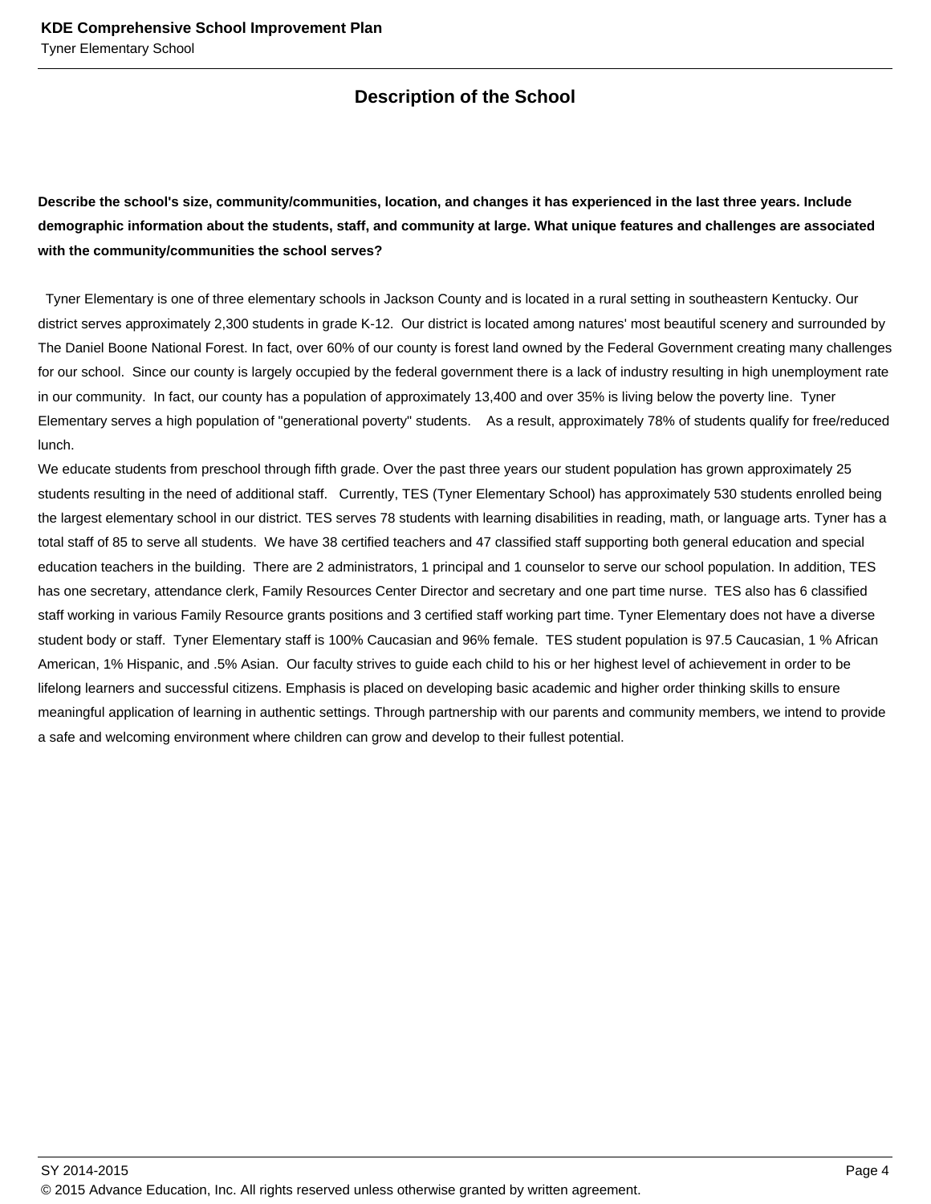## Description of the School

**Describe the school's size, community/communities, location, and changes it has experienced in the last three years. Include demographic information about the students, staff, and community at large. What unique features and challenges are associated with the community/communities the school serves?**

Tyner Elementary is one of three elementary schools in Jackson County and is located in a rural setting in southeastern Kentucky. Our district serves approximately 2,300 students in grade K-12. Our district is located among natures' most beautiful scenery and surrounded by The Daniel Boone National Forest. In fact, over 60% of our county is forest land owned by the Federal Government creating many challenges for our school. Since our county is largely occupied by the federal government there is a lack of industry resulting in high unemployment rate in our community. In fact, our county has a population of approximately 13,400 and over 35% is living below the poverty line. Tyner Elementary serves a high population of "generational poverty" students. As a result, approximately 78% of students qualify for free/reduced lunch.

We educate students from preschool through fifth grade. Over the past three years our student population has grown approximately 25 students resulting in the need of additional staff. Currently, TES (Tyner Elementary School) has approximately 530 students enrolled being the largest elementary school in our district. TES serves 78 students with learning disabilities in reading, math, or language arts. Tyner has a total staff of 85 to serve all students. We have 38 certified teachers and 47 classified staff supporting both general education and special education teachers in the building. There are 2 administrators, 1 principal and 1 counselor to serve our school population. In addition, TES has one secretary, attendance clerk, Family Resources Center Director and secretary and one part time nurse. TES also has 6 classified staff working in various Family Resource grants positions and 3 certified staff working part time. Tyner Elementary does not have a diverse student body or staff. Tyner Elementary staff is 100% Caucasian and 96% female. TES student population is 97.5 Caucasian, 1 % African American, 1% Hispanic, and .5% Asian. Our faculty strives to guide each child to his or her highest level of achievement in order to be lifelong learners and successful citizens. Emphasis is placed on developing basic academic and higher order thinking skills to ensure meaningful application of learning in authentic settings. Through partnership with our parents and community members, we intend to provide a safe and welcoming environment where children can grow and develop to their fullest potential.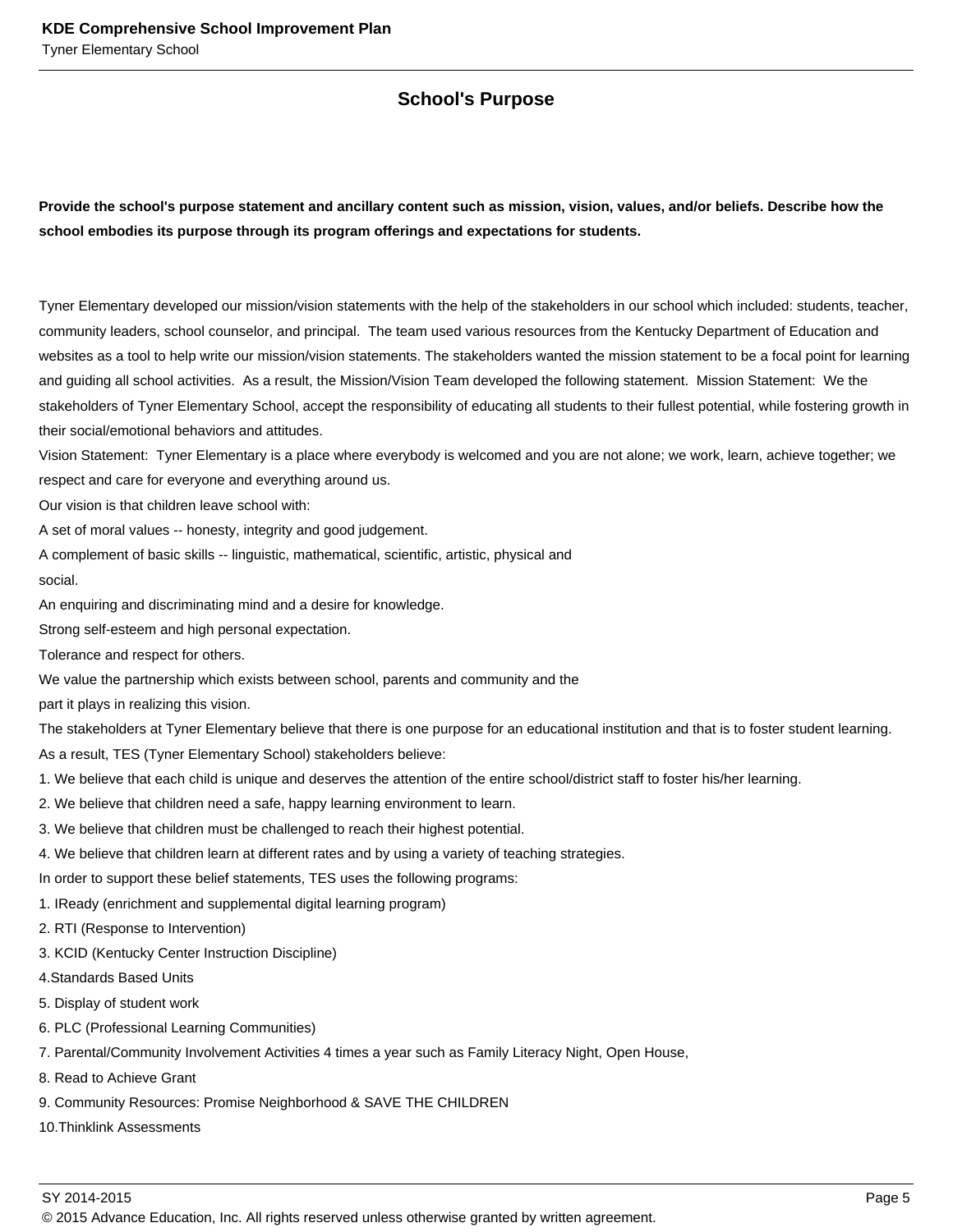## School's Purpose

**Provide the school's purpose statement and ancillary content such as mission, vision, values, and/or beliefs. Describe how the school embodies its purpose through its program offerings and expectations for students.**

Tyner Elementary developed our mission/vision statements with the help of the stakeholders in our school which included: students, teacher, community leaders, school counselor, and principal. The team used various resources from the Kentucky Department of Education and websites as a tool to help write our mission/vision statements. The stakeholders wanted the mission statement to be a focal point for learning and guiding all school activities. As a result, the Mission/Vision Team developed the following statement. Mission Statement: We the stakeholders of Tyner Elementary School, accept the responsibility of educating all students to their fullest potential, while fostering growth in their social/emotional behaviors and attitudes.

Vision Statement: Tyner Elementary is a place where everybody is welcomed and you are not alone; we work, learn, achieve together; we respect and care for everyone and everything around us.

Our vision is that children leave school with:

A set of moral values -- honesty, integrity and good judgement.

A complement of basic skills -- linguistic, mathematical, scientific, artistic, physical and social.

An enquiring and discriminating mind and a desire for knowledge.

Strong self-esteem and high personal expectation.

Tolerance and respect for others.

We value the partnership which exists between school, parents and community and the part it plays in realizing this vision.

The stakeholders at Tyner Elementary believe that there is one purpose for an educational institution and that is to foster student learning. As a result, TES (Tyner Elementary School) stakeholders believe:

1. We believe that each child is unique and deserves the attention of the entire school/district staff to foster his/her learning.
2. We believe that children need a safe, happy learning environment to learn.
3. We believe that children must be challenged to reach their highest potential.
4. We believe that children learn at different rates and by using a variety of teaching strategies.

In order to support these belief statements, TES uses the following programs:

1. IReady (enrichment and supplemental digital learning program)
2. RTI (Response to Intervention)
3. KCID (Kentucky Center Instruction Discipline)
4. Standards Based Units
5. Display of student work
6. PLC (Professional Learning Communities)
7. Parental/Community Involvement Activities 4 times a year such as Family Literacy Night, Open House,
8. Read to Achieve Grant
9. Community Resources: Promise Neighborhood & SAVE THE CHILDREN
10. Thinklink Assessments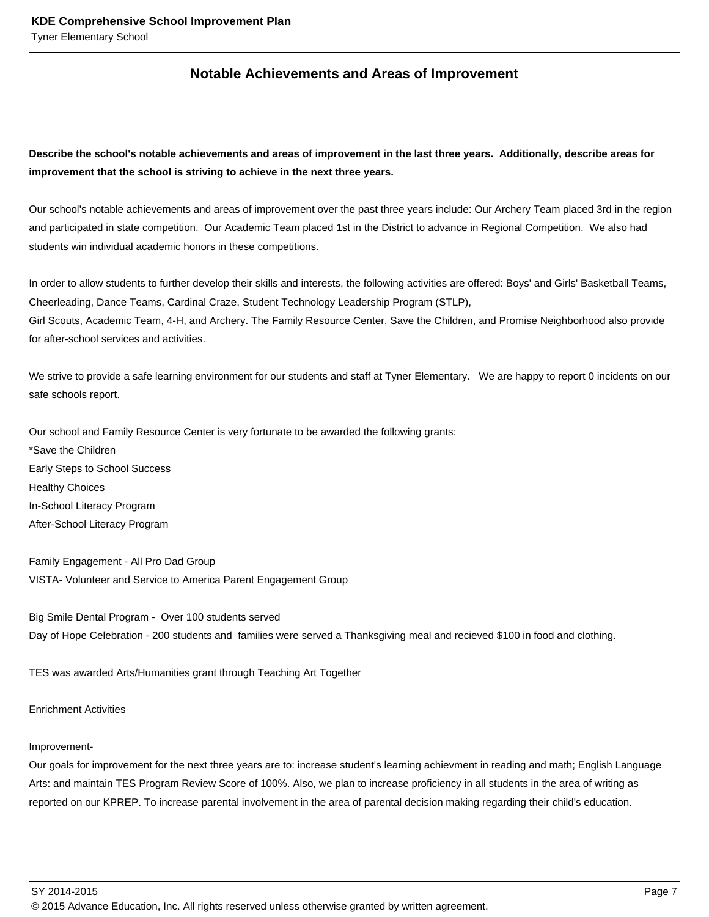## Notable Achievements and Areas of Improvement

**Describe the school's notable achievements and areas of improvement in the last three years. Additionally, describe areas for improvement that the school is striving to achieve in the next three years.**

Our school's notable achievements and areas of improvement over the past three years include: Our Archery Team placed 3rd in the region and participated in state competition. Our Academic Team placed 1st in the District to advance in Regional Competition. We also had students win individual academic honors in these competitions.

In order to allow students to further develop their skills and interests, the following activities are offered: Boys' and Girls' Basketball Teams, Cheerleading, Dance Teams, Cardinal Craze, Student Technology Leadership Program (STLP),
Girl Scouts, Academic Team, 4-H, and Archery. The Family Resource Center, Save the Children, and Promise Neighborhood also provide for after-school services and activities.

We strive to provide a safe learning environment for our students and staff at Tyner Elementary. We are happy to report 0 incidents on our safe schools report.

Our school and Family Resource Center is very fortunate to be awarded the following grants:
*Save the Children
Early Steps to School Success
Healthy Choices
In-School Literacy Program
After-School Literacy Program

Family Engagement - All Pro Dad Group
VISTA- Volunteer and Service to America Parent Engagement Group

Big Smile Dental Program - Over 100 students served
Day of Hope Celebration - 200 students and families were served a Thanksgiving meal and recieved $100 in food and clothing.

TES was awarded Arts/Humanities grant through Teaching Art Together

Enrichment Activities

Improvement-
Our goals for improvement for the next three years are to: increase student's learning achievment in reading and math; English Language Arts: and maintain TES Program Review Score of 100%. Also, we plan to increase proficiency in all students in the area of writing as reported on our KPREP. To increase parental involvement in the area of parental decision making regarding their child's education.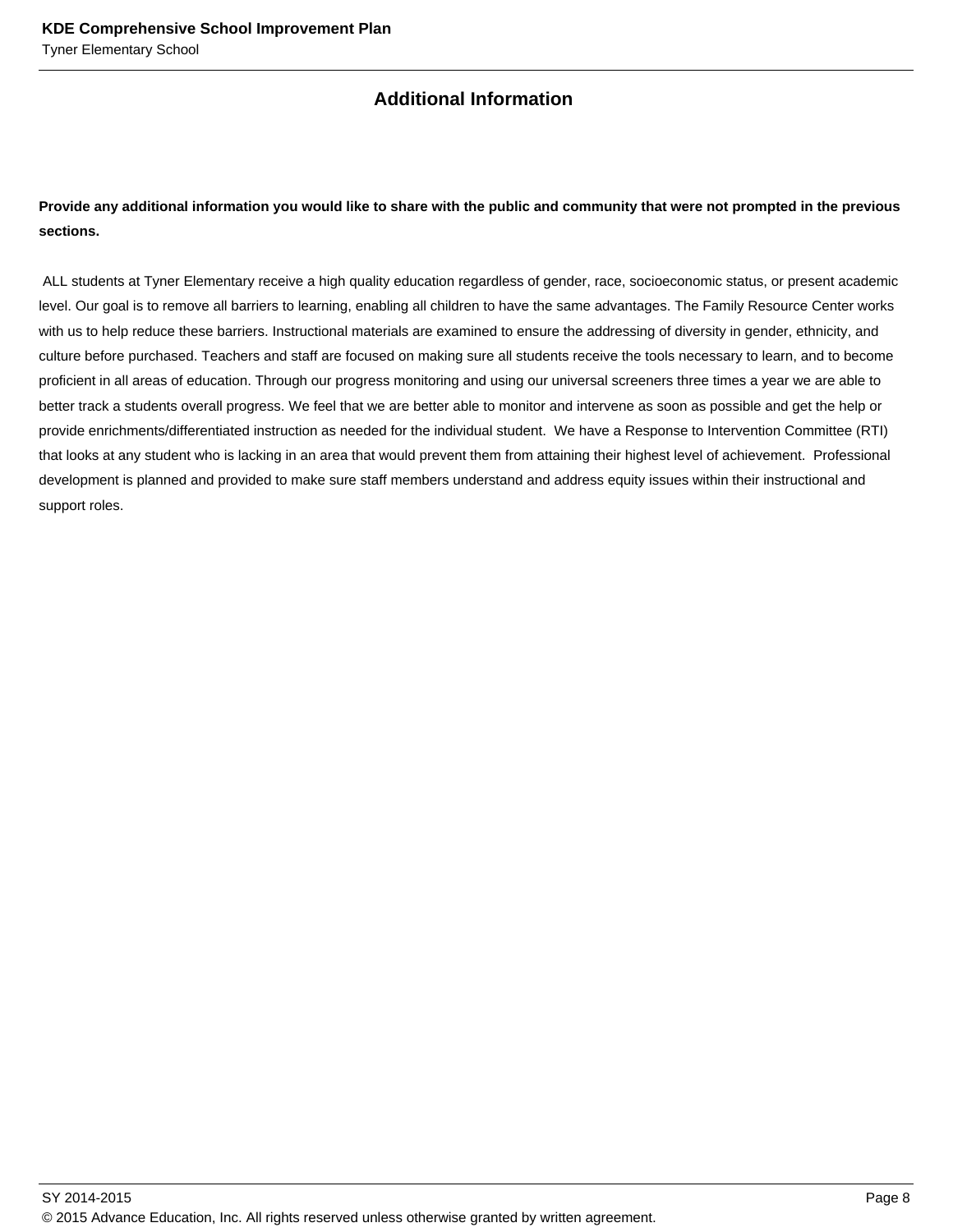## Additional Information

**Provide any additional information you would like to share with the public and community that were not prompted in the previous sections.**

ALL students at Tyner Elementary receive a high quality education regardless of gender, race, socioeconomic status, or present academic level. Our goal is to remove all barriers to learning, enabling all children to have the same advantages. The Family Resource Center works with us to help reduce these barriers. Instructional materials are examined to ensure the addressing of diversity in gender, ethnicity, and culture before purchased. Teachers and staff are focused on making sure all students receive the tools necessary to learn, and to become proficient in all areas of education. Through our progress monitoring and using our universal screeners three times a year we are able to better track a students overall progress. We feel that we are better able to monitor and intervene as soon as possible and get the help or provide enrichments/differentiated instruction as needed for the individual student. We have a Response to Intervention Committee (RTI) that looks at any student who is lacking in an area that would prevent them from attaining their highest level of achievement. Professional development is planned and provided to make sure staff members understand and address equity issues within their instructional and support roles.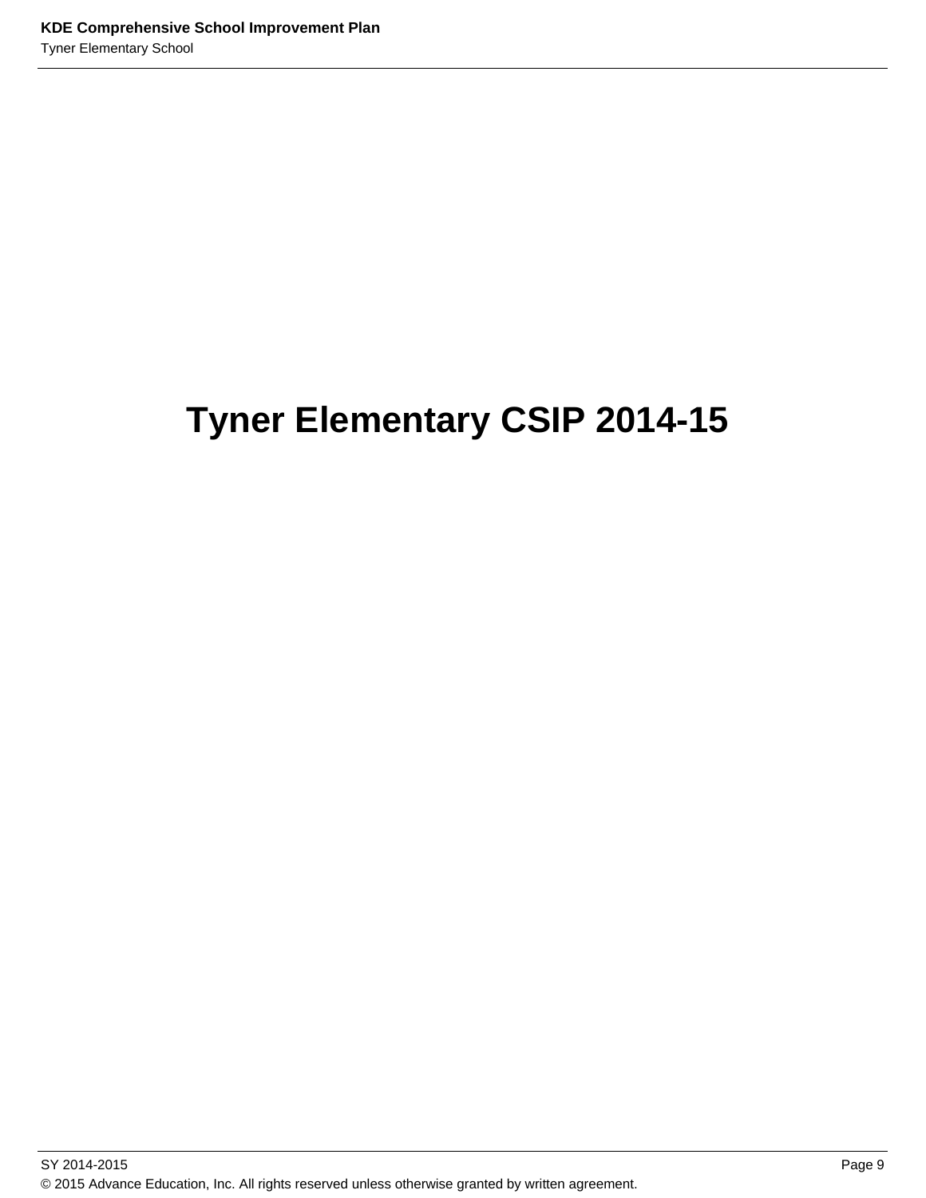# Tyner Elementary CSIP 2014-15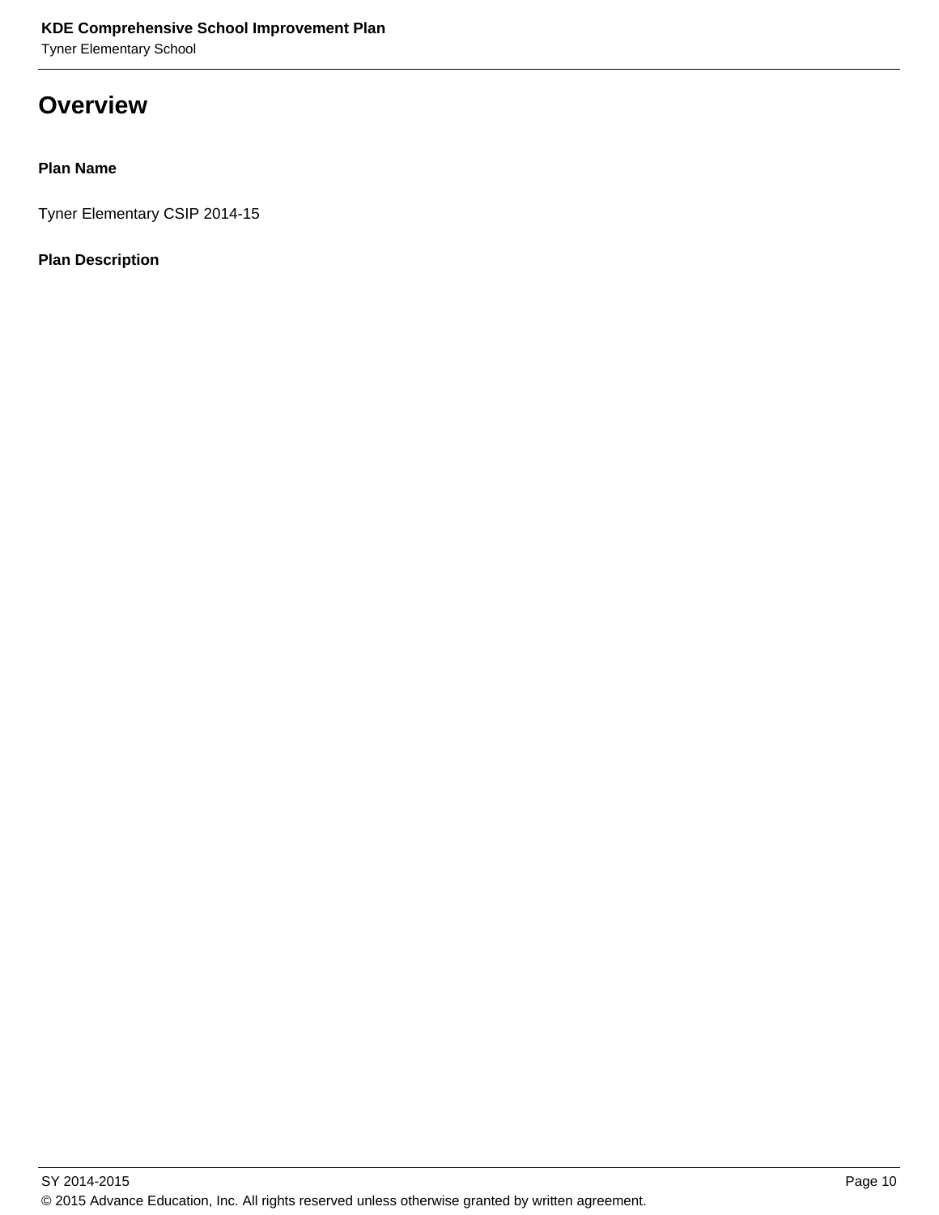# Overview

**Plan Name**

Tyner Elementary CSIP 2014-15

**Plan Description**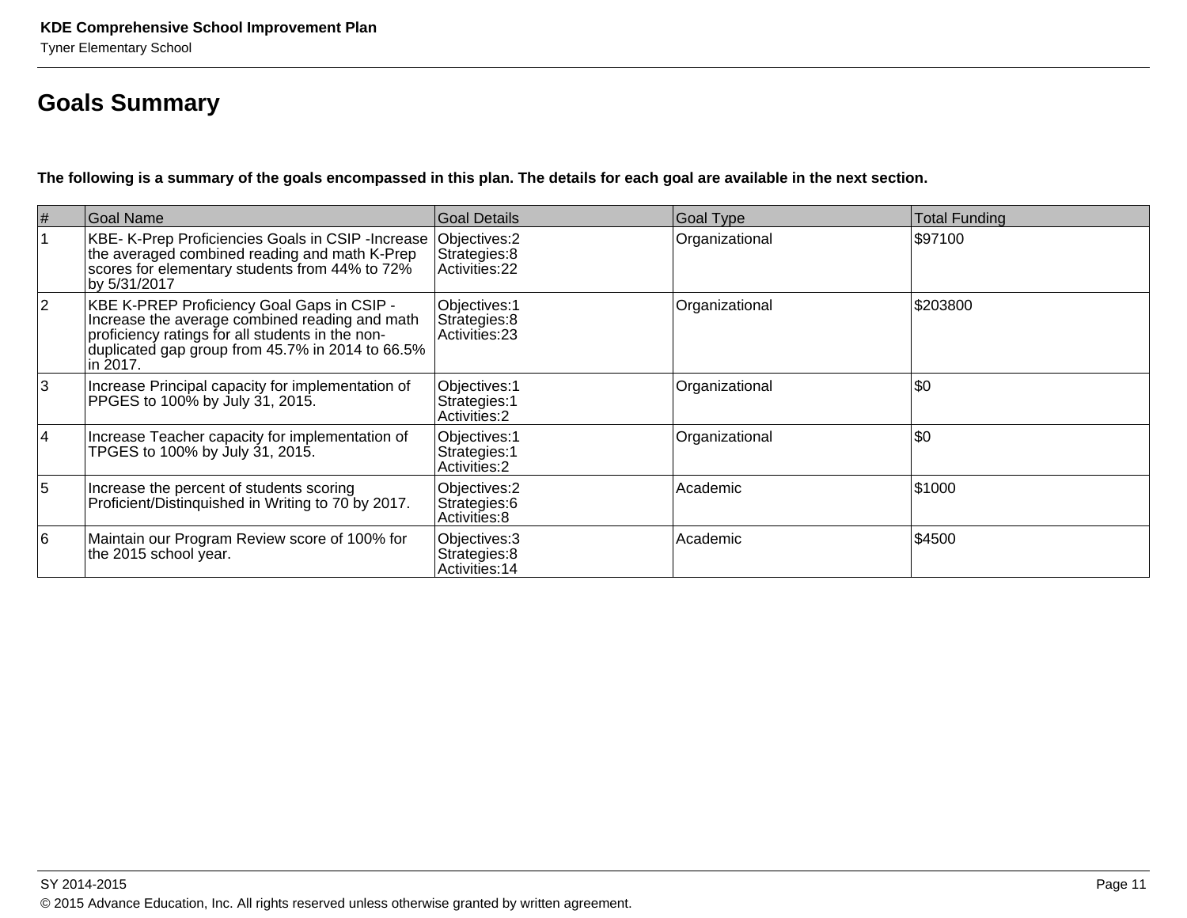## Goals Summary

**The following is a summary of the goals encompassed in this plan. The details for each goal are available in the next section.**

| # | Goal Name | Goal Details | Goal Type | Total Funding |
|---|---|---|---|---|
| 1 | KBE- K-Prep Proficiencies Goals in CSIP -Increase the averaged combined reading and math K-Prep scores for elementary students from 44% to 72% by 5/31/2017 | Objectives:2<br>Strategies:8<br>Activities:22 | Organizational | $97100 |
| 2 | KBE K-PREP Proficiency Goal Gaps in CSIP - Increase the average combined reading and math proficiency ratings for all students in the non-duplicated gap group from 45.7% in 2014 to 66.5% in 2017. | Objectives:1<br>Strategies:8<br>Activities:23 | Organizational | $203800 |
| 3 | Increase Principal capacity for implementation of PPGES to 100% by July 31, 2015. | Objectives:1<br>Strategies:1<br>Activities:2 | Organizational | $0 |
| 4 | Increase Teacher capacity for implementation of TPGES to 100% by July 31, 2015. | Objectives:1<br>Strategies:1<br>Activities:2 | Organizational | $0 |
| 5 | Increase the percent of students scoring Proficient/Distinquished in Writing to 70 by 2017. | Objectives:2<br>Strategies:6<br>Activities:8 | Academic | $1000 |
| 6 | Maintain our Program Review score of 100% for the 2015 school year. | Objectives:3<br>Strategies:8<br>Activities:14 | Academic | $4500 |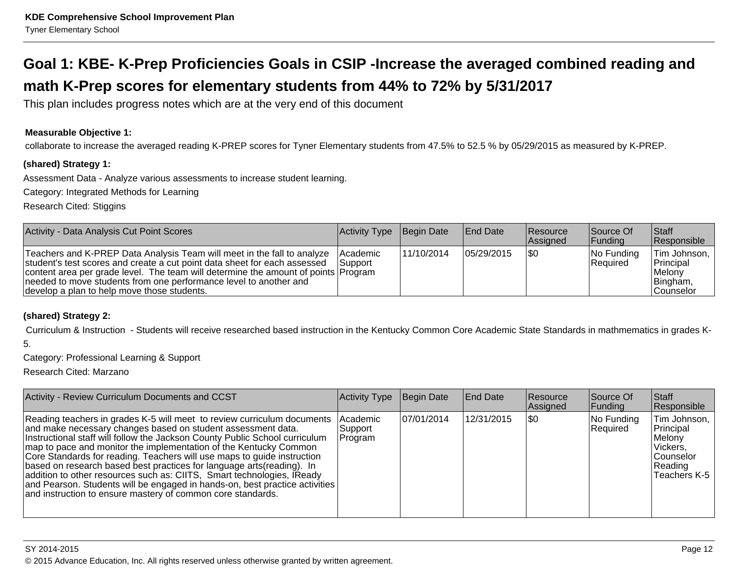# Goal 1: KBE- K-Prep Proficiencies Goals in CSIP -Increase the averaged combined reading and math K-Prep scores for elementary students from 44% to 72% by 5/31/2017

This plan includes progress notes which are at the very end of this document

**Measurable Objective 1:**

collaborate to increase the averaged reading K-PREP scores for Tyner Elementary students from 47.5% to 52.5 % by 05/29/2015 as measured by K-PREP.

**(shared) Strategy 1:**

Assessment Data - Analyze various assessments to increase student learning.

Category: Integrated Methods for Learning

Research Cited: Stiggins

| Activity - Data Analysis Cut Point Scores | Activity Type | Begin Date | End Date | Resource Assigned | Source Of Funding | Staff Responsible |
|---|---|---|---|---|---|---|
| Teachers and K-PREP Data Analysis Team will meet in the fall to analyze student's test scores and create a cut point data sheet for each assessed content area per grade level. The team will determine the amount of points needed to move students from one performance level to another and develop a plan to help move those students. | Academic Support Program | 11/10/2014 | 05/29/2015 | $0 | No Funding Required | Tim Johnson, Principal Melony Bingham, Counselor |

**(shared) Strategy 2:**

Curriculum & Instruction - Students will receive researched based instruction in the Kentucky Common Core Academic State Standards in mathmematics in grades K-5.

Category: Professional Learning & Support

Research Cited: Marzano

| Activity - Review Curriculum Documents and CCST | Activity Type | Begin Date | End Date | Resource Assigned | Source Of Funding | Staff Responsible |
|---|---|---|---|---|---|---|
| Reading teachers in grades K-5 will meet to review curriculum documents and make necessary changes based on student assessment data. Instructional staff will follow the Jackson County Public School curriculum map to pace and monitor the implementation of the Kentucky Common Core Standards for reading. Teachers will use maps to guide instruction based on research based best practices for language arts(reading). In addition to other resources such as: CIITS, Smart technologies, IReady and Pearson. Students will be engaged in hands-on, best practice activities and instruction to ensure mastery of common core standards. | Academic Support Program | 07/01/2014 | 12/31/2015 | $0 | No Funding Required | Tim Johnson, Principal Melony Vickers, Counselor Reading Teachers K-5 |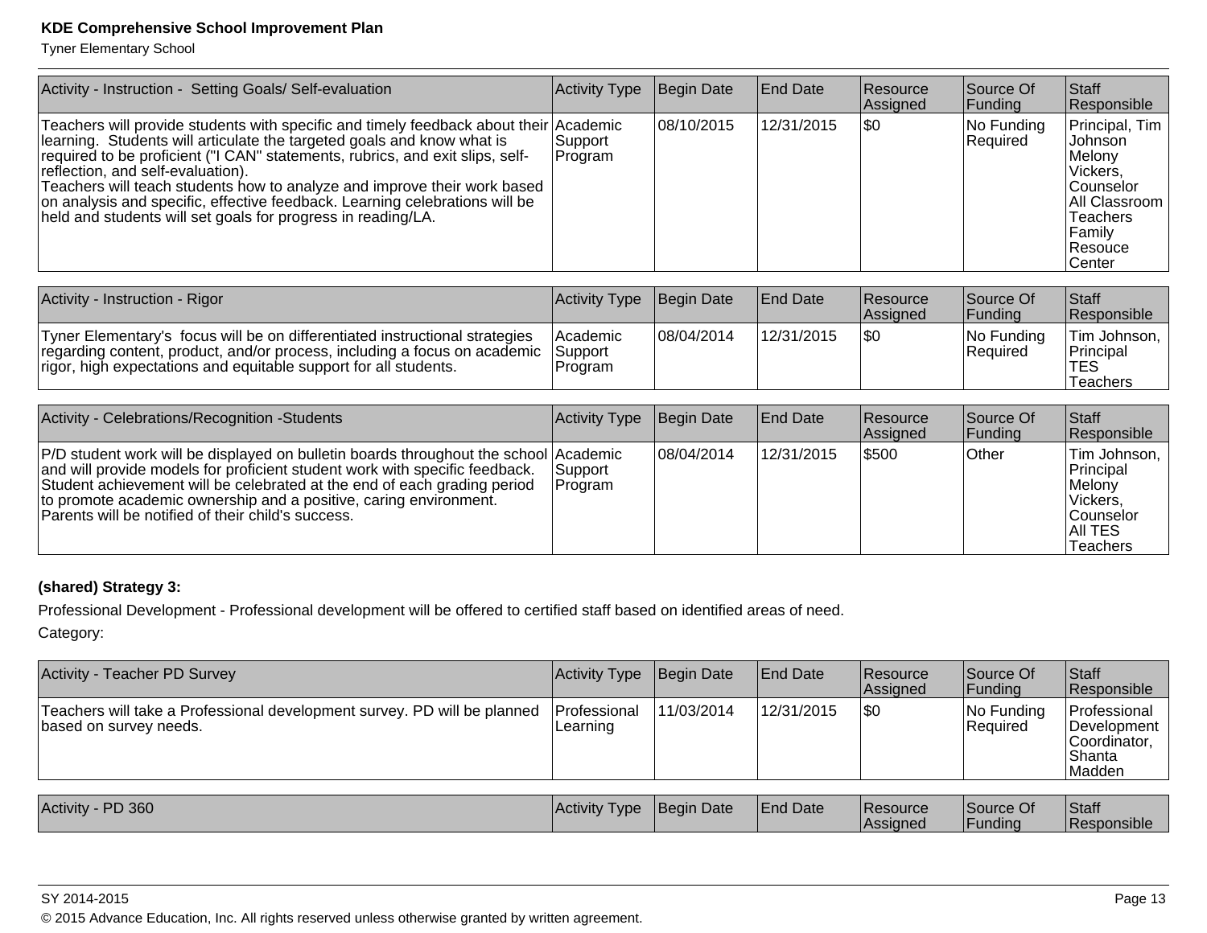| Activity - Instruction - Setting Goals/ Self-evaluation | Activity Type | Begin Date | End Date | Resource Assigned | Source Of Funding | Staff Responsible |
|---|---|---|---|---|---|---|
| Teachers will provide students with specific and timely feedback about their learning. Students will articulate the targeted goals and know what is required to be proficient ("I CAN" statements, rubrics, and exit slips, self-reflection, and self-evaluation).<br>Teachers will teach students how to analyze and improve their work based on analysis and specific, effective feedback. Learning celebrations will be held and students will set goals for progress in reading/LA. | Academic Support Program | 08/10/2015 | 12/31/2015 | $0 | No Funding Required | Principal, Tim Johnson<br>Melony Vickers, Counselor<br>All Classroom Teachers<br>Family Resouce Center |

| Activity - Instruction - Rigor | Activity Type | Begin Date | End Date | Resource Assigned | Source Of Funding | Staff Responsible |
|---|---|---|---|---|---|---|
| Tyner Elementary's focus will be on differentiated instructional strategies regarding content, product, and/or process, including a focus on academic rigor, high expectations and equitable support for all students. | Academic Support Program | 08/04/2014 | 12/31/2015 | $0 | No Funding Required | Tim Johnson, Principal<br>TES Teachers |

| Activity - Celebrations/Recognition -Students | Activity Type | Begin Date | End Date | Resource Assigned | Source Of Funding | Staff Responsible |
|---|---|---|---|---|---|---|
| P/D student work will be displayed on bulletin boards throughout the school and will provide models for proficient student work with specific feedback. Student achievement will be celebrated at the end of each grading period to promote academic ownership and a positive, caring environment. Parents will be notified of their child's success. | Academic Support Program | 08/04/2014 | 12/31/2015 | $500 | Other | Tim Johnson, Principal<br>Melony Vickers, Counselor<br>All TES Teachers |

**(shared) Strategy 3:**

Professional Development - Professional development will be offered to certified staff based on identified areas of need.

Category:

| Activity - Teacher PD Survey | Activity Type | Begin Date | End Date | Resource Assigned | Source Of Funding | Staff Responsible |
|---|---|---|---|---|---|---|
| Teachers will take a Professional development survey. PD will be planned based on survey needs. | Professional Learning | 11/03/2014 | 12/31/2015 | $0 | No Funding Required | Professional Development Coordinator, Shanta Madden |

| Activity - PD 360 | Activity Type | Begin Date | End Date | Resource Assigned | Source Of Funding | Staff Responsible |
|---|---|---|---|---|---|---|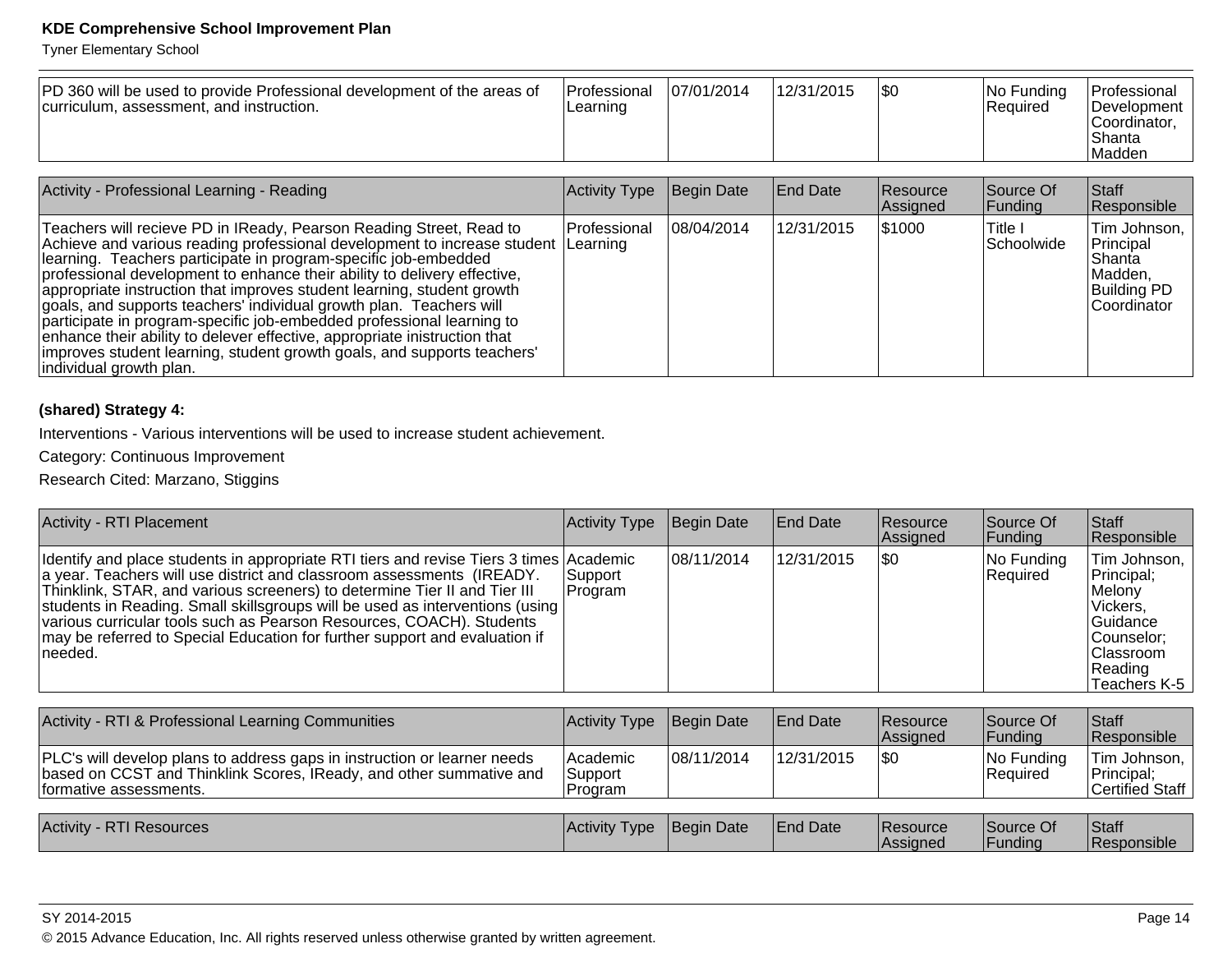| | | | | | | |
|---|---|---|---|---|---|---|
| PD 360 will be used to provide Professional development of the areas of curriculum, assessment, and instruction. | Professional Learning | 07/01/2014 | 12/31/2015 | $0 | No Funding Required | Professional Development Coordinator, Shanta Madden |

| Activity - Professional Learning - Reading | Activity Type | Begin Date | End Date | Resource Assigned | Source Of Funding | Staff Responsible |
|---|---|---|---|---|---|---|
| Teachers will recieve PD in IReady, Pearson Reading Street, Read to Achieve and various reading professional development to increase student learning. Teachers participate in program-specific job-embedded professional development to enhance their ability to delivery effective, appropriate instruction that improves student learning, student growth goals, and supports teachers' individual growth plan. Teachers will participate in program-specific job-embedded professional learning to enhance their ability to delever effective, appropriate inistruction that improves student learning, student growth goals, and supports teachers' individual growth plan. | Professional Learning | 08/04/2014 | 12/31/2015 | $1000 | Title I Schoolwide | Tim Johnson, Principal Shanta Madden, Building PD Coordinator |

**(shared) Strategy 4:**

Interventions - Various interventions will be used to increase student achievement.

Category: Continuous Improvement

Research Cited: Marzano, Stiggins

| Activity - RTI Placement | Activity Type | Begin Date | End Date | Resource Assigned | Source Of Funding | Staff Responsible |
|---|---|---|---|---|---|---|
| Identify and place students in appropriate RTI tiers and revise Tiers 3 times a year. Teachers will use district and classroom assessments (IREADY. Thinklink, STAR, and various screeners) to determine Tier II and Tier III students in Reading. Small skillsgroups will be used as interventions (using various curricular tools such as Pearson Resources, COACH). Students may be referred to Special Education for further support and evaluation if needed. | Academic Support Program | 08/11/2014 | 12/31/2015 | $0 | No Funding Required | Tim Johnson, Principal; Melony Vickers, Guidance Counselor; Classroom Reading Teachers K-5 |

| Activity - RTI & Professional Learning Communities | Activity Type | Begin Date | End Date | Resource Assigned | Source Of Funding | Staff Responsible |
|---|---|---|---|---|---|---|
| PLC's will develop plans to address gaps in instruction or learner needs based on CCST and Thinklink Scores, IReady, and other summative and formative assessments. | Academic Support Program | 08/11/2014 | 12/31/2015 | $0 | No Funding Required | Tim Johnson, Principal; Certified Staff |

| Activity - RTI Resources | Activity Type | Begin Date | End Date | Resource Assigned | Source Of Funding | Staff Responsible |
|---|---|---|---|---|---|---|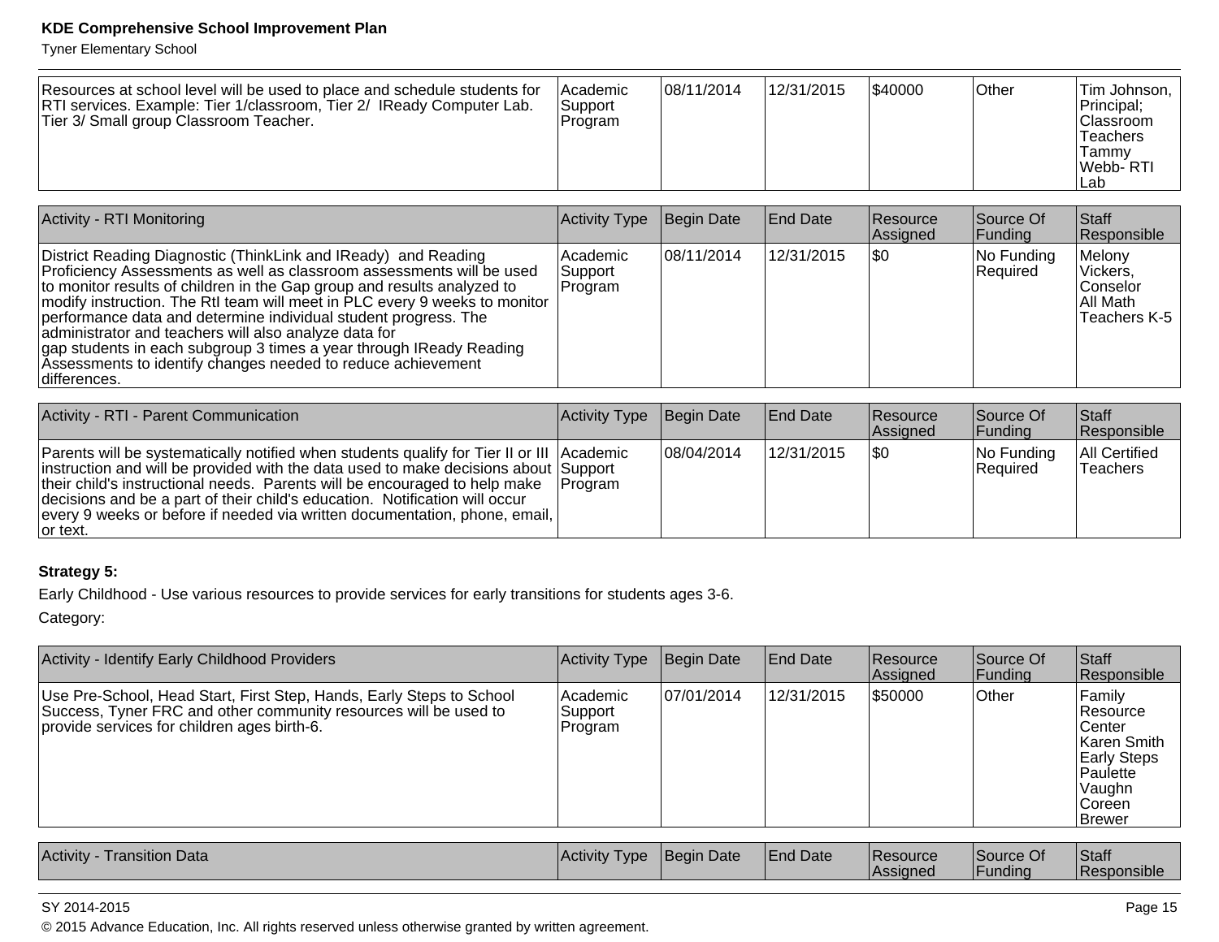| | | | | | | |
|---|---|---|---|---|---|---|
| Resources at school level will be used to place and schedule students for RTI services. Example: Tier 1/classroom, Tier 2/ IReady Computer Lab. Tier 3/ Small group Classroom Teacher. | Academic Support Program | 08/11/2014 | 12/31/2015 | $40000 | Other | Tim Johnson, Principal; Classroom Teachers Tammy Webb- RTI Lab |

| Activity - RTI Monitoring | Activity Type | Begin Date | End Date | Resource Assigned | Source Of Funding | Staff Responsible |
|---|---|---|---|---|---|---|
| District Reading Diagnostic (ThinkLink and IReady) and Reading Proficiency Assessments as well as classroom assessments will be used to monitor results of children in the Gap group and results analyzed to modify instruction. The RtI team will meet in PLC every 9 weeks to monitor performance data and determine individual student progress. The administrator and teachers will also analyze data for gap students in each subgroup 3 times a year through IReady Reading Assessments to identify changes needed to reduce achievement differences. | Academic Support Program | 08/11/2014 | 12/31/2015 | $0 | No Funding Required | Melony Vickers, Conselor All Math Teachers K-5 |

| Activity - RTI - Parent Communication | Activity Type | Begin Date | End Date | Resource Assigned | Source Of Funding | Staff Responsible |
|---|---|---|---|---|---|---|
| Parents will be systematically notified when students qualify for Tier II or III instruction and will be provided with the data used to make decisions about their child's instructional needs. Parents will be encouraged to help make decisions and be a part of their child's education. Notification will occur every 9 weeks or before if needed via written documentation, phone, email, or text. | Academic Support Program | 08/04/2014 | 12/31/2015 | $0 | No Funding Required | All Certified Teachers |

**Strategy 5:**

Early Childhood - Use various resources to provide services for early transitions for students ages 3-6.

Category:

| Activity - Identify Early Childhood Providers | Activity Type | Begin Date | End Date | Resource Assigned | Source Of Funding | Staff Responsible |
|---|---|---|---|---|---|---|
| Use Pre-School, Head Start, First Step, Hands, Early Steps to School Success, Tyner FRC and other community resources will be used to provide services for children ages birth-6. | Academic Support Program | 07/01/2014 | 12/31/2015 | $50000 | Other | Family Resource Center Karen Smith Early Steps Paulette Vaughn Coreen Brewer |

| Activity - Transition Data | Activity Type | Begin Date | End Date | Resource Assigned | Source Of Funding | Staff Responsible |
|---|---|---|---|---|---|---|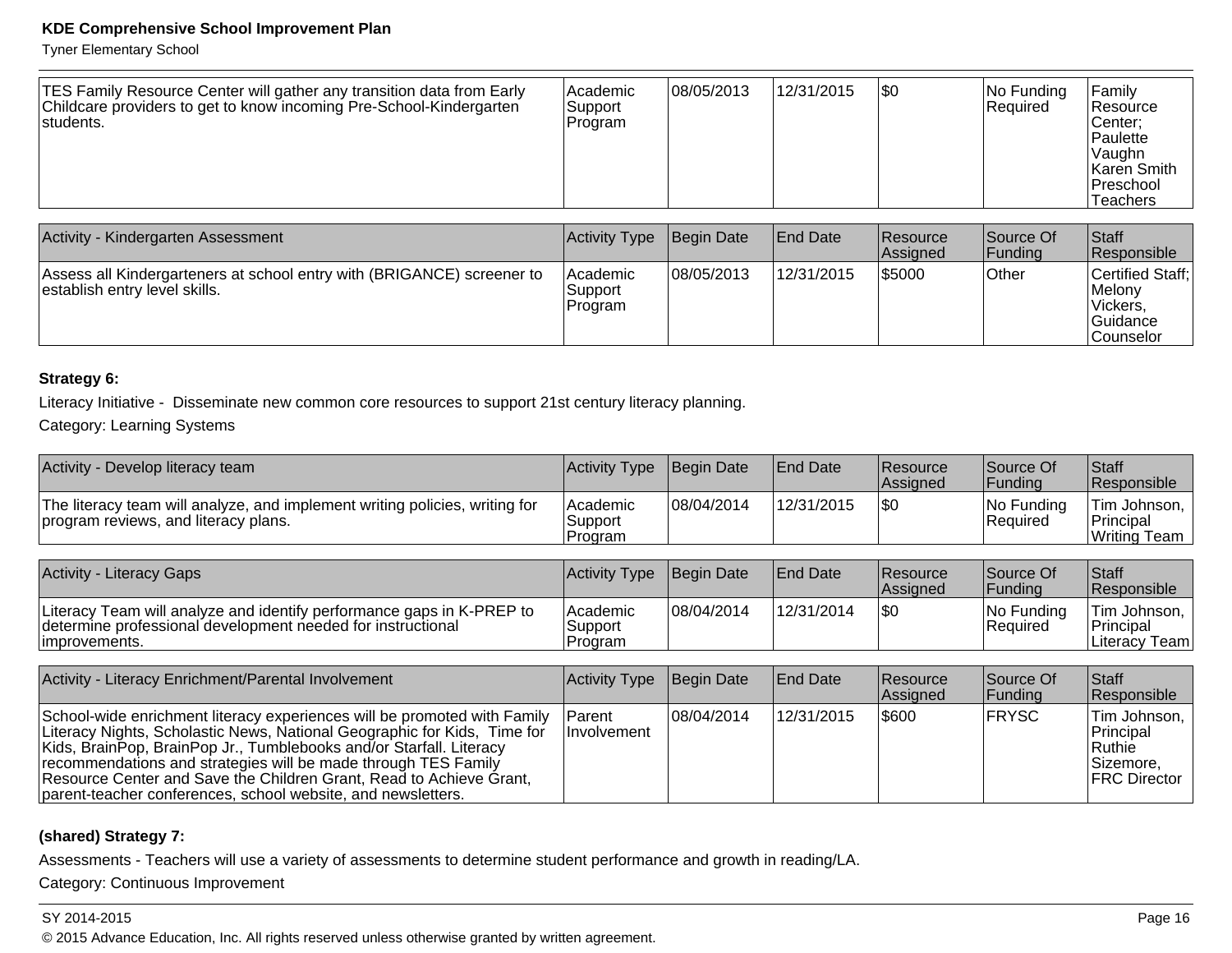| | | | | | | |
|---|---|---|---|---|---|---|
| TES Family Resource Center will gather any transition data from Early Childcare providers to get to know incoming Pre-School-Kindergarten students. | Academic Support Program | 08/05/2013 | 12/31/2015 | $0 | No Funding Required | Family Resource Center; Paulette Vaughn Karen Smith Preschool Teachers |

| Activity - Kindergarten Assessment | Activity Type | Begin Date | End Date | Resource Assigned | Source Of Funding | Staff Responsible |
|---|---|---|---|---|---|---|
| Assess all Kindergarteners at school entry with (BRIGANCE) screener to establish entry level skills. | Academic Support Program | 08/05/2013 | 12/31/2015 | $5000 | Other | Certified Staff; Melony Vickers, Guidance Counselor |

**Strategy 6:**

Literacy Initiative - Disseminate new common core resources to support 21st century literacy planning.

Category: Learning Systems

| Activity - Develop literacy team | Activity Type | Begin Date | End Date | Resource Assigned | Source Of Funding | Staff Responsible |
|---|---|---|---|---|---|---|
| The literacy team will analyze, and implement writing policies, writing for program reviews, and literacy plans. | Academic Support Program | 08/04/2014 | 12/31/2015 | $0 | No Funding Required | Tim Johnson, Principal Writing Team |

| Activity - Literacy Gaps | Activity Type | Begin Date | End Date | Resource Assigned | Source Of Funding | Staff Responsible |
|---|---|---|---|---|---|---|
| Literacy Team will analyze and identify performance gaps in K-PREP to determine professional development needed for instructional improvements. | Academic Support Program | 08/04/2014 | 12/31/2014 | $0 | No Funding Required | Tim Johnson, Principal Literacy Team |

| Activity - Literacy Enrichment/Parental Involvement | Activity Type | Begin Date | End Date | Resource Assigned | Source Of Funding | Staff Responsible |
|---|---|---|---|---|---|---|
| School-wide enrichment literacy experiences will be promoted with Family Literacy Nights, Scholastic News, National Geographic for Kids, Time for Kids, BrainPop, BrainPop Jr., Tumblebooks and/or Starfall. Literacy recommendations and strategies will be made through TES Family Resource Center and Save the Children Grant, Read to Achieve Grant, parent-teacher conferences, school website, and newsletters. | Parent Involvement | 08/04/2014 | 12/31/2015 | $600 | FRYSC | Tim Johnson, Principal Ruthie Sizemore, FRC Director |

**(shared) Strategy 7:**

Assessments - Teachers will use a variety of assessments to determine student performance and growth in reading/LA.

Category: Continuous Improvement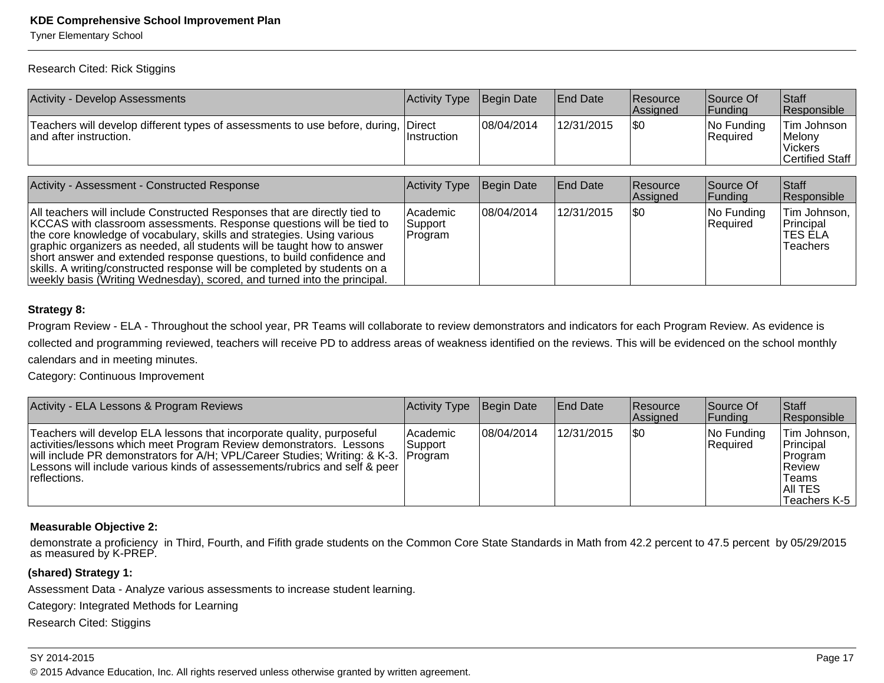Research Cited: Rick Stiggins

| Activity - Develop Assessments | Activity Type | Begin Date | End Date | Resource Assigned | Source Of Funding | Staff Responsible |
| --- | --- | --- | --- | --- | --- | --- |
| Teachers will develop different types of assessments to use before, during, and after instruction. | Direct Instruction | 08/04/2014 | 12/31/2015 | $0 | No Funding Required | Tim Johnson Melony Vickers Certified Staff |

| Activity - Assessment - Constructed Response | Activity Type | Begin Date | End Date | Resource Assigned | Source Of Funding | Staff Responsible |
| --- | --- | --- | --- | --- | --- | --- |
| All teachers will include Constructed Responses that are directly tied to KCCAS with classroom assessments. Response questions will be tied to the core knowledge of vocabulary, skills and strategies. Using various graphic organizers as needed, all students will be taught how to answer short answer and extended response questions, to build confidence and skills. A writing/constructed response will be completed by students on a weekly basis (Writing Wednesday), scored, and turned into the principal. | Academic Support Program | 08/04/2014 | 12/31/2015 | $0 | No Funding Required | Tim Johnson, Principal TES ELA Teachers |

**Strategy 8:**

Program Review - ELA - Throughout the school year, PR Teams will collaborate to review demonstrators and indicators for each Program Review. As evidence is collected and programming reviewed, teachers will receive PD to address areas of weakness identified on the reviews. This will be evidenced on the school monthly calendars and in meeting minutes.

Category: Continuous Improvement

| Activity - ELA Lessons & Program Reviews | Activity Type | Begin Date | End Date | Resource Assigned | Source Of Funding | Staff Responsible |
| --- | --- | --- | --- | --- | --- | --- |
| Teachers will develop ELA lessons that incorporate quality, purposeful activities/lessons which meet Program Review demonstrators. Lessons will include PR demonstrators for A/H; VPL/Career Studies; Writing: & K-3. Lessons will include various kinds of assessements/rubrics and self & peer reflections. | Academic Support Program | 08/04/2014 | 12/31/2015 | $0 | No Funding Required | Tim Johnson, Principal Program Review Teams All TES Teachers K-5 |

**Measurable Objective 2:**

demonstrate a proficiency in Third, Fourth, and Fifith grade students on the Common Core State Standards in Math from 42.2 percent to 47.5 percent by 05/29/2015 as measured by K-PREP.

**(shared) Strategy 1:**

Assessment Data - Analyze various assessments to increase student learning.

Category: Integrated Methods for Learning

Research Cited: Stiggins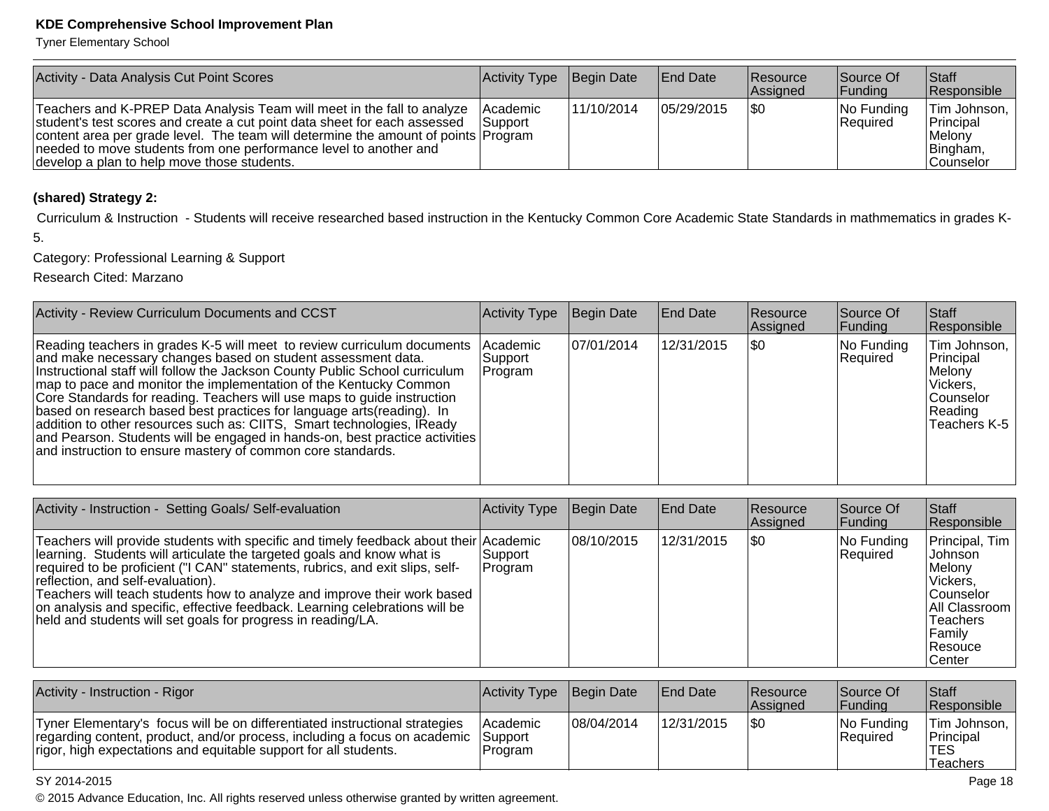| Activity - Data Analysis Cut Point Scores | Activity Type | Begin Date | End Date | Resource Assigned | Source Of Funding | Staff Responsible |
|---|---|---|---|---|---|---|
| Teachers and K-PREP Data Analysis Team will meet in the fall to analyze student's test scores and create a cut point data sheet for each assessed content area per grade level. The team will determine the amount of points needed to move students from one performance level to another and develop a plan to help move those students. | Academic Support Program | 11/10/2014 | 05/29/2015 | $0 | No Funding Required | Tim Johnson, Principal Melony Bingham, Counselor |

**(shared) Strategy 2:**

Curriculum & Instruction - Students will receive researched based instruction in the Kentucky Common Core Academic State Standards in mathmematics in grades K-5.

Category: Professional Learning & Support

Research Cited: Marzano

| Activity - Review Curriculum Documents and CCST | Activity Type | Begin Date | End Date | Resource Assigned | Source Of Funding | Staff Responsible |
|---|---|---|---|---|---|---|
| Reading teachers in grades K-5 will meet to review curriculum documents and make necessary changes based on student assessment data. Instructional staff will follow the Jackson County Public School curriculum map to pace and monitor the implementation of the Kentucky Common Core Standards for reading. Teachers will use maps to guide instruction based on research based best practices for language arts(reading). In addition to other resources such as: CIITS, Smart technologies, IReady and Pearson. Students will be engaged in hands-on, best practice activities and instruction to ensure mastery of common core standards. | Academic Support Program | 07/01/2014 | 12/31/2015 | $0 | No Funding Required | Tim Johnson, Principal Melony Vickers, Counselor Reading Teachers K-5 |

| Activity - Instruction - Setting Goals/ Self-evaluation | Activity Type | Begin Date | End Date | Resource Assigned | Source Of Funding | Staff Responsible |
|---|---|---|---|---|---|---|
| Teachers will provide students with specific and timely feedback about their learning. Students will articulate the targeted goals and know what is required to be proficient ("I CAN" statements, rubrics, and exit slips, self-reflection, and self-evaluation). Teachers will teach students how to analyze and improve their work based on analysis and specific, effective feedback. Learning celebrations will be held and students will set goals for progress in reading/LA. | Academic Support Program | 08/10/2015 | 12/31/2015 | $0 | No Funding Required | Principal, Tim Johnson Melony Vickers, Counselor All Classroom Teachers Family Resouce Center |

| Activity - Instruction - Rigor | Activity Type | Begin Date | End Date | Resource Assigned | Source Of Funding | Staff Responsible |
|---|---|---|---|---|---|---|
| Tyner Elementary's focus will be on differentiated instructional strategies regarding content, product, and/or process, including a focus on academic rigor, high expectations and equitable support for all students. | Academic Support Program | 08/04/2014 | 12/31/2015 | $0 | No Funding Required | Tim Johnson, Principal TES Teachers |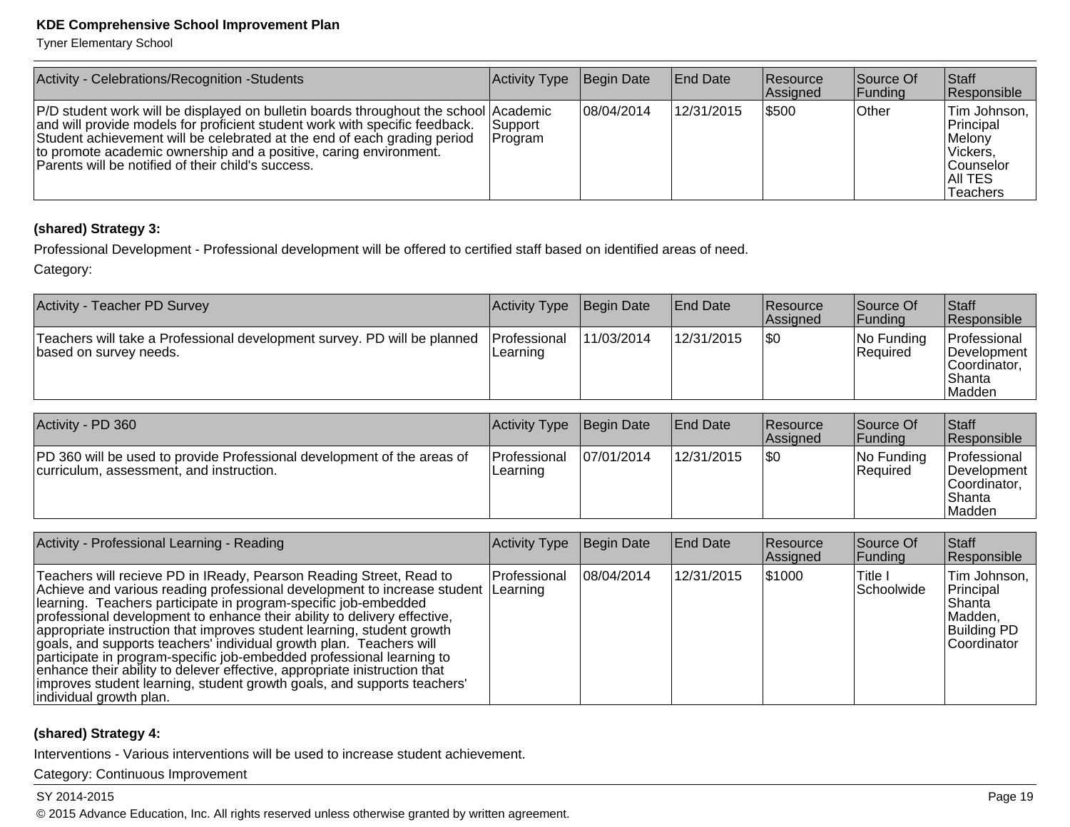| Activity - Celebrations/Recognition -Students | Activity Type | Begin Date | End Date | Resource Assigned | Source Of Funding | Staff Responsible |
|---|---|---|---|---|---|---|
| P/D student work will be displayed on bulletin boards throughout the school and will provide models for proficient student work with specific feedback. Student achievement will be celebrated at the end of each grading period to promote academic ownership and a positive, caring environment. Parents will be notified of their child's success. | Academic Support Program | 08/04/2014 | 12/31/2015 | $500 | Other | Tim Johnson, Principal Melony Vickers, Counselor All TES Teachers |

**(shared) Strategy 3:**

Professional Development - Professional development will be offered to certified staff based on identified areas of need.

Category:

| Activity - Teacher PD Survey | Activity Type | Begin Date | End Date | Resource Assigned | Source Of Funding | Staff Responsible |
|---|---|---|---|---|---|---|
| Teachers will take a Professional development survey. PD will be planned based on survey needs. | Professional Learning | 11/03/2014 | 12/31/2015 | $0 | No Funding Required | Professional Development Coordinator, Shanta Madden |

| Activity - PD 360 | Activity Type | Begin Date | End Date | Resource Assigned | Source Of Funding | Staff Responsible |
|---|---|---|---|---|---|---|
| PD 360 will be used to provide Professional development of the areas of curriculum, assessment, and instruction. | Professional Learning | 07/01/2014 | 12/31/2015 | $0 | No Funding Required | Professional Development Coordinator, Shanta Madden |

| Activity - Professional Learning - Reading | Activity Type | Begin Date | End Date | Resource Assigned | Source Of Funding | Staff Responsible |
|---|---|---|---|---|---|---|
| Teachers will recieve PD in IReady, Pearson Reading Street, Read to Achieve and various reading professional development to increase student learning. Teachers participate in program-specific job-embedded professional development to enhance their ability to delivery effective, appropriate instruction that improves student learning, student growth goals, and supports teachers' individual growth plan. Teachers will participate in program-specific job-embedded professional learning to enhance their ability to delever effective, appropriate inistruction that improves student learning, student growth goals, and supports teachers' individual growth plan. | Professional Learning | 08/04/2014 | 12/31/2015 | $1000 | Title I Schoolwide | Tim Johnson, Principal Shanta Madden, Building PD Coordinator |

**(shared) Strategy 4:**

Interventions - Various interventions will be used to increase student achievement.

Category: Continuous Improvement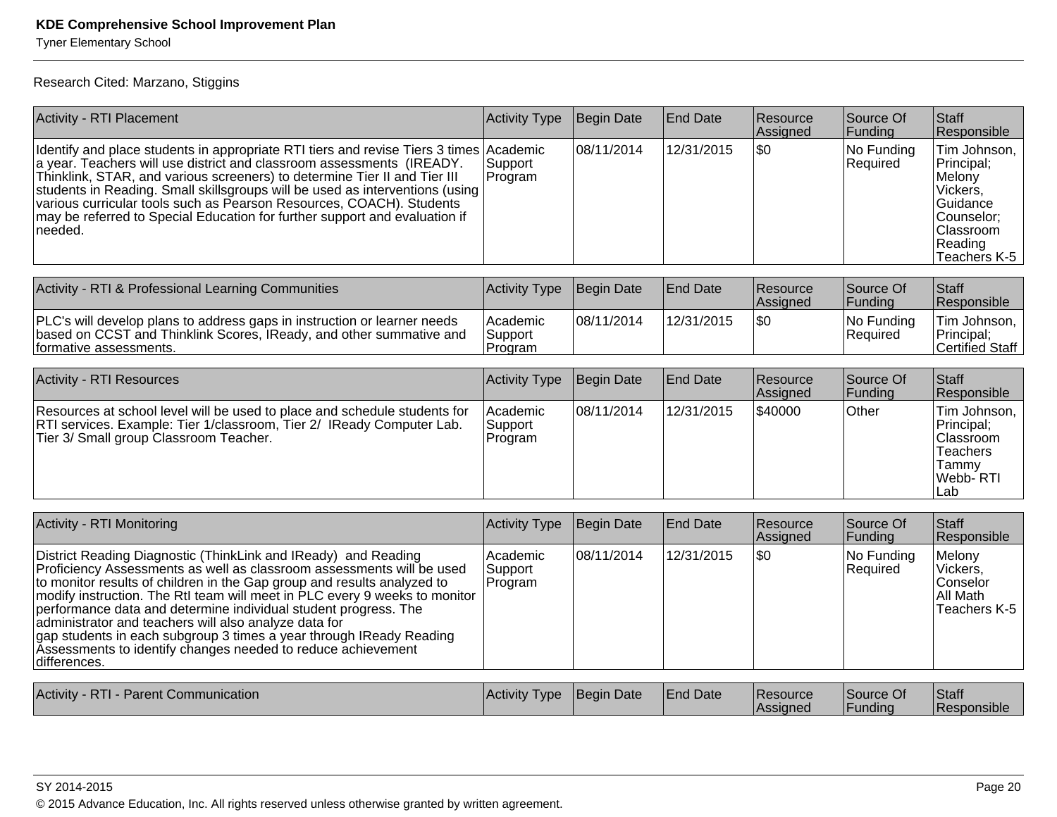Research Cited: Marzano, Stiggins

| Activity - RTI Placement | Activity Type | Begin Date | End Date | Resource Assigned | Source Of Funding | Staff Responsible |
|---|---|---|---|---|---|---|
| Identify and place students in appropriate RTI tiers and revise Tiers 3 times a year. Teachers will use district and classroom assessments (IREADY. Thinklink, STAR, and various screeners) to determine Tier II and Tier III students in Reading. Small skillsgroups will be used as interventions (using various curricular tools such as Pearson Resources, COACH). Students may be referred to Special Education for further support and evaluation if needed. | Academic Support Program | 08/11/2014 | 12/31/2015 | $0 | No Funding Required | Tim Johnson, Principal; Melony Vickers, Guidance Counselor; Classroom Reading Teachers K-5 |

| Activity - RTI & Professional Learning Communities | Activity Type | Begin Date | End Date | Resource Assigned | Source Of Funding | Staff Responsible |
|---|---|---|---|---|---|---|
| PLC's will develop plans to address gaps in instruction or learner needs based on CCST and Thinklink Scores, IReady, and other summative and formative assessments. | Academic Support Program | 08/11/2014 | 12/31/2015 | $0 | No Funding Required | Tim Johnson, Principal; Certified Staff |

| Activity - RTI Resources | Activity Type | Begin Date | End Date | Resource Assigned | Source Of Funding | Staff Responsible |
|---|---|---|---|---|---|---|
| Resources at school level will be used to place and schedule students for RTI services. Example: Tier 1/classroom, Tier 2/ IReady Computer Lab. Tier 3/ Small group Classroom Teacher. | Academic Support Program | 08/11/2014 | 12/31/2015 | $40000 | Other | Tim Johnson, Principal; Classroom Teachers Tammy Webb- RTI Lab |

| Activity - RTI Monitoring | Activity Type | Begin Date | End Date | Resource Assigned | Source Of Funding | Staff Responsible |
|---|---|---|---|---|---|---|
| District Reading Diagnostic (ThinkLink and IReady) and Reading Proficiency Assessments as well as classroom assessments will be used to monitor results of children in the Gap group and results analyzed to modify instruction. The RtI team will meet in PLC every 9 weeks to monitor performance data and determine individual student progress. The administrator and teachers will also analyze data for gap students in each subgroup 3 times a year through IReady Reading Assessments to identify changes needed to reduce achievement differences. | Academic Support Program | 08/11/2014 | 12/31/2015 | $0 | No Funding Required | Melony Vickers, Conselor All Math Teachers K-5 |

| Activity - RTI - Parent Communication | Activity Type | Begin Date | End Date | Resource Assigned | Source Of Funding | Staff Responsible |
|---|---|---|---|---|---|---|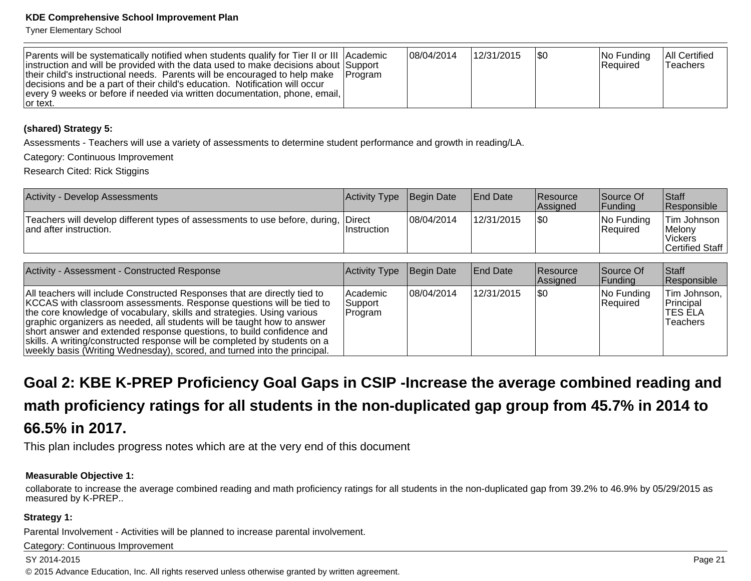| | | | | | | |
|---|---|---|---|---|---|---|
| Parents will be systematically notified when students qualify for Tier II or III instruction and will be provided with the data used to make decisions about their child's instructional needs. Parents will be encouraged to help make decisions and be a part of their child's education. Notification will occur every 9 weeks or before if needed via written documentation, phone, email, or text. | Academic Support Program | 08/04/2014 | 12/31/2015 | $0 | No Funding Required | All Certified Teachers |

**(shared) Strategy 5:**

Assessments - Teachers will use a variety of assessments to determine student performance and growth in reading/LA.

Category: Continuous Improvement

Research Cited: Rick Stiggins

| Activity - Develop Assessments | Activity Type | Begin Date | End Date | Resource Assigned | Source Of Funding | Staff Responsible |
|---|---|---|---|---|---|---|
| Teachers will develop different types of assessments to use before, during, and after instruction. | Direct Instruction | 08/04/2014 | 12/31/2015 | $0 | No Funding Required | Tim Johnson Melony Vickers Certified Staff |

| Activity - Assessment - Constructed Response | Activity Type | Begin Date | End Date | Resource Assigned | Source Of Funding | Staff Responsible |
|---|---|---|---|---|---|---|
| All teachers will include Constructed Responses that are directly tied to KCCAS with classroom assessments. Response questions will be tied to the core knowledge of vocabulary, skills and strategies. Using various graphic organizers as needed, all students will be taught how to answer short answer and extended response questions, to build confidence and skills. A writing/constructed response will be completed by students on a weekly basis (Writing Wednesday), scored, and turned into the principal. | Academic Support Program | 08/04/2014 | 12/31/2015 | $0 | No Funding Required | Tim Johnson, Principal TES ELA Teachers |

## Goal 2: KBE K-PREP Proficiency Goal Gaps in CSIP -Increase the average combined reading and math proficiency ratings for all students in the non-duplicated gap group from 45.7% in 2014 to 66.5% in 2017.

This plan includes progress notes which are at the very end of this document

**Measurable Objective 1:**

collaborate to increase the average combined reading and math proficiency ratings for all students in the non-duplicated gap from 39.2% to 46.9% by 05/29/2015 as measured by K-PREP..

**Strategy 1:**

Parental Involvement - Activities will be planned to increase parental involvement.

Category: Continuous Improvement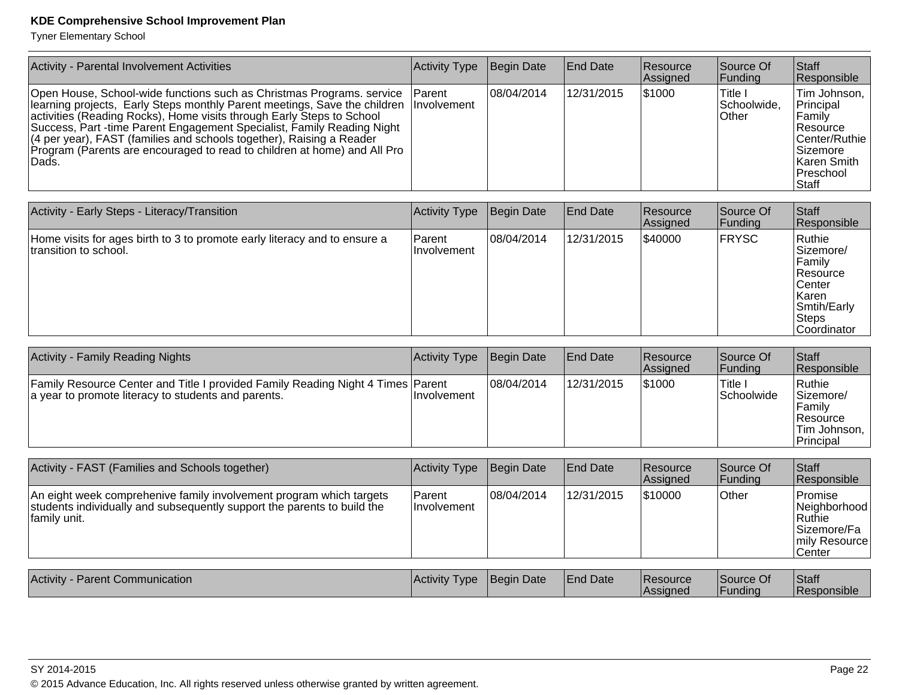| Activity - Parental Involvement Activities | Activity Type | Begin Date | End Date | Resource Assigned | Source Of Funding | Staff Responsible |
|---|---|---|---|---|---|---|
| Open House, School-wide functions such as Christmas Programs. service learning projects, Early Steps monthly Parent meetings, Save the children activities (Reading Rocks), Home visits through Early Steps to School Success, Part -time Parent Engagement Specialist, Family Reading Night (4 per year), FAST (families and schools together), Raising a Reader Program (Parents are encouraged to read to children at home) and All Pro Dads. | Parent Involvement | 08/04/2014 | 12/31/2015 | $1000 | Title I Schoolwide, Other | Tim Johnson, Principal Family Resource Center/Ruthie Sizemore Karen Smith Preschool Staff |

| Activity - Early Steps - Literacy/Transition | Activity Type | Begin Date | End Date | Resource Assigned | Source Of Funding | Staff Responsible |
|---|---|---|---|---|---|---|
| Home visits for ages birth to 3 to promote early literacy and to ensure a transition to school. | Parent Involvement | 08/04/2014 | 12/31/2015 | $40000 | FRYSC | Ruthie Sizemore/ Family Resource Center Karen Smtih/Early Steps Coordinator |

| Activity - Family Reading Nights | Activity Type | Begin Date | End Date | Resource Assigned | Source Of Funding | Staff Responsible |
|---|---|---|---|---|---|---|
| Family Resource Center and Title I provided Family Reading Night 4 Times a year to promote literacy to students and parents. | Parent Involvement | 08/04/2014 | 12/31/2015 | $1000 | Title I Schoolwide | Ruthie Sizemore/ Family Resource Tim Johnson, Principal |

| Activity - FAST (Families and Schools together) | Activity Type | Begin Date | End Date | Resource Assigned | Source Of Funding | Staff Responsible |
|---|---|---|---|---|---|---|
| An eight week comprehenive family involvement program which targets students individually and subsequently support the parents to build the family unit. | Parent Involvement | 08/04/2014 | 12/31/2015 | $10000 | Other | Promise Neighborhood Ruthie Sizemore/Family Resource Center |

| Activity - Parent Communication | Activity Type | Begin Date | End Date | Resource Assigned | Source Of Funding | Staff Responsible |
|---|---|---|---|---|---|---|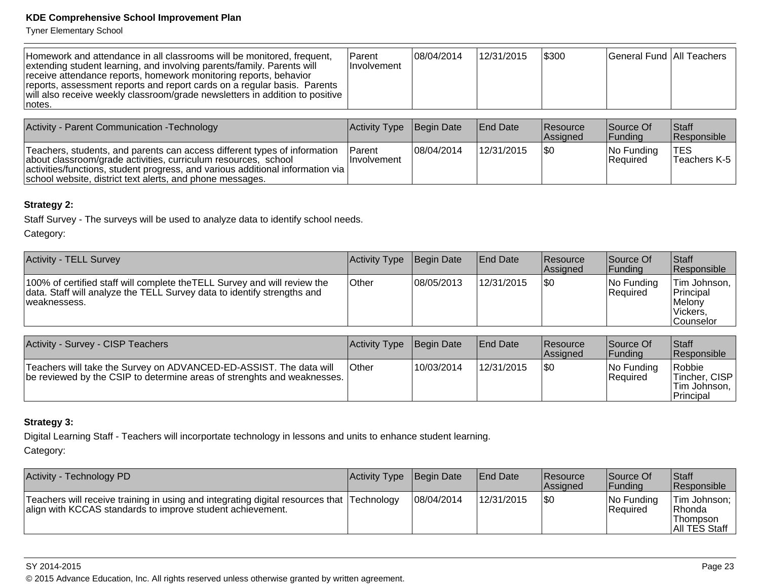| | | | | | | |
|---|---|---|---|---|---|---|
| Homework and attendance in all classrooms will be monitored, frequent, extending student learning, and involving parents/family. Parents will receive attendance reports, homework monitoring reports, behavior reports, assessment reports and report cards on a regular basis. Parents will also receive weekly classroom/grade newsletters in addition to positive notes. | Parent Involvement | 08/04/2014 | 12/31/2015 | $300 | General Fund | All Teachers |

| Activity - Parent Communication -Technology | Activity Type | Begin Date | End Date | Resource Assigned | Source Of Funding | Staff Responsible |
|---|---|---|---|---|---|---|
| Teachers, students, and parents can access different types of information about classroom/grade activities, curriculum resources, school activities/functions, student progress, and various additional information via school website, district text alerts, and phone messages. | Parent Involvement | 08/04/2014 | 12/31/2015 | $0 | No Funding Required | TES Teachers K-5 |

**Strategy 2:**

Staff Survey - The surveys will be used to analyze data to identify school needs.

Category:

| Activity - TELL Survey | Activity Type | Begin Date | End Date | Resource Assigned | Source Of Funding | Staff Responsible |
|---|---|---|---|---|---|---|
| 100% of certified staff will complete theTELL Survey and will review the data. Staff will analyze the TELL Survey data to identify strengths and weaknessess. | Other | 08/05/2013 | 12/31/2015 | $0 | No Funding Required | Tim Johnson, Principal Melony Vickers, Counselor |

| Activity - Survey - CISP Teachers | Activity Type | Begin Date | End Date | Resource Assigned | Source Of Funding | Staff Responsible |
|---|---|---|---|---|---|---|
| Teachers will take the Survey on ADVANCED-ED-ASSIST. The data will be reviewed by the CSIP to determine areas of strenghts and weaknesses. | Other | 10/03/2014 | 12/31/2015 | $0 | No Funding Required | Robbie Tincher, CISP Tim Johnson, Principal |

**Strategy 3:**

Digital Learning Staff - Teachers will incorportate technology in lessons and units to enhance student learning.

Category:

| Activity - Technology PD | Activity Type | Begin Date | End Date | Resource Assigned | Source Of Funding | Staff Responsible |
|---|---|---|---|---|---|---|
| Teachers will receive training in using and integrating digital resources that align with KCCAS standards to improve student achievement. | Technology | 08/04/2014 | 12/31/2015 | $0 | No Funding Required | Tim Johnson; Rhonda Thompson All TES Staff |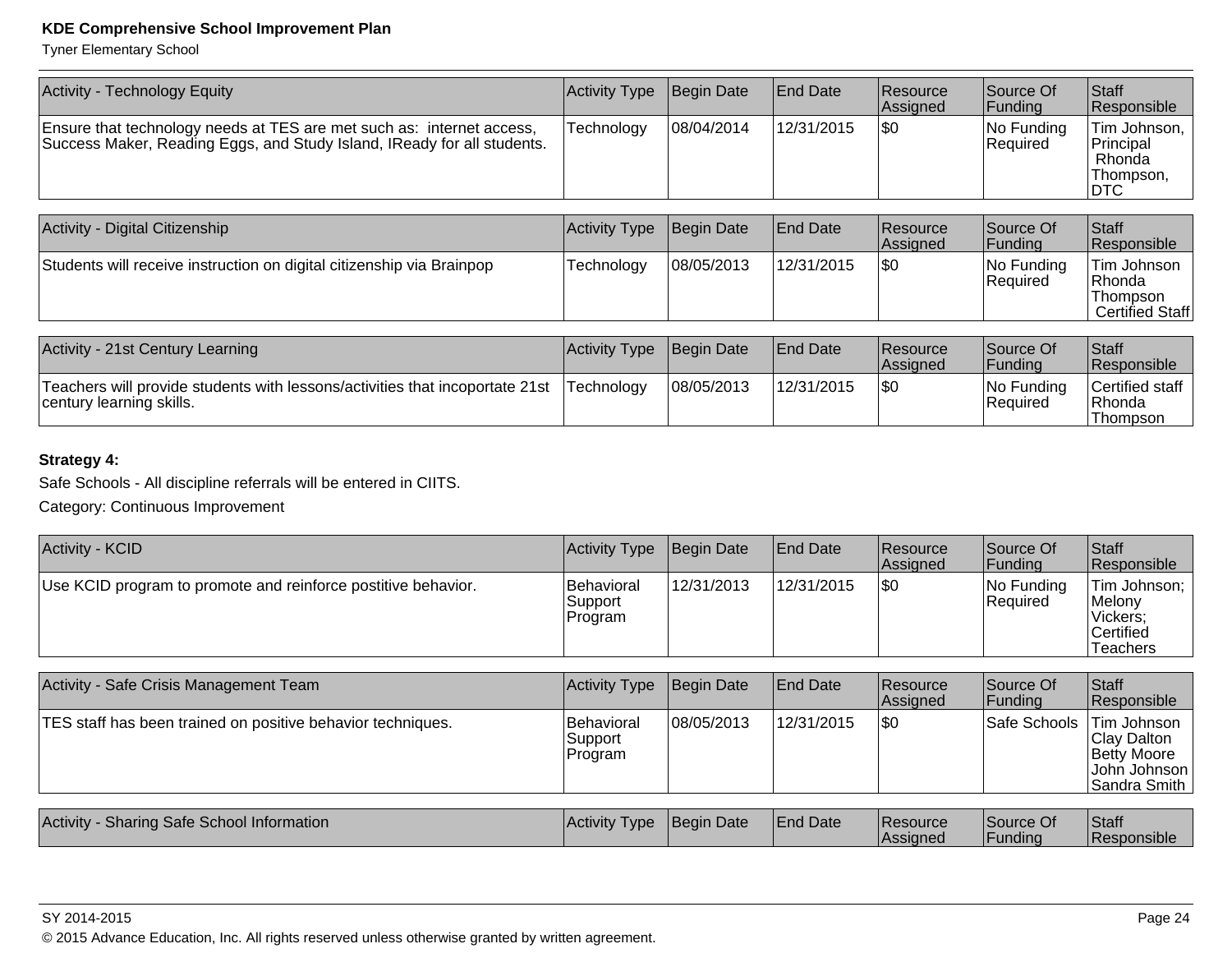| Activity - Technology Equity | Activity Type | Begin Date | End Date | Resource Assigned | Source Of Funding | Staff Responsible |
|---|---|---|---|---|---|---|
| Ensure that technology needs at TES are met such as: internet access, Success Maker, Reading Eggs, and Study Island, IReady for all students. | Technology | 08/04/2014 | 12/31/2015 | $0 | No Funding Required | Tim Johnson, Principal Rhonda Thompson, DTC |

| Activity - Digital Citizenship | Activity Type | Begin Date | End Date | Resource Assigned | Source Of Funding | Staff Responsible |
|---|---|---|---|---|---|---|
| Students will receive instruction on digital citizenship via Brainpop | Technology | 08/05/2013 | 12/31/2015 | $0 | No Funding Required | Tim Johnson Rhonda Thompson Certified Staff |

| Activity - 21st Century Learning | Activity Type | Begin Date | End Date | Resource Assigned | Source Of Funding | Staff Responsible |
|---|---|---|---|---|---|---|
| Teachers will provide students with lessons/activities that incoportate 21st century learning skills. | Technology | 08/05/2013 | 12/31/2015 | $0 | No Funding Required | Certified staff Rhonda Thompson |

**Strategy 4:**

Safe Schools - All discipline referrals will be entered in CIITS.

Category: Continuous Improvement

| Activity - KCID | Activity Type | Begin Date | End Date | Resource Assigned | Source Of Funding | Staff Responsible |
|---|---|---|---|---|---|---|
| Use KCID program to promote and reinforce postitive behavior. | Behavioral Support Program | 12/31/2013 | 12/31/2015 | $0 | No Funding Required | Tim Johnson; Melony Vickers; Certified Teachers |

| Activity - Safe Crisis Management Team | Activity Type | Begin Date | End Date | Resource Assigned | Source Of Funding | Staff Responsible |
|---|---|---|---|---|---|---|
| TES staff has been trained on positive behavior techniques. | Behavioral Support Program | 08/05/2013 | 12/31/2015 | $0 | Safe Schools | Tim Johnson Clay Dalton Betty Moore John Johnson Sandra Smith |

| Activity - Sharing Safe School Information | Activity Type | Begin Date | End Date | Resource Assigned | Source Of Funding | Staff Responsible |
|---|---|---|---|---|---|---|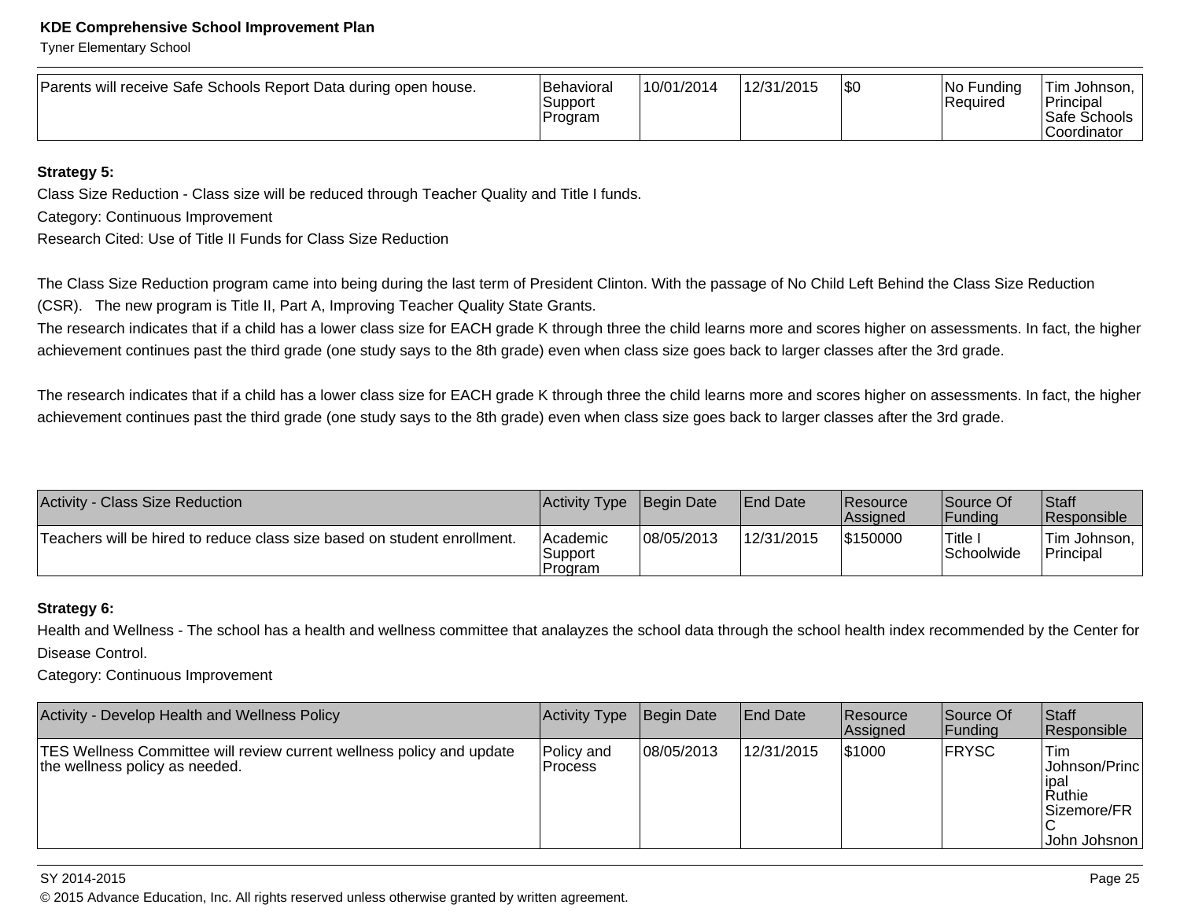| Parents will receive Safe Schools Report Data during open house. | Behavioral Support Program | 10/01/2014 | 12/31/2015 | $0 | No Funding Required | Tim Johnson, Principal Safe Schools Coordinator |
|---|---|---|---|---|---|---|

**Strategy 5:**

Class Size Reduction - Class size will be reduced through Teacher Quality and Title I funds.

Category: Continuous Improvement

Research Cited: Use of Title II Funds for Class Size Reduction

The Class Size Reduction program came into being during the last term of President Clinton. With the passage of No Child Left Behind the Class Size Reduction (CSR). The new program is Title II, Part A, Improving Teacher Quality State Grants.

The research indicates that if a child has a lower class size for EACH grade K through three the child learns more and scores higher on assessments. In fact, the higher achievement continues past the third grade (one study says to the 8th grade) even when class size goes back to larger classes after the 3rd grade.

The research indicates that if a child has a lower class size for EACH grade K through three the child learns more and scores higher on assessments. In fact, the higher achievement continues past the third grade (one study says to the 8th grade) even when class size goes back to larger classes after the 3rd grade.

| Activity - Class Size Reduction | Activity Type | Begin Date | End Date | Resource Assigned | Source Of Funding | Staff Responsible |
|---|---|---|---|---|---|---|
| Teachers will be hired to reduce class size based on student enrollment. | Academic Support Program | 08/05/2013 | 12/31/2015 | $150000 | Title I Schoolwide | Tim Johnson, Principal |

**Strategy 6:**

Health and Wellness - The school has a health and wellness committee that analayzes the school data through the school health index recommended by the Center for Disease Control.

Category: Continuous Improvement

| Activity - Develop Health and Wellness Policy | Activity Type | Begin Date | End Date | Resource Assigned | Source Of Funding | Staff Responsible |
|---|---|---|---|---|---|---|
| TES Wellness Committee will review current wellness policy and update the wellness policy as needed. | Policy and Process | 08/05/2013 | 12/31/2015 | $1000 | FRYSC | Tim Johnson/Principal Ruthie Sizemore/FRC John Johsnon |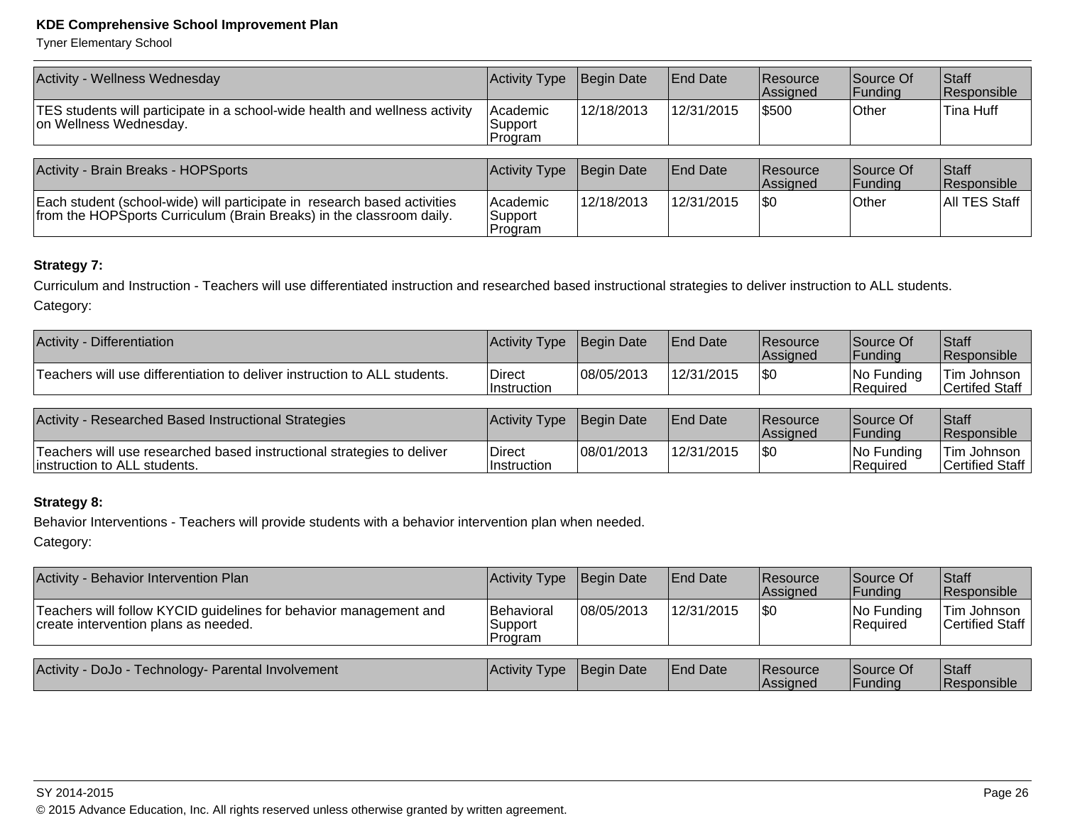| Activity - Wellness Wednesday | Activity Type | Begin Date | End Date | Resource Assigned | Source Of Funding | Staff Responsible |
|---|---|---|---|---|---|---|
| TES students will participate in a school-wide health and wellness activity on Wellness Wednesday. | Academic Support Program | 12/18/2013 | 12/31/2015 | $500 | Other | Tina Huff |

| Activity - Brain Breaks - HOPSports | Activity Type | Begin Date | End Date | Resource Assigned | Source Of Funding | Staff Responsible |
|---|---|---|---|---|---|---|
| Each student (school-wide) will participate in research based activities from the HOPSports Curriculum (Brain Breaks) in the classroom daily. | Academic Support Program | 12/18/2013 | 12/31/2015 | $0 | Other | All TES Staff |

**Strategy 7:**

Curriculum and Instruction - Teachers will use differentiated instruction and researched based instructional strategies to deliver instruction to ALL students.

Category:

| Activity - Differentiation | Activity Type | Begin Date | End Date | Resource Assigned | Source Of Funding | Staff Responsible |
|---|---|---|---|---|---|---|
| Teachers will use differentiation to deliver instruction to ALL students. | Direct Instruction | 08/05/2013 | 12/31/2015 | $0 | No Funding Required | Tim Johnson Certifed Staff |

| Activity - Researched Based Instructional Strategies | Activity Type | Begin Date | End Date | Resource Assigned | Source Of Funding | Staff Responsible |
|---|---|---|---|---|---|---|
| Teachers will use researched based instructional strategies to deliver instruction to ALL students. | Direct Instruction | 08/01/2013 | 12/31/2015 | $0 | No Funding Required | Tim Johnson Certified Staff |

**Strategy 8:**

Behavior Interventions - Teachers will provide students with a behavior intervention plan when needed.

Category:

| Activity - Behavior Intervention Plan | Activity Type | Begin Date | End Date | Resource Assigned | Source Of Funding | Staff Responsible |
|---|---|---|---|---|---|---|
| Teachers will follow KYCID guidelines for behavior management and create intervention plans as needed. | Behavioral Support Program | 08/05/2013 | 12/31/2015 | $0 | No Funding Required | Tim Johnson Certified Staff |

| Activity - DoJo - Technology- Parental Involvement | Activity Type | Begin Date | End Date | Resource Assigned | Source Of Funding | Staff Responsible |
|---|---|---|---|---|---|---|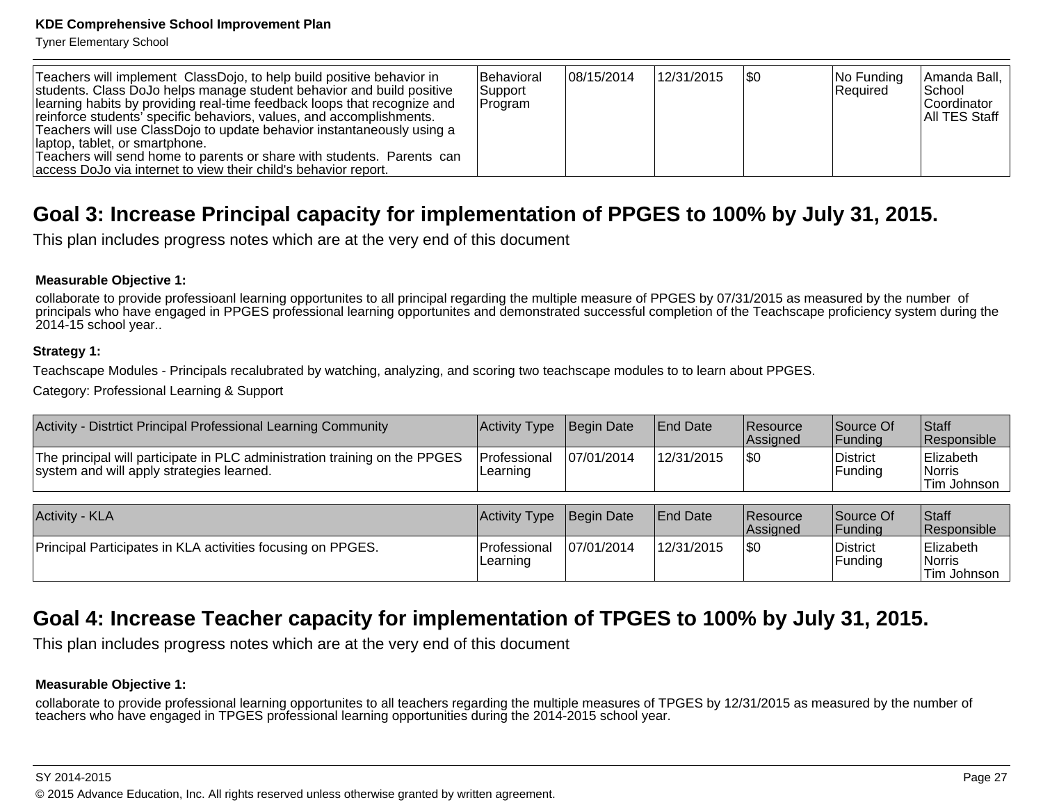| Teachers will implement ClassDojo, to help build positive behavior in students. Class DoJo helps manage student behavior and build positive learning habits by providing real-time feedback loops that recognize and reinforce students' specific behaviors, values, and accomplishments. Teachers will use ClassDojo to update behavior instantaneously using a laptop, tablet, or smartphone. Teachers will send home to parents or share with students. Parents can access DoJo via internet to view their child's behavior report. | Behavioral Support Program | 08/15/2014 | 12/31/2015 | $0 | No Funding Required | Amanda Ball, School Coordinator All TES Staff |
|---|---|---|---|---|---|---|

## Goal 3: Increase Principal capacity for implementation of PPGES to 100% by July 31, 2015.

This plan includes progress notes which are at the very end of this document

**Measurable Objective 1:**

collaborate to provide professioanl learning opportunites to all principal regarding the multiple measure of PPGES by 07/31/2015 as measured by the number of principals who have engaged in PPGES professional learning opportunites and demonstrated successful completion of the Teachscape proficiency system during the 2014-15 school year..

**Strategy 1:**

Teachscape Modules - Principals recalubrated by watching, analyzing, and scoring two teachscape modules to to learn about PPGES.

Category: Professional Learning & Support

| Activity - Distrtict Principal Professional Learning Community | Activity Type | Begin Date | End Date | Resource Assigned | Source Of Funding | Staff Responsible |
|---|---|---|---|---|---|---|
| The principal will participate in PLC administration training on the PPGES system and will apply strategies learned. | Professional Learning | 07/01/2014 | 12/31/2015 | $0 | District Funding | Elizabeth Norris Tim Johnson |

| Activity - KLA | Activity Type | Begin Date | End Date | Resource Assigned | Source Of Funding | Staff Responsible |
|---|---|---|---|---|---|---|
| Principal Participates in KLA activities focusing on PPGES. | Professional Learning | 07/01/2014 | 12/31/2015 | $0 | District Funding | Elizabeth Norris Tim Johnson |

## Goal 4: Increase Teacher capacity for implementation of TPGES to 100% by July 31, 2015.

This plan includes progress notes which are at the very end of this document

**Measurable Objective 1:**

collaborate to provide professional learning opportunites to all teachers regarding the multiple measures of TPGES by 12/31/2015 as measured by the number of teachers who have engaged in TPGES professional learning opportunities during the 2014-2015 school year.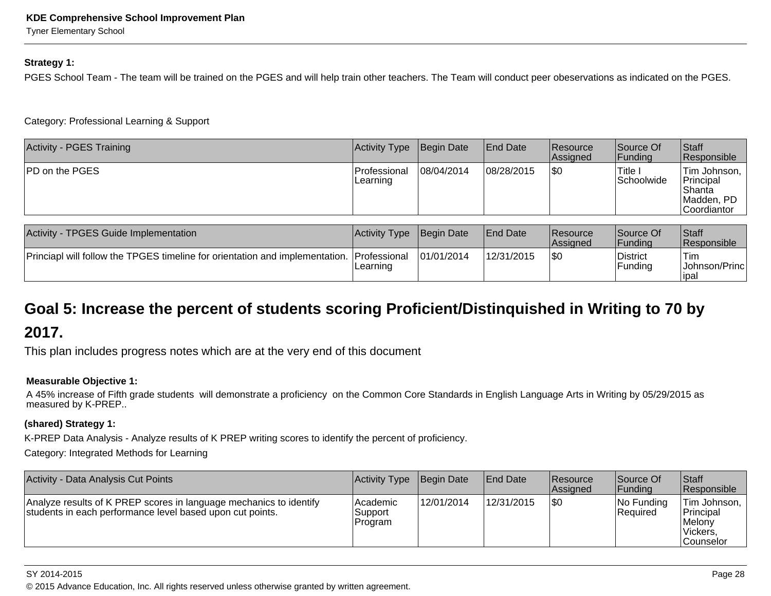**Strategy 1:**

PGES School Team - The team will be trained on the PGES and will help train other teachers. The Team will conduct peer obeservations as indicated on the PGES.

Category: Professional Learning & Support

| Activity - PGES Training | Activity Type | Begin Date | End Date | Resource Assigned | Source Of Funding | Staff Responsible |
|---|---|---|---|---|---|---|
| PD on the PGES | Professional Learning | 08/04/2014 | 08/28/2015 | $0 | Title I Schoolwide | Tim Johnson, Principal Shanta Madden, PD Coordiantor |

| Activity - TPGES Guide Implementation | Activity Type | Begin Date | End Date | Resource Assigned | Source Of Funding | Staff Responsible |
|---|---|---|---|---|---|---|
| Princiapl will follow the TPGES timeline for orientation and implementation. | Professional Learning | 01/01/2014 | 12/31/2015 | $0 | District Funding | Tim Johnson/Principal |

## Goal 5: Increase the percent of students scoring Proficient/Distinquished in Writing to 70 by 2017.

This plan includes progress notes which are at the very end of this document

**Measurable Objective 1:**

A 45% increase of Fifth grade students will demonstrate a proficiency on the Common Core Standards in English Language Arts in Writing by 05/29/2015 as measured by K-PREP..

**(shared) Strategy 1:**

K-PREP Data Analysis - Analyze results of K PREP writing scores to identify the percent of proficiency.

Category: Integrated Methods for Learning

| Activity - Data Analysis Cut Points | Activity Type | Begin Date | End Date | Resource Assigned | Source Of Funding | Staff Responsible |
|---|---|---|---|---|---|---|
| Analyze results of K PREP scores in language mechanics to identify students in each performance level based upon cut points. | Academic Support Program | 12/01/2014 | 12/31/2015 | $0 | No Funding Required | Tim Johnson, Principal Melony Vickers, Counselor |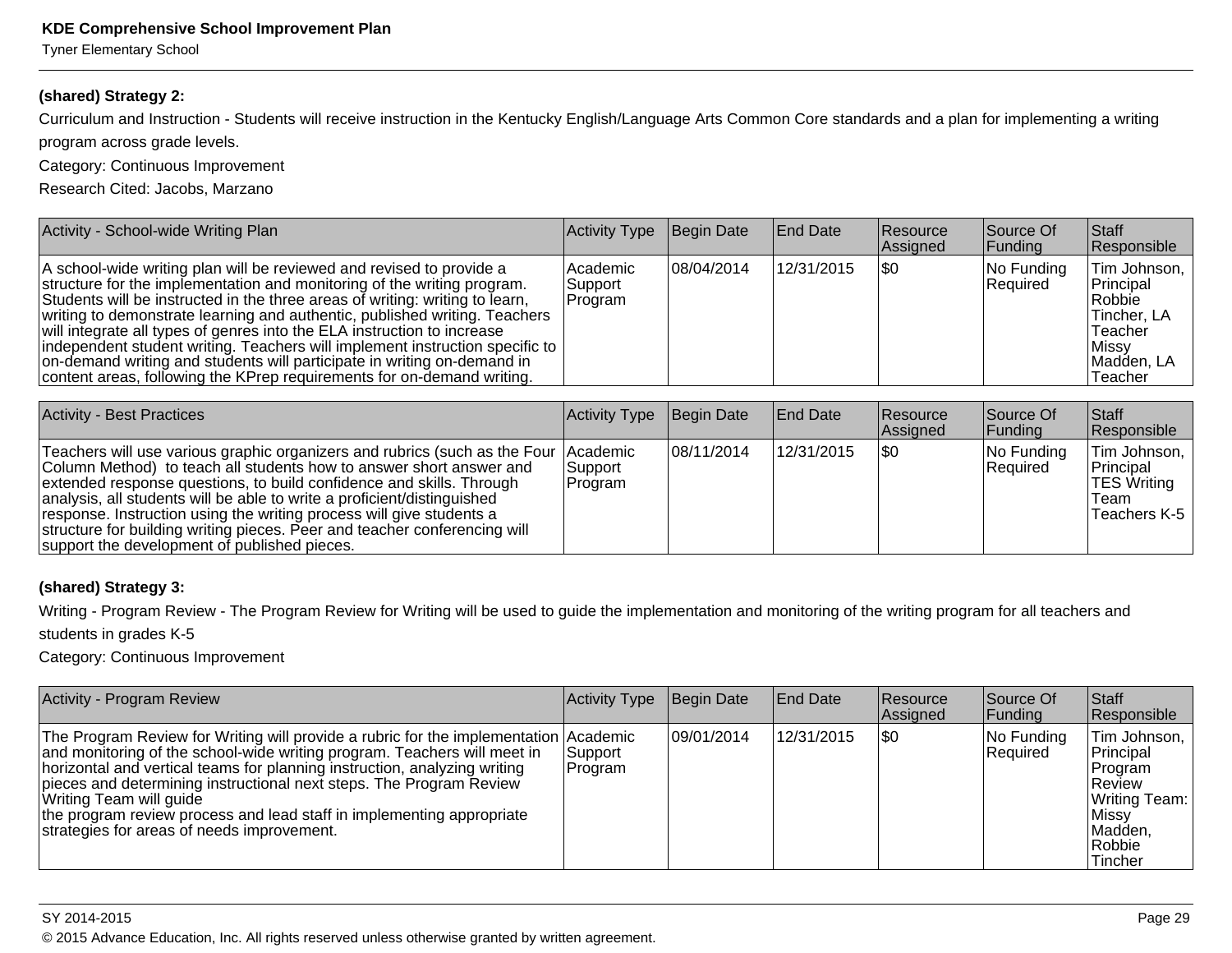**(shared) Strategy 2:**

Curriculum and Instruction - Students will receive instruction in the Kentucky English/Language Arts Common Core standards and a plan for implementing a writing program across grade levels.

Category: Continuous Improvement

Research Cited: Jacobs, Marzano

| Activity - School-wide Writing Plan | Activity Type | Begin Date | End Date | Resource Assigned | Source Of Funding | Staff Responsible |
| --- | --- | --- | --- | --- | --- | --- |
| A school-wide writing plan will be reviewed and revised to provide a structure for the implementation and monitoring of the writing program. Students will be instructed in the three areas of writing: writing to learn, writing to demonstrate learning and authentic, published writing. Teachers will integrate all types of genres into the ELA instruction to increase independent student writing. Teachers will implement instruction specific to on-demand writing and students will participate in writing on-demand in content areas, following the KPrep requirements for on-demand writing. | Academic Support Program | 08/04/2014 | 12/31/2015 | $0 | No Funding Required | Tim Johnson, Principal Robbie Tincher, LA Teacher Missy Madden, LA Teacher |

| Activity - Best Practices | Activity Type | Begin Date | End Date | Resource Assigned | Source Of Funding | Staff Responsible |
| --- | --- | --- | --- | --- | --- | --- |
| Teachers will use various graphic organizers and rubrics (such as the Four Column Method) to teach all students how to answer short answer and extended response questions, to build confidence and skills. Through analysis, all students will be able to write a proficient/distinguished response. Instruction using the writing process will give students a structure for building writing pieces. Peer and teacher conferencing will support the development of published pieces. | Academic Support Program | 08/11/2014 | 12/31/2015 | $0 | No Funding Required | Tim Johnson, Principal TES Writing Team Teachers K-5 |

**(shared) Strategy 3:**

Writing - Program Review - The Program Review for Writing will be used to guide the implementation and monitoring of the writing program for all teachers and students in grades K-5

Category: Continuous Improvement

| Activity - Program Review | Activity Type | Begin Date | End Date | Resource Assigned | Source Of Funding | Staff Responsible |
| --- | --- | --- | --- | --- | --- | --- |
| The Program Review for Writing will provide a rubric for the implementation and monitoring of the school-wide writing program. Teachers will meet in horizontal and vertical teams for planning instruction, analyzing writing pieces and determining instructional next steps. The Program Review Writing Team will guide the program review process and lead staff in implementing appropriate strategies for areas of needs improvement. | Academic Support Program | 09/01/2014 | 12/31/2015 | $0 | No Funding Required | Tim Johnson, Principal Program Review Writing Team: Missy Madden, Robbie Tincher |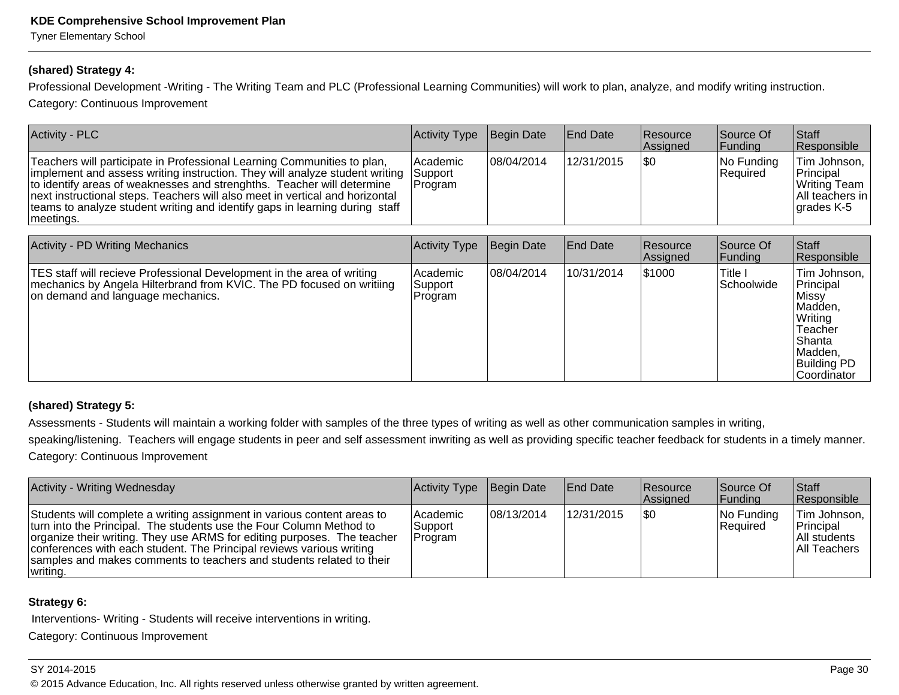**(shared) Strategy 4:**

Professional Development -Writing - The Writing Team and PLC (Professional Learning Communities) will work to plan, analyze, and modify writing instruction.

Category: Continuous Improvement

| Activity - PLC | Activity Type | Begin Date | End Date | Resource Assigned | Source Of Funding | Staff Responsible |
|---|---|---|---|---|---|---|
| Teachers will participate in Professional Learning Communities to plan, implement and assess writing instruction. They will analyze student writing to identify areas of weaknesses and strenghths. Teacher will determine next instructional steps. Teachers will also meet in vertical and horizontal teams to analyze student writing and identify gaps in learning during staff meetings. | Academic Support Program | 08/04/2014 | 12/31/2015 | $0 | No Funding Required | Tim Johnson, Principal Writing Team All teachers in grades K-5 |

| Activity - PD Writing Mechanics | Activity Type | Begin Date | End Date | Resource Assigned | Source Of Funding | Staff Responsible |
|---|---|---|---|---|---|---|
| TES staff will recieve Professional Development in the area of writing mechanics by Angela Hilterbrand from KVIC. The PD focused on writiing on demand and language mechanics. | Academic Support Program | 08/04/2014 | 10/31/2014 | $1000 | Title I Schoolwide | Tim Johnson, Principal Missy Madden, Writing Teacher Shanta Madden, Building PD Coordinator |

**(shared) Strategy 5:**

Assessments - Students will maintain a working folder with samples of the three types of writing as well as other communication samples in writing, speaking/listening. Teachers will engage students in peer and self assessment inwriting as well as providing specific teacher feedback for students in a timely manner.

Category: Continuous Improvement

| Activity - Writing Wednesday | Activity Type | Begin Date | End Date | Resource Assigned | Source Of Funding | Staff Responsible |
|---|---|---|---|---|---|---|
| Students will complete a writing assignment in various content areas to turn into the Principal. The students use the Four Column Method to organize their writing. They use ARMS for editing purposes. The teacher conferences with each student. The Principal reviews various writing samples and makes comments to teachers and students related to their writing. | Academic Support Program | 08/13/2014 | 12/31/2015 | $0 | No Funding Required | Tim Johnson, Principal All students All Teachers |

**Strategy 6:**

Interventions- Writing - Students will receive interventions in writing.

Category: Continuous Improvement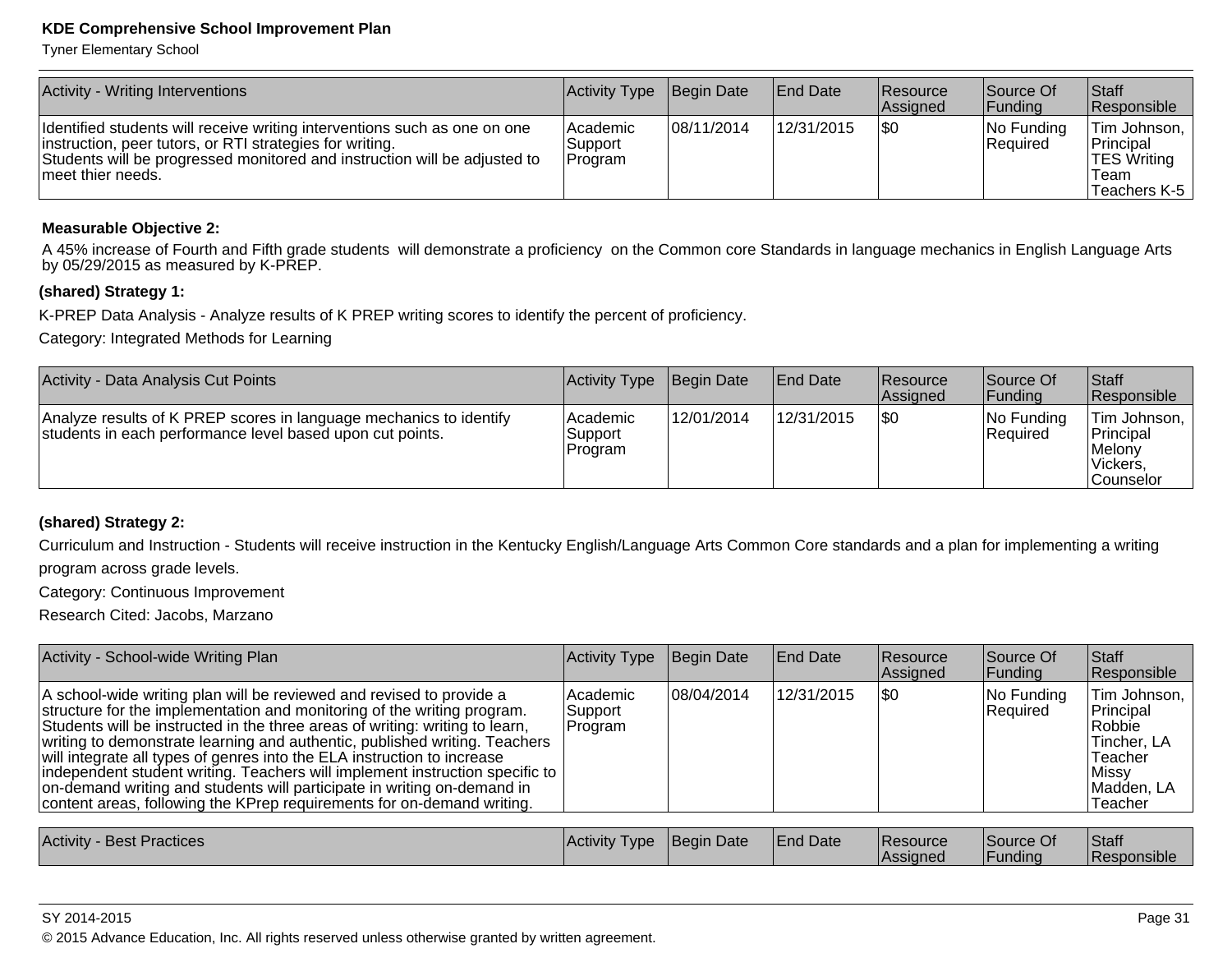| Activity - Writing Interventions | Activity Type | Begin Date | End Date | Resource Assigned | Source Of Funding | Staff Responsible |
|---|---|---|---|---|---|---|
| Identified students will receive writing interventions such as one on one instruction, peer tutors, or RTI strategies for writing.<br>Students will be progressed monitored and instruction will be adjusted to meet thier needs. | Academic Support Program | 08/11/2014 | 12/31/2015 | $0 | No Funding Required | Tim Johnson, Principal TES Writing Team Teachers K-5 |

**Measurable Objective 2:**

A 45% increase of Fourth and Fifth grade students will demonstrate a proficiency on the Common core Standards in language mechanics in English Language Arts by 05/29/2015 as measured by K-PREP.

**(shared) Strategy 1:**

K-PREP Data Analysis - Analyze results of K PREP writing scores to identify the percent of proficiency.

Category: Integrated Methods for Learning

| Activity - Data Analysis Cut Points | Activity Type | Begin Date | End Date | Resource Assigned | Source Of Funding | Staff Responsible |
|---|---|---|---|---|---|---|
| Analyze results of K PREP scores in language mechanics to identify students in each performance level based upon cut points. | Academic Support Program | 12/01/2014 | 12/31/2015 | $0 | No Funding Required | Tim Johnson, Principal Melony Vickers, Counselor |

**(shared) Strategy 2:**

Curriculum and Instruction - Students will receive instruction in the Kentucky English/Language Arts Common Core standards and a plan for implementing a writing program across grade levels.

Category: Continuous Improvement

Research Cited: Jacobs, Marzano

| Activity - School-wide Writing Plan | Activity Type | Begin Date | End Date | Resource Assigned | Source Of Funding | Staff Responsible |
|---|---|---|---|---|---|---|
| A school-wide writing plan will be reviewed and revised to provide a structure for the implementation and monitoring of the writing program. Students will be instructed in the three areas of writing: writing to learn, writing to demonstrate learning and authentic, published writing. Teachers will integrate all types of genres into the ELA instruction to increase independent student writing. Teachers will implement instruction specific to on-demand writing and students will participate in writing on-demand in content areas, following the KPrep requirements for on-demand writing. | Academic Support Program | 08/04/2014 | 12/31/2015 | $0 | No Funding Required | Tim Johnson, Principal Robbie Tincher, LA Teacher Missy Madden, LA Teacher |

| Activity - Best Practices | Activity Type | Begin Date | End Date | Resource Assigned | Source Of Funding | Staff Responsible |
|---|---|---|---|---|---|---|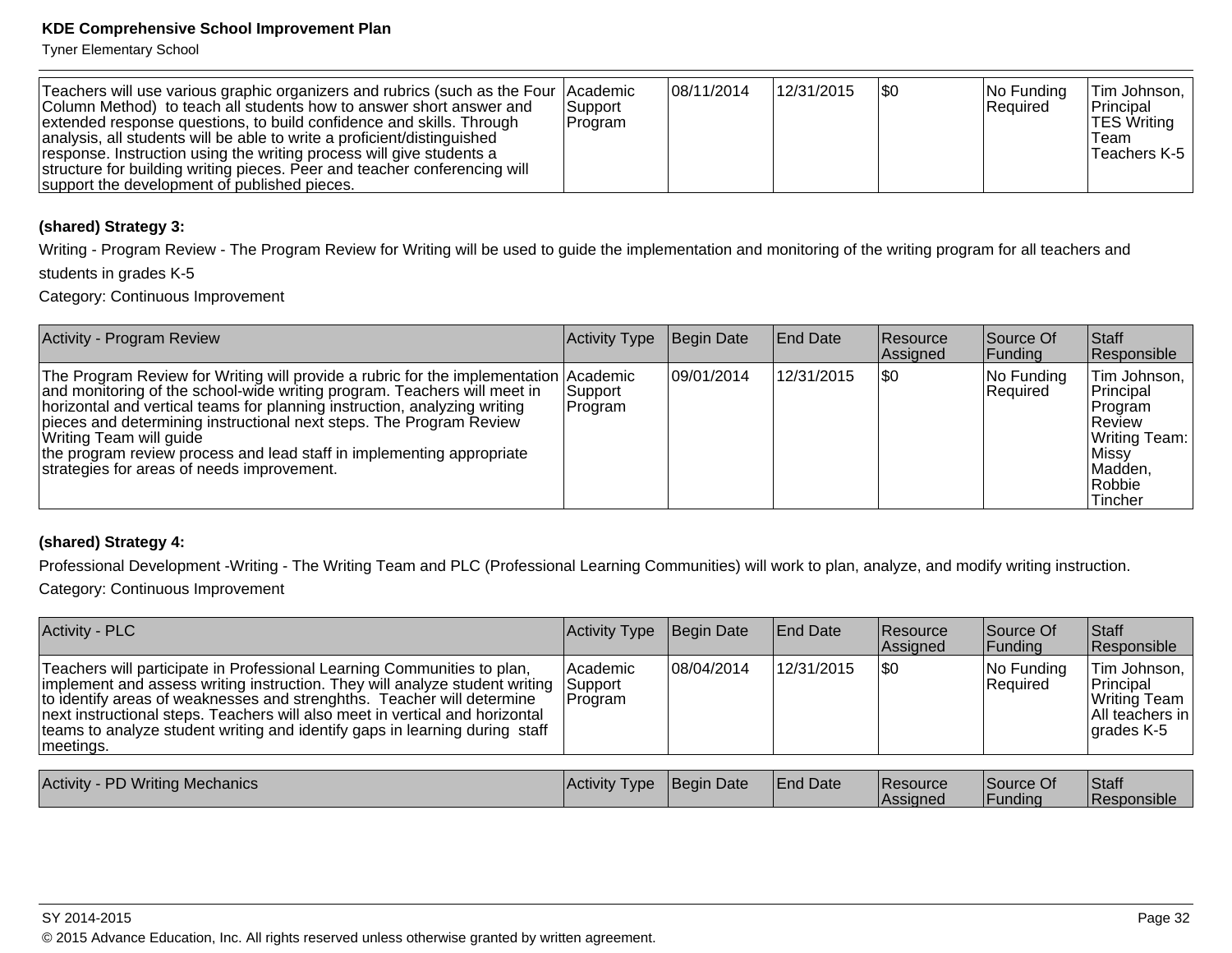| Teachers will use various graphic organizers and rubrics (such as the Four Column Method) to teach all students how to answer short answer and extended response questions, to build confidence and skills. Through analysis, all students will be able to write a proficient/distinguished response. Instruction using the writing process will give students a structure for building writing pieces. Peer and teacher conferencing will support the development of published pieces. | Academic Support Program | 08/11/2014 | 12/31/2015 | $0 | No Funding Required | Tim Johnson, Principal TES Writing Team Teachers K-5 |
|---|---|---|---|---|---|---|

**(shared) Strategy 3:**

Writing - Program Review - The Program Review for Writing will be used to guide the implementation and monitoring of the writing program for all teachers and students in grades K-5

Category: Continuous Improvement

| Activity - Program Review | Activity Type | Begin Date | End Date | Resource Assigned | Source Of Funding | Staff Responsible |
|---|---|---|---|---|---|---|
| The Program Review for Writing will provide a rubric for the implementation and monitoring of the school-wide writing program. Teachers will meet in horizontal and vertical teams for planning instruction, analyzing writing pieces and determining instructional next steps. The Program Review Writing Team will guide the program review process and lead staff in implementing appropriate strategies for areas of needs improvement. | Academic Support Program | 09/01/2014 | 12/31/2015 | $0 | No Funding Required | Tim Johnson, Principal Program Review Writing Team: Missy Madden, Robbie Tincher |

**(shared) Strategy 4:**

Professional Development -Writing - The Writing Team and PLC (Professional Learning Communities) will work to plan, analyze, and modify writing instruction.

Category: Continuous Improvement

| Activity - PLC | Activity Type | Begin Date | End Date | Resource Assigned | Source Of Funding | Staff Responsible |
|---|---|---|---|---|---|---|
| Teachers will participate in Professional Learning Communities to plan, implement and assess writing instruction. They will analyze student writing to identify areas of weaknesses and strenghths. Teacher will determine next instructional steps. Teachers will also meet in vertical and horizontal teams to analyze student writing and identify gaps in learning during staff meetings. | Academic Support Program | 08/04/2014 | 12/31/2015 | $0 | No Funding Required | Tim Johnson, Principal Writing Team All teachers in grades K-5 |

| Activity - PD Writing Mechanics | Activity Type | Begin Date | End Date | Resource Assigned | Source Of Funding | Staff Responsible |
|---|---|---|---|---|---|---|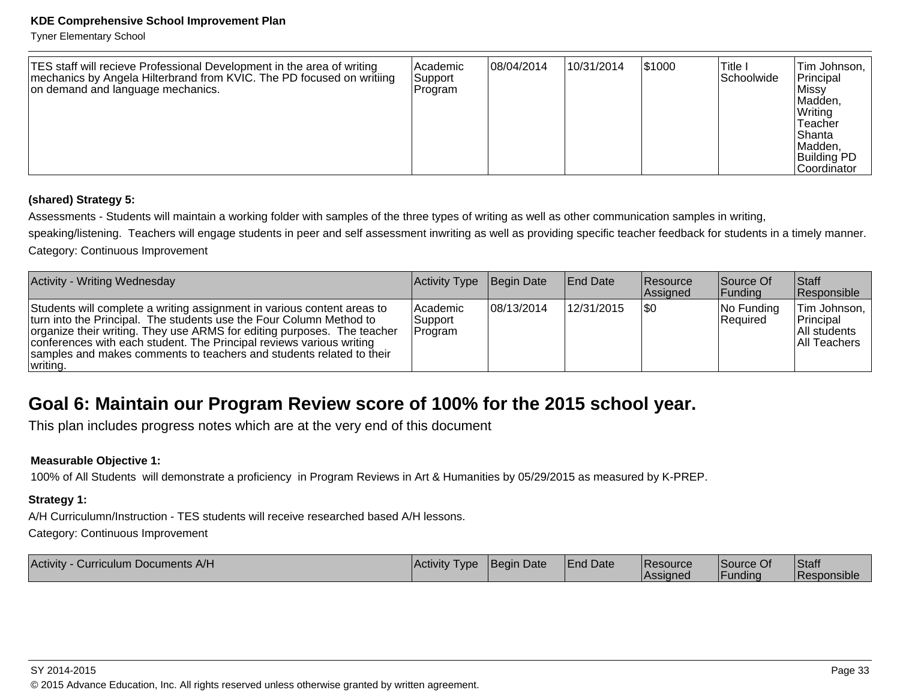| TES staff will recieve Professional Development in the area of writing mechanics by Angela Hilterbrand from KVIC. The PD focused on writiing on demand and language mechanics. | Academic Support Program | 08/04/2014 | 10/31/2014 | $1000 | Title I Schoolwide | Tim Johnson, Principal Missy Madden, Writing Teacher Shanta Madden, Building PD Coordinator |
|---|---|---|---|---|---|---|

**(shared) Strategy 5:**

Assessments - Students will maintain a working folder with samples of the three types of writing as well as other communication samples in writing, speaking/listening. Teachers will engage students in peer and self assessment inwriting as well as providing specific teacher feedback for students in a timely manner.

Category: Continuous Improvement

| Activity - Writing Wednesday | Activity Type | Begin Date | End Date | Resource Assigned | Source Of Funding | Staff Responsible |
|---|---|---|---|---|---|---|
| Students will complete a writing assignment in various content areas to turn into the Principal. The students use the Four Column Method to organize their writing. They use ARMS for editing purposes. The teacher conferences with each student. The Principal reviews various writing samples and makes comments to teachers and students related to their writing. | Academic Support Program | 08/13/2014 | 12/31/2015 | $0 | No Funding Required | Tim Johnson, Principal All students All Teachers |

## Goal 6: Maintain our Program Review score of 100% for the 2015 school year.

This plan includes progress notes which are at the very end of this document

**Measurable Objective 1:**

100% of All Students will demonstrate a proficiency in Program Reviews in Art & Humanities by 05/29/2015 as measured by K-PREP.

**Strategy 1:**

A/H Curriculumn/Instruction - TES students will receive researched based A/H lessons.

Category: Continuous Improvement

| Activity - Curriculum Documents A/H | Activity Type | Begin Date | End Date | Resource Assigned | Source Of Funding | Staff Responsible |
|---|---|---|---|---|---|---|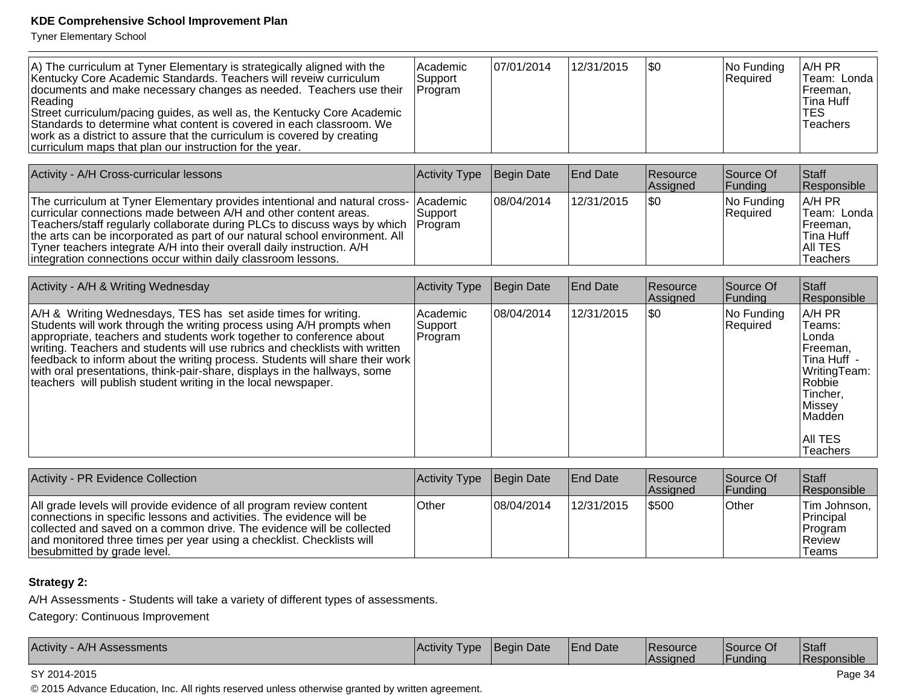| | | | | | | |
|---|---|---|---|---|---|---|
| A) The curriculum at Tyner Elementary is strategically aligned with the Kentucky Core Academic Standards. Teachers will reveiw curriculum documents and make necessary changes as needed. Teachers use their Reading<br>Street curriculum/pacing guides, as well as, the Kentucky Core Academic Standards to determine what content is covered in each classroom. We work as a district to assure that the curriculum is covered by creating curriculum maps that plan our instruction for the year. | Academic Support Program | 07/01/2014 | 12/31/2015 | $0 | No Funding Required | A/H PR Team: Londa Freeman, Tina Huff TES Teachers |

| Activity - A/H Cross-curricular lessons | Activity Type | Begin Date | End Date | Resource Assigned | Source Of Funding | Staff Responsible |
|---|---|---|---|---|---|---|
| The curriculum at Tyner Elementary provides intentional and natural cross-curricular connections made between A/H and other content areas. Teachers/staff regularly collaborate during PLCs to discuss ways by which the arts can be incorporated as part of our natural school environment. All Tyner teachers integrate A/H into their overall daily instruction. A/H integration connections occur within daily classroom lessons. | Academic Support Program | 08/04/2014 | 12/31/2015 | $0 | No Funding Required | A/H PR Team: Londa Freeman, Tina Huff All TES Teachers |

| Activity - A/H & Writing Wednesday | Activity Type | Begin Date | End Date | Resource Assigned | Source Of Funding | Staff Responsible |
|---|---|---|---|---|---|---|
| A/H & Writing Wednesdays, TES has set aside times for writing. Students will work through the writing process using A/H prompts when appropriate, teachers and students work together to conference about writing. Teachers and students will use rubrics and checklists with written feedback to inform about the writing process. Students will share their work with oral presentations, think-pair-share, displays in the hallways, some teachers will publish student writing in the local newspaper. | Academic Support Program | 08/04/2014 | 12/31/2015 | $0 | No Funding Required | A/H PR Teams: Londa Freeman, Tina Huff - WritingTeam: Robbie Tincher, Missey Madden<br><br>All TES Teachers |

| Activity - PR Evidence Collection | Activity Type | Begin Date | End Date | Resource Assigned | Source Of Funding | Staff Responsible |
|---|---|---|---|---|---|---|
| All grade levels will provide evidence of all program review content connections in specific lessons and activities. The evidence will be collected and saved on a common drive. The evidence will be collected and monitored three times per year using a checklist. Checklists will besubmitted by grade level. | Other | 08/04/2014 | 12/31/2015 | $500 | Other | Tim Johnson, Principal Program Review Teams |

**Strategy 2:**

A/H Assessments - Students will take a variety of different types of assessments.

Category: Continuous Improvement

| Activity - A/H Assessments | Activity Type | Begin Date | End Date | Resource Assigned | Source Of Funding | Staff Responsible |
|---|---|---|---|---|---|---|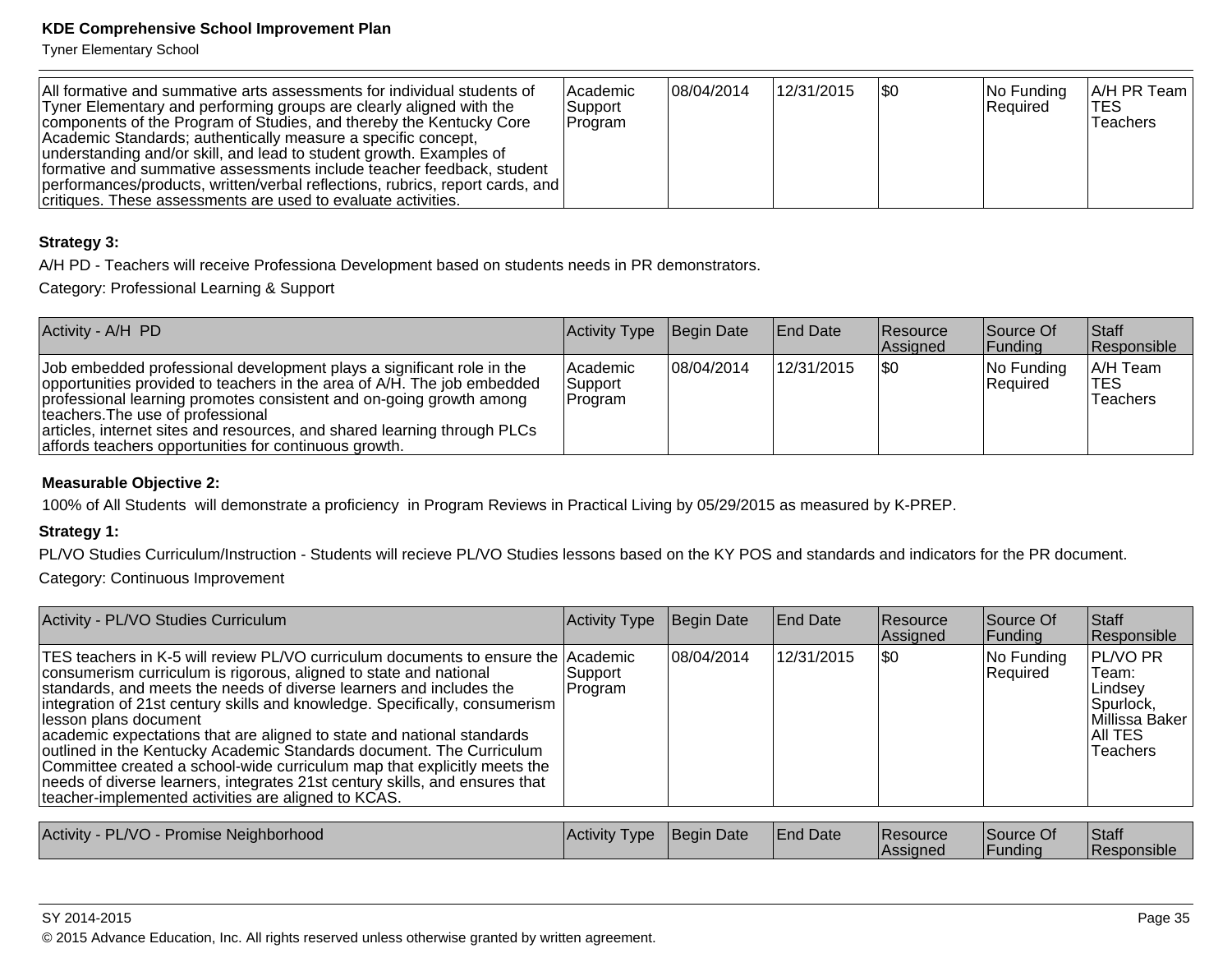| | | | | | | |
|---|---|---|---|---|---|---|
| All formative and summative arts assessments for individual students of Tyner Elementary and performing groups are clearly aligned with the components of the Program of Studies, and thereby the Kentucky Core Academic Standards; authentically measure a specific concept, understanding and/or skill, and lead to student growth. Examples of formative and summative assessments include teacher feedback, student performances/products, written/verbal reflections, rubrics, report cards, and critiques. These assessments are used to evaluate activities. | Academic Support Program | 08/04/2014 | 12/31/2015 | $0 | No Funding Required | A/H PR Team TES Teachers |

**Strategy 3:**

A/H PD - Teachers will receive Professiona Development based on students needs in PR demonstrators.

Category: Professional Learning & Support

| Activity - A/H PD | Activity Type | Begin Date | End Date | Resource Assigned | Source Of Funding | Staff Responsible |
|---|---|---|---|---|---|---|
| Job embedded professional development plays a significant role in the opportunities provided to teachers in the area of A/H. The job embedded professional learning promotes consistent and on-going growth among teachers.The use of professional articles, internet sites and resources, and shared learning through PLCs affords teachers opportunities for continuous growth. | Academic Support Program | 08/04/2014 | 12/31/2015 | $0 | No Funding Required | A/H Team TES Teachers |

**Measurable Objective 2:**

100% of All Students will demonstrate a proficiency in Program Reviews in Practical Living by 05/29/2015 as measured by K-PREP.

**Strategy 1:**

PL/VO Studies Curriculum/Instruction - Students will recieve PL/VO Studies lessons based on the KY POS and standards and indicators for the PR document.

Category: Continuous Improvement

| Activity - PL/VO Studies Curriculum | Activity Type | Begin Date | End Date | Resource Assigned | Source Of Funding | Staff Responsible |
|---|---|---|---|---|---|---|
| TES teachers in K-5 will review PL/VO curriculum documents to ensure the consumerism curriculum is rigorous, aligned to state and national standards, and meets the needs of diverse learners and includes the integration of 21st century skills and knowledge. Specifically, consumerism lesson plans document academic expectations that are aligned to state and national standards outlined in the Kentucky Academic Standards document. The Curriculum Committee created a school-wide curriculum map that explicitly meets the needs of diverse learners, integrates 21st century skills, and ensures that teacher-implemented activities are aligned to KCAS. | Academic Support Program | 08/04/2014 | 12/31/2015 | $0 | No Funding Required | PL/VO PR Team: Lindsey Spurlock, Millissa Baker All TES Teachers |

| Activity - PL/VO - Promise Neighborhood | Activity Type | Begin Date | End Date | Resource Assigned | Source Of Funding | Staff Responsible |
|---|---|---|---|---|---|---|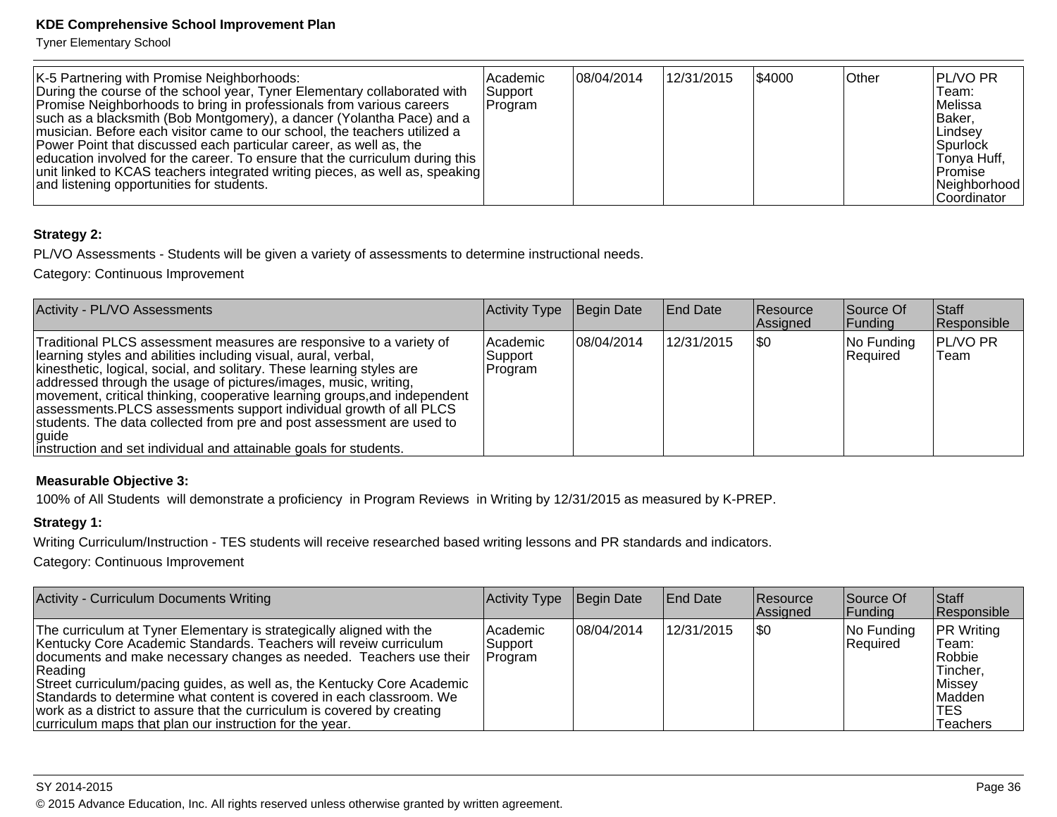| K-5 Partnering with Promise Neighborhoods:<br>During the course of the school year, Tyner Elementary collaborated with Promise Neighborhoods to bring in professionals from various careers such as a blacksmith (Bob Montgomery), a dancer (Yolantha Pace) and a musician. Before each visitor came to our school, the teachers utilized a Power Point that discussed each particular career, as well as, the education involved for the career. To ensure that the curriculum during this unit linked to KCAS teachers integrated writing pieces, as well as, speaking and listening opportunities for students. | Academic Support Program | 08/04/2014 | 12/31/2015 | $4000 | Other | PL/VO PR Team: Melissa Baker, Lindsey Spurlock Tonya Huff, Promise Neighborhood Coordinator |
|---|---|---|---|---|---|---|

**Strategy 2:**

PL/VO Assessments - Students will be given a variety of assessments to determine instructional needs.

Category: Continuous Improvement

| Activity - PL/VO Assessments | Activity Type | Begin Date | End Date | Resource Assigned | Source Of Funding | Staff Responsible |
|---|---|---|---|---|---|---|
| Traditional PLCS assessment measures are responsive to a variety of learning styles and abilities including visual, aural, verbal, kinesthetic, logical, social, and solitary. These learning styles are addressed through the usage of pictures/images, music, writing, movement, critical thinking, cooperative learning groups,and independent assessments.PLCS assessments support individual growth of all PLCS students. The data collected from pre and post assessment are used to guide<br>instruction and set individual and attainable goals for students. | Academic Support Program | 08/04/2014 | 12/31/2015 | $0 | No Funding Required | PL/VO PR Team |

**Measurable Objective 3:**

100% of All Students will demonstrate a proficiency in Program Reviews in Writing by 12/31/2015 as measured by K-PREP.

**Strategy 1:**

Writing Curriculum/Instruction - TES students will receive researched based writing lessons and PR standards and indicators.

Category: Continuous Improvement

| Activity - Curriculum Documents Writing | Activity Type | Begin Date | End Date | Resource Assigned | Source Of Funding | Staff Responsible |
|---|---|---|---|---|---|---|
| The curriculum at Tyner Elementary is strategically aligned with the Kentucky Core Academic Standards. Teachers will reveiw curriculum documents and make necessary changes as needed. Teachers use their Reading<br>Street curriculum/pacing guides, as well as, the Kentucky Core Academic Standards to determine what content is covered in each classroom. We work as a district to assure that the curriculum is covered by creating curriculum maps that plan our instruction for the year. | Academic Support Program | 08/04/2014 | 12/31/2015 | $0 | No Funding Required | PR Writing Team: Robbie Tincher, Missey Madden TES Teachers |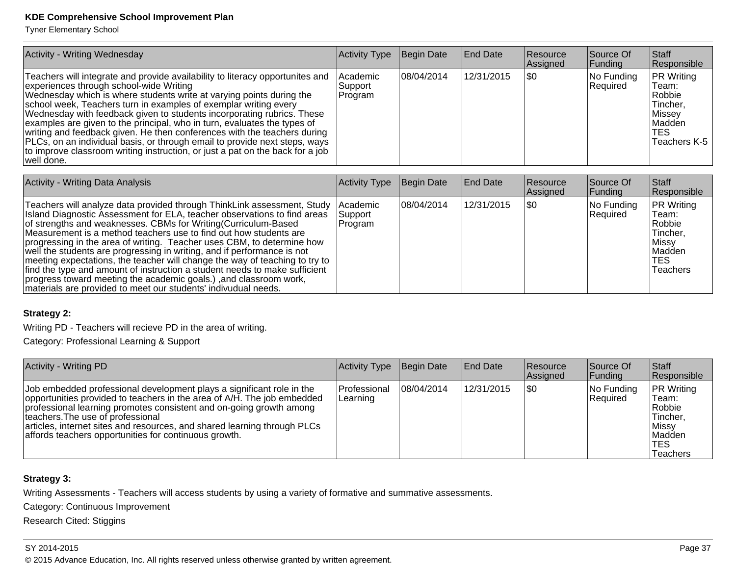| Activity - Writing Wednesday | Activity Type | Begin Date | End Date | Resource Assigned | Source Of Funding | Staff Responsible |
|---|---|---|---|---|---|---|
| Teachers will integrate and provide availability to literacy opportunites and experiences through school-wide Writing<br>Wednesday which is where students write at varying points during the school week, Teachers turn in examples of exemplar writing every Wednesday with feedback given to students incorporating rubrics. These examples are given to the principal, who in turn, evaluates the types of writing and feedback given. He then conferences with the teachers during PLCs, on an individual basis, or through email to provide next steps, ways to improve classroom writing instruction, or just a pat on the back for a job well done. | Academic Support Program | 08/04/2014 | 12/31/2015 | $0 | No Funding Required | PR Writing Team: Robbie Tincher, Missey Madden TES Teachers K-5 |

| Activity - Writing Data Analysis | Activity Type | Begin Date | End Date | Resource Assigned | Source Of Funding | Staff Responsible |
|---|---|---|---|---|---|---|
| Teachers will analyze data provided through ThinkLink assessment, Study Island Diagnostic Assessment for ELA, teacher observations to find areas of strengths and weaknesses. CBMs for Writing(Curriculum-Based Measurement is a method teachers use to find out how students are progressing in the area of writing. Teacher uses CBM, to determine how well the students are progressing in writing, and if performance is not meeting expectations, the teacher will change the way of teaching to try to find the type and amount of instruction a student needs to make sufficient progress toward meeting the academic goals.) ,and classroom work, materials are provided to meet our students' indivudual needs. | Academic Support Program | 08/04/2014 | 12/31/2015 | $0 | No Funding Required | PR Writing Team: Robbie Tincher, Missy Madden TES Teachers |

**Strategy 2:**

Writing PD - Teachers will recieve PD in the area of writing.

Category: Professional Learning & Support

| Activity - Writing PD | Activity Type | Begin Date | End Date | Resource Assigned | Source Of Funding | Staff Responsible |
|---|---|---|---|---|---|---|
| Job embedded professional development plays a significant role in the opportunities provided to teachers in the area of A/H. The job embedded professional learning promotes consistent and on-going growth among teachers.The use of professional<br>articles, internet sites and resources, and shared learning through PLCs affords teachers opportunities for continuous growth. | Professional Learning | 08/04/2014 | 12/31/2015 | $0 | No Funding Required | PR Writing Team: Robbie Tincher, Missy Madden TES Teachers |

**Strategy 3:**

Writing Assessments - Teachers will access students by using a variety of formative and summative assessments.

Category: Continuous Improvement

Research Cited: Stiggins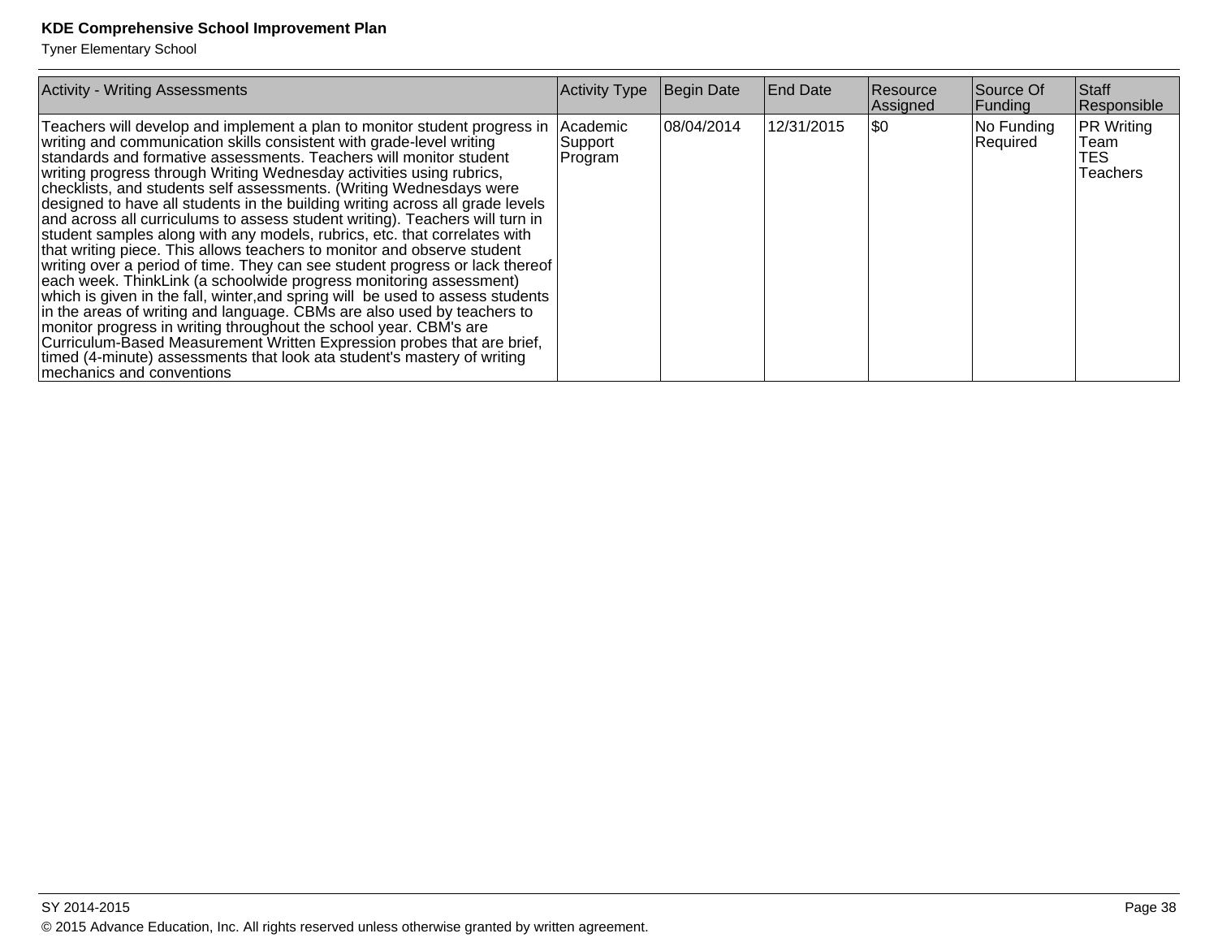| Activity - Writing Assessments | Activity Type | Begin Date | End Date | Resource Assigned | Source Of Funding | Staff Responsible |
|---|---|---|---|---|---|---|
| Teachers will develop and implement a plan to monitor student progress in writing and communication skills consistent with grade-level writing standards and formative assessments. Teachers will monitor student writing progress through Writing Wednesday activities using rubrics, checklists, and students self assessments. (Writing Wednesdays were designed to have all students in the building writing across all grade levels and across all curriculums to assess student writing). Teachers will turn in student samples along with any models, rubrics, etc. that correlates with that writing piece. This allows teachers to monitor and observe student writing over a period of time. They can see student progress or lack thereof each week. ThinkLink (a schoolwide progress monitoring assessment) which is given in the fall, winter,and spring will be used to assess students in the areas of writing and language. CBMs are also used by teachers to monitor progress in writing throughout the school year. CBM's are Curriculum-Based Measurement Written Expression probes that are brief, timed (4-minute) assessments that look ata student's mastery of writing mechanics and conventions | Academic Support Program | 08/04/2014 | 12/31/2015 | $0 | No Funding Required | PR Writing Team TES Teachers |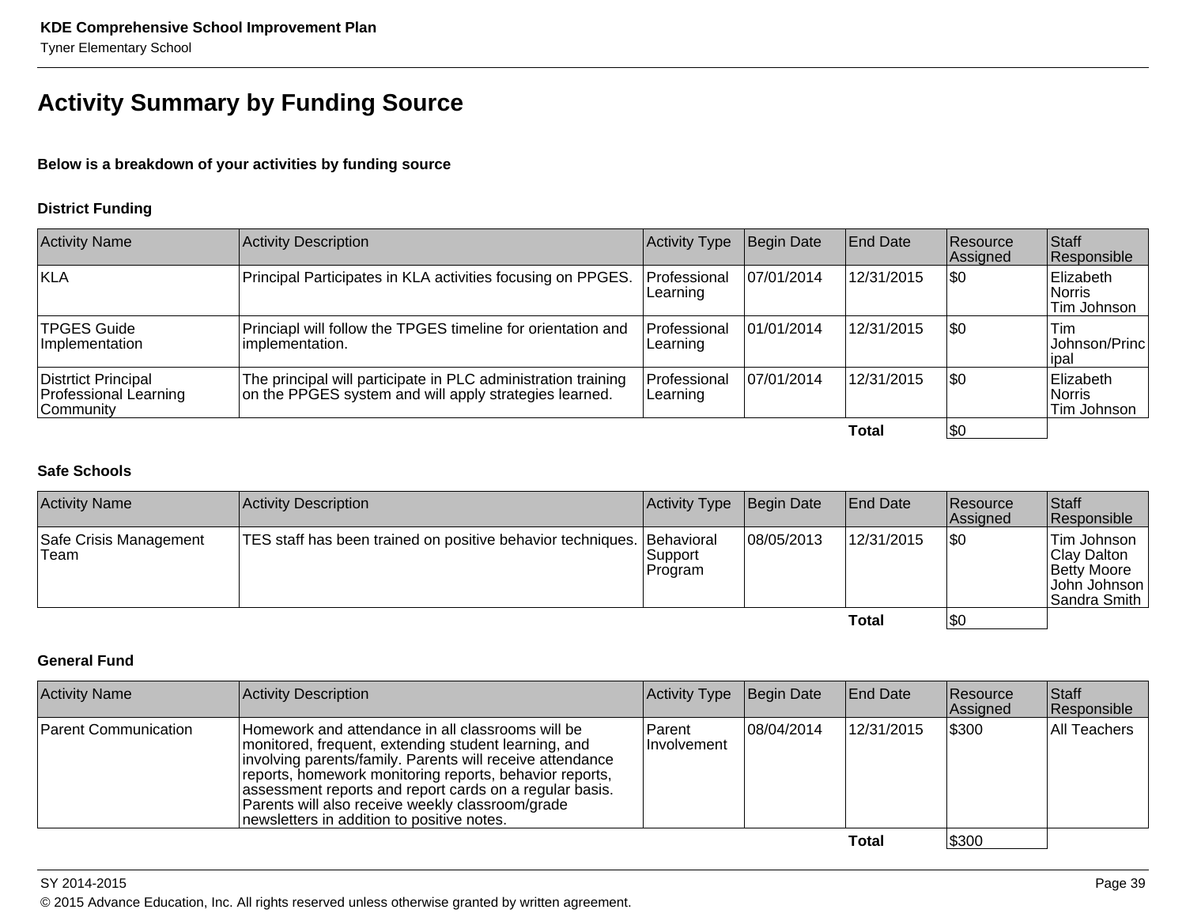# Activity Summary by Funding Source

**Below is a breakdown of your activities by funding source**

### District Funding

| Activity Name | Activity Description | Activity Type | Begin Date | End Date | Resource Assigned | Staff Responsible |
|---|---|---|---|---|---|---|
| KLA | Principal Participates in KLA activities focusing on PPGES. | Professional Learning | 07/01/2014 | 12/31/2015 | $0 | Elizabeth Norris Tim Johnson |
| TPGES Guide Implementation | Princiapl will follow the TPGES timeline for orientation and implementation. | Professional Learning | 01/01/2014 | 12/31/2015 | $0 | Tim Johnson/Principal |
| Distrtict Principal Professional Learning Community | The principal will participate in PLC administration training on the PPGES system and will apply strategies learned. | Professional Learning | 07/01/2014 | 12/31/2015 | $0 | Elizabeth Norris Tim Johnson |
| | | | | **Total** | $0 | |

### Safe Schools

| Activity Name | Activity Description | Activity Type | Begin Date | End Date | Resource Assigned | Staff Responsible |
|---|---|---|---|---|---|---|
| Safe Crisis Management Team | TES staff has been trained on positive behavior techniques. | Behavioral Support Program | 08/05/2013 | 12/31/2015 | $0 | Tim Johnson Clay Dalton Betty Moore John Johnson Sandra Smith |
| | | | | **Total** | $0 | |

### General Fund

| Activity Name | Activity Description | Activity Type | Begin Date | End Date | Resource Assigned | Staff Responsible |
|---|---|---|---|---|---|---|
| Parent Communication | Homework and attendance in all classrooms will be monitored, frequent, extending student learning, and involving parents/family. Parents will receive attendance reports, homework monitoring reports, behavior reports, assessment reports and report cards on a regular basis. Parents will also receive weekly classroom/grade newsletters in addition to positive notes. | Parent Involvement | 08/04/2014 | 12/31/2015 | $300 | All Teachers |
| | | | | **Total** | $300 | |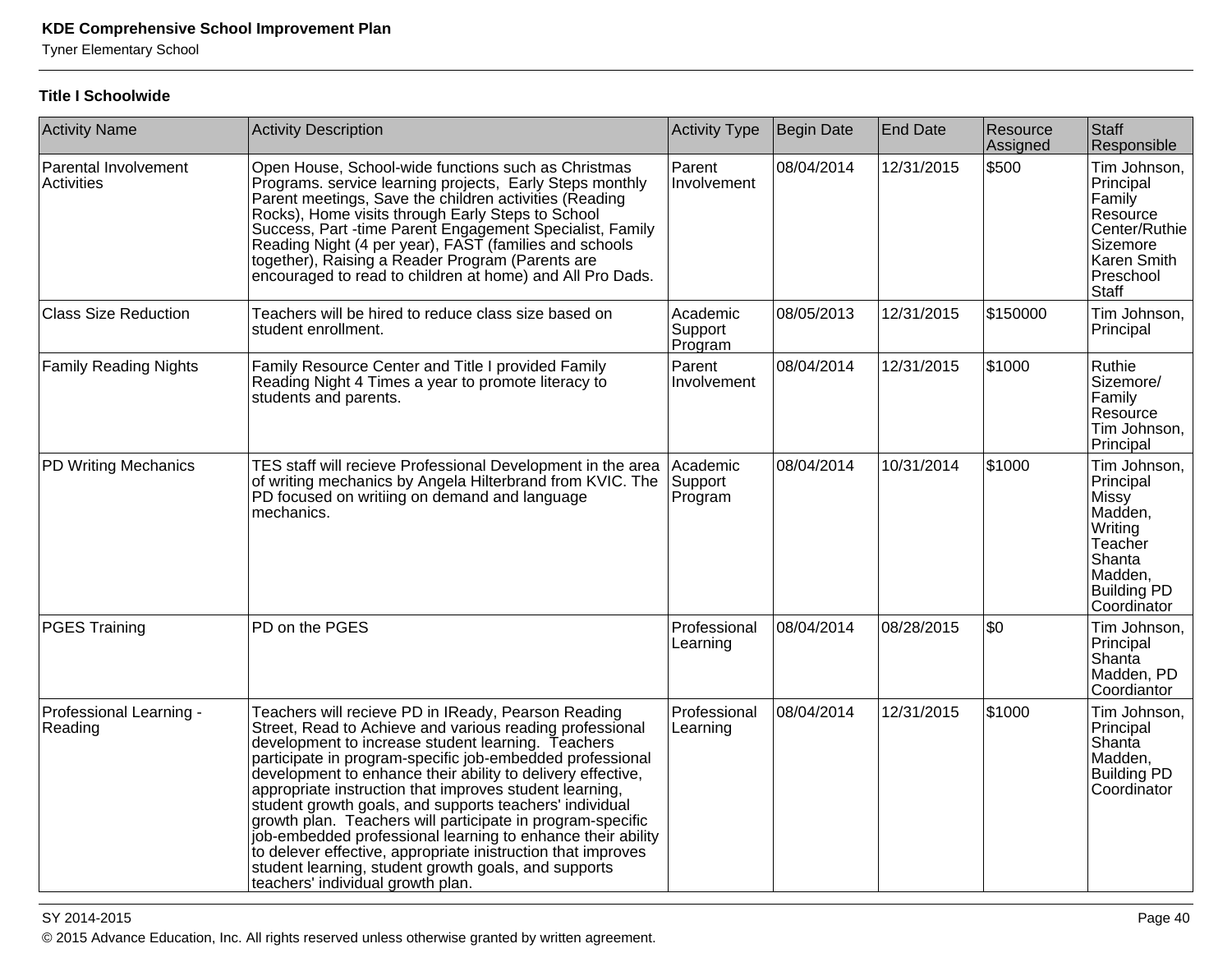### Title I Schoolwide

| Activity Name | Activity Description | Activity Type | Begin Date | End Date | Resource Assigned | Staff Responsible |
| --- | --- | --- | --- | --- | --- | --- |
| Parental Involvement Activities | Open House, School-wide functions such as Christmas Programs. service learning projects, Early Steps monthly Parent meetings, Save the children activities (Reading Rocks), Home visits through Early Steps to School Success, Part -time Parent Engagement Specialist, Family Reading Night (4 per year), FAST (families and schools together), Raising a Reader Program (Parents are encouraged to read to children at home) and All Pro Dads. | Parent Involvement | 08/04/2014 | 12/31/2015 | $500 | Tim Johnson, Principal Family Resource Center/Ruthie Sizemore Karen Smith Preschool Staff |
| Class Size Reduction | Teachers will be hired to reduce class size based on student enrollment. | Academic Support Program | 08/05/2013 | 12/31/2015 | $150000 | Tim Johnson, Principal |
| Family Reading Nights | Family Resource Center and Title I provided Family Reading Night 4 Times a year to promote literacy to students and parents. | Parent Involvement | 08/04/2014 | 12/31/2015 | $1000 | Ruthie Sizemore/ Family Resource Tim Johnson, Principal |
| PD Writing Mechanics | TES staff will recieve Professional Development in the area of writing mechanics by Angela Hilterbrand from KVIC. The PD focused on writiing on demand and language mechanics. | Academic Support Program | 08/04/2014 | 10/31/2014 | $1000 | Tim Johnson, Principal Missy Madden, Writing Teacher Shanta Madden, Building PD Coordinator |
| PGES Training | PD on the PGES | Professional Learning | 08/04/2014 | 08/28/2015 | $0 | Tim Johnson, Principal Shanta Madden, PD Coordiantor |
| Professional Learning - Reading | Teachers will recieve PD in IReady, Pearson Reading Street, Read to Achieve and various reading professional development to increase student learning. Teachers participate in program-specific job-embedded professional development to enhance their ability to delivery effective, appropriate instruction that improves student learning, student growth goals, and supports teachers' individual growth plan. Teachers will participate in program-specific job-embedded professional learning to enhance their ability to delever effective, appropriate inistruction that improves student learning, student growth goals, and supports teachers' individual growth plan. | Professional Learning | 08/04/2014 | 12/31/2015 | $1000 | Tim Johnson, Principal Shanta Madden, Building PD Coordinator |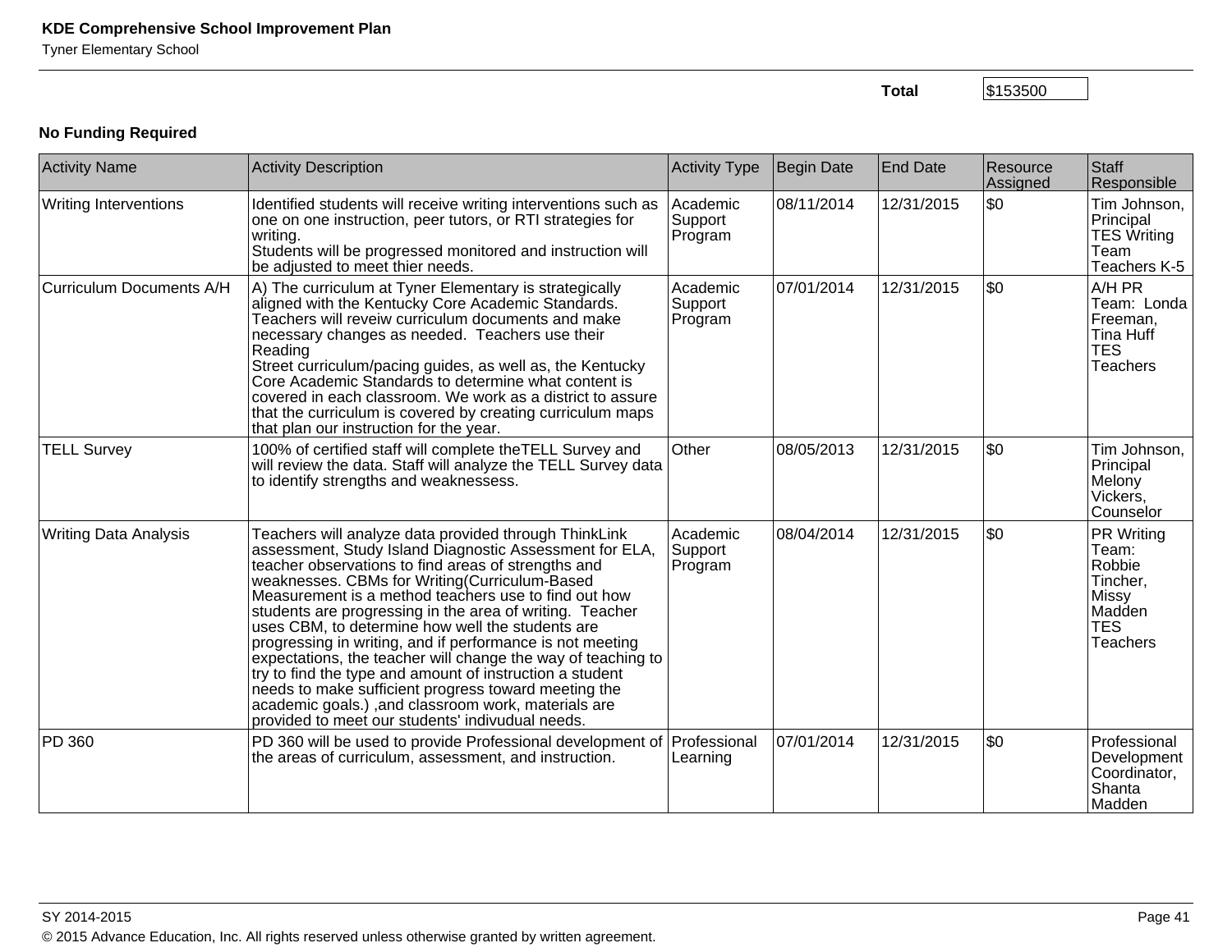| | |
|---|---|
| **Total** | $153500 |

**No Funding Required**

| Activity Name | Activity Description | Activity Type | Begin Date | End Date | Resource Assigned | Staff Responsible |
|---|---|---|---|---|---|---|
| Writing Interventions | Identified students will receive writing interventions such as one on one instruction, peer tutors, or RTI strategies for writing.<br>Students will be progressed monitored and instruction will be adjusted to meet thier needs. | Academic Support Program | 08/11/2014 | 12/31/2015 | $0 | Tim Johnson, Principal<br>TES Writing Team<br>Teachers K-5 |
| Curriculum Documents A/H | A) The curriculum at Tyner Elementary is strategically aligned with the Kentucky Core Academic Standards. Teachers will reveiw curriculum documents and make necessary changes as needed. Teachers use their Reading<br>Street curriculum/pacing guides, as well as, the Kentucky Core Academic Standards to determine what content is covered in each classroom. We work as a district to assure that the curriculum is covered by creating curriculum maps that plan our instruction for the year. | Academic Support Program | 07/01/2014 | 12/31/2015 | $0 | A/H PR Team: Londa Freeman, Tina Huff<br>TES Teachers |
| TELL Survey | 100% of certified staff will complete theTELL Survey and will review the data. Staff will analyze the TELL Survey data to identify strengths and weaknessess. | Other | 08/05/2013 | 12/31/2015 | $0 | Tim Johnson, Principal<br>Melony Vickers, Counselor |
| Writing Data Analysis | Teachers will analyze data provided through ThinkLink assessment, Study Island Diagnostic Assessment for ELA, teacher observations to find areas of strengths and weaknesses. CBMs for Writing(Curriculum-Based Measurement is a method teachers use to find out how students are progressing in the area of writing. Teacher uses CBM, to determine how well the students are progressing in writing, and if performance is not meeting expectations, the teacher will change the way of teaching to try to find the type and amount of instruction a student needs to make sufficient progress toward meeting the academic goals.) ,and classroom work, materials are provided to meet our students' indivudual needs. | Academic Support Program | 08/04/2014 | 12/31/2015 | $0 | PR Writing Team: Robbie Tincher, Missy Madden<br>TES Teachers |
| PD 360 | PD 360 will be used to provide Professional development of the areas of curriculum, assessment, and instruction. | Professional Learning | 07/01/2014 | 12/31/2015 | $0 | Professional Development Coordinator, Shanta Madden |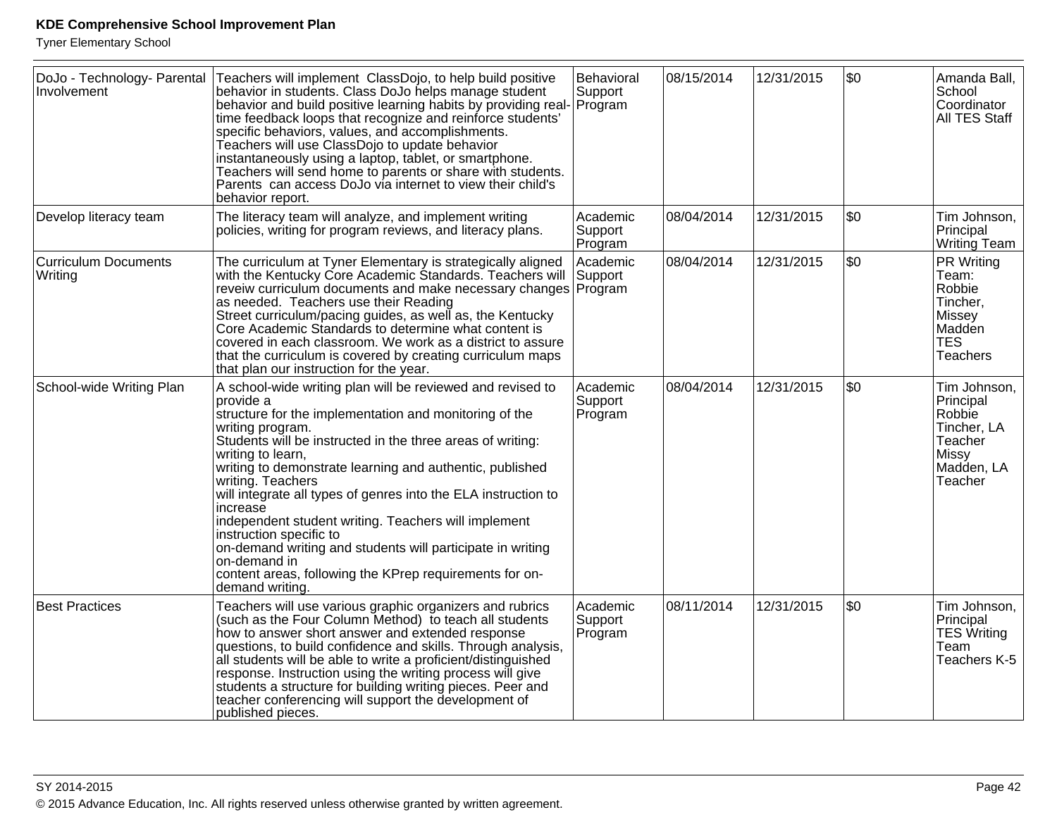| DoJo - Technology- Parental Involvement | Teachers will implement ClassDojo, to help build positive behavior in students. Class DoJo helps manage student behavior and build positive learning habits by providing real-time feedback loops that recognize and reinforce students' specific behaviors, values, and accomplishments. Teachers will use ClassDojo to update behavior instantaneously using a laptop, tablet, or smartphone. Teachers will send home to parents or share with students. Parents can access DoJo via internet to view their child's behavior report. | Behavioral Support Program | 08/15/2014 | 12/31/2015 | $0 | Amanda Ball, School Coordinator All TES Staff |
|---|---|---|---|---|---|---|
| Develop literacy team | The literacy team will analyze, and implement writing policies, writing for program reviews, and literacy plans. | Academic Support Program | 08/04/2014 | 12/31/2015 | $0 | Tim Johnson, Principal Writing Team |
| Curriculum Documents Writing | The curriculum at Tyner Elementary is strategically aligned with the Kentucky Core Academic Standards. Teachers will reveiw curriculum documents and make necessary changes as needed. Teachers use their Reading Street curriculum/pacing guides, as well as, the Kentucky Core Academic Standards to determine what content is covered in each classroom. We work as a district to assure that the curriculum is covered by creating curriculum maps that plan our instruction for the year. | Academic Support Program | 08/04/2014 | 12/31/2015 | $0 | PR Writing Team: Robbie Tincher, Missey Madden TES Teachers |
| School-wide Writing Plan | A school-wide writing plan will be reviewed and revised to provide a structure for the implementation and monitoring of the writing program. Students will be instructed in the three areas of writing: writing to learn, writing to demonstrate learning and authentic, published writing. Teachers will integrate all types of genres into the ELA instruction to increase independent student writing. Teachers will implement instruction specific to on-demand writing and students will participate in writing on-demand in content areas, following the KPrep requirements for on-demand writing. | Academic Support Program | 08/04/2014 | 12/31/2015 | $0 | Tim Johnson, Principal Robbie Tincher, LA Teacher Missy Madden, LA Teacher |
| Best Practices | Teachers will use various graphic organizers and rubrics (such as the Four Column Method) to teach all students how to answer short answer and extended response questions, to build confidence and skills. Through analysis, all students will be able to write a proficient/distinguished response. Instruction using the writing process will give students a structure for building writing pieces. Peer and teacher conferencing will support the development of published pieces. | Academic Support Program | 08/11/2014 | 12/31/2015 | $0 | Tim Johnson, Principal TES Writing Team Teachers K-5 |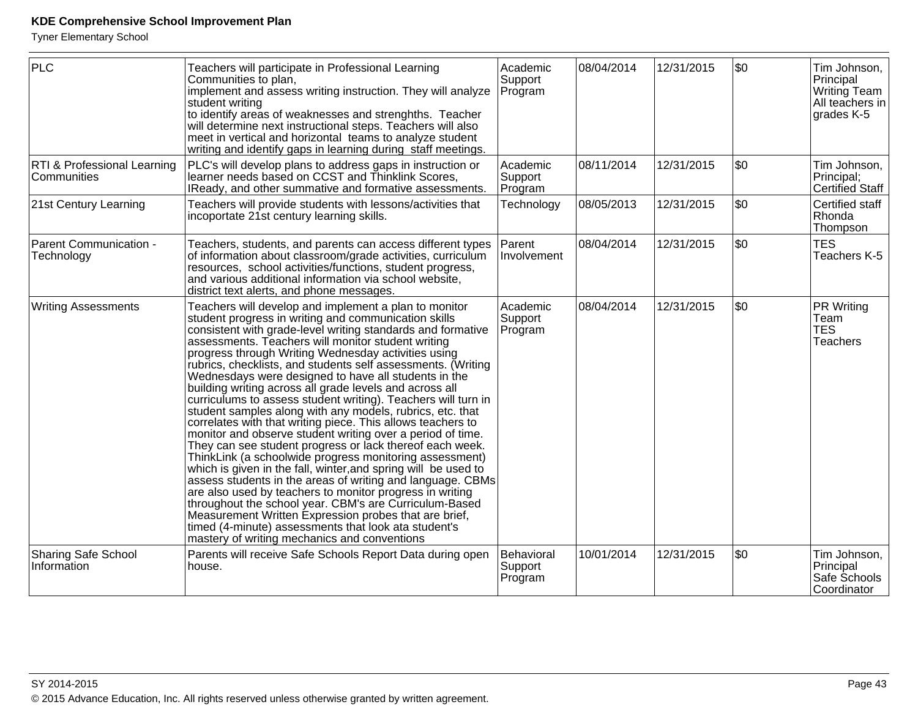| PLC | Teachers will participate in Professional Learning Communities to plan, implement and assess writing instruction. They will analyze student writing to identify areas of weaknesses and strenghths. Teacher will determine next instructional steps. Teachers will also meet in vertical and horizontal teams to analyze student writing and identify gaps in learning during staff meetings. | Academic Support Program | 08/04/2014 | 12/31/2015 | $0 | Tim Johnson, Principal Writing Team All teachers in grades K-5 |
|---|---|---|---|---|---|---|
| RTI & Professional Learning Communities | PLC's will develop plans to address gaps in instruction or learner needs based on CCST and Thinklink Scores, IReady, and other summative and formative assessments. | Academic Support Program | 08/11/2014 | 12/31/2015 | $0 | Tim Johnson, Principal; Certified Staff |
| 21st Century Learning | Teachers will provide students with lessons/activities that incoportate 21st century learning skills. | Technology | 08/05/2013 | 12/31/2015 | $0 | Certified staff Rhonda Thompson |
| Parent Communication - Technology | Teachers, students, and parents can access different types of information about classroom/grade activities, curriculum resources, school activities/functions, student progress, and various additional information via school website, district text alerts, and phone messages. | Parent Involvement | 08/04/2014 | 12/31/2015 | $0 | TES Teachers K-5 |
| Writing Assessments | Teachers will develop and implement a plan to monitor student progress in writing and communication skills consistent with grade-level writing standards and formative assessments. Teachers will monitor student writing progress through Writing Wednesday activities using rubrics, checklists, and students self assessments. (Writing Wednesdays were designed to have all students in the building writing across all grade levels and across all curriculums to assess student writing). Teachers will turn in student samples along with any models, rubrics, etc. that correlates with that writing piece. This allows teachers to monitor and observe student writing over a period of time. They can see student progress or lack thereof each week. ThinkLink (a schoolwide progress monitoring assessment) which is given in the fall, winter,and spring will be used to assess students in the areas of writing and language. CBMs are also used by teachers to monitor progress in writing throughout the school year. CBM's are Curriculum-Based Measurement Written Expression probes that are brief, timed (4-minute) assessments that look ata student's mastery of writing mechanics and conventions | Academic Support Program | 08/04/2014 | 12/31/2015 | $0 | PR Writing Team TES Teachers |
| Sharing Safe School Information | Parents will receive Safe Schools Report Data during open house. | Behavioral Support Program | 10/01/2014 | 12/31/2015 | $0 | Tim Johnson, Principal Safe Schools Coordinator |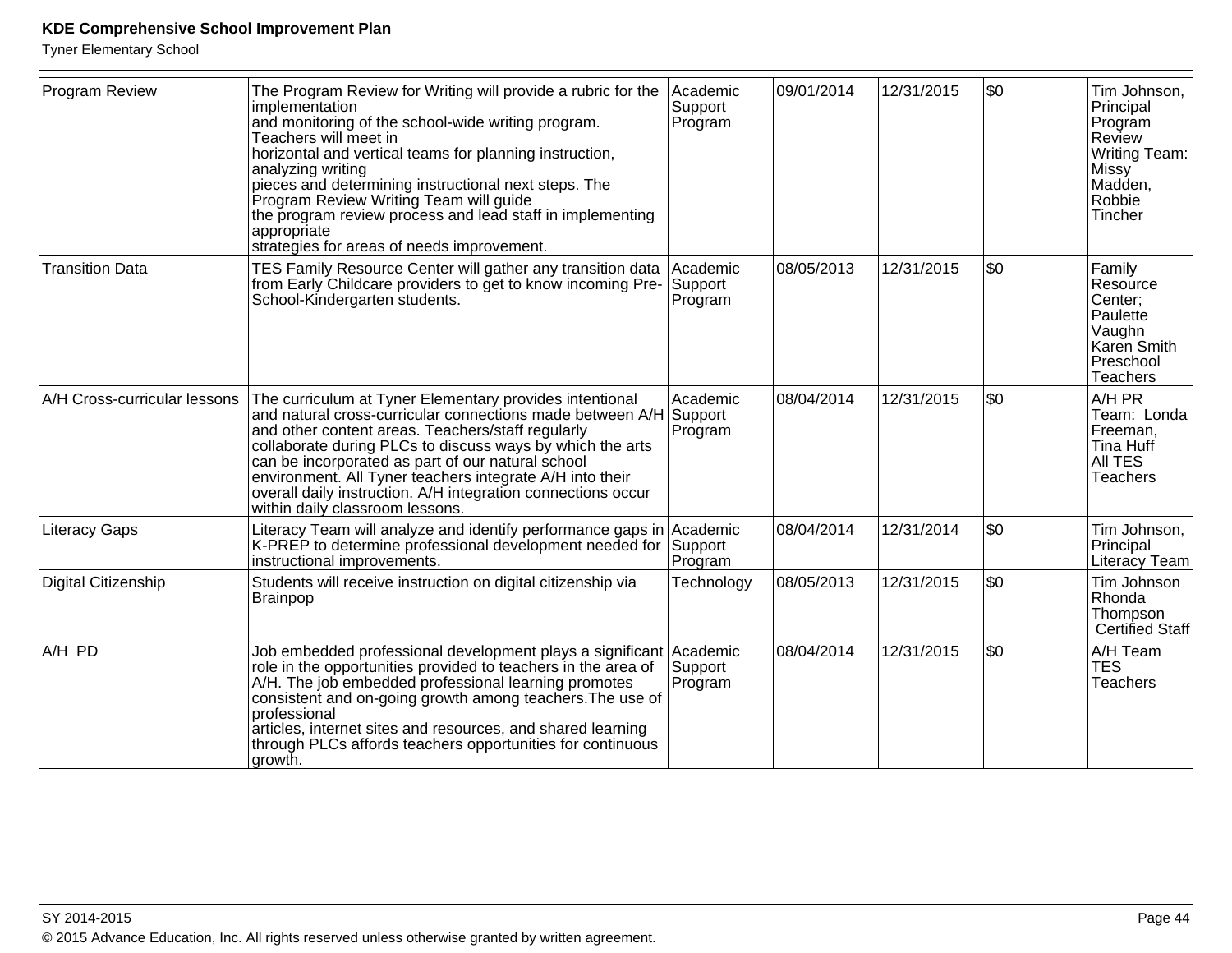| Program Review | The Program Review for Writing will provide a rubric for the implementation and monitoring of the school-wide writing program. Teachers will meet in horizontal and vertical teams for planning instruction, analyzing writing pieces and determining instructional next steps. The Program Review Writing Team will guide the program review process and lead staff in implementing appropriate strategies for areas of needs improvement. | Academic Support Program | 09/01/2014 | 12/31/2015 | $0 | Tim Johnson, Principal Program Review Writing Team: Missy Madden, Robbie Tincher |
|---|---|---|---|---|---|---|
| Transition Data | TES Family Resource Center will gather any transition data from Early Childcare providers to get to know incoming Pre-School-Kindergarten students. | Academic Support Program | 08/05/2013 | 12/31/2015 | $0 | Family Resource Center; Paulette Vaughn Karen Smith Preschool Teachers |
| A/H Cross-curricular lessons | The curriculum at Tyner Elementary provides intentional and natural cross-curricular connections made between A/H and other content areas. Teachers/staff regularly collaborate during PLCs to discuss ways by which the arts can be incorporated as part of our natural school environment. All Tyner teachers integrate A/H into their overall daily instruction. A/H integration connections occur within daily classroom lessons. | Academic Support Program | 08/04/2014 | 12/31/2015 | $0 | A/H PR Team: Londa Freeman, Tina Huff All TES Teachers |
| Literacy Gaps | Literacy Team will analyze and identify performance gaps in K-PREP to determine professional development needed for instructional improvements. | Academic Support Program | 08/04/2014 | 12/31/2014 | $0 | Tim Johnson, Principal Literacy Team |
| Digital Citizenship | Students will receive instruction on digital citizenship via Brainpop | Technology | 08/05/2013 | 12/31/2015 | $0 | Tim Johnson Rhonda Thompson Certified Staff |
| A/H PD | Job embedded professional development plays a significant role in the opportunities provided to teachers in the area of A/H. The job embedded professional learning promotes consistent and on-going growth among teachers.The use of professional articles, internet sites and resources, and shared learning through PLCs affords teachers opportunities for continuous growth. | Academic Support Program | 08/04/2014 | 12/31/2015 | $0 | A/H Team TES Teachers |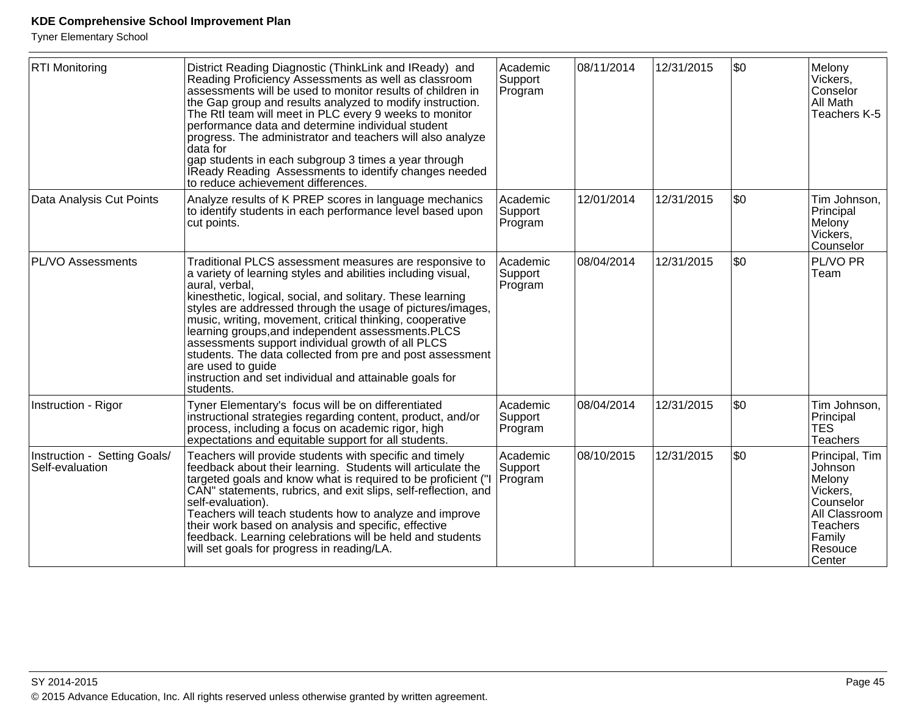| RTI Monitoring | District Reading Diagnostic (ThinkLink and IReady) and Reading Proficiency Assessments as well as classroom assessments will be used to monitor results of children in the Gap group and results analyzed to modify instruction. The RtI team will meet in PLC every 9 weeks to monitor performance data and determine individual student progress. The administrator and teachers will also analyze data for gap students in each subgroup 3 times a year through IReady Reading Assessments to identify changes needed to reduce achievement differences. | Academic Support Program | 08/11/2014 | 12/31/2015 | $0 | Melony Vickers, Conselor All Math Teachers K-5 |
|---|---|---|---|---|---|---|
| Data Analysis Cut Points | Analyze results of K PREP scores in language mechanics to identify students in each performance level based upon cut points. | Academic Support Program | 12/01/2014 | 12/31/2015 | $0 | Tim Johnson, Principal Melony Vickers, Counselor |
| PL/VO Assessments | Traditional PLCS assessment measures are responsive to a variety of learning styles and abilities including visual, aural, verbal, kinesthetic, logical, social, and solitary. These learning styles are addressed through the usage of pictures/images, music, writing, movement, critical thinking, cooperative learning groups,and independent assessments.PLCS assessments support individual growth of all PLCS students. The data collected from pre and post assessment are used to guide instruction and set individual and attainable goals for students. | Academic Support Program | 08/04/2014 | 12/31/2015 | $0 | PL/VO PR Team |
| Instruction - Rigor | Tyner Elementary's focus will be on differentiated instructional strategies regarding content, product, and/or process, including a focus on academic rigor, high expectations and equitable support for all students. | Academic Support Program | 08/04/2014 | 12/31/2015 | $0 | Tim Johnson, Principal TES Teachers |
| Instruction - Setting Goals/ Self-evaluation | Teachers will provide students with specific and timely feedback about their learning. Students will articulate the targeted goals and know what is required to be proficient ("I CAN" statements, rubrics, and exit slips, self-reflection, and self-evaluation). Teachers will teach students how to analyze and improve their work based on analysis and specific, effective feedback. Learning celebrations will be held and students will set goals for progress in reading/LA. | Academic Support Program | 08/10/2015 | 12/31/2015 | $0 | Principal, Tim Johnson Melony Vickers, Counselor All Classroom Teachers Family Resouce Center |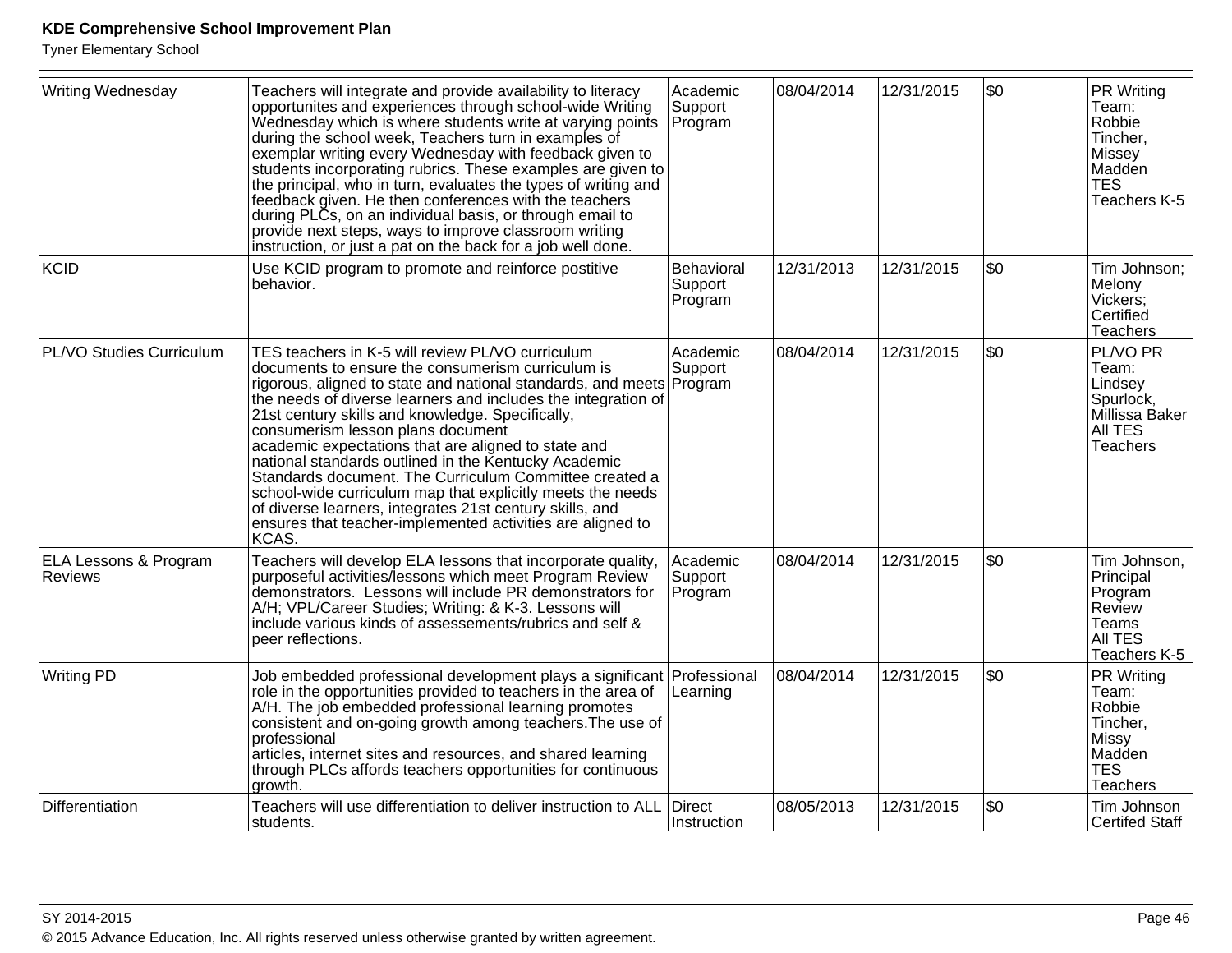| Writing Wednesday | Teachers will integrate and provide availability to literacy opportunites and experiences through school-wide Writing Wednesday which is where students write at varying points during the school week, Teachers turn in examples of exemplar writing every Wednesday with feedback given to students incorporating rubrics. These examples are given to the principal, who in turn, evaluates the types of writing and feedback given. He then conferences with the teachers during PLCs, on an individual basis, or through email to provide next steps, ways to improve classroom writing instruction, or just a pat on the back for a job well done. | Academic Support Program | 08/04/2014 | 12/31/2015 | $0 | PR Writing Team: Robbie Tincher, Missey Madden TES Teachers K-5 |
|---|---|---|---|---|---|---|
| KCID | Use KCID program to promote and reinforce postitive behavior. | Behavioral Support Program | 12/31/2013 | 12/31/2015 | $0 | Tim Johnson; Melony Vickers; Certified Teachers |
| PL/VO Studies Curriculum | TES teachers in K-5 will review PL/VO curriculum documents to ensure the consumerism curriculum is rigorous, aligned to state and national standards, and meets the needs of diverse learners and includes the integration of 21st century skills and knowledge. Specifically, consumerism lesson plans document academic expectations that are aligned to state and national standards outlined in the Kentucky Academic Standards document. The Curriculum Committee created a school-wide curriculum map that explicitly meets the needs of diverse learners, integrates 21st century skills, and ensures that teacher-implemented activities are aligned to KCAS. | Academic Support Program | 08/04/2014 | 12/31/2015 | $0 | PL/VO PR Team: Lindsey Spurlock, Millissa Baker All TES Teachers |
| ELA Lessons & Program Reviews | Teachers will develop ELA lessons that incorporate quality, purposeful activities/lessons which meet Program Review demonstrators. Lessons will include PR demonstrators for A/H; VPL/Career Studies; Writing: & K-3. Lessons will include various kinds of assessements/rubrics and self & peer reflections. | Academic Support Program | 08/04/2014 | 12/31/2015 | $0 | Tim Johnson, Principal Program Review Teams All TES Teachers K-5 |
| Writing PD | Job embedded professional development plays a significant role in the opportunities provided to teachers in the area of A/H. The job embedded professional learning promotes consistent and on-going growth among teachers.The use of professional articles, internet sites and resources, and shared learning through PLCs affords teachers opportunities for continuous growth. | Professional Learning | 08/04/2014 | 12/31/2015 | $0 | PR Writing Team: Robbie Tincher, Missy Madden TES Teachers |
| Differentiation | Teachers will use differentiation to deliver instruction to ALL students. | Direct Instruction | 08/05/2013 | 12/31/2015 | $0 | Tim Johnson Certifed Staff |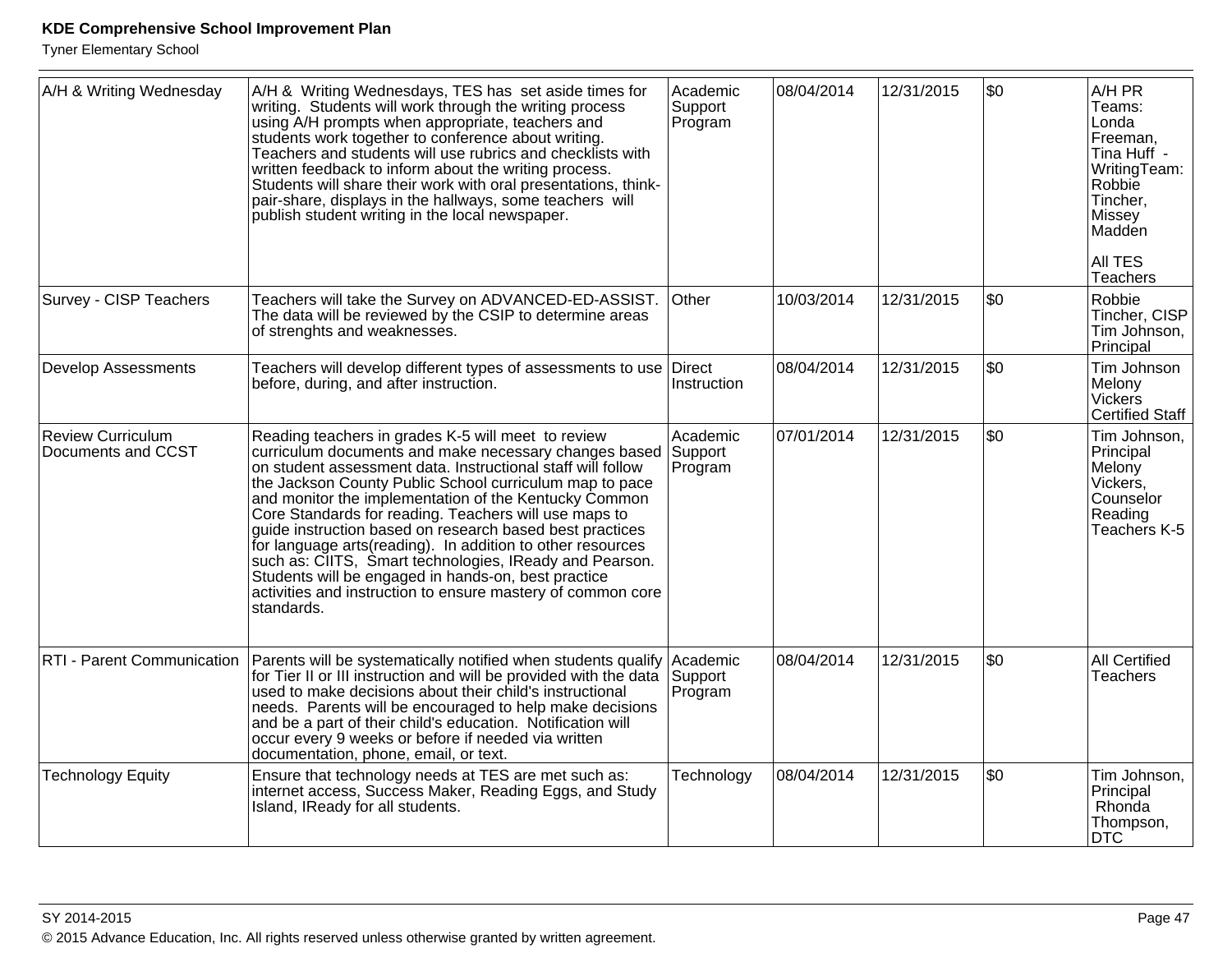| A/H & Writing Wednesday | A/H & Writing Wednesdays, TES has set aside times for writing. Students will work through the writing process using A/H prompts when appropriate, teachers and students work together to conference about writing. Teachers and students will use rubrics and checklists with written feedback to inform about the writing process. Students will share their work with oral presentations, think-pair-share, displays in the hallways, some teachers will publish student writing in the local newspaper. | Academic Support Program | 08/04/2014 | 12/31/2015 | $0 | A/H PR Teams: Londa Freeman, Tina Huff - WritingTeam: Robbie Tincher, Missey Madden<br><br>All TES Teachers |
|---|---|---|---|---|---|---|
| Survey - CISP Teachers | Teachers will take the Survey on ADVANCED-ED-ASSIST. The data will be reviewed by the CSIP to determine areas of strenghts and weaknesses. | Other | 10/03/2014 | 12/31/2015 | $0 | Robbie Tincher, CISP Tim Johnson, Principal |
| Develop Assessments | Teachers will develop different types of assessments to use before, during, and after instruction. | Direct Instruction | 08/04/2014 | 12/31/2015 | $0 | Tim Johnson Melony Vickers Certified Staff |
| Review Curriculum Documents and CCST | Reading teachers in grades K-5 will meet to review curriculum documents and make necessary changes based on student assessment data. Instructional staff will follow the Jackson County Public School curriculum map to pace and monitor the implementation of the Kentucky Common Core Standards for reading. Teachers will use maps to guide instruction based on research based best practices for language arts(reading). In addition to other resources such as: CIITS, Smart technologies, IReady and Pearson. Students will be engaged in hands-on, best practice activities and instruction to ensure mastery of common core standards. | Academic Support Program | 07/01/2014 | 12/31/2015 | $0 | Tim Johnson, Principal Melony Vickers, Counselor Reading Teachers K-5 |
| RTI - Parent Communication | Parents will be systematically notified when students qualify for Tier II or III instruction and will be provided with the data used to make decisions about their child's instructional needs. Parents will be encouraged to help make decisions and be a part of their child's education. Notification will occur every 9 weeks or before if needed via written documentation, phone, email, or text. | Academic Support Program | 08/04/2014 | 12/31/2015 | $0 | All Certified Teachers |
| Technology Equity | Ensure that technology needs at TES are met such as: internet access, Success Maker, Reading Eggs, and Study Island, IReady for all students. | Technology | 08/04/2014 | 12/31/2015 | $0 | Tim Johnson, Principal Rhonda Thompson, DTC |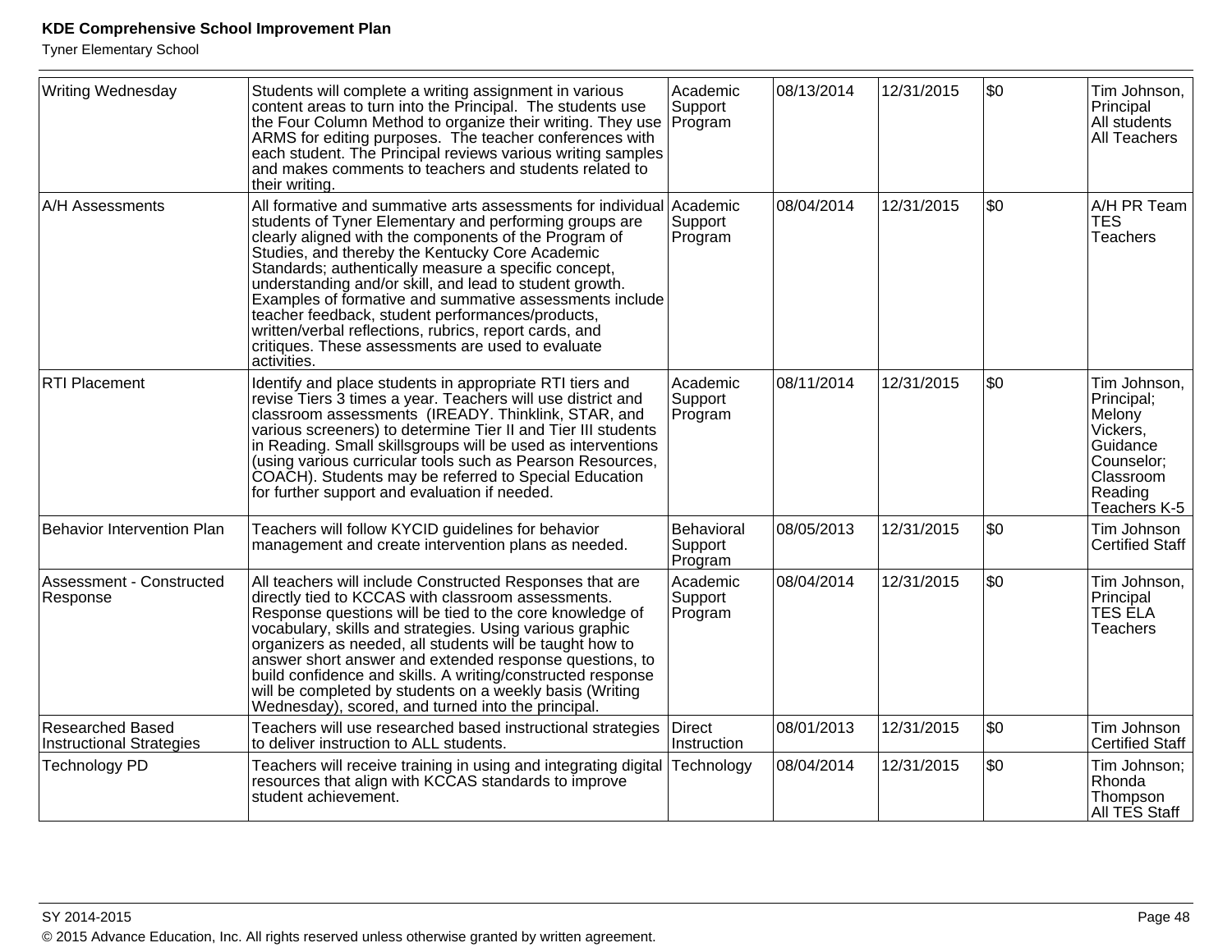| Writing Wednesday | Students will complete a writing assignment in various content areas to turn into the Principal. The students use the Four Column Method to organize their writing. They use ARMS for editing purposes. The teacher conferences with each student. The Principal reviews various writing samples and makes comments to teachers and students related to their writing. | Academic Support Program | 08/13/2014 | 12/31/2015 | $0 | Tim Johnson, Principal<br>All students<br>All Teachers |
|---|---|---|---|---|---|---|
| A/H Assessments | All formative and summative arts assessments for individual students of Tyner Elementary and performing groups are clearly aligned with the components of the Program of Studies, and thereby the Kentucky Core Academic Standards; authentically measure a specific concept, understanding and/or skill, and lead to student growth. Examples of formative and summative assessments include teacher feedback, student performances/products, written/verbal reflections, rubrics, report cards, and critiques. These assessments are used to evaluate activities. | Academic Support Program | 08/04/2014 | 12/31/2015 | $0 | A/H PR Team<br>TES Teachers |
| RTI Placement | Identify and place students in appropriate RTI tiers and revise Tiers 3 times a year. Teachers will use district and classroom assessments (IREADY. Thinklink, STAR, and various screeners) to determine Tier II and Tier III students in Reading. Small skillsgroups will be used as interventions (using various curricular tools such as Pearson Resources, COACH). Students may be referred to Special Education for further support and evaluation if needed. | Academic Support Program | 08/11/2014 | 12/31/2015 | $0 | Tim Johnson, Principal; Melony Vickers, Guidance Counselor; Classroom Reading Teachers K-5 |
| Behavior Intervention Plan | Teachers will follow KYCID guidelines for behavior management and create intervention plans as needed. | Behavioral Support Program | 08/05/2013 | 12/31/2015 | $0 | Tim Johnson<br>Certified Staff |
| Assessment - Constructed Response | All teachers will include Constructed Responses that are directly tied to KCCAS with classroom assessments. Response questions will be tied to the core knowledge of vocabulary, skills and strategies. Using various graphic organizers as needed, all students will be taught how to answer short answer and extended response questions, to build confidence and skills. A writing/constructed response will be completed by students on a weekly basis (Writing Wednesday), scored, and turned into the principal. | Academic Support Program | 08/04/2014 | 12/31/2015 | $0 | Tim Johnson, Principal<br>TES ELA Teachers |
| Researched Based Instructional Strategies | Teachers will use researched based instructional strategies to deliver instruction to ALL students. | Direct Instruction | 08/01/2013 | 12/31/2015 | $0 | Tim Johnson<br>Certified Staff |
| Technology PD | Teachers will receive training in using and integrating digital resources that align with KCCAS standards to improve student achievement. | Technology | 08/04/2014 | 12/31/2015 | $0 | Tim Johnson; Rhonda Thompson<br>All TES Staff |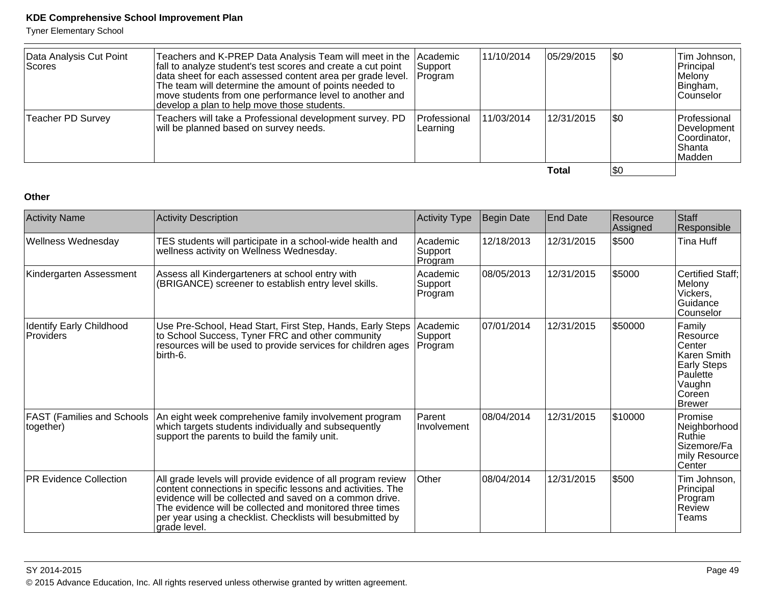| Activity Name | Activity Description | Activity Type | Begin Date | End Date | Resource Assigned | Staff Responsible |
|---|---|---|---|---|---|---|
| Data Analysis Cut Point Scores | Teachers and K-PREP Data Analysis Team will meet in the fall to analyze student's test scores and create a cut point data sheet for each assessed content area per grade level. The team will determine the amount of points needed to move students from one performance level to another and develop a plan to help move those students. | Academic Support Program | 11/10/2014 | 05/29/2015 | $0 | Tim Johnson, Principal Melony Bingham, Counselor |
| Teacher PD Survey | Teachers will take a Professional development survey. PD will be planned based on survey needs. | Professional Learning | 11/03/2014 | 12/31/2015 | $0 | Professional Development Coordinator, Shanta Madden |
| | | | | **Total** | $0 | |

**Other**

| Activity Name | Activity Description | Activity Type | Begin Date | End Date | Resource Assigned | Staff Responsible |
|---|---|---|---|---|---|---|
| Wellness Wednesday | TES students will participate in a school-wide health and wellness activity on Wellness Wednesday. | Academic Support Program | 12/18/2013 | 12/31/2015 | $500 | Tina Huff |
| Kindergarten Assessment | Assess all Kindergarteners at school entry with (BRIGANCE) screener to establish entry level skills. | Academic Support Program | 08/05/2013 | 12/31/2015 | $5000 | Certified Staff; Melony Vickers, Guidance Counselor |
| Identify Early Childhood Providers | Use Pre-School, Head Start, First Step, Hands, Early Steps to School Success, Tyner FRC and other community resources will be used to provide services for children ages birth-6. | Academic Support Program | 07/01/2014 | 12/31/2015 | $50000 | Family Resource Center Karen Smith Early Steps Paulette Vaughn Coreen Brewer |
| FAST (Families and Schools together) | An eight week comprehenive family involvement program which targets students individually and subsequently support the parents to build the family unit. | Parent Involvement | 08/04/2014 | 12/31/2015 | $10000 | Promise Neighborhood Ruthie Sizemore/Family Resource Center |
| PR Evidence Collection | All grade levels will provide evidence of all program review content connections in specific lessons and activities. The evidence will be collected and saved on a common drive. The evidence will be collected and monitored three times per year using a checklist. Checklists will besubmitted by grade level. | Other | 08/04/2014 | 12/31/2015 | $500 | Tim Johnson, Principal Program Review Teams |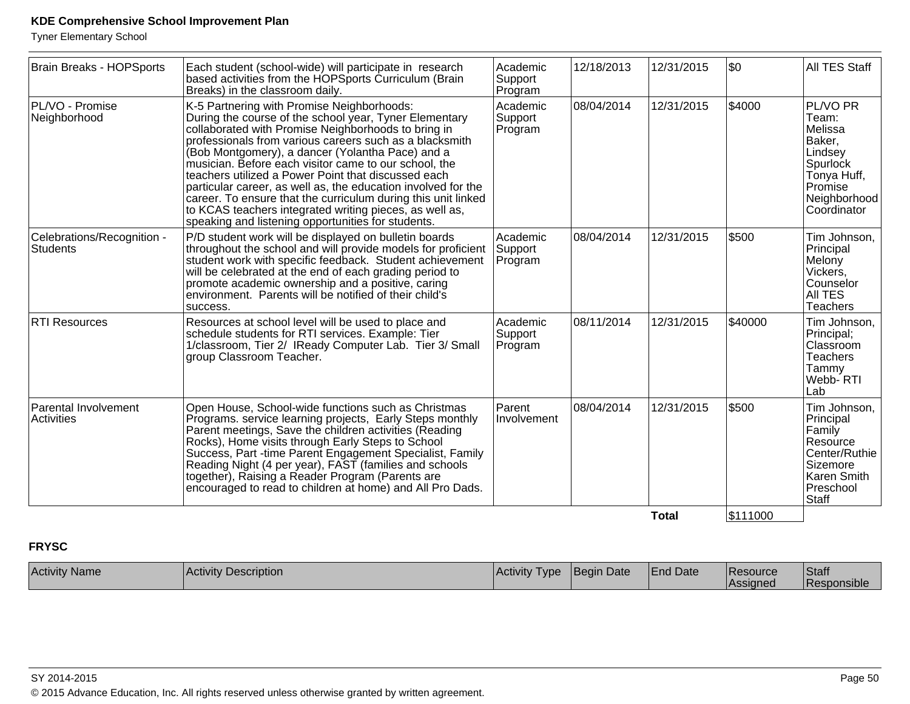| Brain Breaks - HOPSports | Each student (school-wide) will participate in research based activities from the HOPSports Curriculum (Brain Breaks) in the classroom daily. | Academic Support Program | 12/18/2013 | 12/31/2015 | $0 | All TES Staff |
|---|---|---|---|---|---|---|
| PL/VO - Promise Neighborhood | K-5 Partnering with Promise Neighborhoods:<br>During the course of the school year, Tyner Elementary collaborated with Promise Neighborhoods to bring in professionals from various careers such as a blacksmith (Bob Montgomery), a dancer (Yolantha Pace) and a musician. Before each visitor came to our school, the teachers utilized a Power Point that discussed each particular career, as well as, the education involved for the career. To ensure that the curriculum during this unit linked to KCAS teachers integrated writing pieces, as well as, speaking and listening opportunities for students. | Academic Support Program | 08/04/2014 | 12/31/2015 | $4000 | PL/VO PR Team: Melissa Baker, Lindsey Spurlock Tonya Huff, Promise Neighborhood Coordinator |
| Celebrations/Recognition - Students | P/D student work will be displayed on bulletin boards throughout the school and will provide models for proficient student work with specific feedback. Student achievement will be celebrated at the end of each grading period to promote academic ownership and a positive, caring environment. Parents will be notified of their child's success. | Academic Support Program | 08/04/2014 | 12/31/2015 | $500 | Tim Johnson, Principal Melony Vickers, Counselor All TES Teachers |
| RTI Resources | Resources at school level will be used to place and schedule students for RTI services. Example: Tier 1/classroom, Tier 2/ IReady Computer Lab. Tier 3/ Small group Classroom Teacher. | Academic Support Program | 08/11/2014 | 12/31/2015 | $40000 | Tim Johnson, Principal; Classroom Teachers Tammy Webb- RTI Lab |
| Parental Involvement Activities | Open House, School-wide functions such as Christmas Programs. service learning projects, Early Steps monthly Parent meetings, Save the children activities (Reading Rocks), Home visits through Early Steps to School Success, Part -time Parent Engagement Specialist, Family Reading Night (4 per year), FAST (families and schools together), Raising a Reader Program (Parents are encouraged to read to children at home) and All Pro Dads. | Parent Involvement | 08/04/2014 | 12/31/2015 | $500 | Tim Johnson, Principal Family Resource Center/Ruthie Sizemore Karen Smith Preschool Staff |
| | | | | **Total** | $111000 | |

**FRYSC**

| Activity Name | Activity Description | Activity Type | Begin Date | End Date | Resource Assigned | Staff Responsible |
|---|---|---|---|---|---|---|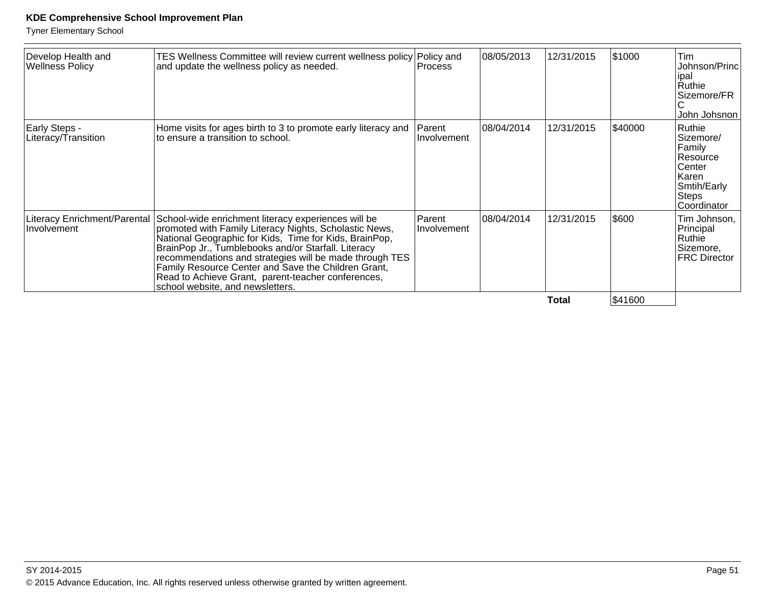| | | | | | | |
|---|---|---|---|---|---|---|
| Develop Health and Wellness Policy | TES Wellness Committee will review current wellness policy and update the wellness policy as needed. | Policy and Process | 08/05/2013 | 12/31/2015 | $1000 | Tim Johnson/Principal<br>Ruthie Sizemore/FRC<br>John Johsnon |
| Early Steps - Literacy/Transition | Home visits for ages birth to 3 to promote early literacy and to ensure a transition to school. | Parent Involvement | 08/04/2014 | 12/31/2015 | $40000 | Ruthie Sizemore/ Family Resource Center<br>Karen Smtih/Early Steps Coordinator |
| Literacy Enrichment/Parental Involvement | School-wide enrichment literacy experiences will be promoted with Family Literacy Nights, Scholastic News, National Geographic for Kids, Time for Kids, BrainPop, BrainPop Jr., Tumblebooks and/or Starfall. Literacy recommendations and strategies will be made through TES Family Resource Center and Save the Children Grant, Read to Achieve Grant, parent-teacher conferences, school website, and newsletters. | Parent Involvement | 08/04/2014 | 12/31/2015 | $600 | Tim Johnson, Principal<br>Ruthie Sizemore, FRC Director |
| | | | | **Total** | $41600 | |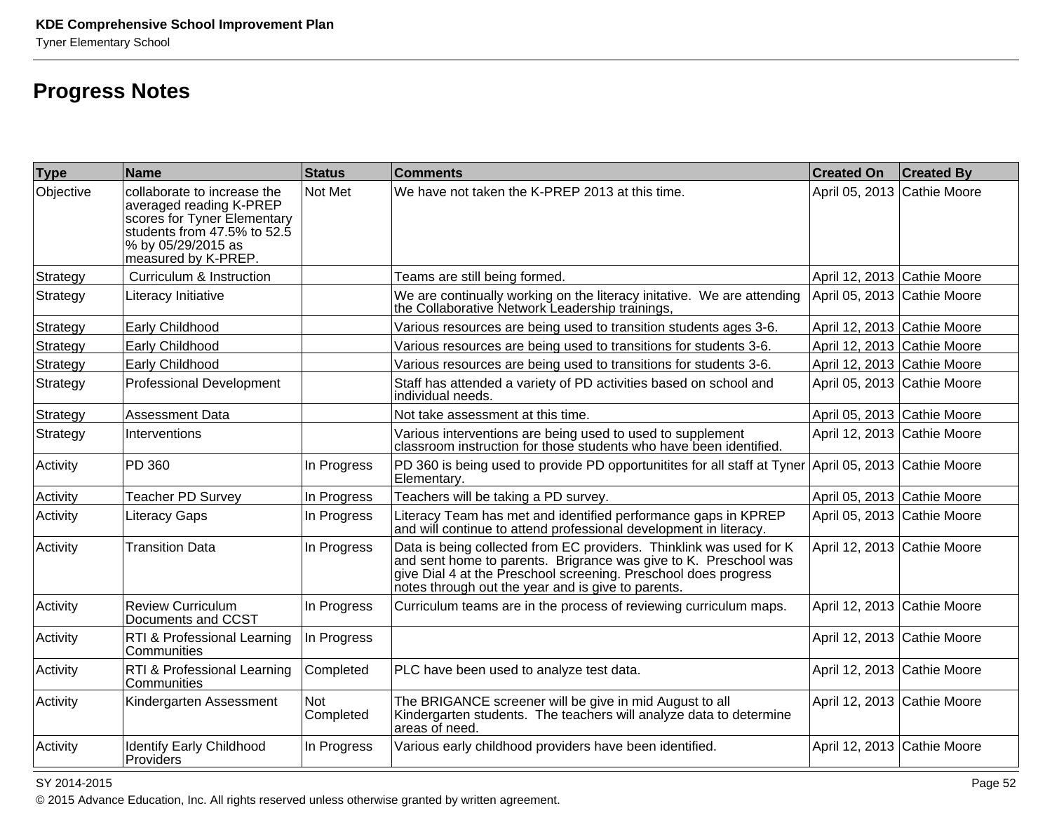## Progress Notes

| Type | Name | Status | Comments | Created On | Created By |
|---|---|---|---|---|---|
| Objective | collaborate to increase the averaged reading K-PREP scores for Tyner Elementary students from 47.5% to 52.5 % by 05/29/2015 as measured by K-PREP. | Not Met | We have not taken the K-PREP 2013 at this time. | April 05, 2013 | Cathie Moore |
| Strategy | Curriculum & Instruction | | Teams are still being formed. | April 12, 2013 | Cathie Moore |
| Strategy | Literacy Initiative | | We are continually working on the literacy initative. We are attending the Collaborative Network Leadership trainings, | April 05, 2013 | Cathie Moore |
| Strategy | Early Childhood | | Various resources are being used to transition students ages 3-6. | April 12, 2013 | Cathie Moore |
| Strategy | Early Childhood | | Various resources are being used to transitions for students 3-6. | April 12, 2013 | Cathie Moore |
| Strategy | Early Childhood | | Various resources are being used to transitions for students 3-6. | April 12, 2013 | Cathie Moore |
| Strategy | Professional Development | | Staff has attended a variety of PD activities based on school and individual needs. | April 05, 2013 | Cathie Moore |
| Strategy | Assessment Data | | Not take assessment at this time. | April 05, 2013 | Cathie Moore |
| Strategy | Interventions | | Various interventions are being used to used to supplement classroom instruction for those students who have been identified. | April 12, 2013 | Cathie Moore |
| Activity | PD 360 | In Progress | PD 360 is being used to provide PD opportunitites for all staff at Tyner Elementary. | April 05, 2013 | Cathie Moore |
| Activity | Teacher PD Survey | In Progress | Teachers will be taking a PD survey. | April 05, 2013 | Cathie Moore |
| Activity | Literacy Gaps | In Progress | Literacy Team has met and identified performance gaps in KPREP and will continue to attend professional development in literacy. | April 05, 2013 | Cathie Moore |
| Activity | Transition Data | In Progress | Data is being collected from EC providers. Thinklink was used for K and sent home to parents. Brigrance was give to K. Preschool was give Dial 4 at the Preschool screening. Preschool does progress notes through out the year and is give to parents. | April 12, 2013 | Cathie Moore |
| Activity | Review Curriculum Documents and CCST | In Progress | Curriculum teams are in the process of reviewing curriculum maps. | April 12, 2013 | Cathie Moore |
| Activity | RTI & Professional Learning Communities | In Progress | | April 12, 2013 | Cathie Moore |
| Activity | RTI & Professional Learning Communities | Completed | PLC have been used to analyze test data. | April 12, 2013 | Cathie Moore |
| Activity | Kindergarten Assessment | Not Completed | The BRIGANCE screener will be give in mid August to all Kindergarten students. The teachers will analyze data to determine areas of need. | April 12, 2013 | Cathie Moore |
| Activity | Identify Early Childhood Providers | In Progress | Various early childhood providers have been identified. | April 12, 2013 | Cathie Moore |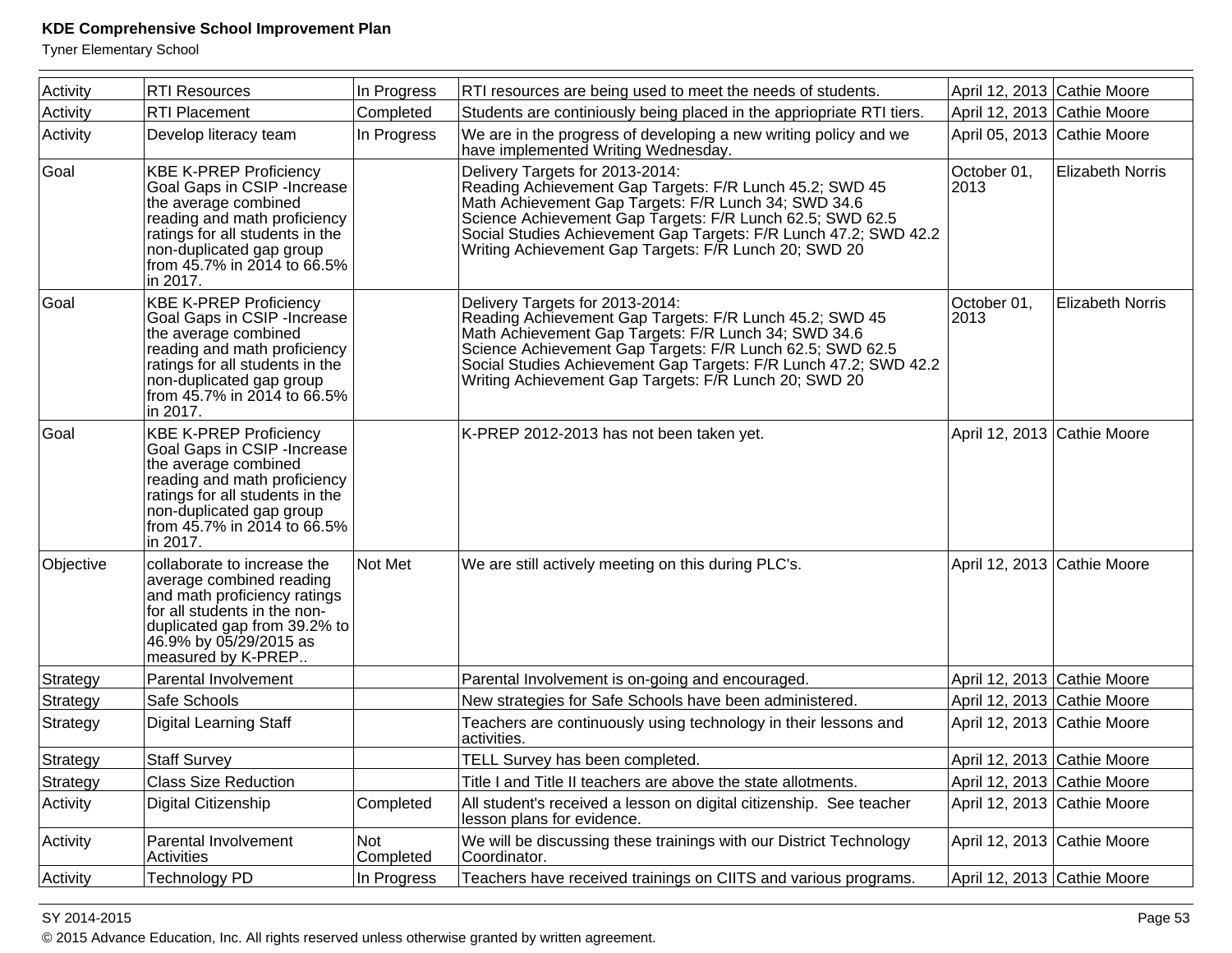| Activity | RTI Resources | In Progress | RTI resources are being used to meet the needs of students. | April 12, 2013 | Cathie Moore |
|---|---|---|---|---|---|
| Activity | RTI Placement | Completed | Students are continiously being placed in the appriopriate RTI tiers. | April 12, 2013 | Cathie Moore |
| Activity | Develop literacy team | In Progress | We are in the progress of developing a new writing policy and we have implemented Writing Wednesday. | April 05, 2013 | Cathie Moore |
| Goal | KBE K-PREP Proficiency Goal Gaps in CSIP -Increase the average combined reading and math proficiency ratings for all students in the non-duplicated gap group from 45.7% in 2014 to 66.5% in 2017. | | Delivery Targets for 2013-2014:<br>Reading Achievement Gap Targets: F/R Lunch 45.2; SWD 45<br>Math Achievement Gap Targets: F/R Lunch 34; SWD 34.6<br>Science Achievement Gap Targets: F/R Lunch 62.5; SWD 62.5<br>Social Studies Achievement Gap Targets: F/R Lunch 47.2; SWD 42.2<br>Writing Achievement Gap Targets: F/R Lunch 20; SWD 20 | October 01, 2013 | Elizabeth Norris |
| Goal | KBE K-PREP Proficiency Goal Gaps in CSIP -Increase the average combined reading and math proficiency ratings for all students in the non-duplicated gap group from 45.7% in 2014 to 66.5% in 2017. | | Delivery Targets for 2013-2014:<br>Reading Achievement Gap Targets: F/R Lunch 45.2; SWD 45<br>Math Achievement Gap Targets: F/R Lunch 34; SWD 34.6<br>Science Achievement Gap Targets: F/R Lunch 62.5; SWD 62.5<br>Social Studies Achievement Gap Targets: F/R Lunch 47.2; SWD 42.2<br>Writing Achievement Gap Targets: F/R Lunch 20; SWD 20 | October 01, 2013 | Elizabeth Norris |
| Goal | KBE K-PREP Proficiency Goal Gaps in CSIP -Increase the average combined reading and math proficiency ratings for all students in the non-duplicated gap group from 45.7% in 2014 to 66.5% in 2017. | | K-PREP 2012-2013 has not been taken yet. | April 12, 2013 | Cathie Moore |
| Objective | collaborate to increase the average combined reading and math proficiency ratings for all students in the non-duplicated gap from 39.2% to 46.9% by 05/29/2015 as measured by K-PREP.. | Not Met | We are still actively meeting on this during PLC's. | April 12, 2013 | Cathie Moore |
| Strategy | Parental Involvement | | Parental Involvement is on-going and encouraged. | April 12, 2013 | Cathie Moore |
| Strategy | Safe Schools | | New strategies for Safe Schools have been administered. | April 12, 2013 | Cathie Moore |
| Strategy | Digital Learning Staff | | Teachers are continuously using technology in their lessons and activities. | April 12, 2013 | Cathie Moore |
| Strategy | Staff Survey | | TELL Survey has been completed. | April 12, 2013 | Cathie Moore |
| Strategy | Class Size Reduction | | Title I and Title II teachers are above the state allotments. | April 12, 2013 | Cathie Moore |
| Activity | Digital Citizenship | Completed | All student's received a lesson on digital citizenship. See teacher lesson plans for evidence. | April 12, 2013 | Cathie Moore |
| Activity | Parental Involvement Activities | Not Completed | We will be discussing these trainings with our District Technology Coordinator. | April 12, 2013 | Cathie Moore |
| Activity | Technology PD | In Progress | Teachers have received trainings on CIITS and various programs. | April 12, 2013 | Cathie Moore |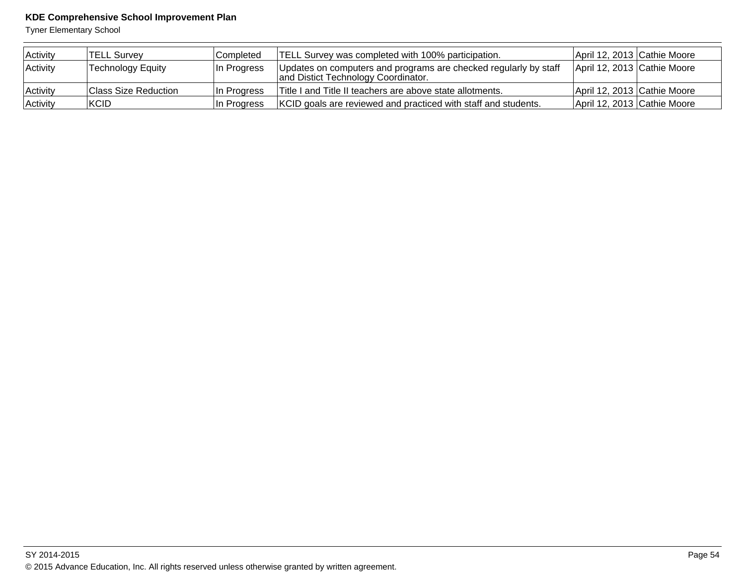| Activity | TELL Survey | Completed | TELL Survey was completed with 100% participation. | April 12, 2013 | Cathie Moore |
|---|---|---|---|---|---|
| Activity | Technology Equity | In Progress | Updates on computers and programs are checked regularly by staff and Distict Technology Coordinator. | April 12, 2013 | Cathie Moore |
| Activity | Class Size Reduction | In Progress | Title I and Title II teachers are above state allotments. | April 12, 2013 | Cathie Moore |
| Activity | KCID | In Progress | KCID goals are reviewed and practiced with staff and students. | April 12, 2013 | Cathie Moore |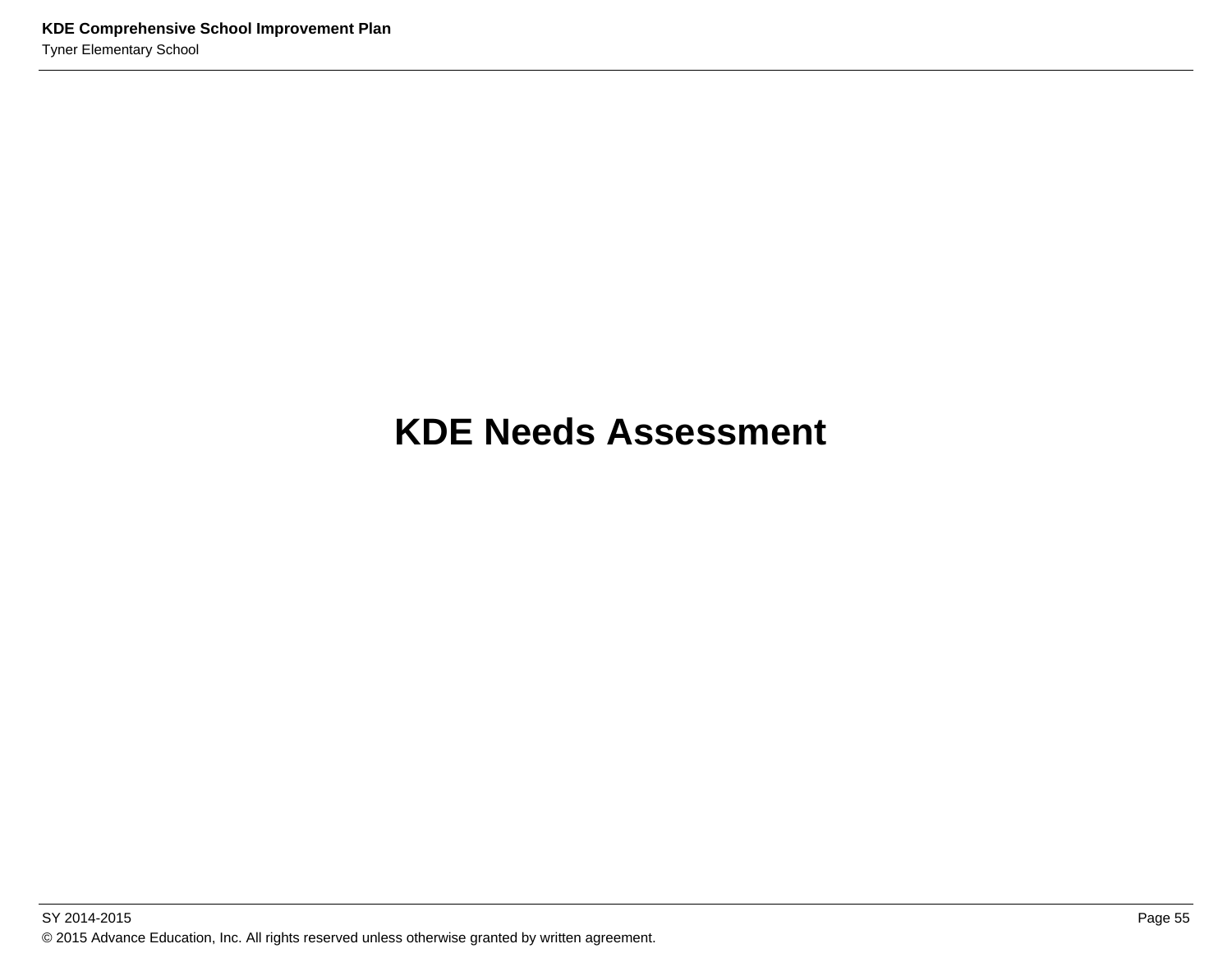# KDE Needs Assessment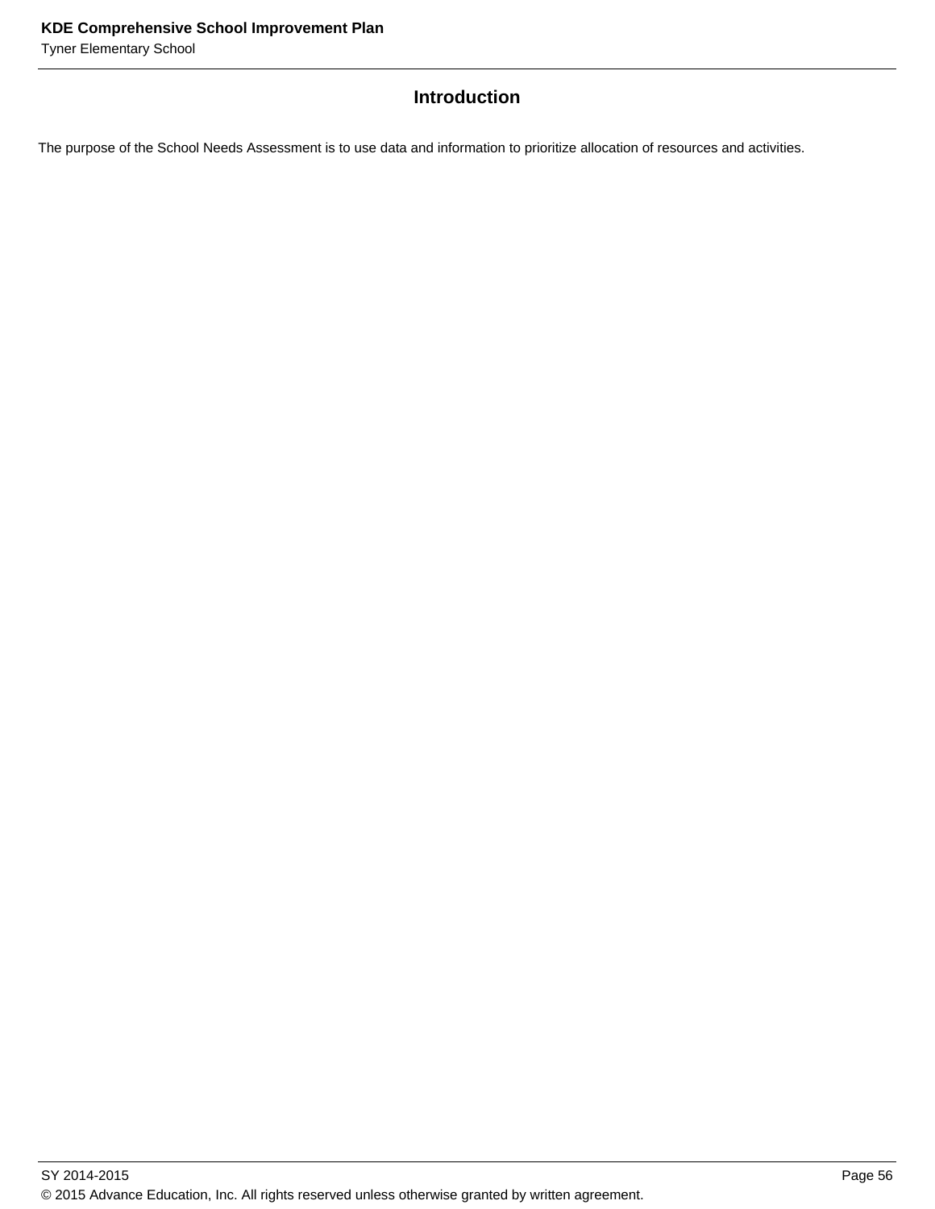## Introduction

The purpose of the School Needs Assessment is to use data and information to prioritize allocation of resources and activities.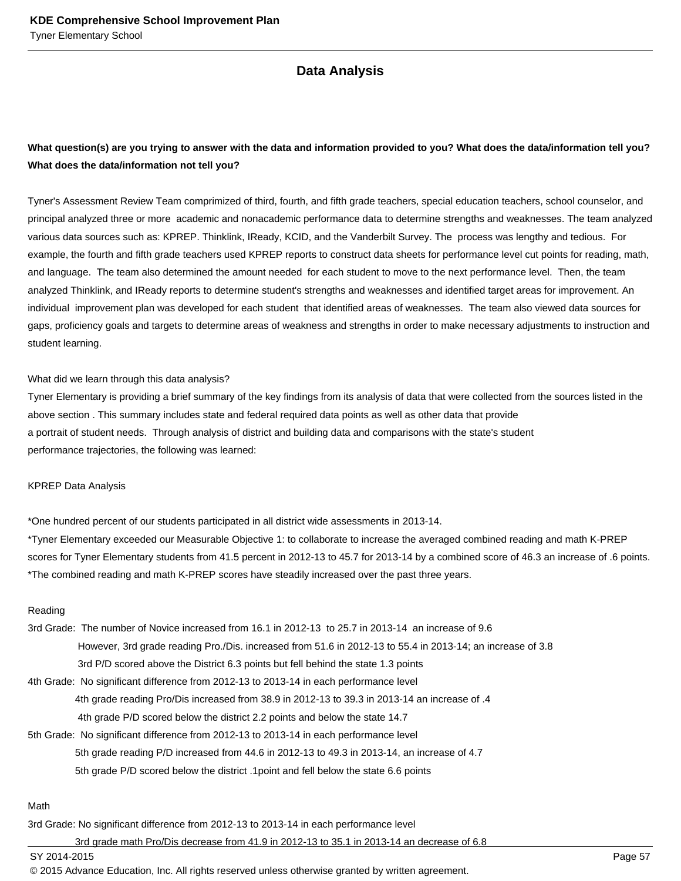## Data Analysis

**What question(s) are you trying to answer with the data and information provided to you? What does the data/information tell you? What does the data/information not tell you?**

Tyner's Assessment Review Team comprimized of third, fourth, and fifth grade teachers, special education teachers, school counselor, and principal analyzed three or more academic and nonacademic performance data to determine strengths and weaknesses. The team analyzed various data sources such as: KPREP. Thinklink, IReady, KCID, and the Vanderbilt Survey. The process was lengthy and tedious. For example, the fourth and fifth grade teachers used KPREP reports to construct data sheets for performance level cut points for reading, math, and language. The team also determined the amount needed for each student to move to the next performance level. Then, the team analyzed Thinklink, and IReady reports to determine student's strengths and weaknesses and identified target areas for improvement. An individual improvement plan was developed for each student that identified areas of weaknesses. The team also viewed data sources for gaps, proficiency goals and targets to determine areas of weakness and strengths in order to make necessary adjustments to instruction and student learning.

What did we learn through this data analysis?
Tyner Elementary is providing a brief summary of the key findings from its analysis of data that were collected from the sources listed in the above section . This summary includes state and federal required data points as well as other data that provide a portrait of student needs. Through analysis of district and building data and comparisons with the state's student performance trajectories, the following was learned:

KPREP Data Analysis

*One hundred percent of our students participated in all district wide assessments in 2013-14.
*Tyner Elementary exceeded our Measurable Objective 1: to collaborate to increase the averaged combined reading and math K-PREP scores for Tyner Elementary students from 41.5 percent in 2012-13 to 45.7 for 2013-14 by a combined score of 46.3 an increase of .6 points.
*The combined reading and math K-PREP scores have steadily increased over the past three years.

Reading
3rd Grade: The number of Novice increased from 16.1 in 2012-13 to 25.7 in 2013-14 an increase of 9.6
However, 3rd grade reading Pro./Dis. increased from 51.6 in 2012-13 to 55.4 in 2013-14; an increase of 3.8
3rd P/D scored above the District 6.3 points but fell behind the state 1.3 points
4th Grade: No significant difference from 2012-13 to 2013-14 in each performance level
4th grade reading Pro/Dis increased from 38.9 in 2012-13 to 39.3 in 2013-14 an increase of .4
4th grade P/D scored below the district 2.2 points and below the state 14.7
5th Grade: No significant difference from 2012-13 to 2013-14 in each performance level
5th grade reading P/D increased from 44.6 in 2012-13 to 49.3 in 2013-14, an increase of 4.7
5th grade P/D scored below the district .1point and fell below the state 6.6 points

Math
3rd Grade: No significant difference from 2012-13 to 2013-14 in each performance level
3rd grade math Pro/Dis decrease from 41.9 in 2012-13 to 35.1 in 2013-14 an decrease of 6.8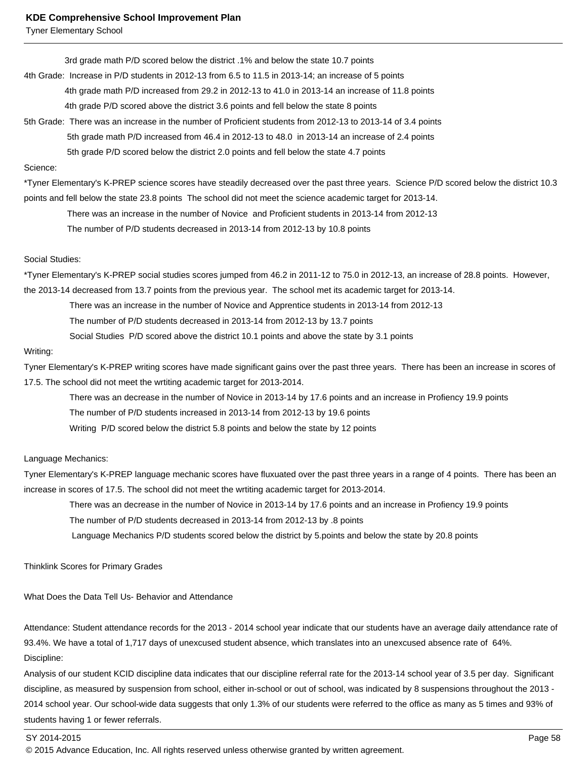3rd grade math P/D scored below the district .1% and below the state 10.7 points

4th Grade: Increase in P/D students in 2012-13 from 6.5 to 11.5 in 2013-14; an increase of 5 points

4th grade math P/D increased from 29.2 in 2012-13 to 41.0 in 2013-14 an increase of 11.8 points

4th grade P/D scored above the district 3.6 points and fell below the state 8 points

5th Grade: There was an increase in the number of Proficient students from 2012-13 to 2013-14 of 3.4 points

5th grade math P/D increased from 46.4 in 2012-13 to 48.0 in 2013-14 an increase of 2.4 points

5th grade P/D scored below the district 2.0 points and fell below the state 4.7 points

Science:

*Tyner Elementary's K-PREP science scores have steadily decreased over the past three years. Science P/D scored below the district 10.3 points and fell below the state 23.8 points The school did not meet the science academic target for 2013-14.

There was an increase in the number of Novice and Proficient students in 2013-14 from 2012-13

The number of P/D students decreased in 2013-14 from 2012-13 by 10.8 points

Social Studies:

*Tyner Elementary's K-PREP social studies scores jumped from 46.2 in 2011-12 to 75.0 in 2012-13, an increase of 28.8 points. However, the 2013-14 decreased from 13.7 points from the previous year. The school met its academic target for 2013-14.

There was an increase in the number of Novice and Apprentice students in 2013-14 from 2012-13

The number of P/D students decreased in 2013-14 from 2012-13 by 13.7 points

Social Studies P/D scored above the district 10.1 points and above the state by 3.1 points

Writing:

Tyner Elementary's K-PREP writing scores have made significant gains over the past three years. There has been an increase in scores of 17.5. The school did not meet the wrtiting academic target for 2013-2014.

There was an decrease in the number of Novice in 2013-14 by 17.6 points and an increase in Profiency 19.9 points

The number of P/D students increased in 2013-14 from 2012-13 by 19.6 points

Writing P/D scored below the district 5.8 points and below the state by 12 points

Language Mechanics:

Tyner Elementary's K-PREP language mechanic scores have fluxuated over the past three years in a range of 4 points. There has been an increase in scores of 17.5. The school did not meet the wrtiting academic target for 2013-2014.

There was an decrease in the number of Novice in 2013-14 by 17.6 points and an increase in Profiency 19.9 points

The number of P/D students decreased in 2013-14 from 2012-13 by .8 points

Language Mechanics P/D students scored below the district by 5.points and below the state by 20.8 points

Thinklink Scores for Primary Grades

What Does the Data Tell Us- Behavior and Attendance

Attendance: Student attendance records for the 2013 - 2014 school year indicate that our students have an average daily attendance rate of 93.4%. We have a total of 1,717 days of unexcused student absence, which translates into an unexcused absence rate of 64%.

Discipline:

Analysis of our student KCID discipline data indicates that our discipline referral rate for the 2013-14 school year of 3.5 per day. Significant discipline, as measured by suspension from school, either in-school or out of school, was indicated by 8 suspensions throughout the 2013 - 2014 school year. Our school-wide data suggests that only 1.3% of our students were referred to the office as many as 5 times and 93% of students having 1 or fewer referrals.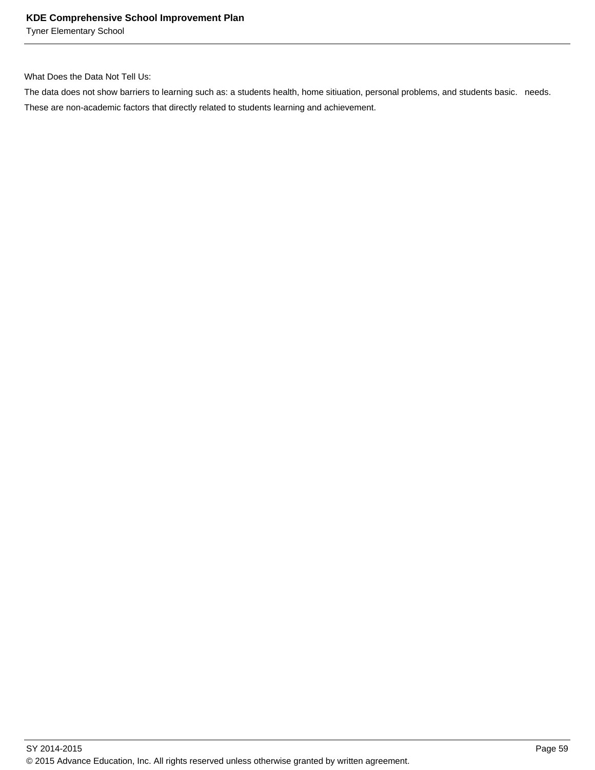What Does the Data Not Tell Us:

The data does not show barriers to learning such as: a students health, home sitiuation, personal problems, and students basic.   needs. These are non-academic factors that directly related to students learning and achievement.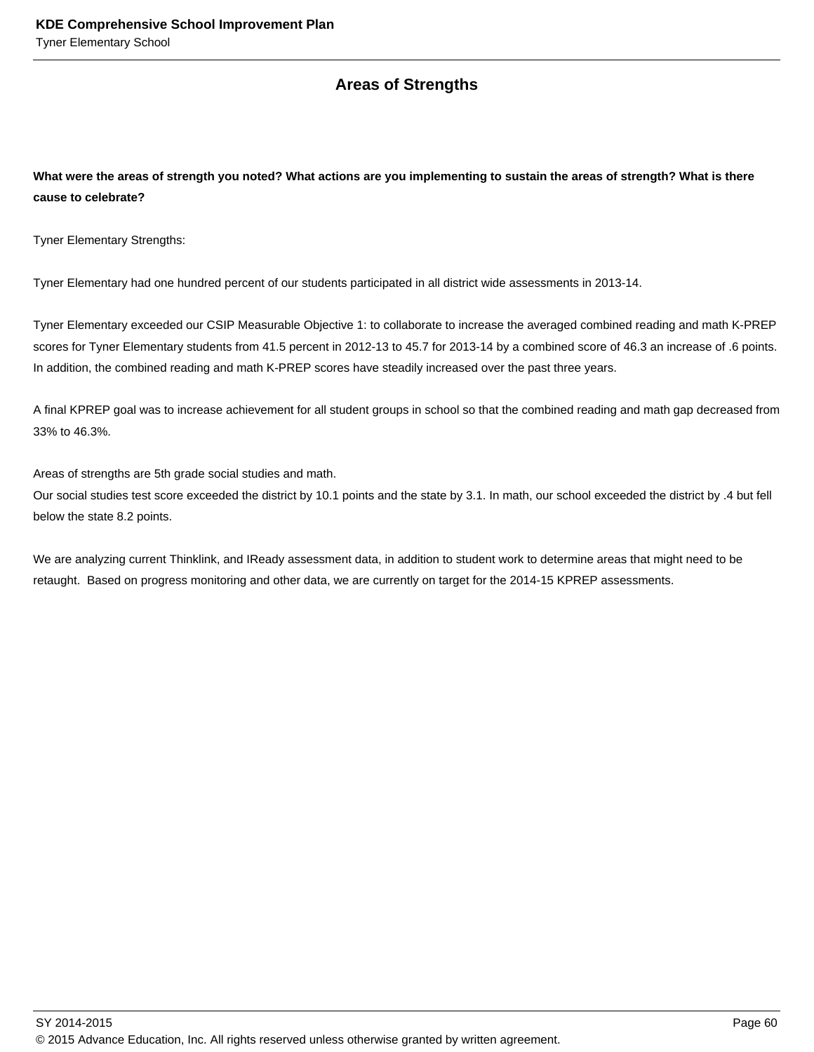## Areas of Strengths

**What were the areas of strength you noted? What actions are you implementing to sustain the areas of strength? What is there cause to celebrate?**

Tyner Elementary Strengths:

Tyner Elementary had one hundred percent of our students participated in all district wide assessments in 2013-14.

Tyner Elementary exceeded our CSIP Measurable Objective 1: to collaborate to increase the averaged combined reading and math K-PREP scores for Tyner Elementary students from 41.5 percent in 2012-13 to 45.7 for 2013-14 by a combined score of 46.3 an increase of .6 points. In addition, the combined reading and math K-PREP scores have steadily increased over the past three years.

A final KPREP goal was to increase achievement for all student groups in school so that the combined reading and math gap decreased from 33% to 46.3%.

Areas of strengths are 5th grade social studies and math.
Our social studies test score exceeded the district by 10.1 points and the state by 3.1. In math, our school exceeded the district by .4 but fell below the state 8.2 points.

We are analyzing current Thinklink, and IReady assessment data, in addition to student work to determine areas that might need to be retaught. Based on progress monitoring and other data, we are currently on target for the 2014-15 KPREP assessments.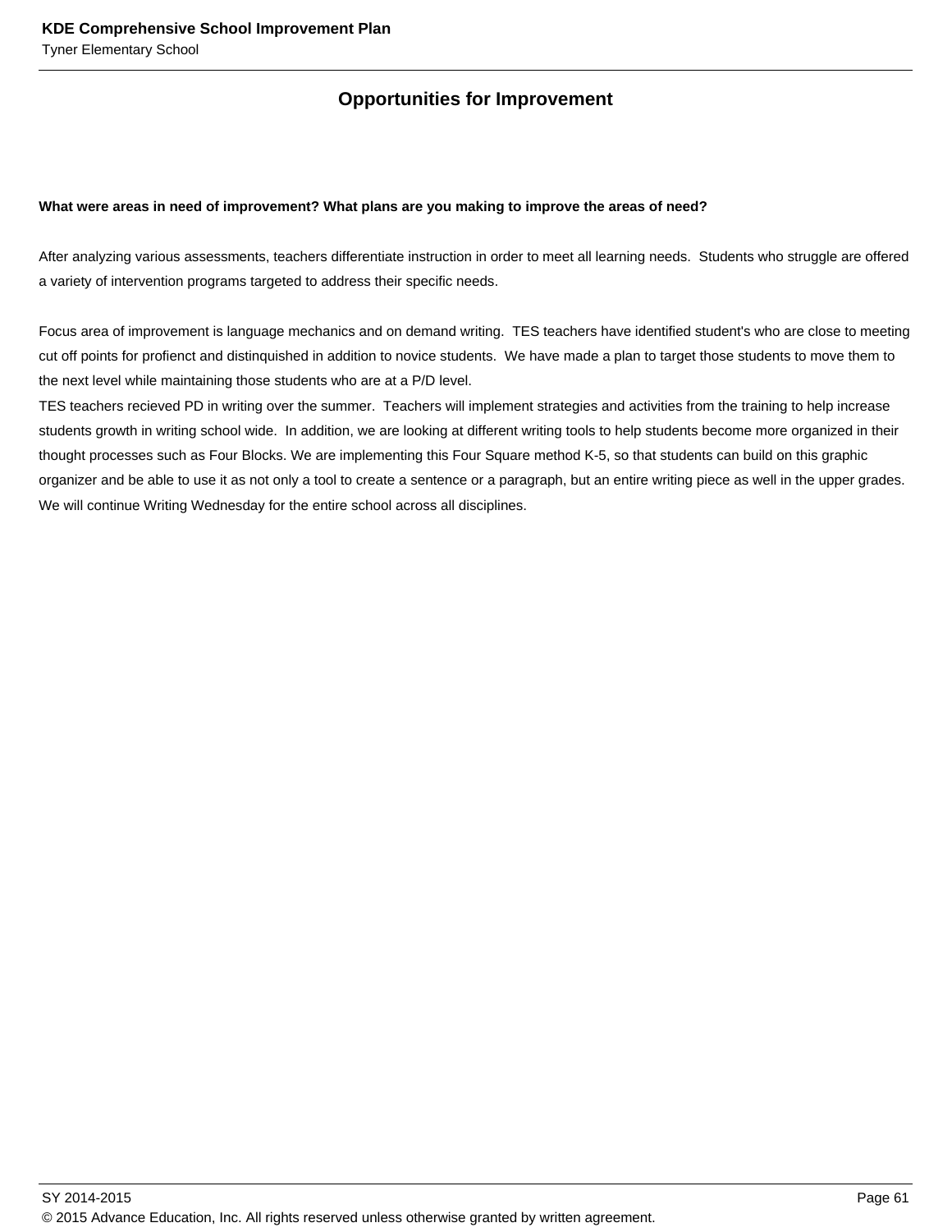## Opportunities for Improvement

**What were areas in need of improvement? What plans are you making to improve the areas of need?**

After analyzing various assessments, teachers differentiate instruction in order to meet all learning needs. Students who struggle are offered a variety of intervention programs targeted to address their specific needs.

Focus area of improvement is language mechanics and on demand writing. TES teachers have identified student's who are close to meeting cut off points for profienct and distinquished in addition to novice students. We have made a plan to target those students to move them to the next level while maintaining those students who are at a P/D level.
TES teachers recieved PD in writing over the summer. Teachers will implement strategies and activities from the training to help increase students growth in writing school wide. In addition, we are looking at different writing tools to help students become more organized in their thought processes such as Four Blocks. We are implementing this Four Square method K-5, so that students can build on this graphic organizer and be able to use it as not only a tool to create a sentence or a paragraph, but an entire writing piece as well in the upper grades.
We will continue Writing Wednesday for the entire school across all disciplines.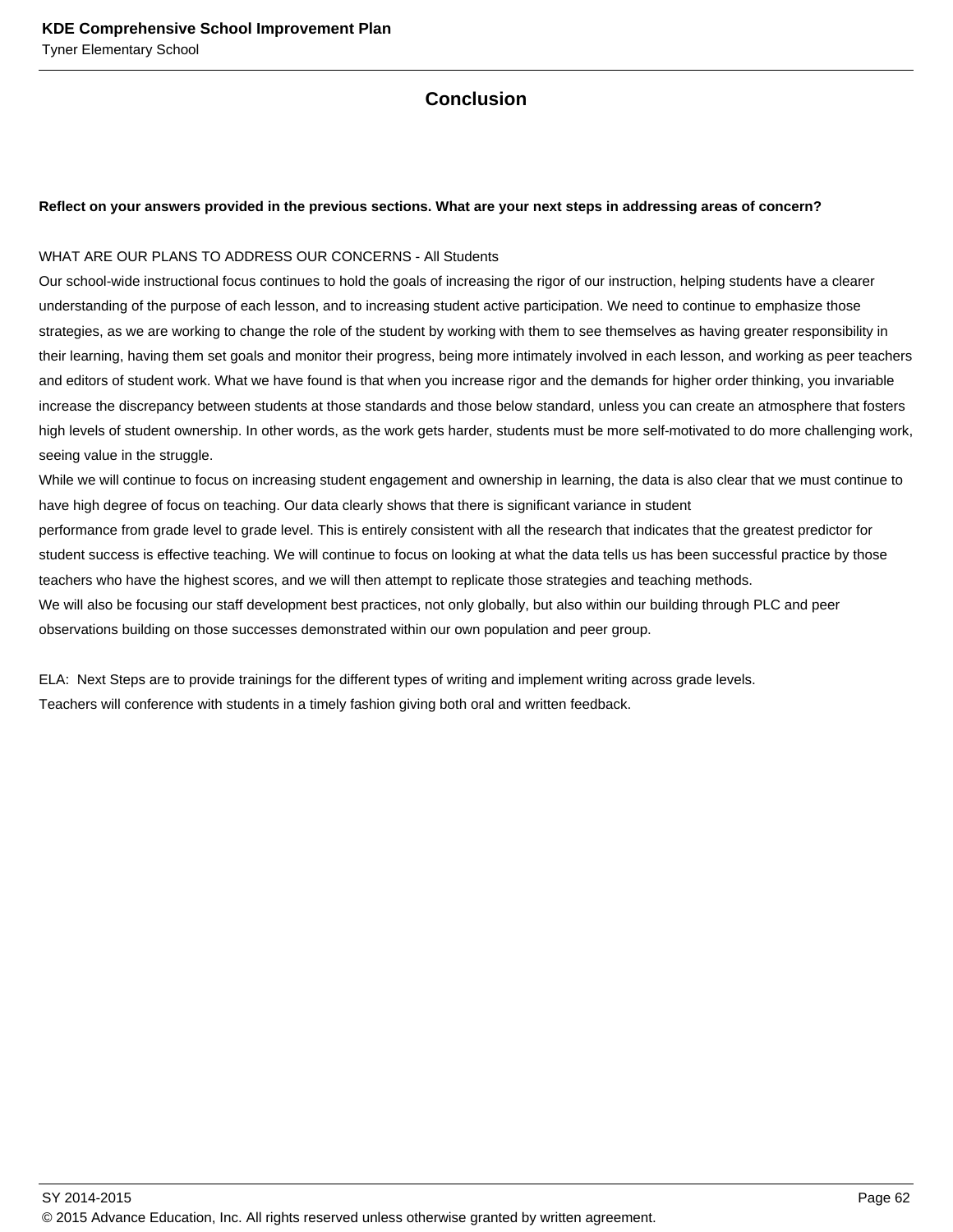## Conclusion

**Reflect on your answers provided in the previous sections. What are your next steps in addressing areas of concern?**

WHAT ARE OUR PLANS TO ADDRESS OUR CONCERNS - All Students
Our school-wide instructional focus continues to hold the goals of increasing the rigor of our instruction, helping students have a clearer understanding of the purpose of each lesson, and to increasing student active participation. We need to continue to emphasize those strategies, as we are working to change the role of the student by working with them to see themselves as having greater responsibility in their learning, having them set goals and monitor their progress, being more intimately involved in each lesson, and working as peer teachers and editors of student work. What we have found is that when you increase rigor and the demands for higher order thinking, you invariable increase the discrepancy between students at those standards and those below standard, unless you can create an atmosphere that fosters high levels of student ownership. In other words, as the work gets harder, students must be more self-motivated to do more challenging work, seeing value in the struggle.
While we will continue to focus on increasing student engagement and ownership in learning, the data is also clear that we must continue to have high degree of focus on teaching. Our data clearly shows that there is significant variance in student performance from grade level to grade level. This is entirely consistent with all the research that indicates that the greatest predictor for student success is effective teaching. We will continue to focus on looking at what the data tells us has been successful practice by those teachers who have the highest scores, and we will then attempt to replicate those strategies and teaching methods.
We will also be focusing our staff development best practices, not only globally, but also within our building through PLC and peer observations building on those successes demonstrated within our own population and peer group.

ELA: Next Steps are to provide trainings for the different types of writing and implement writing across grade levels.
Teachers will conference with students in a timely fashion giving both oral and written feedback.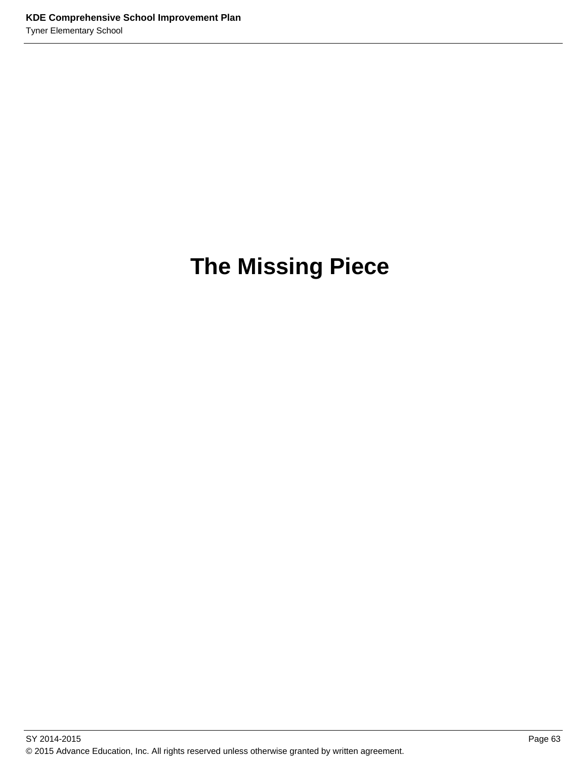# The Missing Piece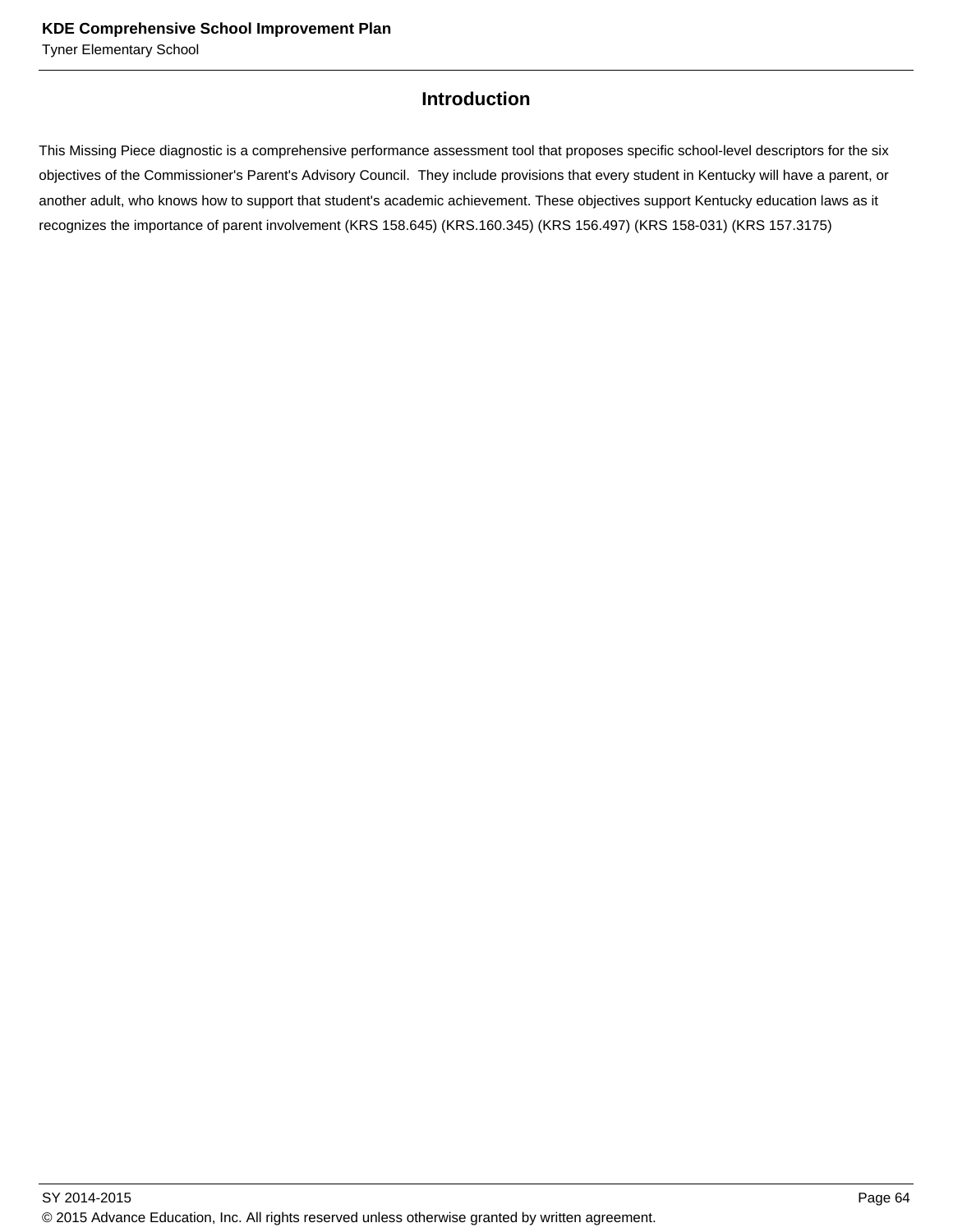## Introduction

This Missing Piece diagnostic is a comprehensive performance assessment tool that proposes specific school-level descriptors for the six objectives of the Commissioner's Parent's Advisory Council. They include provisions that every student in Kentucky will have a parent, or another adult, who knows how to support that student's academic achievement. These objectives support Kentucky education laws as it recognizes the importance of parent involvement (KRS 158.645) (KRS.160.345) (KRS 156.497) (KRS 158-031) (KRS 157.3175)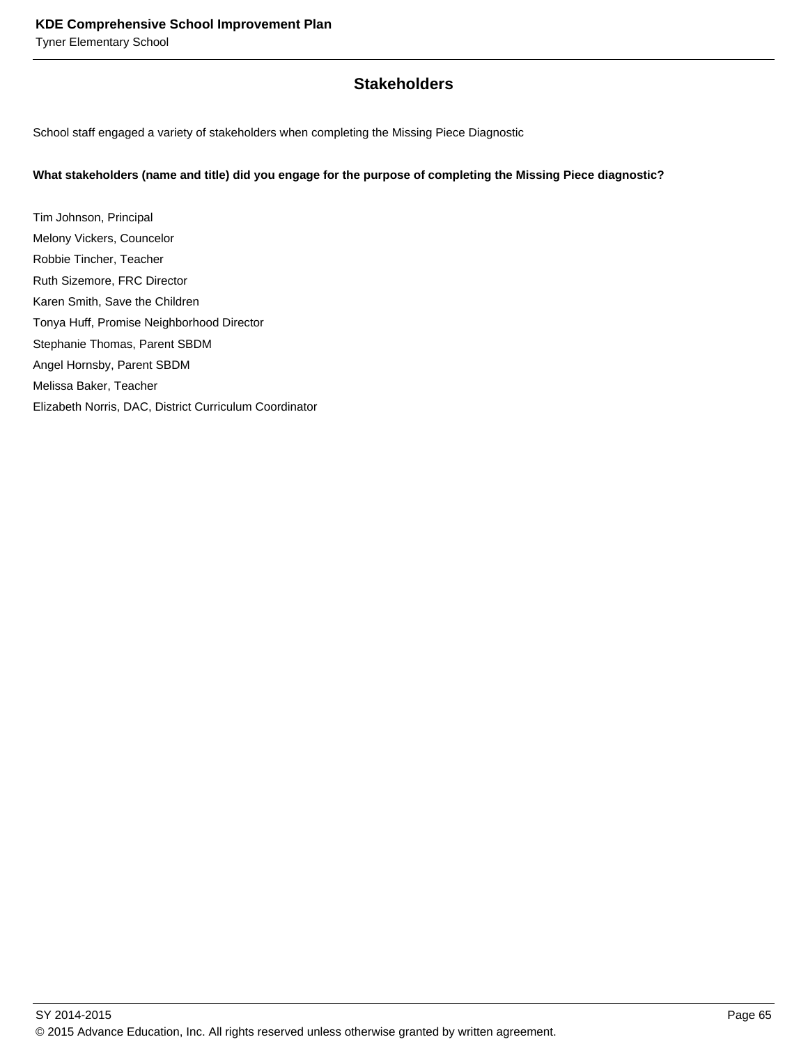## Stakeholders

School staff engaged a variety of stakeholders when completing the Missing Piece Diagnostic

**What stakeholders (name and title) did you engage for the purpose of completing the Missing Piece diagnostic?**

Tim Johnson, Principal
Melony Vickers, Councelor
Robbie Tincher, Teacher
Ruth Sizemore, FRC Director
Karen Smith, Save the Children
Tonya Huff, Promise Neighborhood Director
Stephanie Thomas, Parent SBDM
Angel Hornsby, Parent SBDM
Melissa Baker, Teacher
Elizabeth Norris, DAC, District Curriculum Coordinator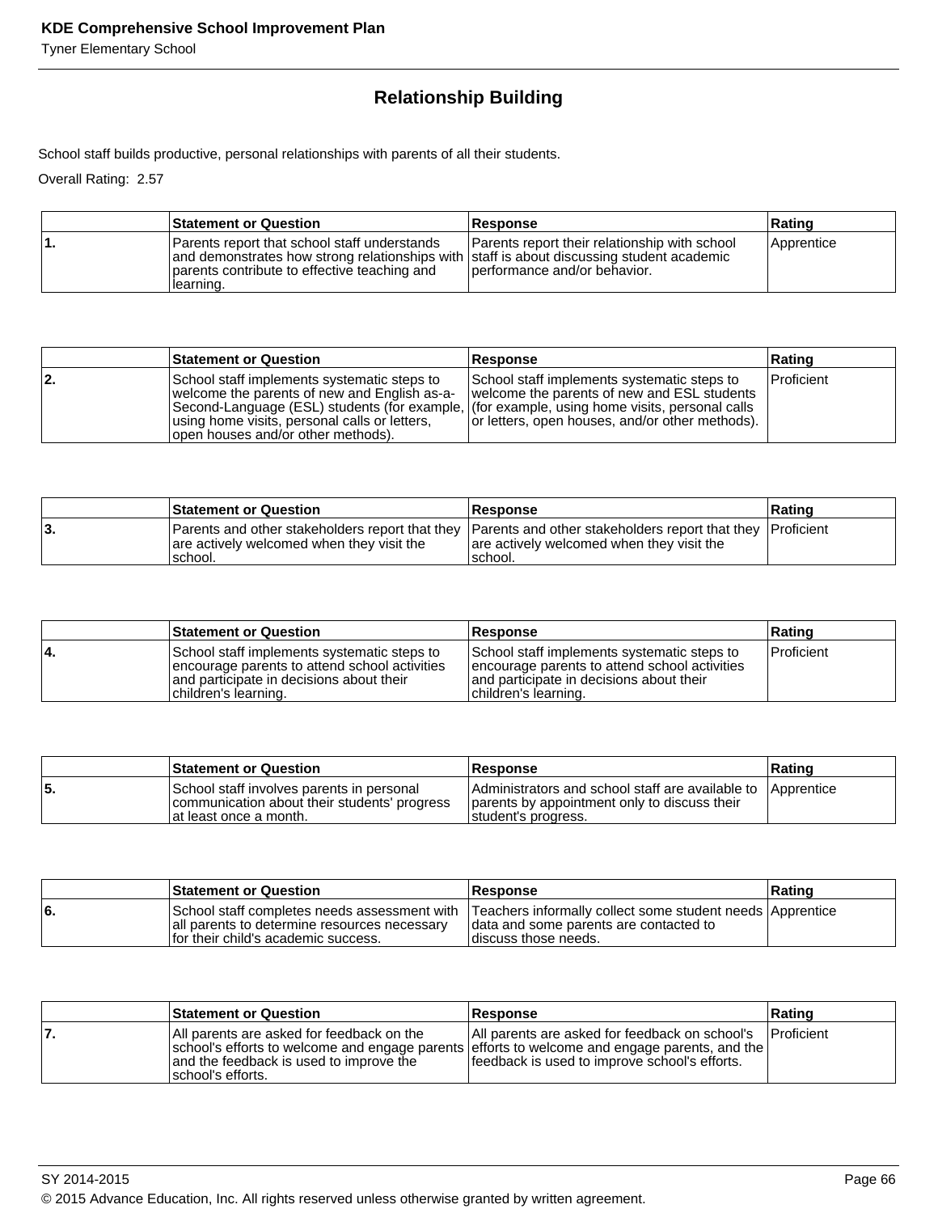## Relationship Building

School staff builds productive, personal relationships with parents of all their students.

Overall Rating: 2.57

| | Statement or Question | Response | Rating |
|---|---|---|---|
| 1. | Parents report that school staff understands and demonstrates how strong relationships with parents contribute to effective teaching and learning. | Parents report their relationship with school staff is about discussing student academic performance and/or behavior. | Apprentice |

| | Statement or Question | Response | Rating |
|---|---|---|---|
| 2. | School staff implements systematic steps to welcome the parents of new and English as-a-Second-Language (ESL) students (for example, using home visits, personal calls or letters, open houses and/or other methods). | School staff implements systematic steps to welcome the parents of new and ESL students (for example, using home visits, personal calls or letters, open houses, and/or other methods). | Proficient |

| | Statement or Question | Response | Rating |
|---|---|---|---|
| 3. | Parents and other stakeholders report that they are actively welcomed when they visit the school. | Parents and other stakeholders report that they are actively welcomed when they visit the school. | Proficient |

| | Statement or Question | Response | Rating |
|---|---|---|---|
| 4. | School staff implements systematic steps to encourage parents to attend school activities and participate in decisions about their children's learning. | School staff implements systematic steps to encourage parents to attend school activities and participate in decisions about their children's learning. | Proficient |

| | Statement or Question | Response | Rating |
|---|---|---|---|
| 5. | School staff involves parents in personal communication about their students' progress at least once a month. | Administrators and school staff are available to parents by appointment only to discuss their student's progress. | Apprentice |

| | Statement or Question | Response | Rating |
|---|---|---|---|
| 6. | School staff completes needs assessment with all parents to determine resources necessary for their child's academic success. | Teachers informally collect some student needs data and some parents are contacted to discuss those needs. | Apprentice |

| | Statement or Question | Response | Rating |
|---|---|---|---|
| 7. | All parents are asked for feedback on the school's efforts to welcome and engage parents and the feedback is used to improve the school's efforts. | All parents are asked for feedback on school's efforts to welcome and engage parents, and the feedback is used to improve school's efforts. | Proficient |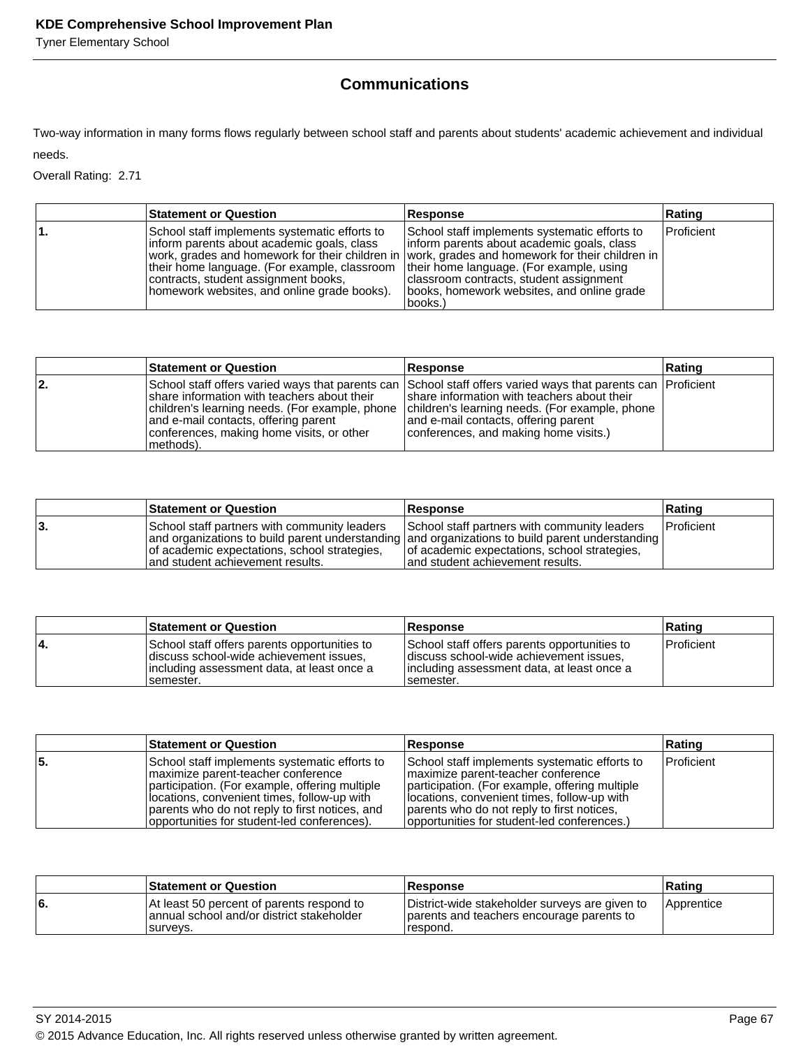## Communications

Two-way information in many forms flows regularly between school staff and parents about students' academic achievement and individual needs.

Overall Rating: 2.71

| | Statement or Question | Response | Rating |
|---|---|---|---|
| 1. | School staff implements systematic efforts to inform parents about academic goals, class work, grades and homework for their children in their home language. (For example, classroom contracts, student assignment books, homework websites, and online grade books). | School staff implements systematic efforts to inform parents about academic goals, class work, grades and homework for their children in their home language. (For example, using classroom contracts, student assignment books, homework websites, and online grade books.) | Proficient |

| | Statement or Question | Response | Rating |
|---|---|---|---|
| 2. | School staff offers varied ways that parents can share information with teachers about their children's learning needs. (For example, phone and e-mail contacts, offering parent conferences, making home visits, or other methods). | School staff offers varied ways that parents can share information with teachers about their children's learning needs. (For example, phone and e-mail contacts, offering parent conferences, and making home visits.) | Proficient |

| | Statement or Question | Response | Rating |
|---|---|---|---|
| 3. | School staff partners with community leaders and organizations to build parent understanding of academic expectations, school strategies, and student achievement results. | School staff partners with community leaders and organizations to build parent understanding of academic expectations, school strategies, and student achievement results. | Proficient |

| | Statement or Question | Response | Rating |
|---|---|---|---|
| 4. | School staff offers parents opportunities to discuss school-wide achievement issues, including assessment data, at least once a semester. | School staff offers parents opportunities to discuss school-wide achievement issues, including assessment data, at least once a semester. | Proficient |

| | Statement or Question | Response | Rating |
|---|---|---|---|
| 5. | School staff implements systematic efforts to maximize parent-teacher conference participation. (For example, offering multiple locations, convenient times, follow-up with parents who do not reply to first notices, and opportunities for student-led conferences). | School staff implements systematic efforts to maximize parent-teacher conference participation. (For example, offering multiple locations, convenient times, follow-up with parents who do not reply to first notices, opportunities for student-led conferences.) | Proficient |

| | Statement or Question | Response | Rating |
|---|---|---|---|
| 6. | At least 50 percent of parents respond to annual school and/or district stakeholder surveys. | District-wide stakeholder surveys are given to parents and teachers encourage parents to respond. | Apprentice |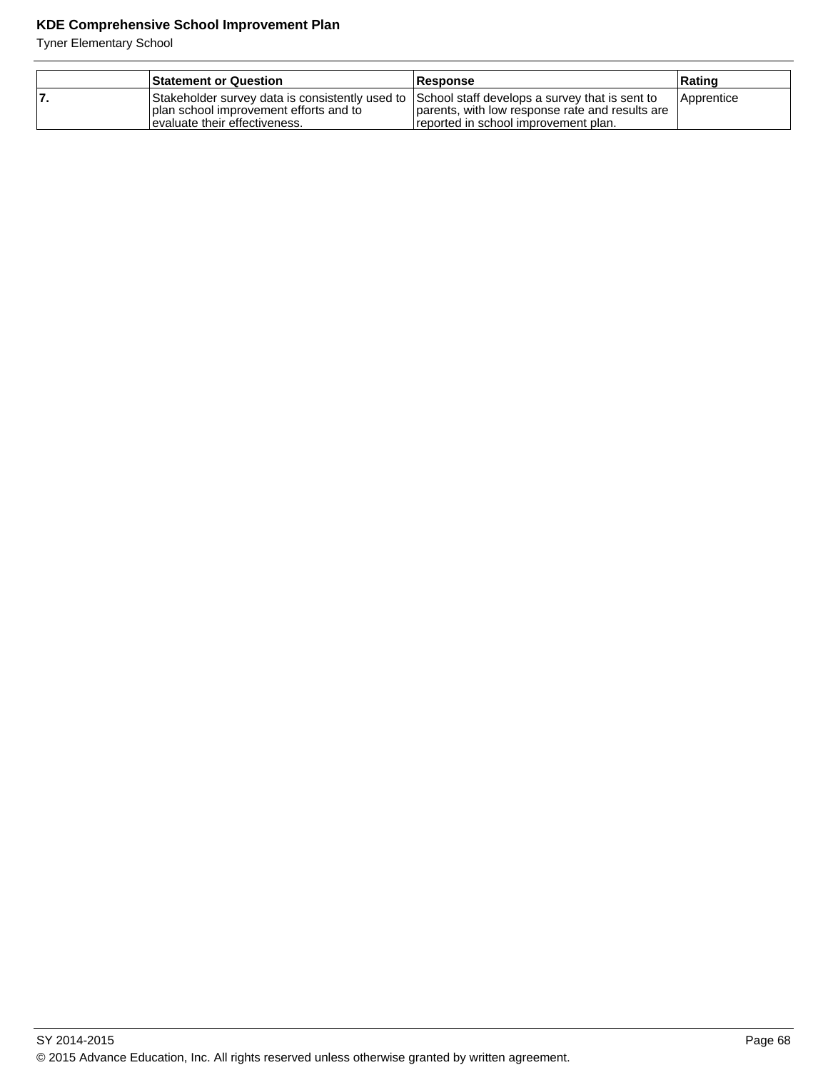| | Statement or Question | Response | Rating |
|---|---|---|---|
| 7. | Stakeholder survey data is consistently used to plan school improvement efforts and to evaluate their effectiveness. | School staff develops a survey that is sent to parents, with low response rate and results are reported in school improvement plan. | Apprentice |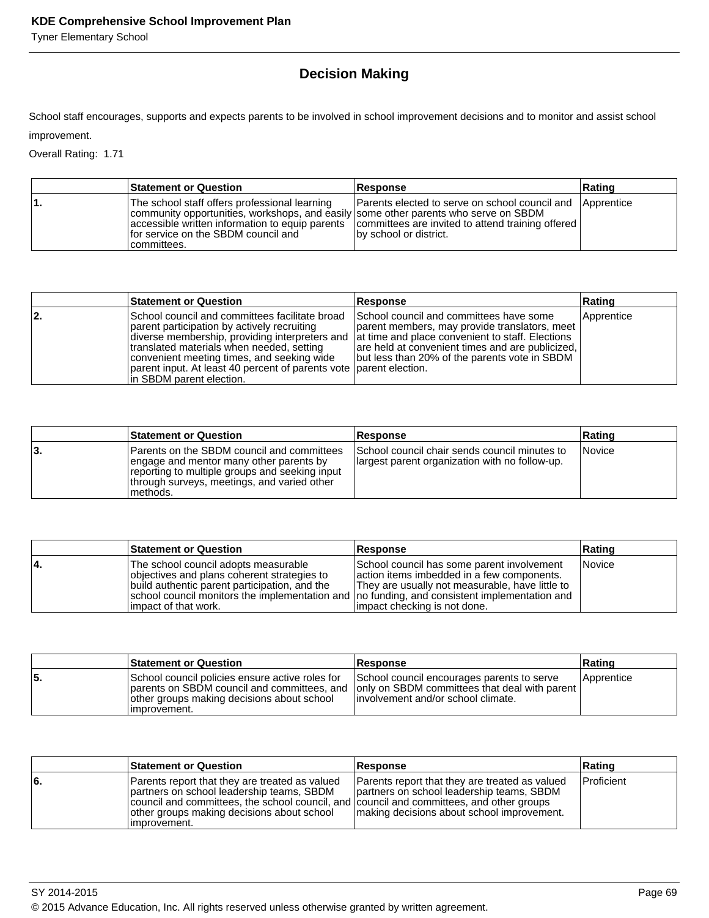## Decision Making

School staff encourages, supports and expects parents to be involved in school improvement decisions and to monitor and assist school improvement.

Overall Rating: 1.71

| | Statement or Question | Response | Rating |
|---|---|---|---|
| 1. | The school staff offers professional learning community opportunities, workshops, and easily accessible written information to equip parents for service on the SBDM council and committees. | Parents elected to serve on school council and some other parents who serve on SBDM committees are invited to attend training offered by school or district. | Apprentice |

| | Statement or Question | Response | Rating |
|---|---|---|---|
| 2. | School council and committees facilitate broad parent participation by actively recruiting diverse membership, providing interpreters and translated materials when needed, setting convenient meeting times, and seeking wide parent input. At least 40 percent of parents vote in SBDM parent election. | School council and committees have some parent members, may provide translators, meet at time and place convenient to staff. Elections are held at convenient times and are publicized, but less than 20% of the parents vote in SBDM parent election. | Apprentice |

| | Statement or Question | Response | Rating |
|---|---|---|---|
| 3. | Parents on the SBDM council and committees engage and mentor many other parents by reporting to multiple groups and seeking input through surveys, meetings, and varied other methods. | School council chair sends council minutes to largest parent organization with no follow-up. | Novice |

| | Statement or Question | Response | Rating |
|---|---|---|---|
| 4. | The school council adopts measurable objectives and plans coherent strategies to build authentic parent participation, and the school council monitors the implementation and impact of that work. | School council has some parent involvement action items imbedded in a few components. They are usually not measurable, have little to no funding, and consistent implementation and impact checking is not done. | Novice |

| | Statement or Question | Response | Rating |
|---|---|---|---|
| 5. | School council policies ensure active roles for parents on SBDM council and committees, and other groups making decisions about school improvement. | School council encourages parents to serve only on SBDM committees that deal with parent involvement and/or school climate. | Apprentice |

| | Statement or Question | Response | Rating |
|---|---|---|---|
| 6. | Parents report that they are treated as valued partners on school leadership teams, SBDM council and committees, the school council, and other groups making decisions about school improvement. | Parents report that they are treated as valued partners on school leadership teams, SBDM council and committees, and other groups making decisions about school improvement. | Proficient |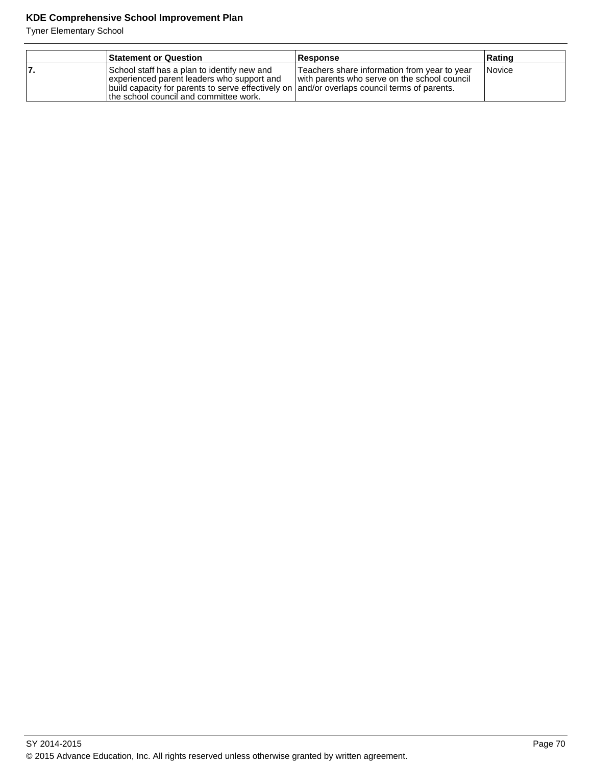| | Statement or Question | Response | Rating |
|---|---|---|---|
| 7. | School staff has a plan to identify new and experienced parent leaders who support and build capacity for parents to serve effectively on the school council and committee work. | Teachers share information from year to year with parents who serve on the school council and/or overlaps council terms of parents. | Novice |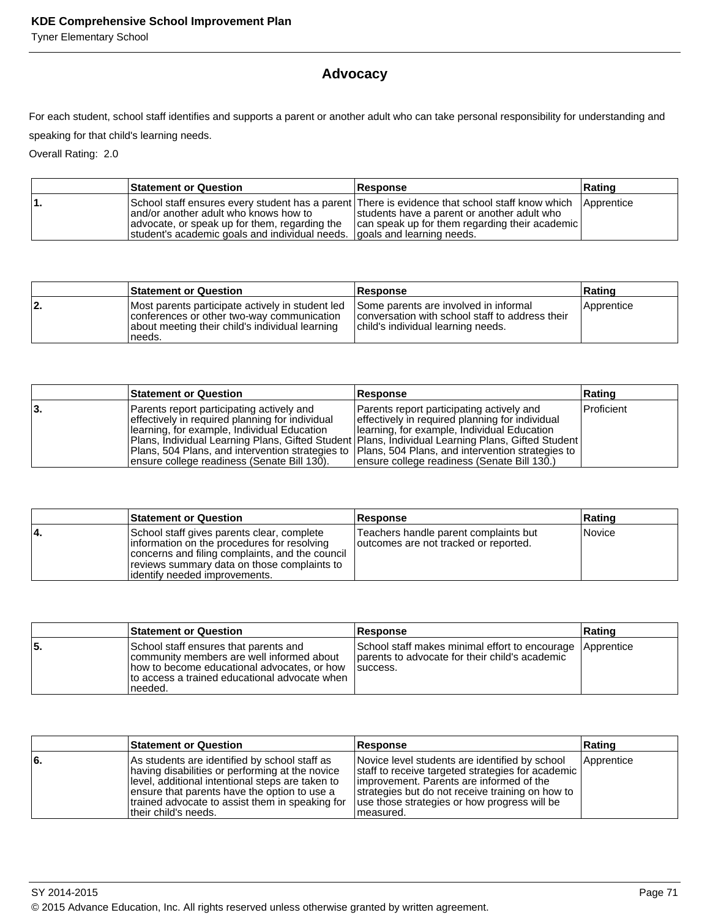## Advocacy

For each student, school staff identifies and supports a parent or another adult who can take personal responsibility for understanding and speaking for that child's learning needs.

Overall Rating: 2.0

| | Statement or Question | Response | Rating |
|---|---|---|---|
| 1. | School staff ensures every student has a parent and/or another adult who knows how to advocate, or speak up for them, regarding the student's academic goals and individual needs. | There is evidence that school staff know which students have a parent or another adult who can speak up for them regarding their academic goals and learning needs. | Apprentice |

| | Statement or Question | Response | Rating |
|---|---|---|---|
| 2. | Most parents participate actively in student led conferences or other two-way communication about meeting their child's individual learning needs. | Some parents are involved in informal conversation with school staff to address their child's individual learning needs. | Apprentice |

| | Statement or Question | Response | Rating |
|---|---|---|---|
| 3. | Parents report participating actively and effectively in required planning for individual learning, for example, Individual Education Plans, Individual Learning Plans, Gifted Student Plans, 504 Plans, and intervention strategies to ensure college readiness (Senate Bill 130). | Parents report participating actively and effectively in required planning for individual learning, for example, Individual Education Plans, Individual Learning Plans, Gifted Student Plans, 504 Plans, and intervention strategies to ensure college readiness (Senate Bill 130.) | Proficient |

| | Statement or Question | Response | Rating |
|---|---|---|---|
| 4. | School staff gives parents clear, complete information on the procedures for resolving concerns and filing complaints, and the council reviews summary data on those complaints to identify needed improvements. | Teachers handle parent complaints but outcomes are not tracked or reported. | Novice |

| | Statement or Question | Response | Rating |
|---|---|---|---|
| 5. | School staff ensures that parents and community members are well informed about how to become educational advocates, or how to access a trained educational advocate when needed. | School staff makes minimal effort to encourage parents to advocate for their child's academic success. | Apprentice |

| | Statement or Question | Response | Rating |
|---|---|---|---|
| 6. | As students are identified by school staff as having disabilities or performing at the novice level, additional intentional steps are taken to ensure that parents have the option to use a trained advocate to assist them in speaking for their child's needs. | Novice level students are identified by school staff to receive targeted strategies for academic improvement. Parents are informed of the strategies but do not receive training on how to use those strategies or how progress will be measured. | Apprentice |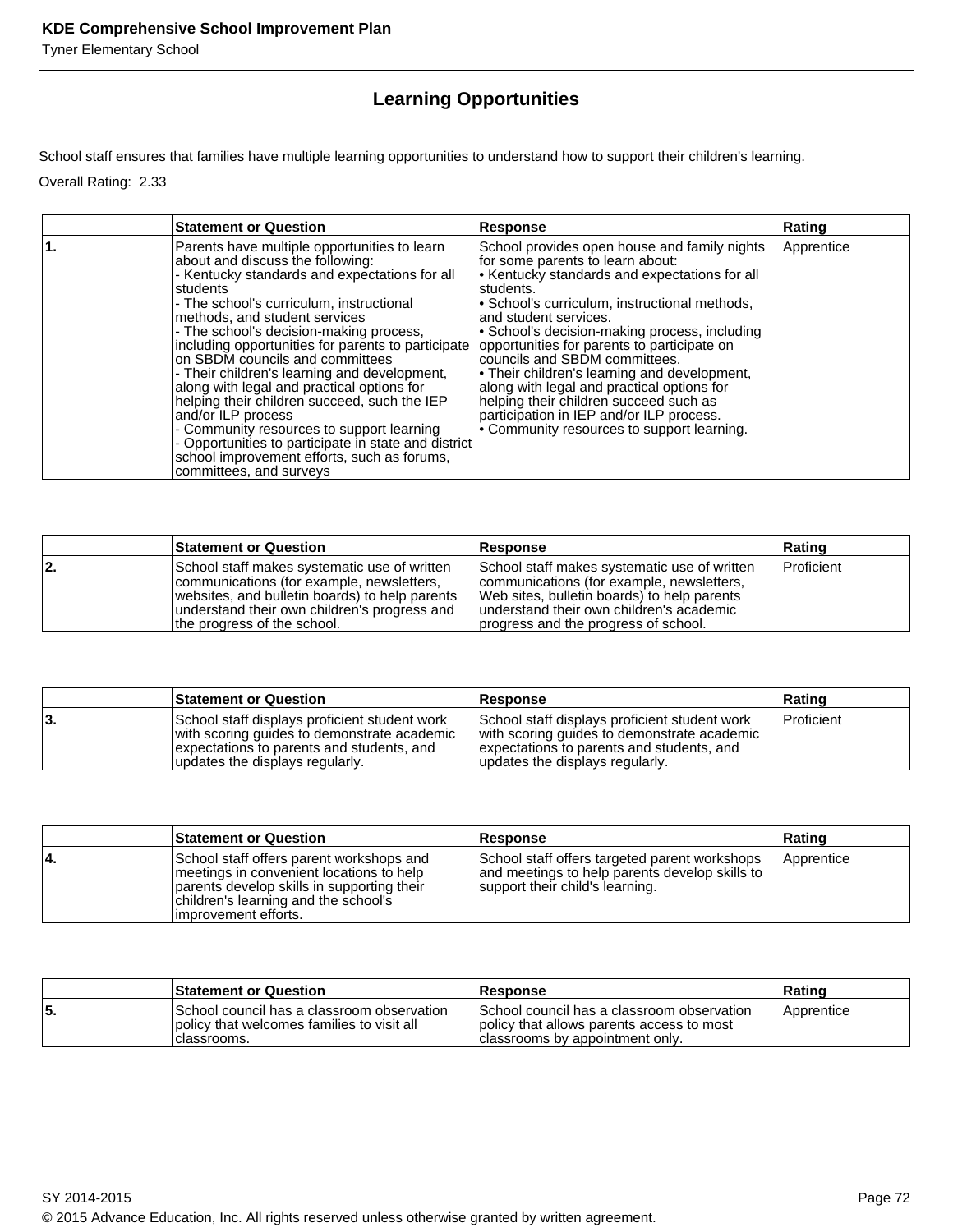## Learning Opportunities

School staff ensures that families have multiple learning opportunities to understand how to support their children's learning.

Overall Rating: 2.33

| | Statement or Question | Response | Rating |
|---|---|---|---|
| 1. | Parents have multiple opportunities to learn about and discuss the following:<br>- Kentucky standards and expectations for all students<br>- The school's curriculum, instructional methods, and student services<br>- The school's decision-making process, including opportunities for parents to participate on SBDM councils and committees<br>- Their children's learning and development, along with legal and practical options for helping their children succeed, such the IEP and/or ILP process<br>- Community resources to support learning<br>- Opportunities to participate in state and district school improvement efforts, such as forums, committees, and surveys | School provides open house and family nights for some parents to learn about:<br>• Kentucky standards and expectations for all students.<br>• School's curriculum, instructional methods, and student services.<br>• School's decision-making process, including opportunities for parents to participate on councils and SBDM committees.<br>• Their children's learning and development, along with legal and practical options for helping their children succeed such as participation in IEP and/or ILP process.<br>• Community resources to support learning. | Apprentice |

| | Statement or Question | Response | Rating |
|---|---|---|---|
| 2. | School staff makes systematic use of written communications (for example, newsletters, websites, and bulletin boards) to help parents understand their own children's progress and the progress of the school. | School staff makes systematic use of written communications (for example, newsletters, Web sites, bulletin boards) to help parents understand their own children's academic progress and the progress of school. | Proficient |

| | Statement or Question | Response | Rating |
|---|---|---|---|
| 3. | School staff displays proficient student work with scoring guides to demonstrate academic expectations to parents and students, and updates the displays regularly. | School staff displays proficient student work with scoring guides to demonstrate academic expectations to parents and students, and updates the displays regularly. | Proficient |

| | Statement or Question | Response | Rating |
|---|---|---|---|
| 4. | School staff offers parent workshops and meetings in convenient locations to help parents develop skills in supporting their children's learning and the school's improvement efforts. | School staff offers targeted parent workshops and meetings to help parents develop skills to support their child's learning. | Apprentice |

| | Statement or Question | Response | Rating |
|---|---|---|---|
| 5. | School council has a classroom observation policy that welcomes families to visit all classrooms. | School council has a classroom observation policy that allows parents access to most classrooms by appointment only. | Apprentice |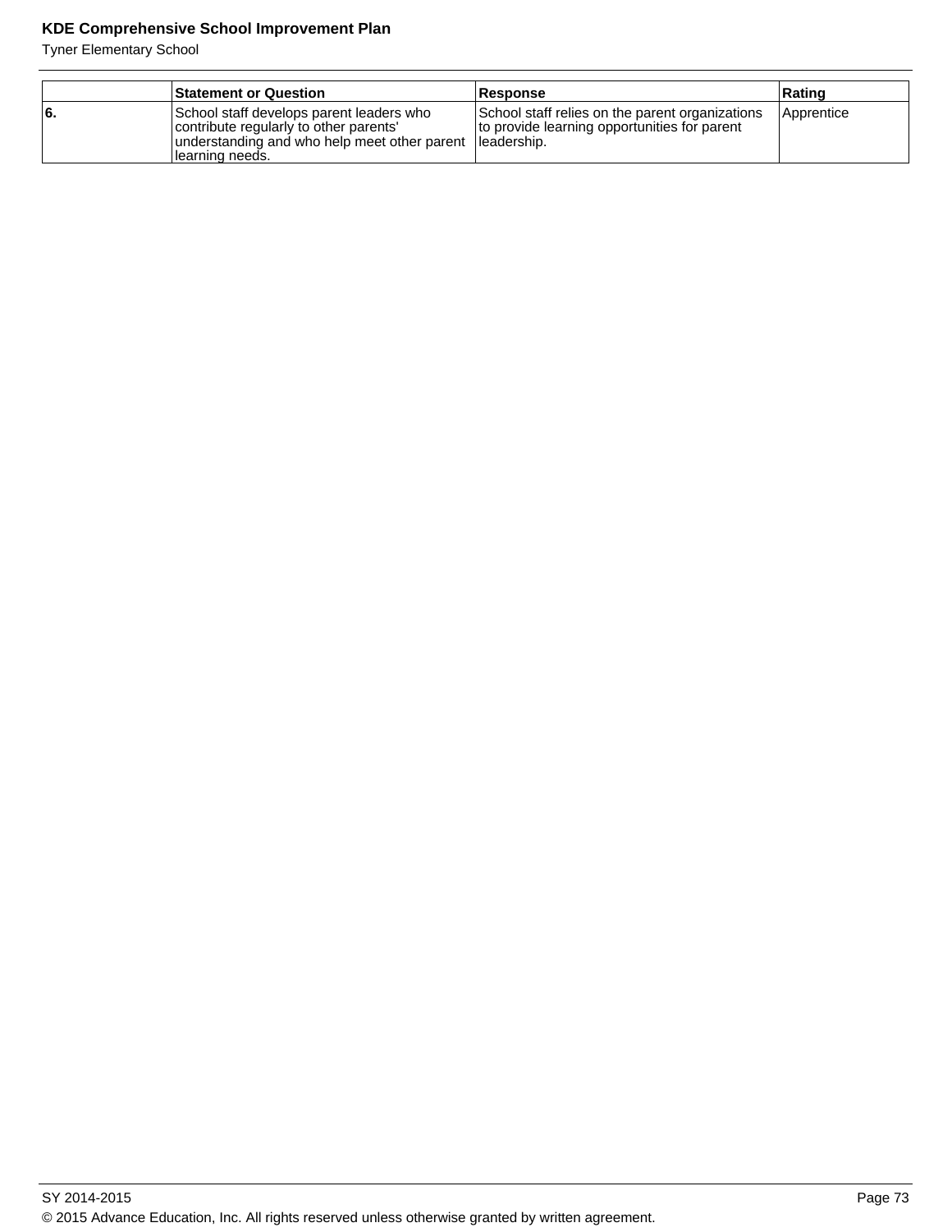| | Statement or Question | Response | Rating |
|---|---|---|---|
| 6. | School staff develops parent leaders who contribute regularly to other parents' understanding and who help meet other parent learning needs. | School staff relies on the parent organizations to provide learning opportunities for parent leadership. | Apprentice |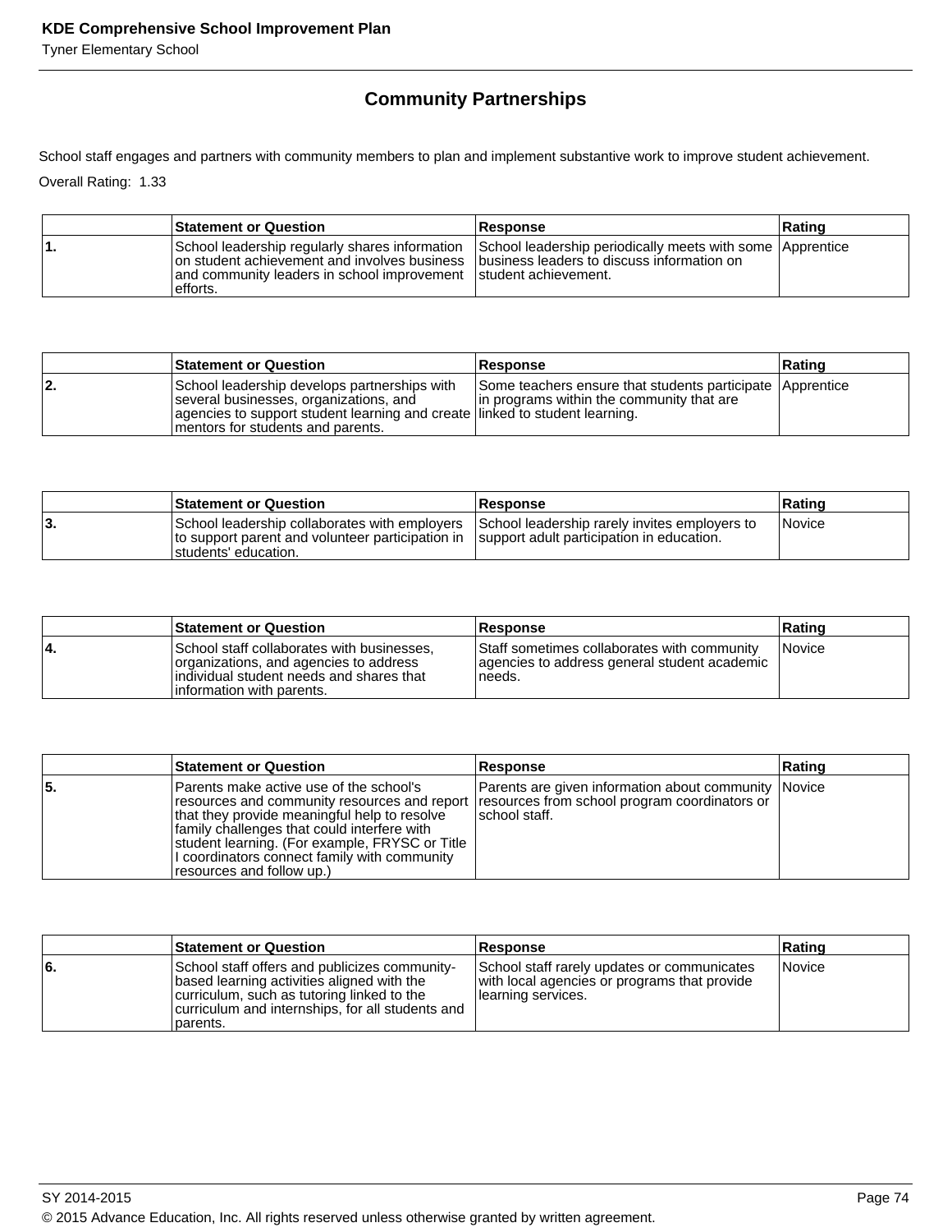## Community Partnerships

School staff engages and partners with community members to plan and implement substantive work to improve student achievement.

Overall Rating: 1.33

| | Statement or Question | Response | Rating |
|---|---|---|---|
| 1. | School leadership regularly shares information on student achievement and involves business and community leaders in school improvement efforts. | School leadership periodically meets with some business leaders to discuss information on student achievement. | Apprentice |

| | Statement or Question | Response | Rating |
|---|---|---|---|
| 2. | School leadership develops partnerships with several businesses, organizations, and agencies to support student learning and create mentors for students and parents. | Some teachers ensure that students participate in programs within the community that are linked to student learning. | Apprentice |

| | Statement or Question | Response | Rating |
|---|---|---|---|
| 3. | School leadership collaborates with employers to support parent and volunteer participation in students' education. | School leadership rarely invites employers to support adult participation in education. | Novice |

| | Statement or Question | Response | Rating |
|---|---|---|---|
| 4. | School staff collaborates with businesses, organizations, and agencies to address individual student needs and shares that information with parents. | Staff sometimes collaborates with community agencies to address general student academic needs. | Novice |

| | Statement or Question | Response | Rating |
|---|---|---|---|
| 5. | Parents make active use of the school's resources and community resources and report that they provide meaningful help to resolve family challenges that could interfere with student learning. (For example, FRYSC or Title I coordinators connect family with community resources and follow up.) | Parents are given information about community resources from school program coordinators or school staff. | Novice |

| | Statement or Question | Response | Rating |
|---|---|---|---|
| 6. | School staff offers and publicizes community-based learning activities aligned with the curriculum, such as tutoring linked to the curriculum and internships, for all students and parents. | School staff rarely updates or communicates with local agencies or programs that provide learning services. | Novice |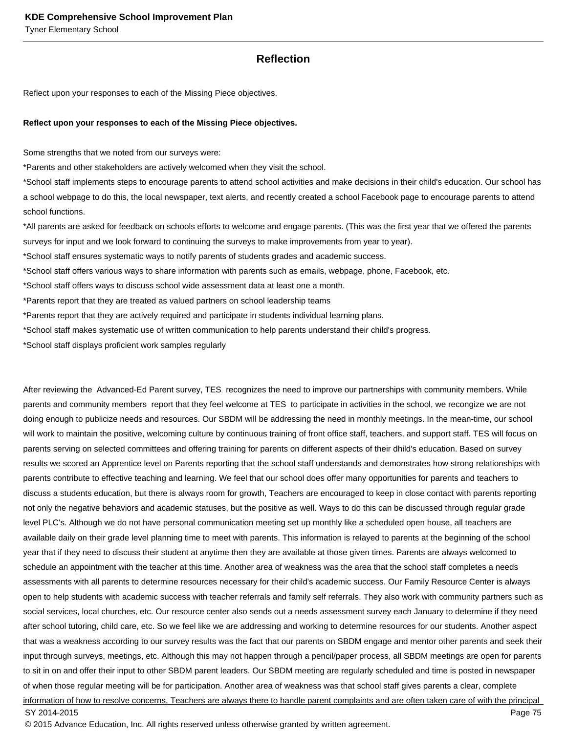## Reflection

Reflect upon your responses to each of the Missing Piece objectives.

**Reflect upon your responses to each of the Missing Piece objectives.**

Some strengths that we noted from our surveys were:
*Parents and other stakeholders are actively welcomed when they visit the school.
*School staff implements steps to encourage parents to attend school activities and make decisions in their child's education. Our school has a school webpage to do this, the local newspaper, text alerts, and recently created a school Facebook page to encourage parents to attend school functions.
*All parents are asked for feedback on schools efforts to welcome and engage parents. (This was the first year that we offered the parents surveys for input and we look forward to continuing the surveys to make improvements from year to year).
*School staff ensures systematic ways to notify parents of students grades and academic success.
*School staff offers various ways to share information with parents such as emails, webpage, phone, Facebook, etc.
*School staff offers ways to discuss school wide assessment data at least one a month.
*Parents report that they are treated as valued partners on school leadership teams
*Parents report that they are actively required and participate in students individual learning plans.
*School staff makes systematic use of written communication to help parents understand their child's progress.
*School staff displays proficient work samples regularly

After reviewing the Advanced-Ed Parent survey, TES recognizes the need to improve our partnerships with community members. While parents and community members report that they feel welcome at TES to participate in activities in the school, we recongize we are not doing enough to publicize needs and resources. Our SBDM will be addressing the need in monthly meetings. In the mean-time, our school will work to maintain the positive, welcoming culture by continuous training of front office staff, teachers, and support staff. TES will focus on parents serving on selected committees and offering training for parents on different aspects of their dhild's education. Based on survey results we scored an Apprentice level on Parents reporting that the school staff understands and demonstrates how strong relationships with parents contribute to effective teaching and learning. We feel that our school does offer many opportunities for parents and teachers to discuss a students education, but there is always room for growth, Teachers are encouraged to keep in close contact with parents reporting not only the negative behaviors and academic statuses, but the positive as well. Ways to do this can be discussed through regular grade level PLC's. Although we do not have personal communication meeting set up monthly like a scheduled open house, all teachers are available daily on their grade level planning time to meet with parents. This information is relayed to parents at the beginning of the school year that if they need to discuss their student at anytime then they are available at those given times. Parents are always welcomed to schedule an appointment with the teacher at this time. Another area of weakness was the area that the school staff completes a needs assessments with all parents to determine resources necessary for their child's academic success. Our Family Resource Center is always open to help students with academic success with teacher referrals and family self referrals. They also work with community partners such as social services, local churches, etc. Our resource center also sends out a needs assessment survey each January to determine if they need after school tutoring, child care, etc. So we feel like we are addressing and working to determine resources for our students. Another aspect that was a weakness according to our survey results was the fact that our parents on SBDM engage and mentor other parents and seek their input through surveys, meetings, etc. Although this may not happen through a pencil/paper process, all SBDM meetings are open for parents to sit in on and offer their input to other SBDM parent leaders. Our SBDM meeting are regularly scheduled and time is posted in newspaper of when those regular meeting will be for participation. Another area of weakness was that school staff gives parents a clear, complete information of how to resolve concerns, Teachers are always there to handle parent complaints and are often taken care of with the principal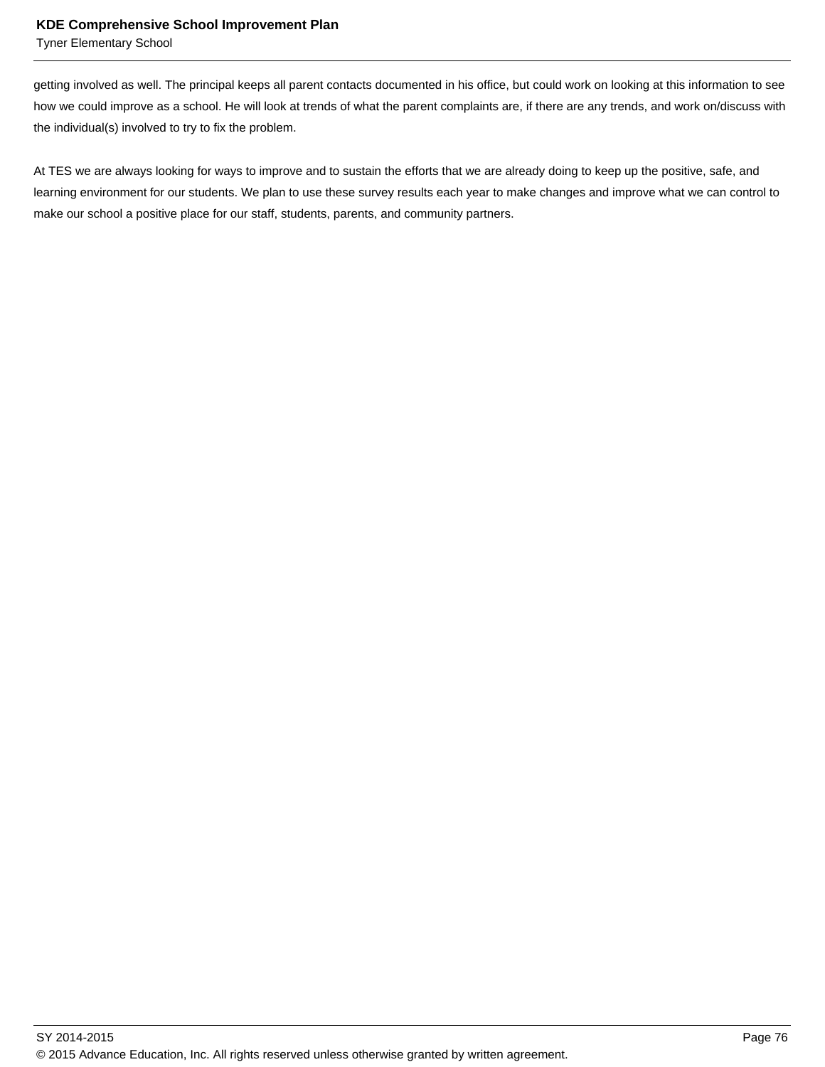getting involved as well. The principal keeps all parent contacts documented in his office, but could work on looking at this information to see how we could improve as a school. He will look at trends of what the parent complaints are, if there are any trends, and work on/discuss with the individual(s) involved to try to fix the problem.

At TES we are always looking for ways to improve and to sustain the efforts that we are already doing to keep up the positive, safe, and learning environment for our students. We plan to use these survey results each year to make changes and improve what we can control to make our school a positive place for our staff, students, parents, and community partners.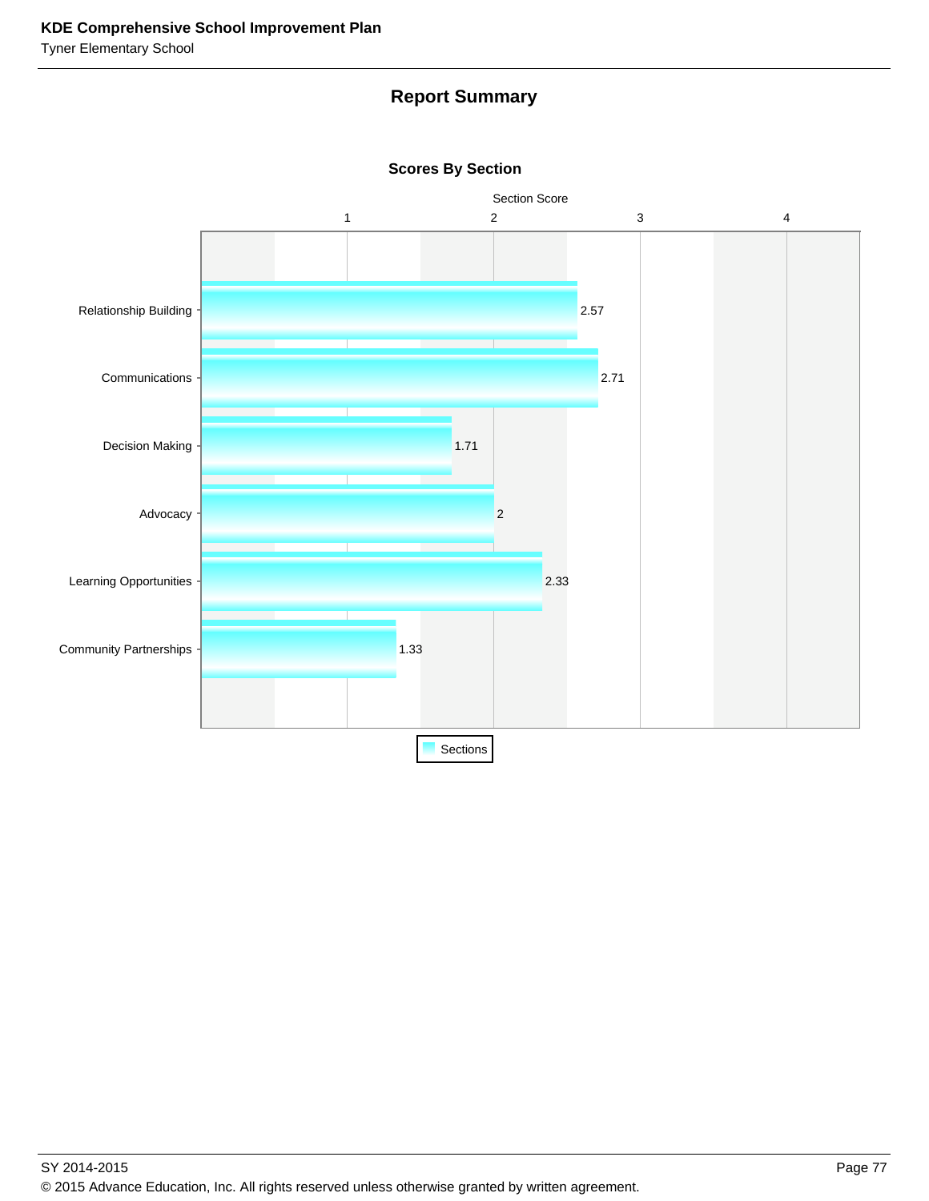## Report Summary

### Scores By Section

| Section | Section Score |
|---|---|
| Relationship Building | 2.57 |
| Communications | 2.71 |
| Decision Making | 1.71 |
| Advocacy | 2 |
| Learning Opportunities | 2.33 |
| Community Partnerships | 1.33 |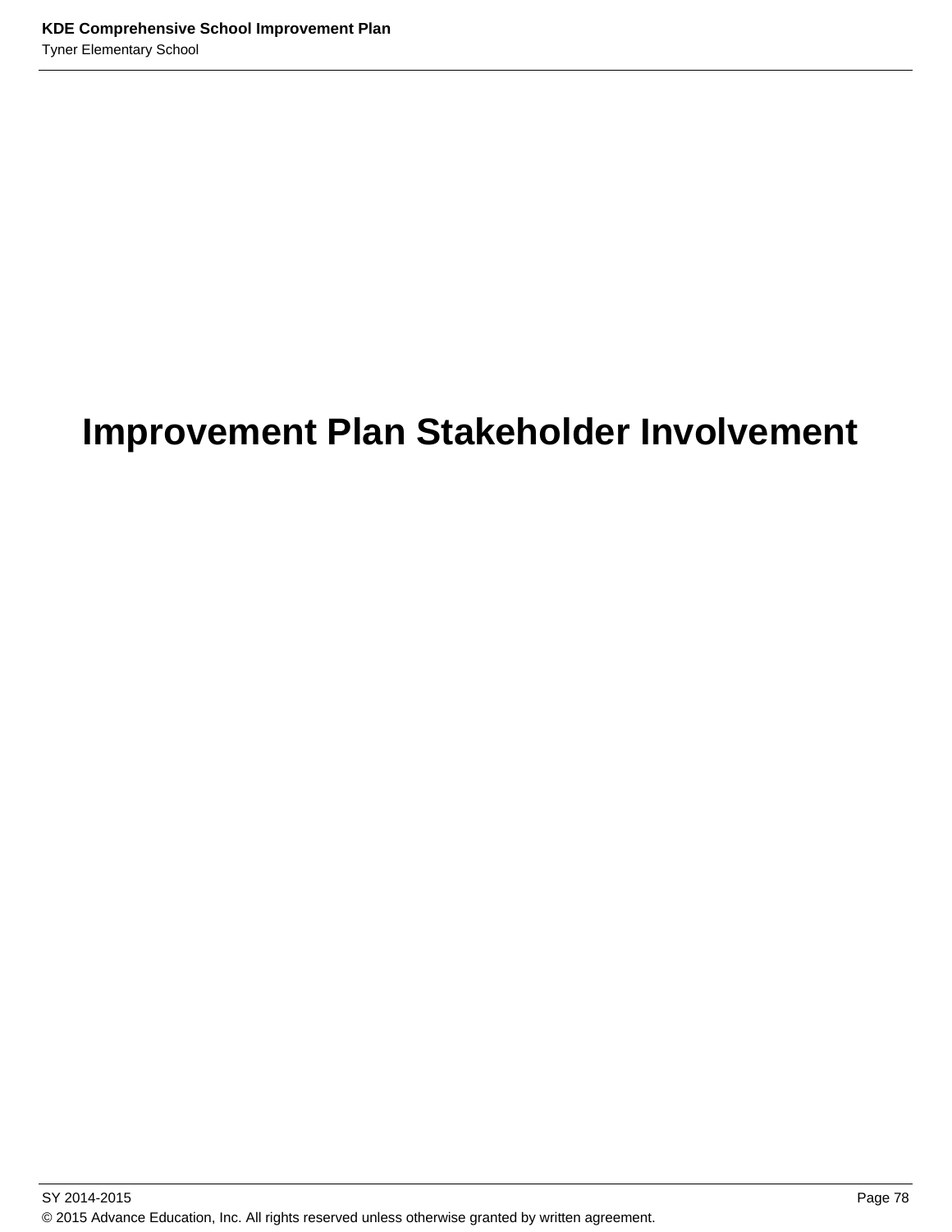# Improvement Plan Stakeholder Involvement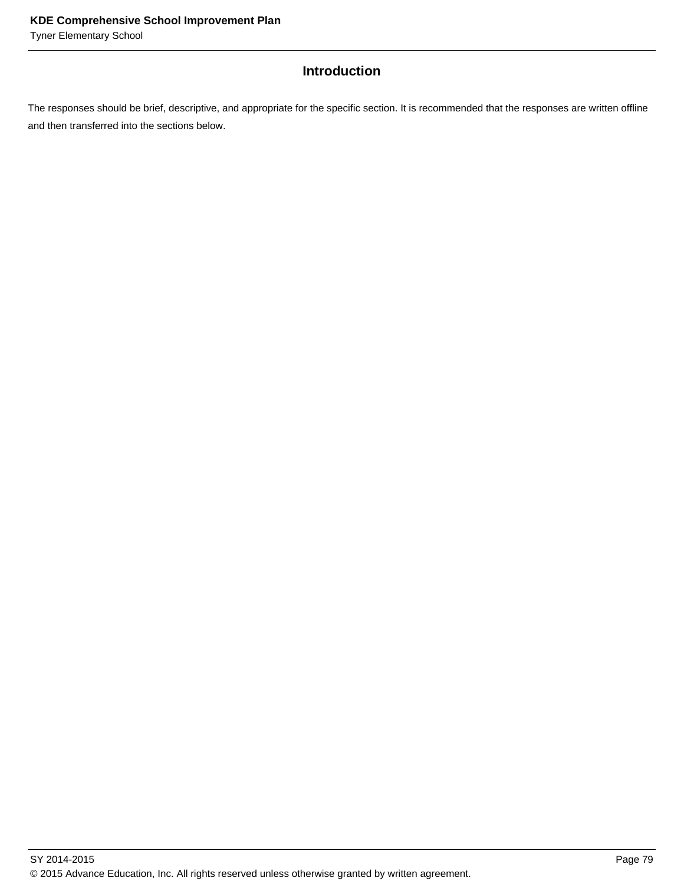## Introduction

The responses should be brief, descriptive, and appropriate for the specific section. It is recommended that the responses are written offline and then transferred into the sections below.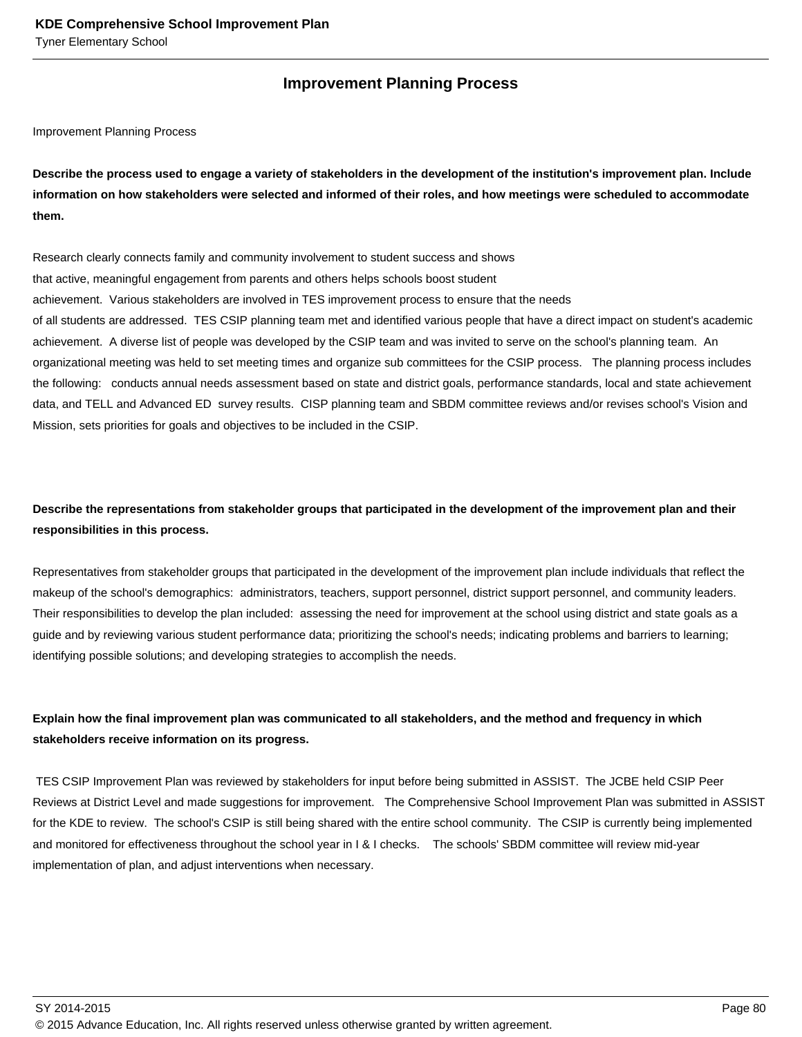## Improvement Planning Process

Improvement Planning Process

**Describe the process used to engage a variety of stakeholders in the development of the institution's improvement plan. Include information on how stakeholders were selected and informed of their roles, and how meetings were scheduled to accommodate them.**

Research clearly connects family and community involvement to student success and shows that active, meaningful engagement from parents and others helps schools boost student achievement. Various stakeholders are involved in TES improvement process to ensure that the needs of all students are addressed. TES CSIP planning team met and identified various people that have a direct impact on student's academic achievement. A diverse list of people was developed by the CSIP team and was invited to serve on the school's planning team. An organizational meeting was held to set meeting times and organize sub committees for the CSIP process. The planning process includes the following: conducts annual needs assessment based on state and district goals, performance standards, local and state achievement data, and TELL and Advanced ED survey results. CISP planning team and SBDM committee reviews and/or revises school's Vision and Mission, sets priorities for goals and objectives to be included in the CSIP.

**Describe the representations from stakeholder groups that participated in the development of the improvement plan and their responsibilities in this process.**

Representatives from stakeholder groups that participated in the development of the improvement plan include individuals that reflect the makeup of the school's demographics: administrators, teachers, support personnel, district support personnel, and community leaders. Their responsibilities to develop the plan included: assessing the need for improvement at the school using district and state goals as a guide and by reviewing various student performance data; prioritizing the school's needs; indicating problems and barriers to learning; identifying possible solutions; and developing strategies to accomplish the needs.

**Explain how the final improvement plan was communicated to all stakeholders, and the method and frequency in which stakeholders receive information on its progress.**

TES CSIP Improvement Plan was reviewed by stakeholders for input before being submitted in ASSIST. The JCBE held CSIP Peer Reviews at District Level and made suggestions for improvement. The Comprehensive School Improvement Plan was submitted in ASSIST for the KDE to review. The school's CSIP is still being shared with the entire school community. The CSIP is currently being implemented and monitored for effectiveness throughout the school year in I & I checks. The schools' SBDM committee will review mid-year implementation of plan, and adjust interventions when necessary.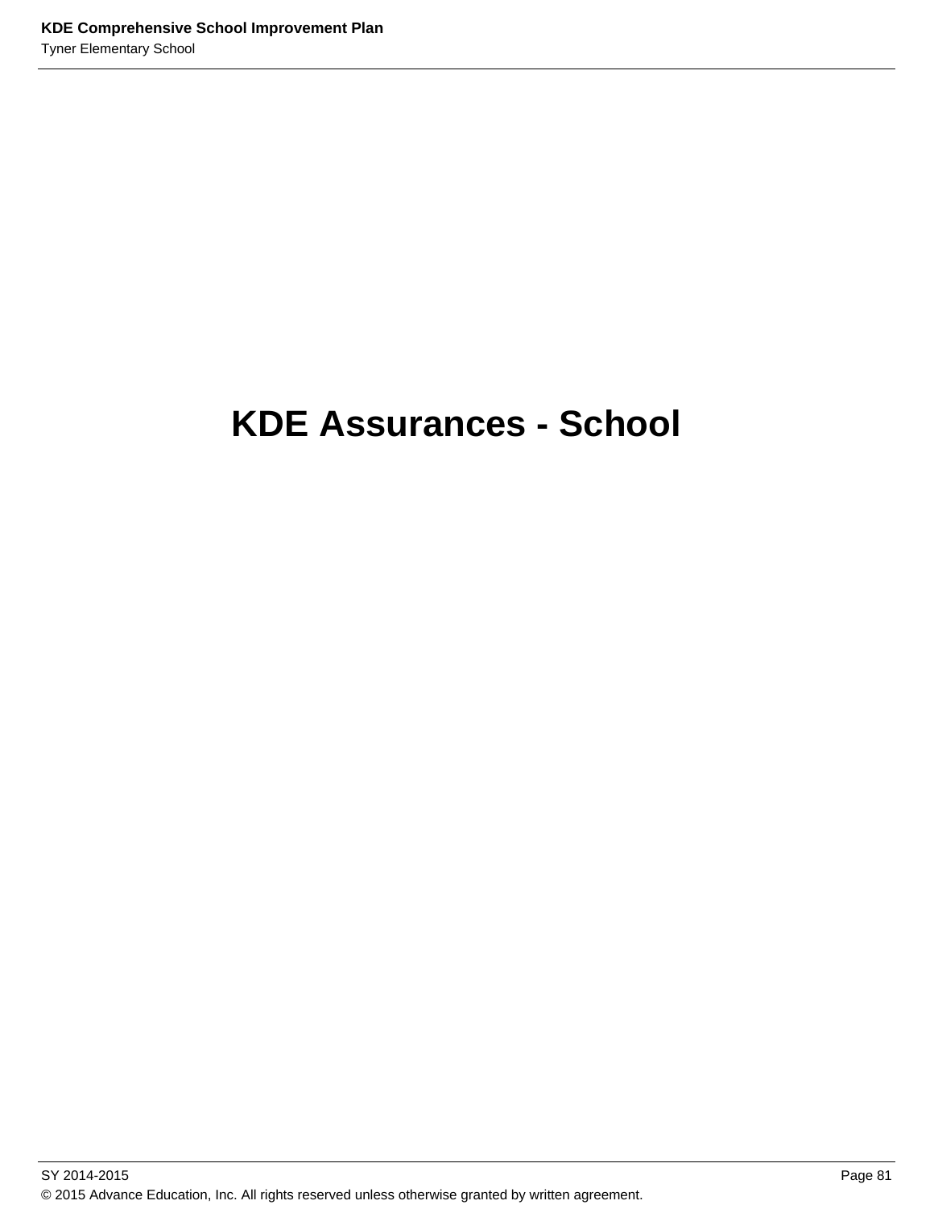# KDE Assurances - School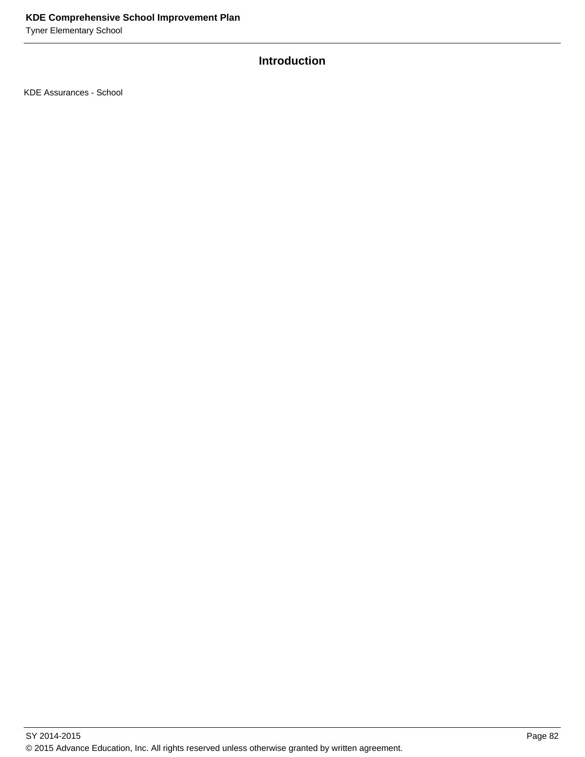## Introduction

KDE Assurances - School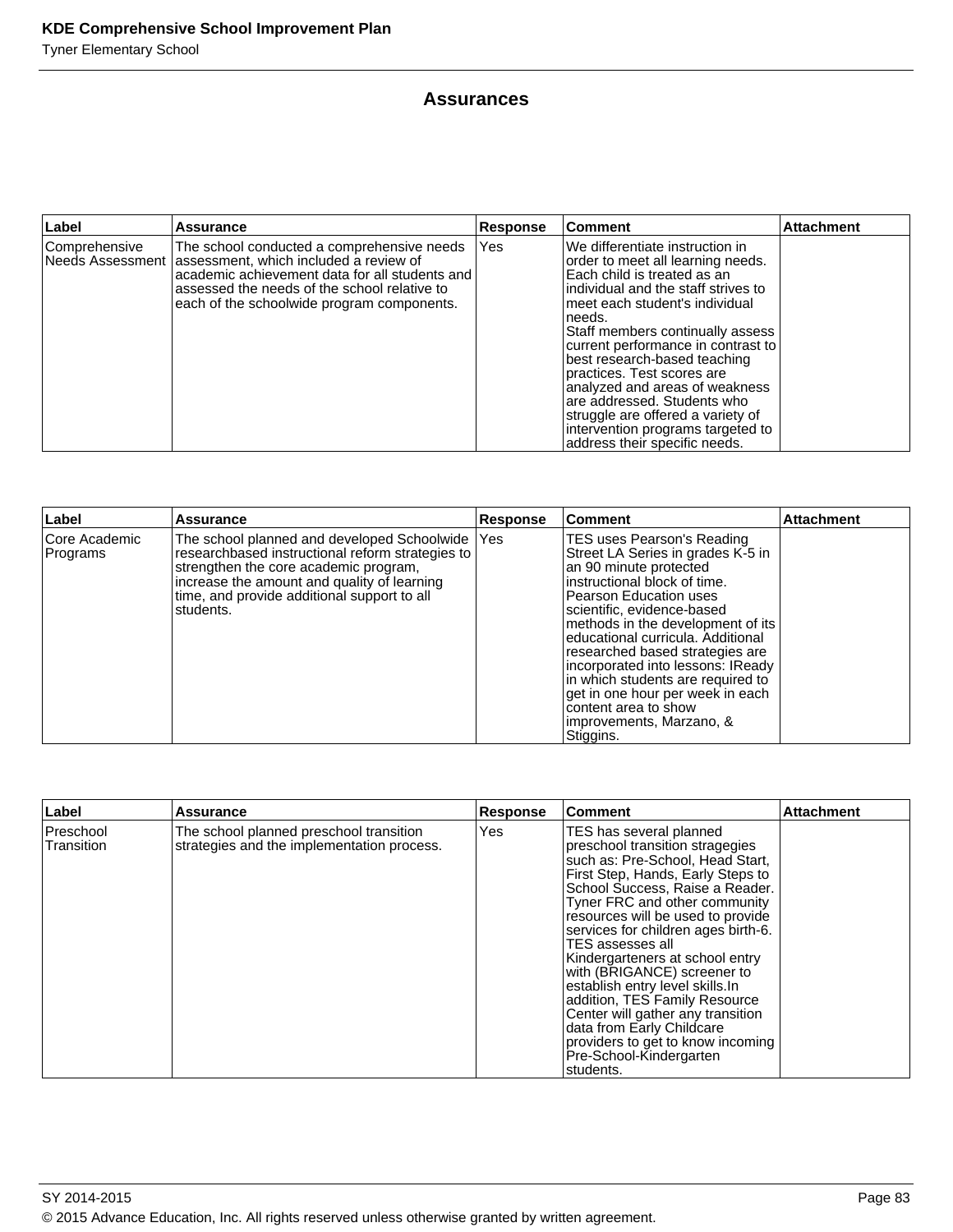## Assurances

| Label | Assurance | Response | Comment | Attachment |
|---|---|---|---|---|
| Comprehensive Needs Assessment | The school conducted a comprehensive needs assessment, which included a review of academic achievement data for all students and assessed the needs of the school relative to each of the schoolwide program components. | Yes | We differentiate instruction in order to meet all learning needs. Each child is treated as an individual and the staff strives to meet each student's individual needs.<br>Staff members continually assess current performance in contrast to best research-based teaching practices. Test scores are analyzed and areas of weakness are addressed. Students who struggle are offered a variety of intervention programs targeted to address their specific needs. | |

| Label | Assurance | Response | Comment | Attachment |
|---|---|---|---|---|
| Core Academic Programs | The school planned and developed Schoolwide researchbased instructional reform strategies to strengthen the core academic program, increase the amount and quality of learning time, and provide additional support to all students. | Yes | TES uses Pearson's Reading Street LA Series in grades K-5 in an 90 minute protected instructional block of time. Pearson Education uses scientific, evidence-based methods in the development of its educational curricula. Additional researched based strategies are incorporated into lessons: IReady in which students are required to get in one hour per week in each content area to show improvements, Marzano, & Stiggins. | |

| Label | Assurance | Response | Comment | Attachment |
|---|---|---|---|---|
| Preschool Transition | The school planned preschool transition strategies and the implementation process. | Yes | TES has several planned preschool transition stragegies such as: Pre-School, Head Start, First Step, Hands, Early Steps to School Success, Raise a Reader. Tyner FRC and other community resources will be used to provide services for children ages birth-6. TES assesses all Kindergarteners at school entry with (BRIGANCE) screener to establish entry level skills.In addition, TES Family Resource Center will gather any transition data from Early Childcare providers to get to know incoming Pre-School-Kindergarten students. | |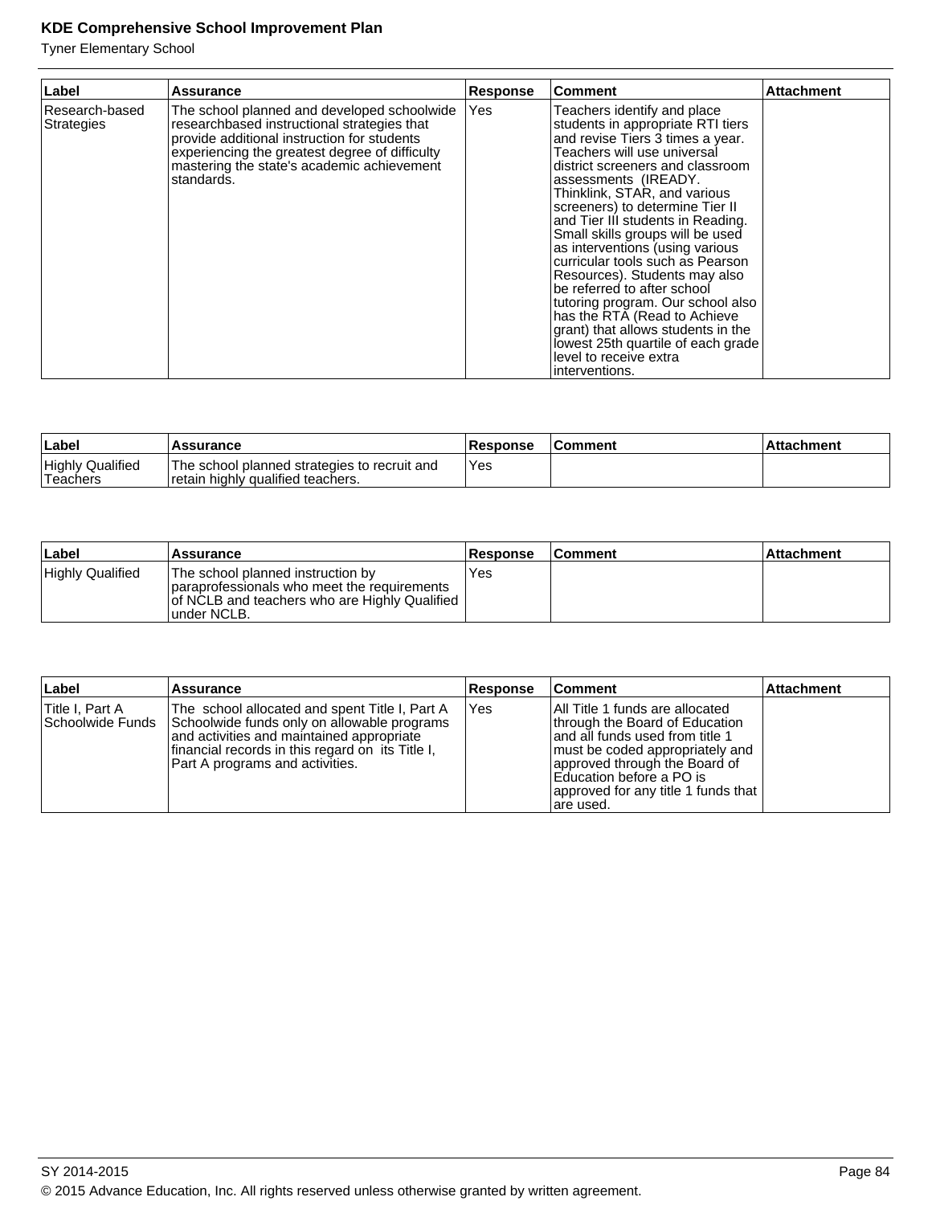| Label | Assurance | Response | Comment | Attachment |
|---|---|---|---|---|
| Research-based Strategies | The school planned and developed schoolwide researchbased instructional strategies that provide additional instruction for students experiencing the greatest degree of difficulty mastering the state's academic achievement standards. | Yes | Teachers identify and place students in appropriate RTI tiers and revise Tiers 3 times a year. Teachers will use universal district screeners and classroom assessments (IREADY. Thinklink, STAR, and various screeners) to determine Tier II and Tier III students in Reading. Small skills groups will be used as interventions (using various curricular tools such as Pearson Resources). Students may also be referred to after school tutoring program. Our school also has the RTA (Read to Achieve grant) that allows students in the lowest 25th quartile of each grade level to receive extra interventions. | |

| Label | Assurance | Response | Comment | Attachment |
|---|---|---|---|---|
| Highly Qualified Teachers | The school planned strategies to recruit and retain highly qualified teachers. | Yes | | |

| Label | Assurance | Response | Comment | Attachment |
|---|---|---|---|---|
| Highly Qualified | The school planned instruction by paraprofessionals who meet the requirements of NCLB and teachers who are Highly Qualified under NCLB. | Yes | | |

| Label | Assurance | Response | Comment | Attachment |
|---|---|---|---|---|
| Title I, Part A Schoolwide Funds | The school allocated and spent Title I, Part A Schoolwide funds only on allowable programs and activities and maintained appropriate financial records in this regard on its Title I, Part A programs and activities. | Yes | All Title 1 funds are allocated through the Board of Education and all funds used from title 1 must be coded appropriately and approved through the Board of Education before a PO is approved for any title 1 funds that are used. | |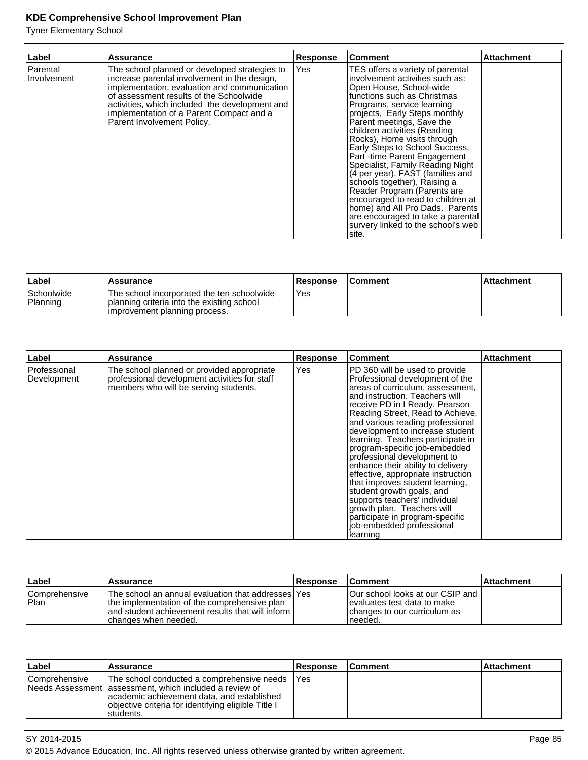| Label | Assurance | Response | Comment | Attachment |
|---|---|---|---|---|
| Parental Involvement | The school planned or developed strategies to increase parental involvement in the design, implementation, evaluation and communication of assessment results of the Schoolwide activities, which included the development and implementation of a Parent Compact and a Parent Involvement Policy. | Yes | TES offers a variety of parental involvement activities such as: Open House, School-wide functions such as Christmas Programs. service learning projects, Early Steps monthly Parent meetings, Save the children activities (Reading Rocks), Home visits through Early Steps to School Success, Part -time Parent Engagement Specialist, Family Reading Night (4 per year), FAST (families and schools together), Raising a Reader Program (Parents are encouraged to read to children at home) and All Pro Dads. Parents are encouraged to take a parental survery linked to the school's web site. | |

| Label | Assurance | Response | Comment | Attachment |
|---|---|---|---|---|
| Schoolwide Planning | The school incorporated the ten schoolwide planning criteria into the existing school improvement planning process. | Yes | | |

| Label | Assurance | Response | Comment | Attachment |
|---|---|---|---|---|
| Professional Development | The school planned or provided appropriate professional development activities for staff members who will be serving students. | Yes | PD 360 will be used to provide Professional development of the areas of curriculum, assessment, and instruction. Teachers will receive PD in I Ready, Pearson Reading Street, Read to Achieve, and various reading professional development to increase student learning. Teachers participate in program-specific job-embedded professional development to enhance their ability to delivery effective, appropriate instruction that improves student learning, student growth goals, and supports teachers' individual growth plan. Teachers will participate in program-specific job-embedded professional learning | |

| Label | Assurance | Response | Comment | Attachment |
|---|---|---|---|---|
| Comprehensive Plan | The school an annual evaluation that addresses the implementation of the comprehensive plan and student achievement results that will inform changes when needed. | Yes | Our school looks at our CSIP and evaluates test data to make changes to our curriculum as needed. | |

| Label | Assurance | Response | Comment | Attachment |
|---|---|---|---|---|
| Comprehensive Needs Assessment | The school conducted a comprehensive needs assessment, which included a review of academic achievement data, and established objective criteria for identifying eligible Title I students. | Yes | | |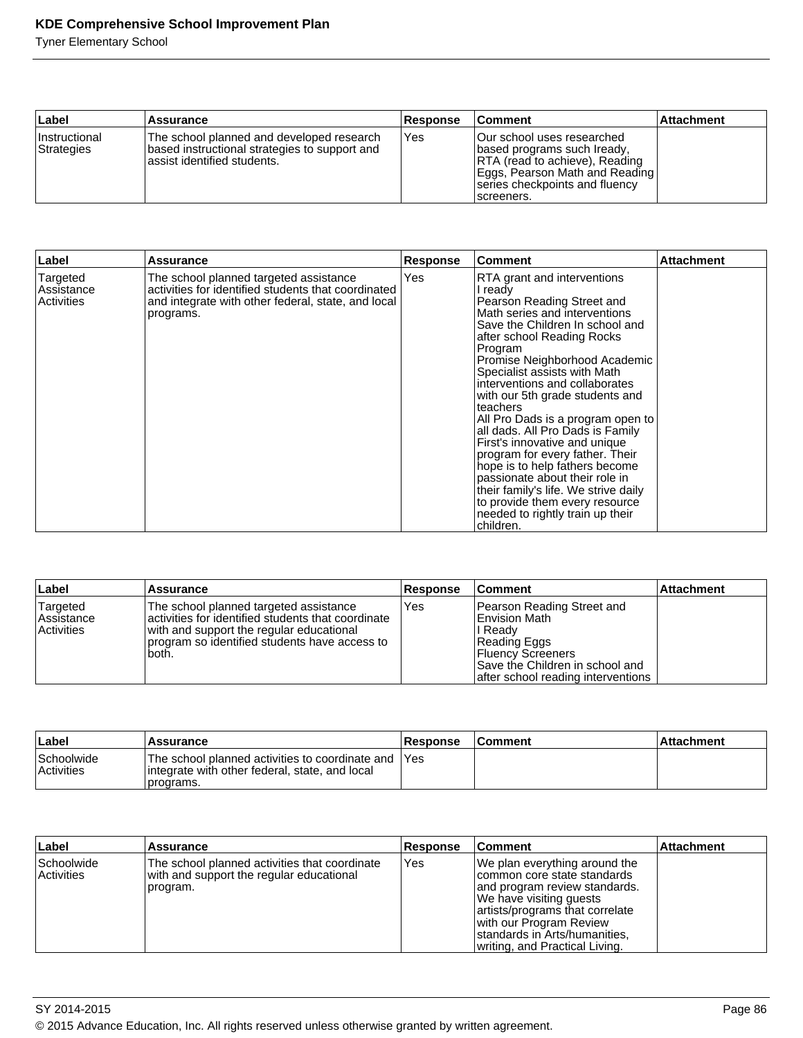| Label | Assurance | Response | Comment | Attachment |
|---|---|---|---|---|
| Instructional Strategies | The school planned and developed research based instructional strategies to support and assist identified students. | Yes | Our school uses researched based programs such Iready, RTA (read to achieve), Reading Eggs, Pearson Math and Reading series checkpoints and fluency screeners. | |

| Label | Assurance | Response | Comment | Attachment |
|---|---|---|---|---|
| Targeted Assistance Activities | The school planned targeted assistance activities for identified students that coordinated and integrate with other federal, state, and local programs. | Yes | RTA grant and interventions<br>I ready<br>Pearson Reading Street and Math series and interventions<br>Save the Children In school and after school Reading Rocks Program<br>Promise Neighborhood Academic Specialist assists with Math interventions and collaborates with our 5th grade students and teachers<br>All Pro Dads is a program open to all dads. All Pro Dads is Family First's innovative and unique program for every father. Their hope is to help fathers become passionate about their role in their family's life. We strive daily to provide them every resource needed to rightly train up their children. | |

| Label | Assurance | Response | Comment | Attachment |
|---|---|---|---|---|
| Targeted Assistance Activities | The school planned targeted assistance activities for identified students that coordinate with and support the regular educational program so identified students have access to both. | Yes | Pearson Reading Street and Envision Math<br>I Ready<br>Reading Eggs<br>Fluency Screeners<br>Save the Children in school and after school reading interventions | |

| Label | Assurance | Response | Comment | Attachment |
|---|---|---|---|---|
| Schoolwide Activities | The school planned activities to coordinate and integrate with other federal, state, and local programs. | Yes | | |

| Label | Assurance | Response | Comment | Attachment |
|---|---|---|---|---|
| Schoolwide Activities | The school planned activities that coordinate with and support the regular educational program. | Yes | We plan everything around the common core state standards and program review standards. We have visiting guests artists/programs that correlate with our Program Review standards in Arts/humanities, writing, and Practical Living. | |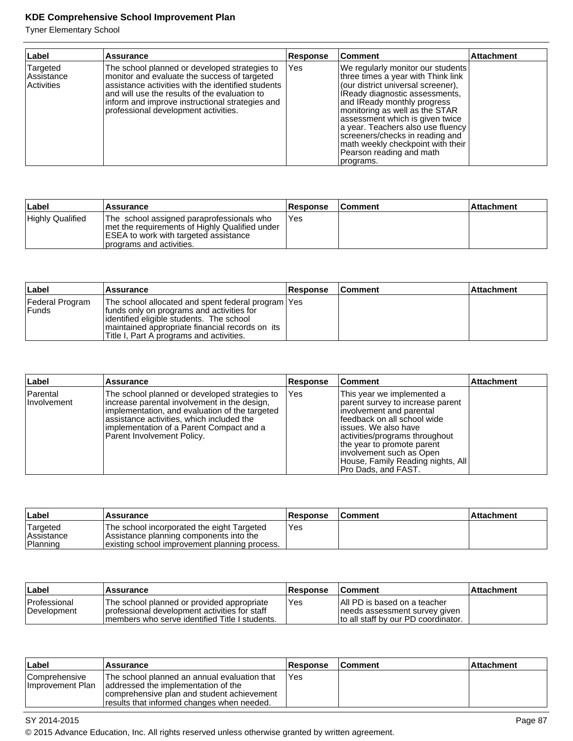| Label | Assurance | Response | Comment | Attachment |
|---|---|---|---|---|
| Targeted Assistance Activities | The school planned or developed strategies to monitor and evaluate the success of targeted assistance activities with the identified students and will use the results of the evaluation to inform and improve instructional strategies and professional development activities. | Yes | We regularly monitor our students three times a year with Think link (our district universal screener), IReady diagnostic assessments, and IReady monthly progress monitoring as well as the STAR assessment which is given twice a year. Teachers also use fluency screeners/checks in reading and math weekly checkpoint with their Pearson reading and math programs. | |

| Label | Assurance | Response | Comment | Attachment |
|---|---|---|---|---|
| Highly Qualified | The school assigned paraprofessionals who met the requirements of Highly Qualified under ESEA to work with targeted assistance programs and activities. | Yes | | |

| Label | Assurance | Response | Comment | Attachment |
|---|---|---|---|---|
| Federal Program Funds | The school allocated and spent federal program funds only on programs and activities for identified eligible students. The school maintained appropriate financial records on its Title I, Part A programs and activities. | Yes | | |

| Label | Assurance | Response | Comment | Attachment |
|---|---|---|---|---|
| Parental Involvement | The school planned or developed strategies to increase parental involvement in the design, implementation, and evaluation of the targeted assistance activities, which included the implementation of a Parent Compact and a Parent Involvement Policy. | Yes | This year we implemented a parent survey to increase parent involvement and parental feedback on all school wide issues. We also have activities/programs throughout the year to promote parent involvement such as Open House, Family Reading nights, All Pro Dads, and FAST. | |

| Label | Assurance | Response | Comment | Attachment |
|---|---|---|---|---|
| Targeted Assistance Planning | The school incorporated the eight Targeted Assistance planning components into the existing school improvement planning process. | Yes | | |

| Label | Assurance | Response | Comment | Attachment |
|---|---|---|---|---|
| Professional Development | The school planned or provided appropriate professional development activities for staff members who serve identified Title I students. | Yes | All PD is based on a teacher needs assessment survey given to all staff by our PD coordinator. | |

| Label | Assurance | Response | Comment | Attachment |
|---|---|---|---|---|
| Comprehensive Improvement Plan | The school planned an annual evaluation that addressed the implementation of the comprehensive plan and student achievement results that informed changes when needed. | Yes | | |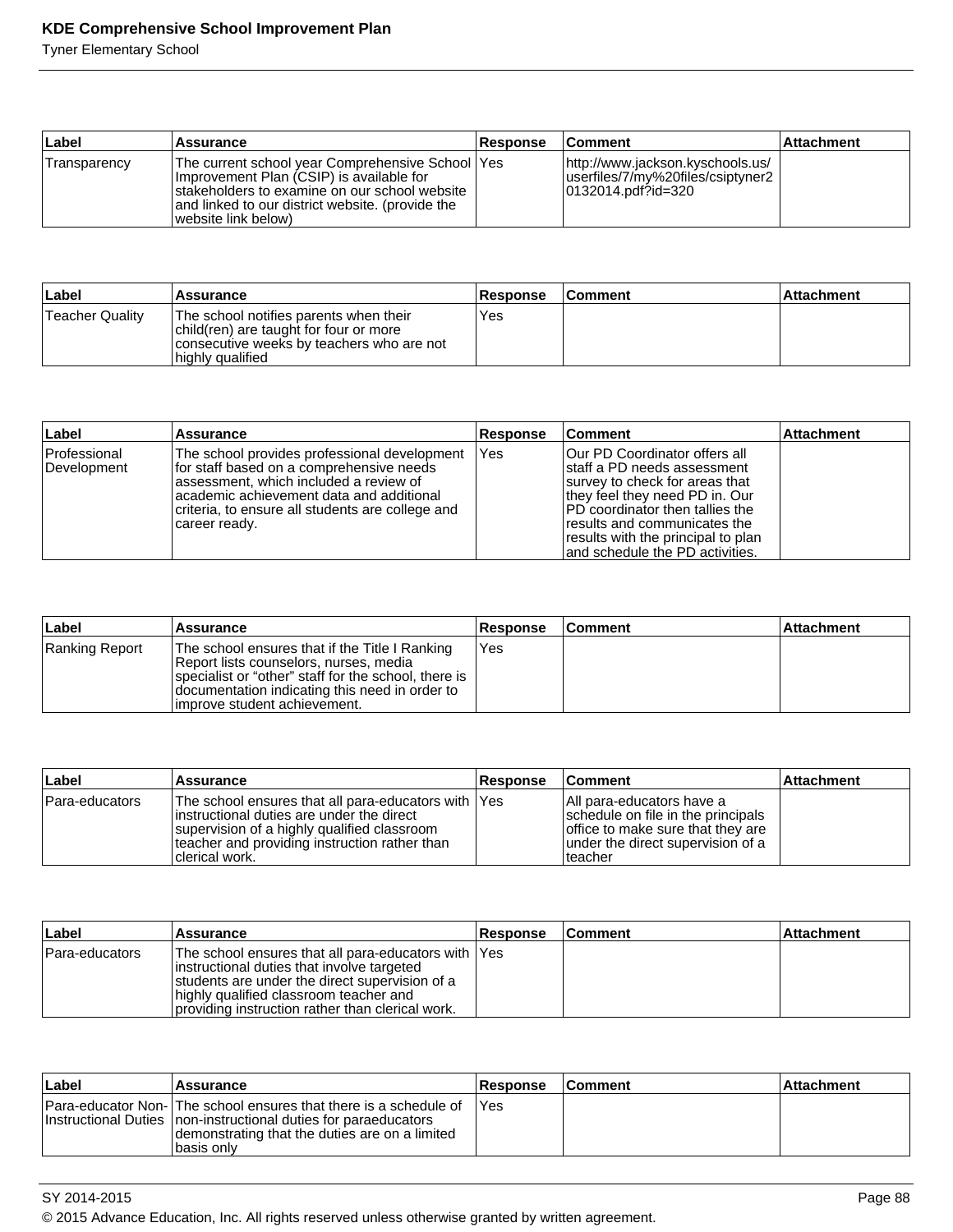| Label | Assurance | Response | Comment | Attachment |
| --- | --- | --- | --- | --- |
| Transparency | The current school year Comprehensive School Improvement Plan (CSIP) is available for stakeholders to examine on our school website and linked to our district website. (provide the website link below) | Yes | http://www.jackson.kyschools.us/userfiles/7/my%20files/csiptyner20132014.pdf?id=320 | |

| Label | Assurance | Response | Comment | Attachment |
| --- | --- | --- | --- | --- |
| Teacher Quality | The school notifies parents when their child(ren) are taught for four or more consecutive weeks by teachers who are not highly qualified | Yes | | |

| Label | Assurance | Response | Comment | Attachment |
| --- | --- | --- | --- | --- |
| Professional Development | The school provides professional development for staff based on a comprehensive needs assessment, which included a review of academic achievement data and additional criteria, to ensure all students are college and career ready. | Yes | Our PD Coordinator offers all staff a PD needs assessment survey to check for areas that they feel they need PD in. Our PD coordinator then tallies the results and communicates the results with the principal to plan and schedule the PD activities. | |

| Label | Assurance | Response | Comment | Attachment |
| --- | --- | --- | --- | --- |
| Ranking Report | The school ensures that if the Title I Ranking Report lists counselors, nurses, media specialist or "other" staff for the school, there is documentation indicating this need in order to improve student achievement. | Yes | | |

| Label | Assurance | Response | Comment | Attachment |
| --- | --- | --- | --- | --- |
| Para-educators | The school ensures that all para-educators with instructional duties are under the direct supervision of a highly qualified classroom teacher and providing instruction rather than clerical work. | Yes | All para-educators have a schedule on file in the principals office to make sure that they are under the direct supervision of a teacher | |

| Label | Assurance | Response | Comment | Attachment |
| --- | --- | --- | --- | --- |
| Para-educators | The school ensures that all para-educators with instructional duties that involve targeted students are under the direct supervision of a highly qualified classroom teacher and providing instruction rather than clerical work. | Yes | | |

| Label | Assurance | Response | Comment | Attachment |
| --- | --- | --- | --- | --- |
| Para-educator Non-Instructional Duties | The school ensures that there is a schedule of non-instructional duties for paraeducators demonstrating that the duties are on a limited basis only | Yes | | |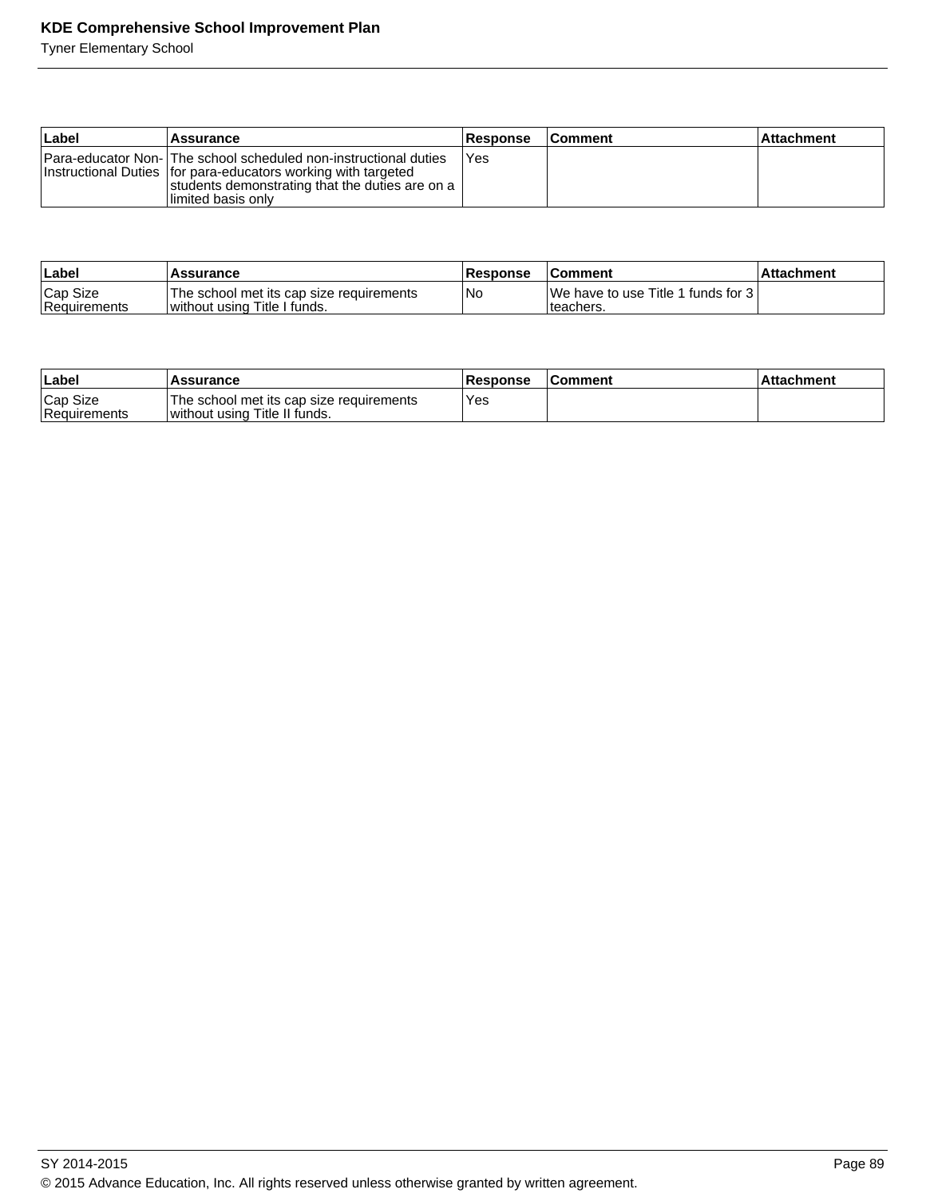| Label | Assurance | Response | Comment | Attachment |
| --- | --- | --- | --- | --- |
| Para-educator Non-Instructional Duties | The school scheduled non-instructional duties for para-educators working with targeted students demonstrating that the duties are on a limited basis only | Yes | | |

| Label | Assurance | Response | Comment | Attachment |
| --- | --- | --- | --- | --- |
| Cap Size Requirements | The school met its cap size requirements without using Title I funds. | No | We have to use Title 1 funds for 3 teachers. | |

| Label | Assurance | Response | Comment | Attachment |
| --- | --- | --- | --- | --- |
| Cap Size Requirements | The school met its cap size requirements without using Title II funds. | Yes | | |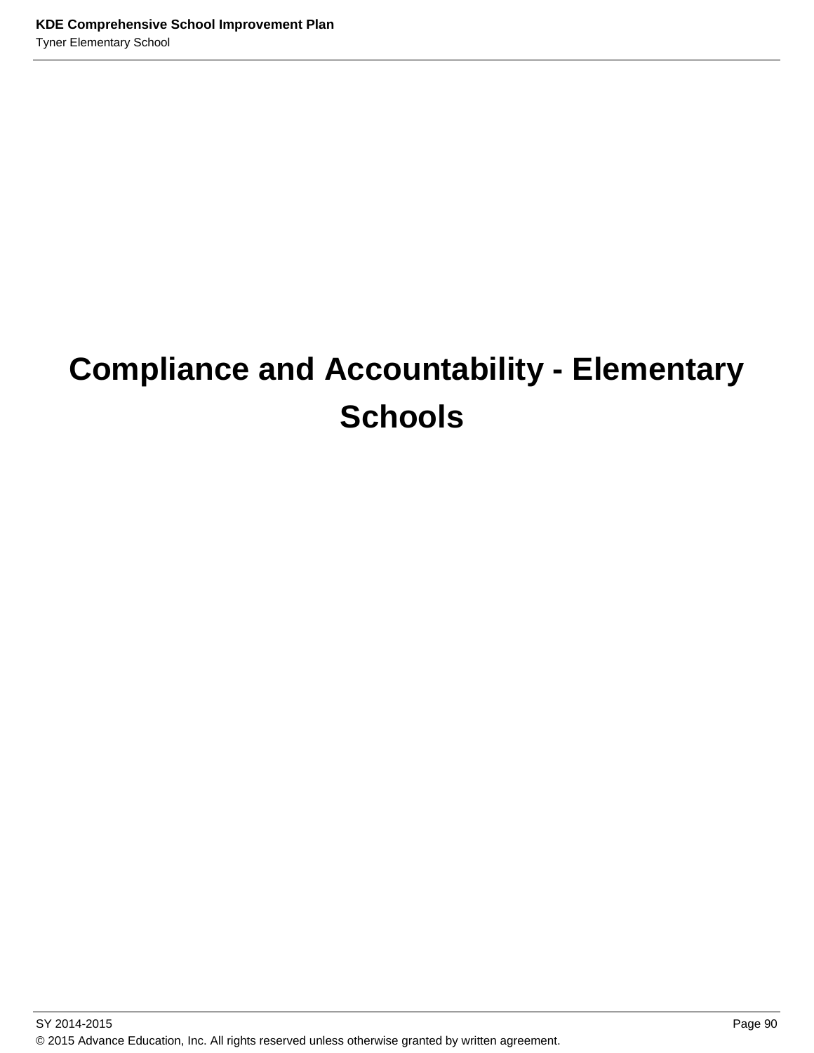# Compliance and Accountability - Elementary Schools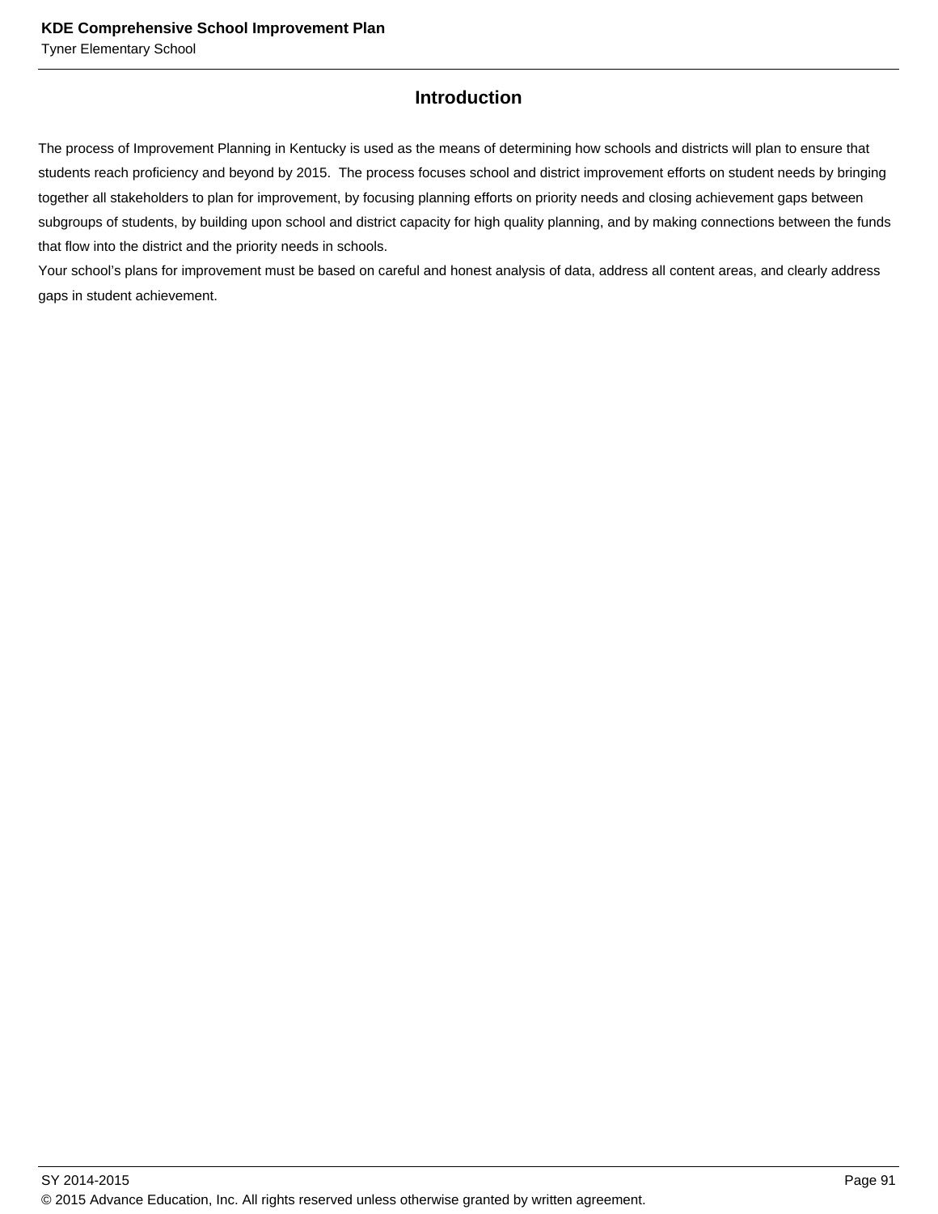## Introduction

The process of Improvement Planning in Kentucky is used as the means of determining how schools and districts will plan to ensure that students reach proficiency and beyond by 2015. The process focuses school and district improvement efforts on student needs by bringing together all stakeholders to plan for improvement, by focusing planning efforts on priority needs and closing achievement gaps between subgroups of students, by building upon school and district capacity for high quality planning, and by making connections between the funds that flow into the district and the priority needs in schools.

Your school's plans for improvement must be based on careful and honest analysis of data, address all content areas, and clearly address gaps in student achievement.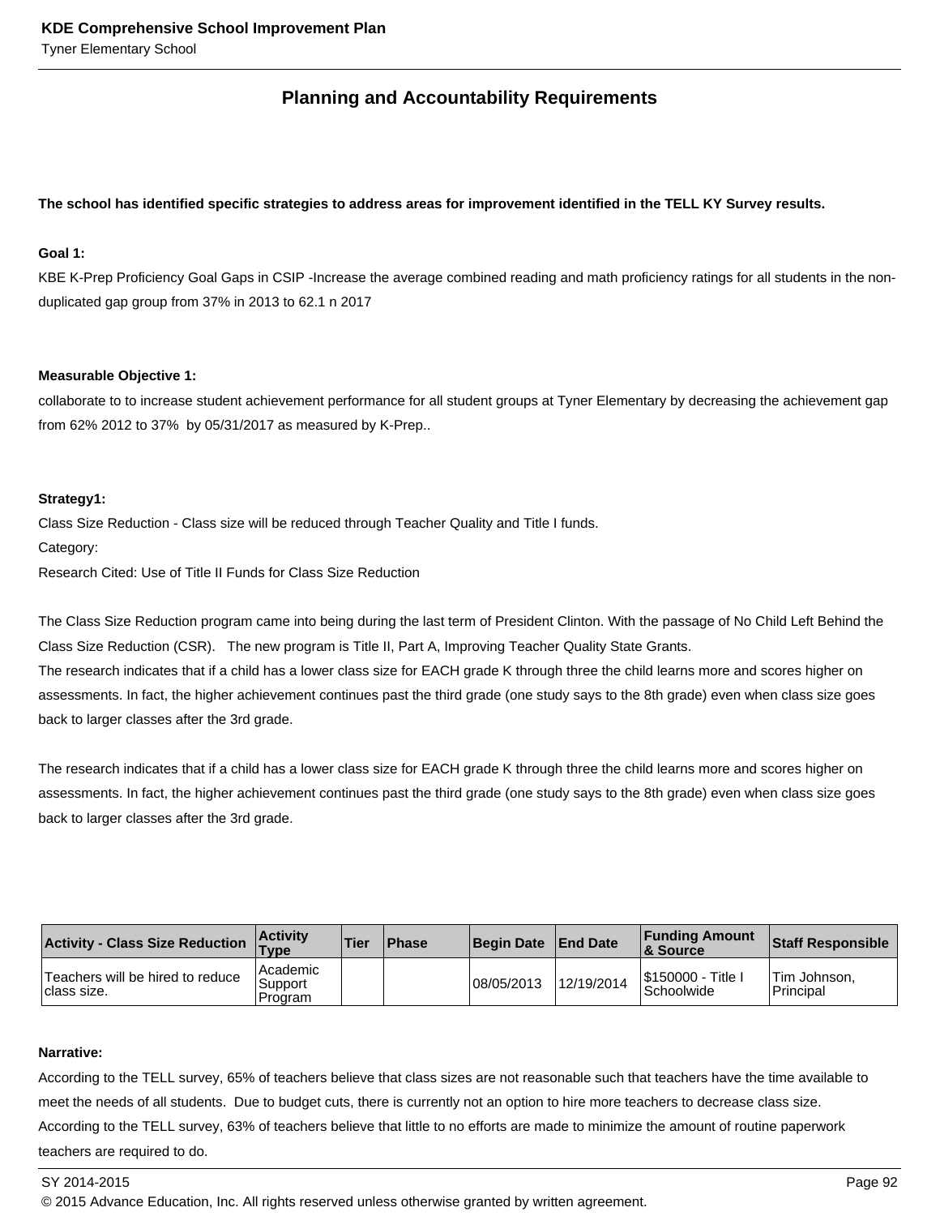## Planning and Accountability Requirements

**The school has identified specific strategies to address areas for improvement identified in the TELL KY Survey results.**

**Goal 1:**

KBE K-Prep Proficiency Goal Gaps in CSIP -Increase the average combined reading and math proficiency ratings for all students in the non-duplicated gap group from 37% in 2013 to 62.1 n 2017

**Measurable Objective 1:**

collaborate to to increase student achievement performance for all student groups at Tyner Elementary by decreasing the achievement gap from 62% 2012 to 37% by 05/31/2017 as measured by K-Prep..

**Strategy1:**

Class Size Reduction - Class size will be reduced through Teacher Quality and Title I funds.

Category:

Research Cited: Use of Title II Funds for Class Size Reduction

The Class Size Reduction program came into being during the last term of President Clinton. With the passage of No Child Left Behind the Class Size Reduction (CSR). The new program is Title II, Part A, Improving Teacher Quality State Grants.

The research indicates that if a child has a lower class size for EACH grade K through three the child learns more and scores higher on assessments. In fact, the higher achievement continues past the third grade (one study says to the 8th grade) even when class size goes back to larger classes after the 3rd grade.

The research indicates that if a child has a lower class size for EACH grade K through three the child learns more and scores higher on assessments. In fact, the higher achievement continues past the third grade (one study says to the 8th grade) even when class size goes back to larger classes after the 3rd grade.

| Activity - Class Size Reduction | Activity Type | Tier | Phase | Begin Date | End Date | Funding Amount & Source | Staff Responsible |
|---|---|---|---|---|---|---|---|
| Teachers will be hired to reduce class size. | Academic Support Program | | | 08/05/2013 | 12/19/2014 | $150000 - Title I Schoolwide | Tim Johnson, Principal |

**Narrative:**

According to the TELL survey, 65% of teachers believe that class sizes are not reasonable such that teachers have the time available to meet the needs of all students. Due to budget cuts, there is currently not an option to hire more teachers to decrease class size.

According to the TELL survey, 63% of teachers believe that little to no efforts are made to minimize the amount of routine paperwork teachers are required to do.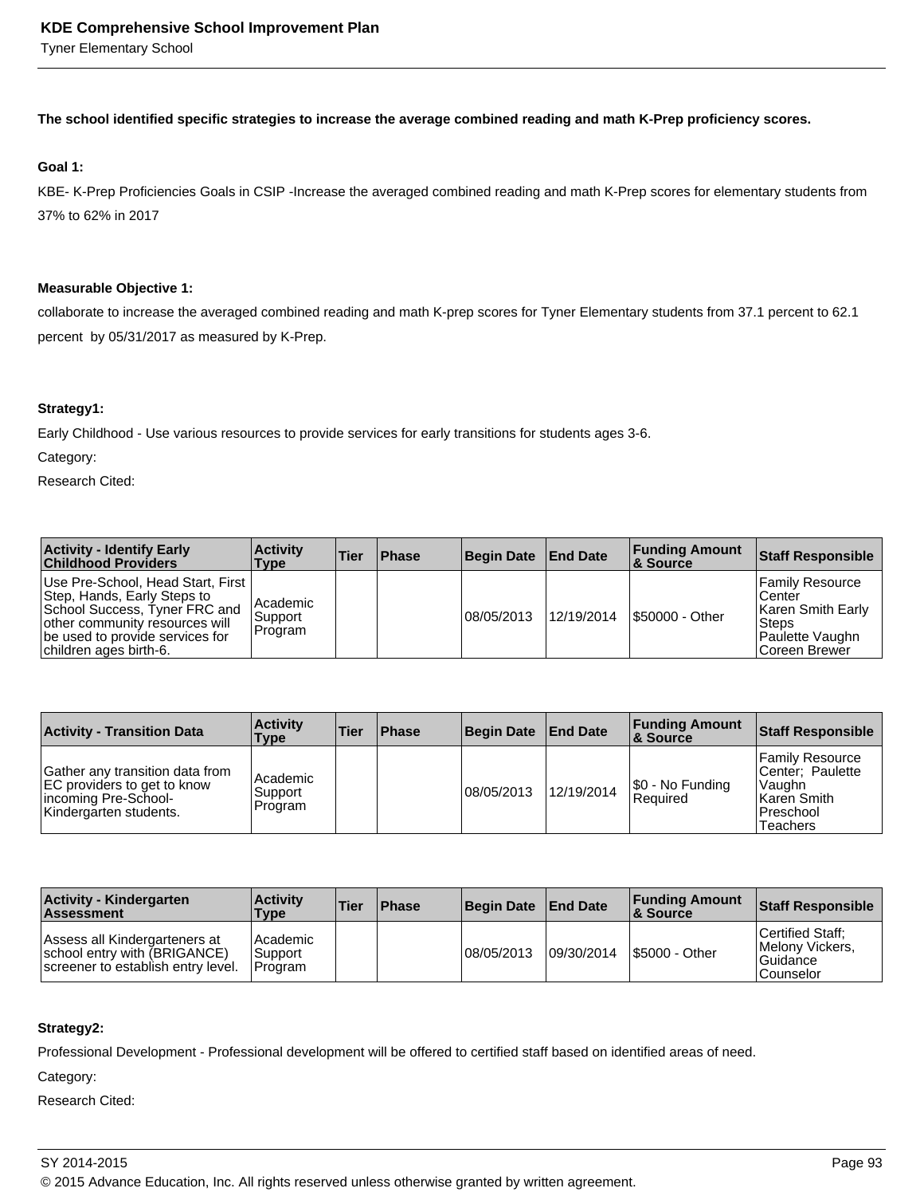**The school identified specific strategies to increase the average combined reading and math K-Prep proficiency scores.**

**Goal 1:**

KBE- K-Prep Proficiencies Goals in CSIP -Increase the averaged combined reading and math K-Prep scores for elementary students from 37% to 62% in 2017

**Measurable Objective 1:**

collaborate to increase the averaged combined reading and math K-prep scores for Tyner Elementary students from 37.1 percent to 62.1 percent by 05/31/2017 as measured by K-Prep.

**Strategy1:**

Early Childhood - Use various resources to provide services for early transitions for students ages 3-6.

Category:

Research Cited:

| Activity - Identify Early Childhood Providers | Activity Type | Tier | Phase | Begin Date | End Date | Funding Amount & Source | Staff Responsible |
|---|---|---|---|---|---|---|---|
| Use Pre-School, Head Start, First Step, Hands, Early Steps to School Success, Tyner FRC and other community resources will be used to provide services for children ages birth-6. | Academic Support Program | | | 08/05/2013 | 12/19/2014 | $50000 - Other | Family Resource Center<br>Karen Smith Early Steps<br>Paulette Vaughn<br>Coreen Brewer |

| Activity - Transition Data | Activity Type | Tier | Phase | Begin Date | End Date | Funding Amount & Source | Staff Responsible |
|---|---|---|---|---|---|---|---|
| Gather any transition data from EC providers to get to know incoming Pre-School-Kindergarten students. | Academic Support Program | | | 08/05/2013 | 12/19/2014 | $0 - No Funding Required | Family Resource Center; Paulette Vaughn<br>Karen Smith<br>Preschool Teachers |

| Activity - Kindergarten Assessment | Activity Type | Tier | Phase | Begin Date | End Date | Funding Amount & Source | Staff Responsible |
|---|---|---|---|---|---|---|---|
| Assess all Kindergarteners at school entry with (BRIGANCE) screener to establish entry level. | Academic Support Program | | | 08/05/2013 | 09/30/2014 | $5000 - Other | Certified Staff; Melony Vickers, Guidance Counselor |

**Strategy2:**

Professional Development - Professional development will be offered to certified staff based on identified areas of need.

Category:

Research Cited: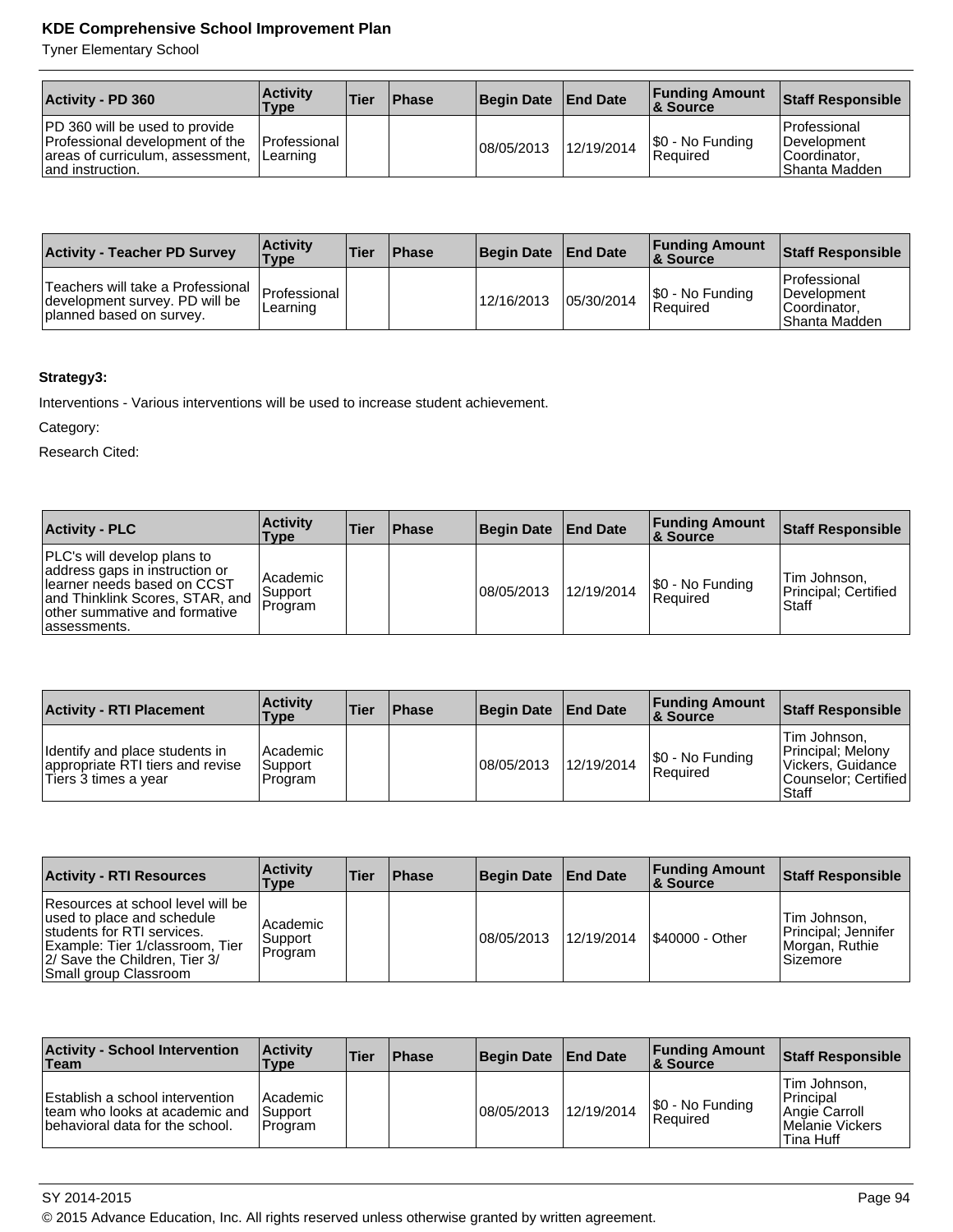| Activity - PD 360 | Activity Type | Tier | Phase | Begin Date | End Date | Funding Amount & Source | Staff Responsible |
| --- | --- | --- | --- | --- | --- | --- | --- |
| PD 360 will be used to provide Professional development of the areas of curriculum, assessment, and instruction. | Professional Learning | | | 08/05/2013 | 12/19/2014 | $0 - No Funding Required | Professional Development Coordinator, Shanta Madden |

| Activity - Teacher PD Survey | Activity Type | Tier | Phase | Begin Date | End Date | Funding Amount & Source | Staff Responsible |
| --- | --- | --- | --- | --- | --- | --- | --- |
| Teachers will take a Professional development survey. PD will be planned based on survey. | Professional Learning | | | 12/16/2013 | 05/30/2014 | $0 - No Funding Required | Professional Development Coordinator, Shanta Madden |

**Strategy3:**

Interventions - Various interventions will be used to increase student achievement.

Category:

Research Cited:

| Activity - PLC | Activity Type | Tier | Phase | Begin Date | End Date | Funding Amount & Source | Staff Responsible |
| --- | --- | --- | --- | --- | --- | --- | --- |
| PLC's will develop plans to address gaps in instruction or learner needs based on CCST and Thinklink Scores, STAR, and other summative and formative assessments. | Academic Support Program | | | 08/05/2013 | 12/19/2014 | $0 - No Funding Required | Tim Johnson, Principal; Certified Staff |

| Activity - RTI Placement | Activity Type | Tier | Phase | Begin Date | End Date | Funding Amount & Source | Staff Responsible |
| --- | --- | --- | --- | --- | --- | --- | --- |
| Identify and place students in appropriate RTI tiers and revise Tiers 3 times a year | Academic Support Program | | | 08/05/2013 | 12/19/2014 | $0 - No Funding Required | Tim Johnson, Principal; Melony Vickers, Guidance Counselor; Certified Staff |

| Activity - RTI Resources | Activity Type | Tier | Phase | Begin Date | End Date | Funding Amount & Source | Staff Responsible |
| --- | --- | --- | --- | --- | --- | --- | --- |
| Resources at school level will be used to place and schedule students for RTI services. Example: Tier 1/classroom, Tier 2/ Save the Children, Tier 3/ Small group Classroom | Academic Support Program | | | 08/05/2013 | 12/19/2014 | $40000 - Other | Tim Johnson, Principal; Jennifer Morgan, Ruthie Sizemore |

| Activity - School Intervention Team | Activity Type | Tier | Phase | Begin Date | End Date | Funding Amount & Source | Staff Responsible |
| --- | --- | --- | --- | --- | --- | --- | --- |
| Establish a school intervention team who looks at academic and behavioral data for the school. | Academic Support Program | | | 08/05/2013 | 12/19/2014 | $0 - No Funding Required | Tim Johnson, Principal Angie Carroll Melanie Vickers Tina Huff |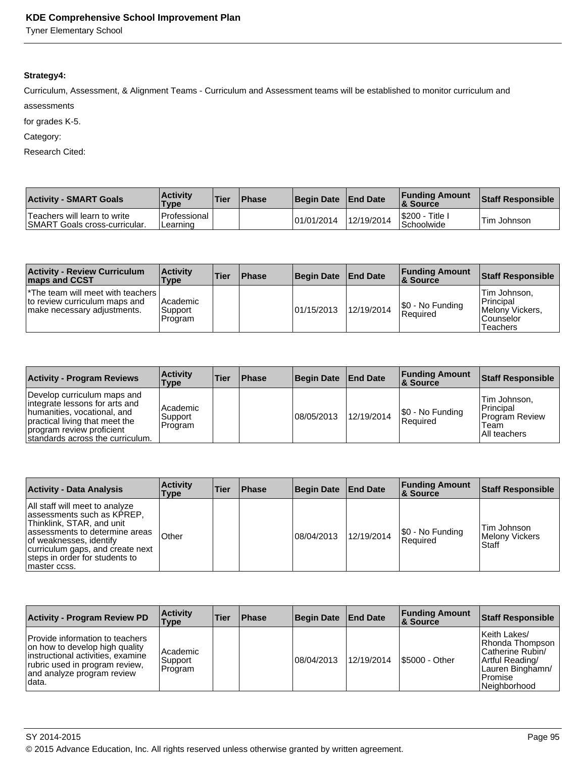**Strategy4:**

Curriculum, Assessment, & Alignment Teams - Curriculum and Assessment teams will be established to monitor curriculum and assessments
for grades K-5.

Category:

Research Cited:

| Activity - SMART Goals | Activity Type | Tier | Phase | Begin Date | End Date | Funding Amount & Source | Staff Responsible |
|---|---|---|---|---|---|---|---|
| Teachers will learn to write SMART Goals cross-curricular. | Professional Learning | | | 01/01/2014 | 12/19/2014 | $200 - Title I Schoolwide | Tim Johnson |

| Activity - Review Curriculum maps and CCST | Activity Type | Tier | Phase | Begin Date | End Date | Funding Amount & Source | Staff Responsible |
|---|---|---|---|---|---|---|---|
| *The team will meet with teachers to review curriculum maps and make necessary adjustments. | Academic Support Program | | | 01/15/2013 | 12/19/2014 | $0 - No Funding Required | Tim Johnson, Principal Melony Vickers, Counselor Teachers |

| Activity - Program Reviews | Activity Type | Tier | Phase | Begin Date | End Date | Funding Amount & Source | Staff Responsible |
|---|---|---|---|---|---|---|---|
| Develop curriculum maps and integrate lessons for arts and humanities, vocational, and practical living that meet the program review proficient standards across the curriculum. | Academic Support Program | | | 08/05/2013 | 12/19/2014 | $0 - No Funding Required | Tim Johnson, Principal Program Review Team All teachers |

| Activity - Data Analysis | Activity Type | Tier | Phase | Begin Date | End Date | Funding Amount & Source | Staff Responsible |
|---|---|---|---|---|---|---|---|
| All staff will meet to analyze assessments such as KPREP, Thinklink, STAR, and unit assessments to determine areas of weaknesses, identify curriculum gaps, and create next steps in order for students to master ccss. | Other | | | 08/04/2013 | 12/19/2014 | $0 - No Funding Required | Tim Johnson Melony Vickers Staff |

| Activity - Program Review PD | Activity Type | Tier | Phase | Begin Date | End Date | Funding Amount & Source | Staff Responsible |
|---|---|---|---|---|---|---|---|
| Provide information to teachers on how to develop high quality instructional activities, examine rubric used in program review, and analyze program review data. | Academic Support Program | | | 08/04/2013 | 12/19/2014 | $5000 - Other | Keith Lakes/ Rhonda Thompson Catherine Rubin/ Artful Reading/ Lauren Binghamn/ Promise Neighborhood |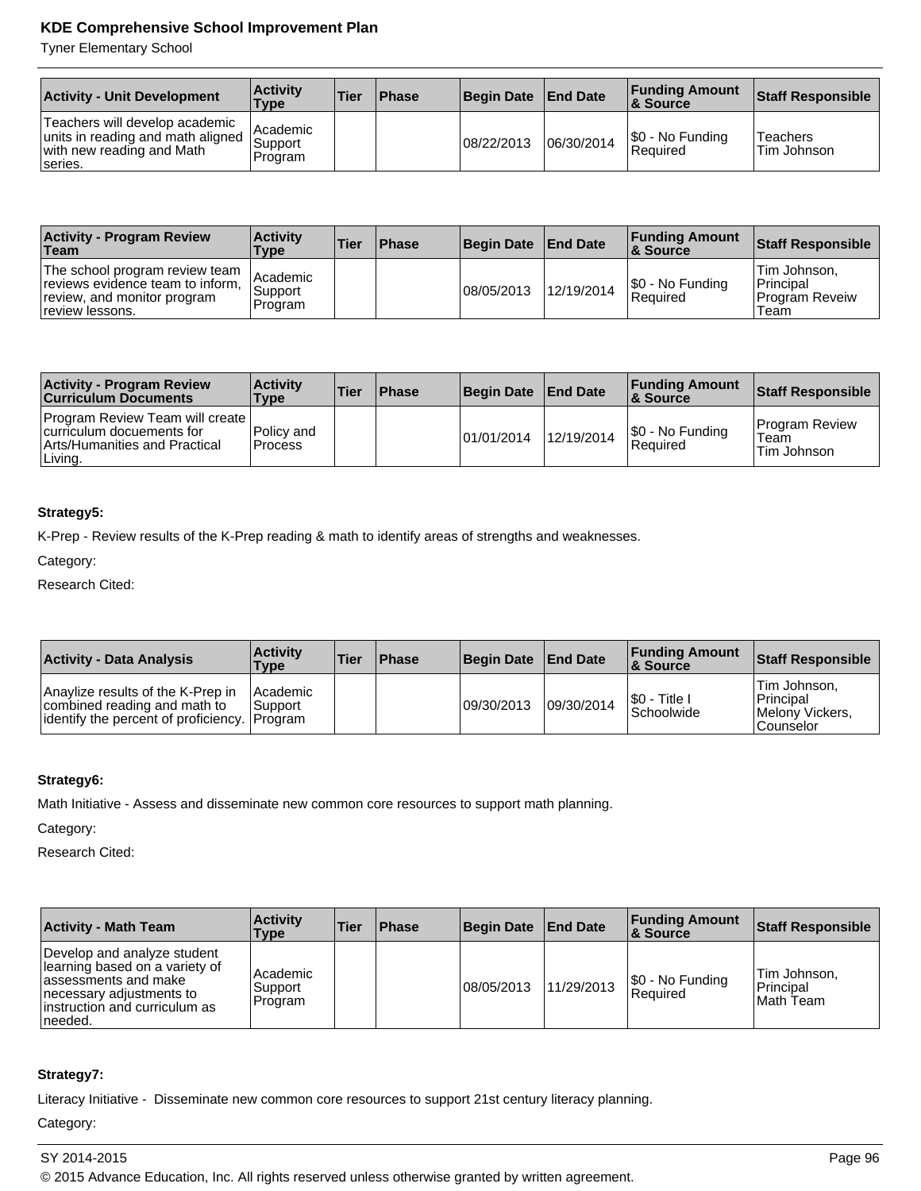| Activity - Unit Development | Activity Type | Tier | Phase | Begin Date | End Date | Funding Amount & Source | Staff Responsible |
|---|---|---|---|---|---|---|---|
| Teachers will develop academic units in reading and math aligned with new reading and Math series. | Academic Support Program | | | 08/22/2013 | 06/30/2014 | $0 - No Funding Required | Teachers<br>Tim Johnson |

| Activity - Program Review Team | Activity Type | Tier | Phase | Begin Date | End Date | Funding Amount & Source | Staff Responsible |
|---|---|---|---|---|---|---|---|
| The school program review team reviews evidence team to inform, review, and monitor program review lessons. | Academic Support Program | | | 08/05/2013 | 12/19/2014 | $0 - No Funding Required | Tim Johnson, Principal<br>Program Reveiw Team |

| Activity - Program Review Curriculum Documents | Activity Type | Tier | Phase | Begin Date | End Date | Funding Amount & Source | Staff Responsible |
|---|---|---|---|---|---|---|---|
| Program Review Team will create curriculum docuements for Arts/Humanities and Practical Living. | Policy and Process | | | 01/01/2014 | 12/19/2014 | $0 - No Funding Required | Program Review Team<br>Tim Johnson |

**Strategy5:**

K-Prep - Review results of the K-Prep reading & math to identify areas of strengths and weaknesses.

Category:

Research Cited:

| Activity - Data Analysis | Activity Type | Tier | Phase | Begin Date | End Date | Funding Amount & Source | Staff Responsible |
|---|---|---|---|---|---|---|---|
| Anaylize results of the K-Prep in combined reading and math to identify the percent of proficiency. | Academic Support Program | | | 09/30/2013 | 09/30/2014 | $0 - Title I Schoolwide | Tim Johnson, Principal<br>Melony Vickers, Counselor |

**Strategy6:**

Math Initiative - Assess and disseminate new common core resources to support math planning.

Category:

Research Cited:

| Activity - Math Team | Activity Type | Tier | Phase | Begin Date | End Date | Funding Amount & Source | Staff Responsible |
|---|---|---|---|---|---|---|---|
| Develop and analyze student learning based on a variety of assessments and make necessary adjustments to instruction and curriculum as needed. | Academic Support Program | | | 08/05/2013 | 11/29/2013 | $0 - No Funding Required | Tim Johnson, Principal<br>Math Team |

**Strategy7:**

Literacy Initiative -  Disseminate new common core resources to support 21st century literacy planning.

Category: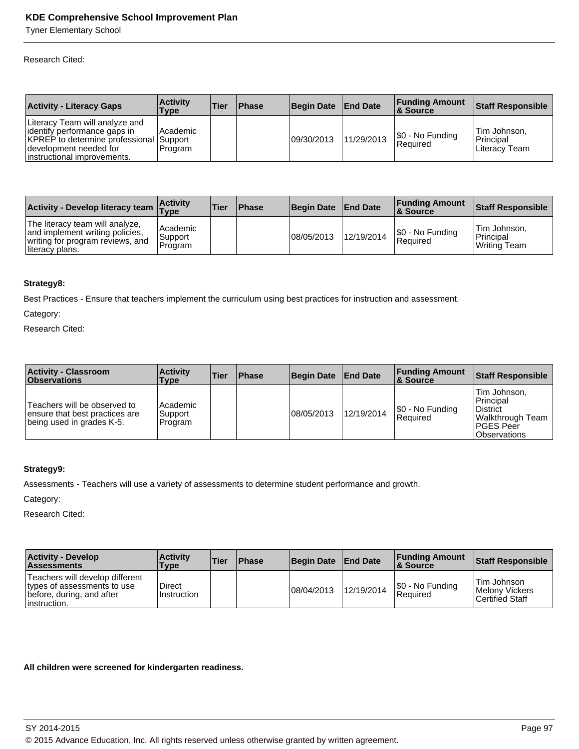Research Cited:

| Activity - Literacy Gaps | Activity Type | Tier | Phase | Begin Date | End Date | Funding Amount & Source | Staff Responsible |
|---|---|---|---|---|---|---|---|
| Literacy Team will analyze and identify performance gaps in KPREP to determine professional development needed for instructional improvements. | Academic Support Program | | | 09/30/2013 | 11/29/2013 | $0 - No Funding Required | Tim Johnson, Principal Literacy Team |

| Activity - Develop literacy team | Activity Type | Tier | Phase | Begin Date | End Date | Funding Amount & Source | Staff Responsible |
|---|---|---|---|---|---|---|---|
| The literacy team will analyze, and implement writing policies, writing for program reviews, and literacy plans. | Academic Support Program | | | 08/05/2013 | 12/19/2014 | $0 - No Funding Required | Tim Johnson, Principal Writing Team |

**Strategy8:**

Best Practices - Ensure that teachers implement the curriculum using best practices for instruction and assessment.

Category:

Research Cited:

| Activity - Classroom Observations | Activity Type | Tier | Phase | Begin Date | End Date | Funding Amount & Source | Staff Responsible |
|---|---|---|---|---|---|---|---|
| Teachers will be observed to ensure that best practices are being used in grades K-5. | Academic Support Program | | | 08/05/2013 | 12/19/2014 | $0 - No Funding Required | Tim Johnson, Principal District Walkthrough Team PGES Peer Observations |

**Strategy9:**

Assessments - Teachers will use a variety of assessments to determine student performance and growth.

Category:

Research Cited:

| Activity - Develop Assessments | Activity Type | Tier | Phase | Begin Date | End Date | Funding Amount & Source | Staff Responsible |
|---|---|---|---|---|---|---|---|
| Teachers will develop different types of assessments to use before, during, and after instruction. | Direct Instruction | | | 08/04/2013 | 12/19/2014 | $0 - No Funding Required | Tim Johnson Melony Vickers Certified Staff |

**All children were screened for kindergarten readiness.**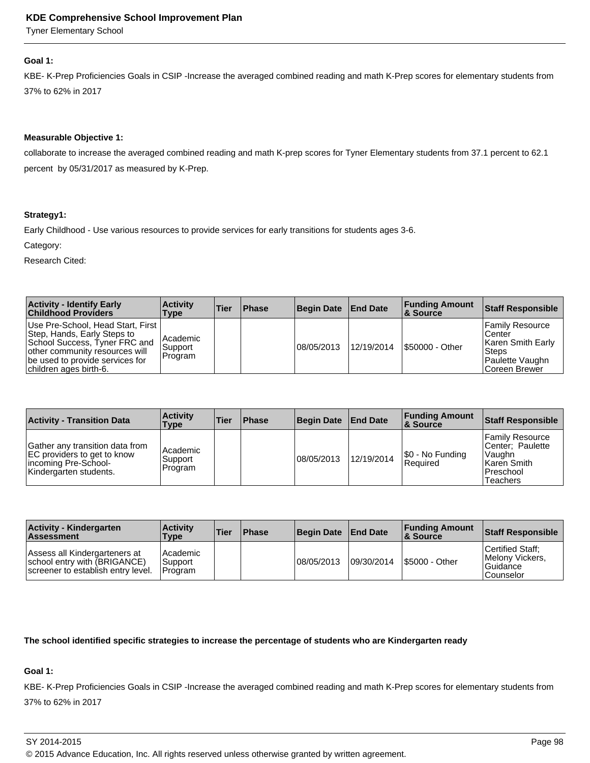**Goal 1:**

KBE- K-Prep Proficiencies Goals in CSIP -Increase the averaged combined reading and math K-Prep scores for elementary students from 37% to 62% in 2017

**Measurable Objective 1:**

collaborate to increase the averaged combined reading and math K-prep scores for Tyner Elementary students from 37.1 percent to 62.1 percent by 05/31/2017 as measured by K-Prep.

**Strategy1:**

Early Childhood - Use various resources to provide services for early transitions for students ages 3-6.

Category:

Research Cited:

| Activity - Identify Early Childhood Providers | Activity Type | Tier | Phase | Begin Date | End Date | Funding Amount & Source | Staff Responsible |
|---|---|---|---|---|---|---|---|
| Use Pre-School, Head Start, First Step, Hands, Early Steps to School Success, Tyner FRC and other community resources will be used to provide services for children ages birth-6. | Academic Support Program | | | 08/05/2013 | 12/19/2014 | $50000 - Other | Family Resource Center Karen Smith Early Steps Paulette Vaughn Coreen Brewer |

| Activity - Transition Data | Activity Type | Tier | Phase | Begin Date | End Date | Funding Amount & Source | Staff Responsible |
|---|---|---|---|---|---|---|---|
| Gather any transition data from EC providers to get to know incoming Pre-School-Kindergarten students. | Academic Support Program | | | 08/05/2013 | 12/19/2014 | $0 - No Funding Required | Family Resource Center; Paulette Vaughn Karen Smith Preschool Teachers |

| Activity - Kindergarten Assessment | Activity Type | Tier | Phase | Begin Date | End Date | Funding Amount & Source | Staff Responsible |
|---|---|---|---|---|---|---|---|
| Assess all Kindergarteners at school entry with (BRIGANCE) screener to establish entry level. | Academic Support Program | | | 08/05/2013 | 09/30/2014 | $5000 - Other | Certified Staff; Melony Vickers, Guidance Counselor |

**The school identified specific strategies to increase the percentage of students who are Kindergarten ready**

**Goal 1:**

KBE- K-Prep Proficiencies Goals in CSIP -Increase the averaged combined reading and math K-Prep scores for elementary students from 37% to 62% in 2017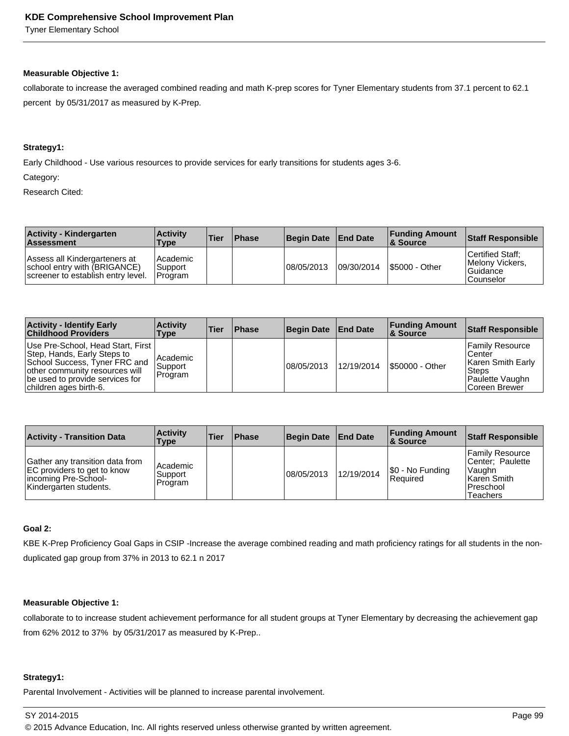**Measurable Objective 1:**

collaborate to increase the averaged combined reading and math K-prep scores for Tyner Elementary students from 37.1 percent to 62.1 percent  by 05/31/2017 as measured by K-Prep.

**Strategy1:**

Early Childhood - Use various resources to provide services for early transitions for students ages 3-6.

Category:

Research Cited:

| Activity - Kindergarten Assessment | Activity Type | Tier | Phase | Begin Date | End Date | Funding Amount & Source | Staff Responsible |
|---|---|---|---|---|---|---|---|
| Assess all Kindergarteners at school entry with (BRIGANCE) screener to establish entry level. | Academic Support Program | | | 08/05/2013 | 09/30/2014 | $5000 - Other | Certified Staff; Melony Vickers, Guidance Counselor |

| Activity - Identify Early Childhood Providers | Activity Type | Tier | Phase | Begin Date | End Date | Funding Amount & Source | Staff Responsible |
|---|---|---|---|---|---|---|---|
| Use Pre-School, Head Start, First Step, Hands, Early Steps to School Success, Tyner FRC and other community resources will be used to provide services for children ages birth-6. | Academic Support Program | | | 08/05/2013 | 12/19/2014 | $50000 - Other | Family Resource Center<br>Karen Smith Early Steps<br>Paulette Vaughn<br>Coreen Brewer |

| Activity - Transition Data | Activity Type | Tier | Phase | Begin Date | End Date | Funding Amount & Source | Staff Responsible |
|---|---|---|---|---|---|---|---|
| Gather any transition data from EC providers to get to know incoming Pre-School-Kindergarten students. | Academic Support Program | | | 08/05/2013 | 12/19/2014 | $0 - No Funding Required | Family Resource Center;  Paulette Vaughn<br>Karen Smith<br>Preschool Teachers |

**Goal 2:**

KBE K-Prep Proficiency Goal Gaps in CSIP -Increase the average combined reading and math proficiency ratings for all students in the non-duplicated gap group from 37% in 2013 to 62.1 n 2017

**Measurable Objective 1:**

collaborate to to increase student achievement performance for all student groups at Tyner Elementary by decreasing the achievement gap from 62% 2012 to 37%  by 05/31/2017 as measured by K-Prep..

**Strategy1:**

Parental Involvement - Activities will be planned to increase parental involvement.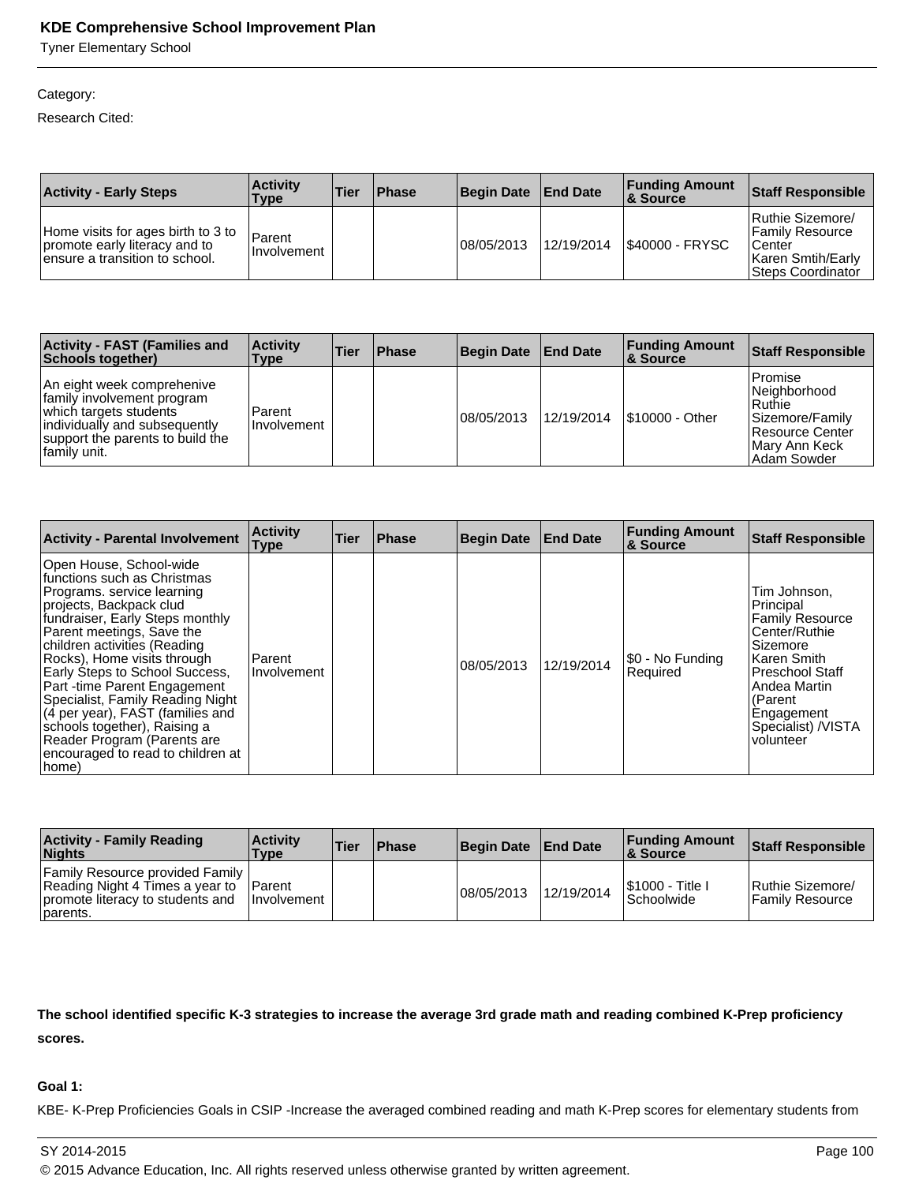Category:

Research Cited:

| Activity - Early Steps | Activity Type | Tier | Phase | Begin Date | End Date | Funding Amount & Source | Staff Responsible |
|---|---|---|---|---|---|---|---|
| Home visits for ages birth to 3 to promote early literacy and to ensure a transition to school. | Parent Involvement | | | 08/05/2013 | 12/19/2014 | $40000 - FRYSC | Ruthie Sizemore/ Family Resource Center Karen Smtih/Early Steps Coordinator |

| Activity - FAST (Families and Schools together) | Activity Type | Tier | Phase | Begin Date | End Date | Funding Amount & Source | Staff Responsible |
|---|---|---|---|---|---|---|---|
| An eight week comprehenive family involvement program which targets students individually and subsequently support the parents to build the family unit. | Parent Involvement | | | 08/05/2013 | 12/19/2014 | $10000 - Other | Promise Neighborhood Ruthie Sizemore/Family Resource Center Mary Ann Keck Adam Sowder |

| Activity - Parental Involvement | Activity Type | Tier | Phase | Begin Date | End Date | Funding Amount & Source | Staff Responsible |
|---|---|---|---|---|---|---|---|
| Open House, School-wide functions such as Christmas Programs. service learning projects, Backpack clud fundraiser, Early Steps monthly Parent meetings, Save the children activities (Reading Rocks), Home visits through Early Steps to School Success, Part -time Parent Engagement Specialist, Family Reading Night (4 per year), FAST (families and schools together), Raising a Reader Program (Parents are encouraged to read to children at home) | Parent Involvement | | | 08/05/2013 | 12/19/2014 | $0 - No Funding Required | Tim Johnson, Principal Family Resource Center/Ruthie Sizemore Karen Smith Preschool Staff Andea Martin (Parent Engagement Specialist) /VISTA volunteer |

| Activity - Family Reading Nights | Activity Type | Tier | Phase | Begin Date | End Date | Funding Amount & Source | Staff Responsible |
|---|---|---|---|---|---|---|---|
| Family Resource provided Family Reading Night 4 Times a year to promote literacy to students and parents. | Parent Involvement | | | 08/05/2013 | 12/19/2014 | $1000 - Title I Schoolwide | Ruthie Sizemore/ Family Resource |

**The school identified specific K-3 strategies to increase the average 3rd grade math and reading combined K-Prep proficiency scores.**

**Goal 1:**

KBE- K-Prep Proficiencies Goals in CSIP -Increase the averaged combined reading and math K-Prep scores for elementary students from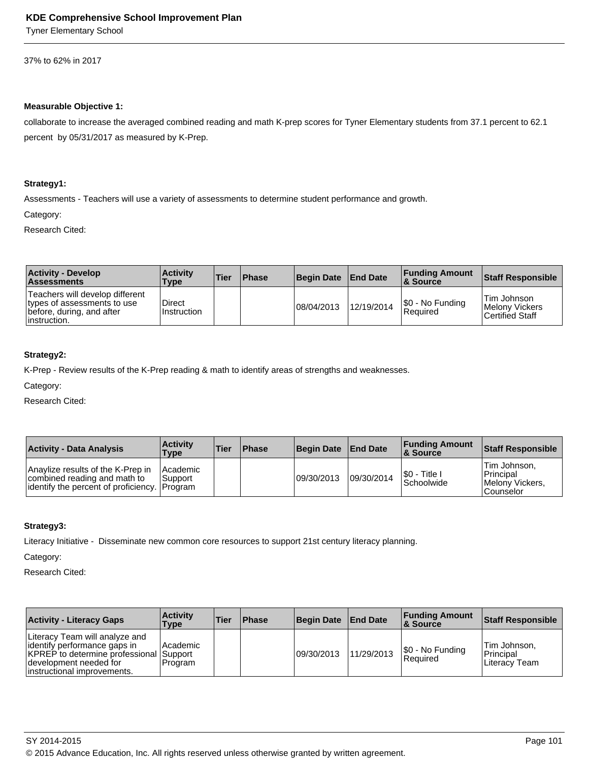37% to 62% in 2017

**Measurable Objective 1:**

collaborate to increase the averaged combined reading and math K-prep scores for Tyner Elementary students from 37.1 percent to 62.1 percent  by 05/31/2017 as measured by K-Prep.

**Strategy1:**

Assessments - Teachers will use a variety of assessments to determine student performance and growth.

Category:

Research Cited:

| Activity - Develop Assessments | Activity Type | Tier | Phase | Begin Date | End Date | Funding Amount & Source | Staff Responsible |
|---|---|---|---|---|---|---|---|
| Teachers will develop different types of assessments to use before, during, and after instruction. | Direct Instruction | | | 08/04/2013 | 12/19/2014 | $0 - No Funding Required | Tim Johnson Melony Vickers Certified Staff |

**Strategy2:**

K-Prep - Review results of the K-Prep reading & math to identify areas of strengths and weaknesses.

Category:

Research Cited:

| Activity - Data Analysis | Activity Type | Tier | Phase | Begin Date | End Date | Funding Amount & Source | Staff Responsible |
|---|---|---|---|---|---|---|---|
| Anaylize results of the K-Prep in combined reading and math to identify the percent of proficiency. | Academic Support Program | | | 09/30/2013 | 09/30/2014 | $0 - Title I Schoolwide | Tim Johnson, Principal Melony Vickers, Counselor |

**Strategy3:**

Literacy Initiative -  Disseminate new common core resources to support 21st century literacy planning.

Category:

Research Cited:

| Activity - Literacy Gaps | Activity Type | Tier | Phase | Begin Date | End Date | Funding Amount & Source | Staff Responsible |
|---|---|---|---|---|---|---|---|
| Literacy Team will analyze and identify performance gaps in KPREP to determine professional development needed for instructional improvements. | Academic Support Program | | | 09/30/2013 | 11/29/2013 | $0 - No Funding Required | Tim Johnson, Principal Literacy Team |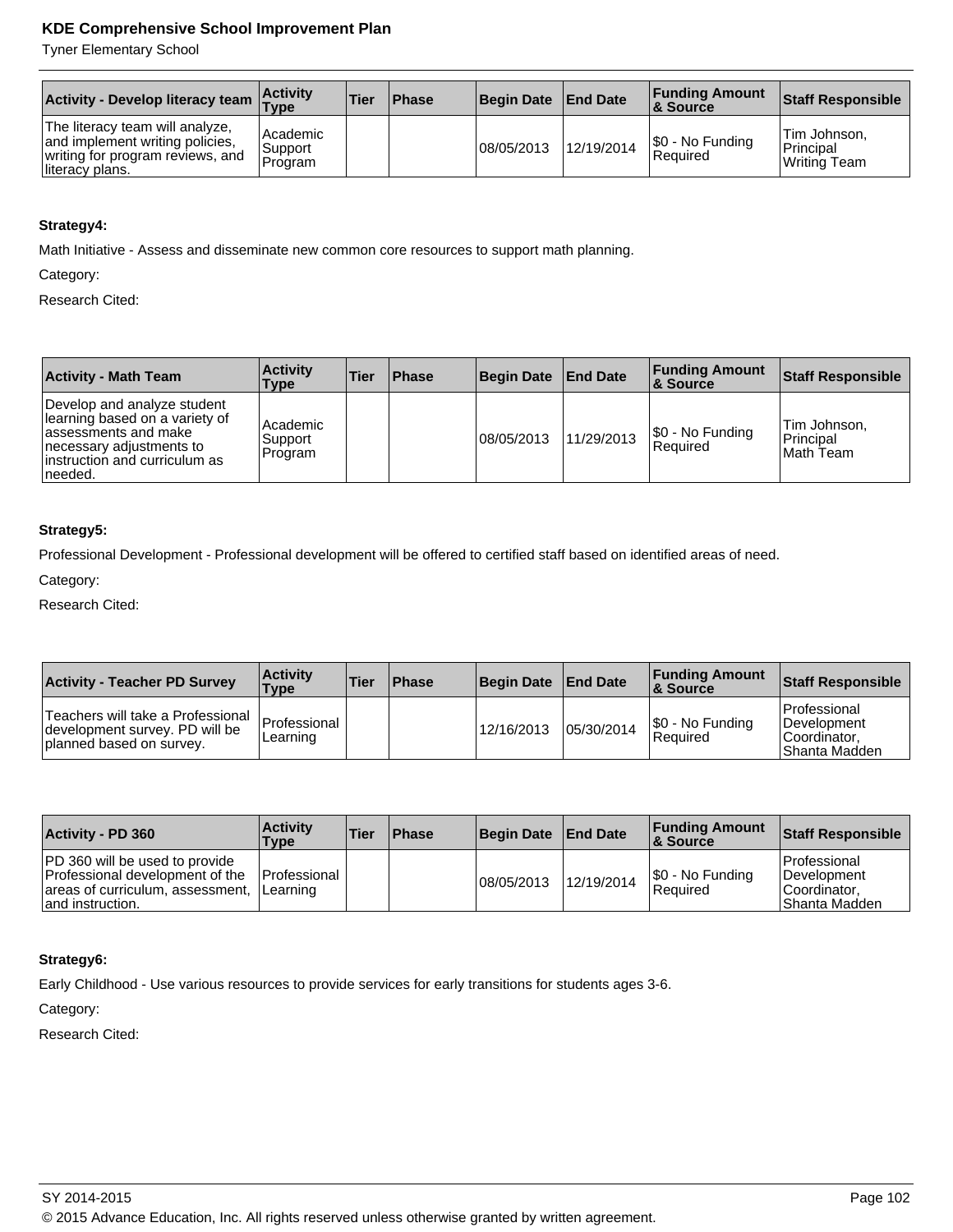| Activity - Develop literacy team | Activity Type | Tier | Phase | Begin Date | End Date | Funding Amount & Source | Staff Responsible |
|---|---|---|---|---|---|---|---|
| The literacy team will analyze, and implement writing policies, writing for program reviews, and literacy plans. | Academic Support Program | | | 08/05/2013 | 12/19/2014 | $0 - No Funding Required | Tim Johnson, Principal Writing Team |

**Strategy4:**

Math Initiative - Assess and disseminate new common core resources to support math planning.

Category:

Research Cited:

| Activity - Math Team | Activity Type | Tier | Phase | Begin Date | End Date | Funding Amount & Source | Staff Responsible |
|---|---|---|---|---|---|---|---|
| Develop and analyze student learning based on a variety of assessments and make necessary adjustments to instruction and curriculum as needed. | Academic Support Program | | | 08/05/2013 | 11/29/2013 | $0 - No Funding Required | Tim Johnson, Principal Math Team |

**Strategy5:**

Professional Development - Professional development will be offered to certified staff based on identified areas of need.

Category:

Research Cited:

| Activity - Teacher PD Survey | Activity Type | Tier | Phase | Begin Date | End Date | Funding Amount & Source | Staff Responsible |
|---|---|---|---|---|---|---|---|
| Teachers will take a Professional development survey. PD will be planned based on survey. | Professional Learning | | | 12/16/2013 | 05/30/2014 | $0 - No Funding Required | Professional Development Coordinator, Shanta Madden |

| Activity - PD 360 | Activity Type | Tier | Phase | Begin Date | End Date | Funding Amount & Source | Staff Responsible |
|---|---|---|---|---|---|---|---|
| PD 360 will be used to provide Professional development of the areas of curriculum, assessment, and instruction. | Professional Learning | | | 08/05/2013 | 12/19/2014 | $0 - No Funding Required | Professional Development Coordinator, Shanta Madden |

**Strategy6:**

Early Childhood - Use various resources to provide services for early transitions for students ages 3-6.

Category:

Research Cited: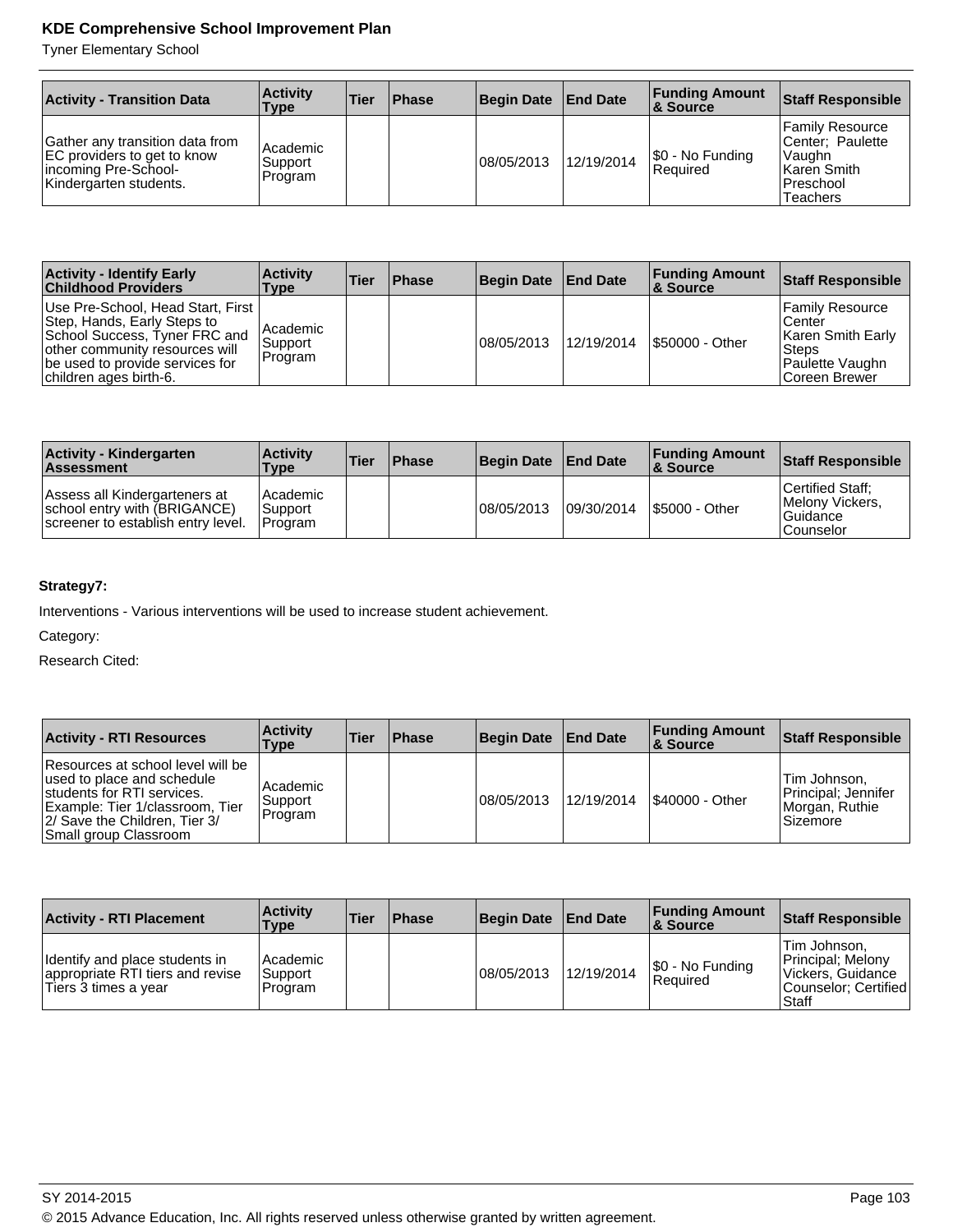| Activity - Transition Data | Activity Type | Tier | Phase | Begin Date | End Date | Funding Amount & Source | Staff Responsible |
|---|---|---|---|---|---|---|---|
| Gather any transition data from EC providers to get to know incoming Pre-School-Kindergarten students. | Academic Support Program | | | 08/05/2013 | 12/19/2014 | $0 - No Funding Required | Family Resource Center; Paulette Vaughn Karen Smith Preschool Teachers |

| Activity - Identify Early Childhood Providers | Activity Type | Tier | Phase | Begin Date | End Date | Funding Amount & Source | Staff Responsible |
|---|---|---|---|---|---|---|---|
| Use Pre-School, Head Start, First Step, Hands, Early Steps to School Success, Tyner FRC and other community resources will be used to provide services for children ages birth-6. | Academic Support Program | | | 08/05/2013 | 12/19/2014 | $50000 - Other | Family Resource Center Karen Smith Early Steps Paulette Vaughn Coreen Brewer |

| Activity - Kindergarten Assessment | Activity Type | Tier | Phase | Begin Date | End Date | Funding Amount & Source | Staff Responsible |
|---|---|---|---|---|---|---|---|
| Assess all Kindergarteners at school entry with (BRIGANCE) screener to establish entry level. | Academic Support Program | | | 08/05/2013 | 09/30/2014 | $5000 - Other | Certified Staff; Melony Vickers, Guidance Counselor |

**Strategy7:**

Interventions - Various interventions will be used to increase student achievement.

Category:

Research Cited:

| Activity - RTI Resources | Activity Type | Tier | Phase | Begin Date | End Date | Funding Amount & Source | Staff Responsible |
|---|---|---|---|---|---|---|---|
| Resources at school level will be used to place and schedule students for RTI services. Example: Tier 1/classroom, Tier 2/ Save the Children, Tier 3/ Small group Classroom | Academic Support Program | | | 08/05/2013 | 12/19/2014 | $40000 - Other | Tim Johnson, Principal; Jennifer Morgan, Ruthie Sizemore |

| Activity - RTI Placement | Activity Type | Tier | Phase | Begin Date | End Date | Funding Amount & Source | Staff Responsible |
|---|---|---|---|---|---|---|---|
| Identify and place students in appropriate RTI tiers and revise Tiers 3 times a year | Academic Support Program | | | 08/05/2013 | 12/19/2014 | $0 - No Funding Required | Tim Johnson, Principal; Melony Vickers, Guidance Counselor; Certified Staff |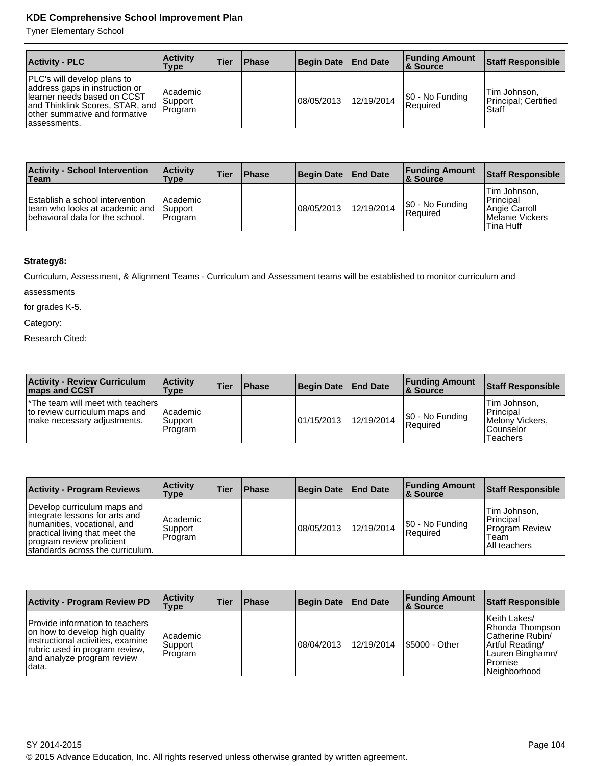| Activity - PLC | Activity Type | Tier | Phase | Begin Date | End Date | Funding Amount & Source | Staff Responsible |
|---|---|---|---|---|---|---|---|
| PLC's will develop plans to address gaps in instruction or learner needs based on CCST and Thinklink Scores, STAR, and other summative and formative assessments. | Academic Support Program | | | 08/05/2013 | 12/19/2014 | $0 - No Funding Required | Tim Johnson, Principal; Certified Staff |

| Activity - School Intervention Team | Activity Type | Tier | Phase | Begin Date | End Date | Funding Amount & Source | Staff Responsible |
|---|---|---|---|---|---|---|---|
| Establish a school intervention team who looks at academic and behavioral data for the school. | Academic Support Program | | | 08/05/2013 | 12/19/2014 | $0 - No Funding Required | Tim Johnson, Principal Angie Carroll Melanie Vickers Tina Huff |

**Strategy8:**

Curriculum, Assessment, & Alignment Teams - Curriculum and Assessment teams will be established to monitor curriculum and assessments

for grades K-5.

Category:

Research Cited:

| Activity - Review Curriculum maps and CCST | Activity Type | Tier | Phase | Begin Date | End Date | Funding Amount & Source | Staff Responsible |
|---|---|---|---|---|---|---|---|
| *The team will meet with teachers to review curriculum maps and make necessary adjustments. | Academic Support Program | | | 01/15/2013 | 12/19/2014 | $0 - No Funding Required | Tim Johnson, Principal Melony Vickers, Counselor Teachers |

| Activity - Program Reviews | Activity Type | Tier | Phase | Begin Date | End Date | Funding Amount & Source | Staff Responsible |
|---|---|---|---|---|---|---|---|
| Develop curriculum maps and integrate lessons for arts and humanities, vocational, and practical living that meet the program review proficient standards across the curriculum. | Academic Support Program | | | 08/05/2013 | 12/19/2014 | $0 - No Funding Required | Tim Johnson, Principal Program Review Team All teachers |

| Activity - Program Review PD | Activity Type | Tier | Phase | Begin Date | End Date | Funding Amount & Source | Staff Responsible |
|---|---|---|---|---|---|---|---|
| Provide information to teachers on how to develop high quality instructional activities, examine rubric used in program review, and analyze program review data. | Academic Support Program | | | 08/04/2013 | 12/19/2014 | $5000 - Other | Keith Lakes/ Rhonda Thompson Catherine Rubin/ Artful Reading/ Lauren Binghamn/ Promise Neighborhood |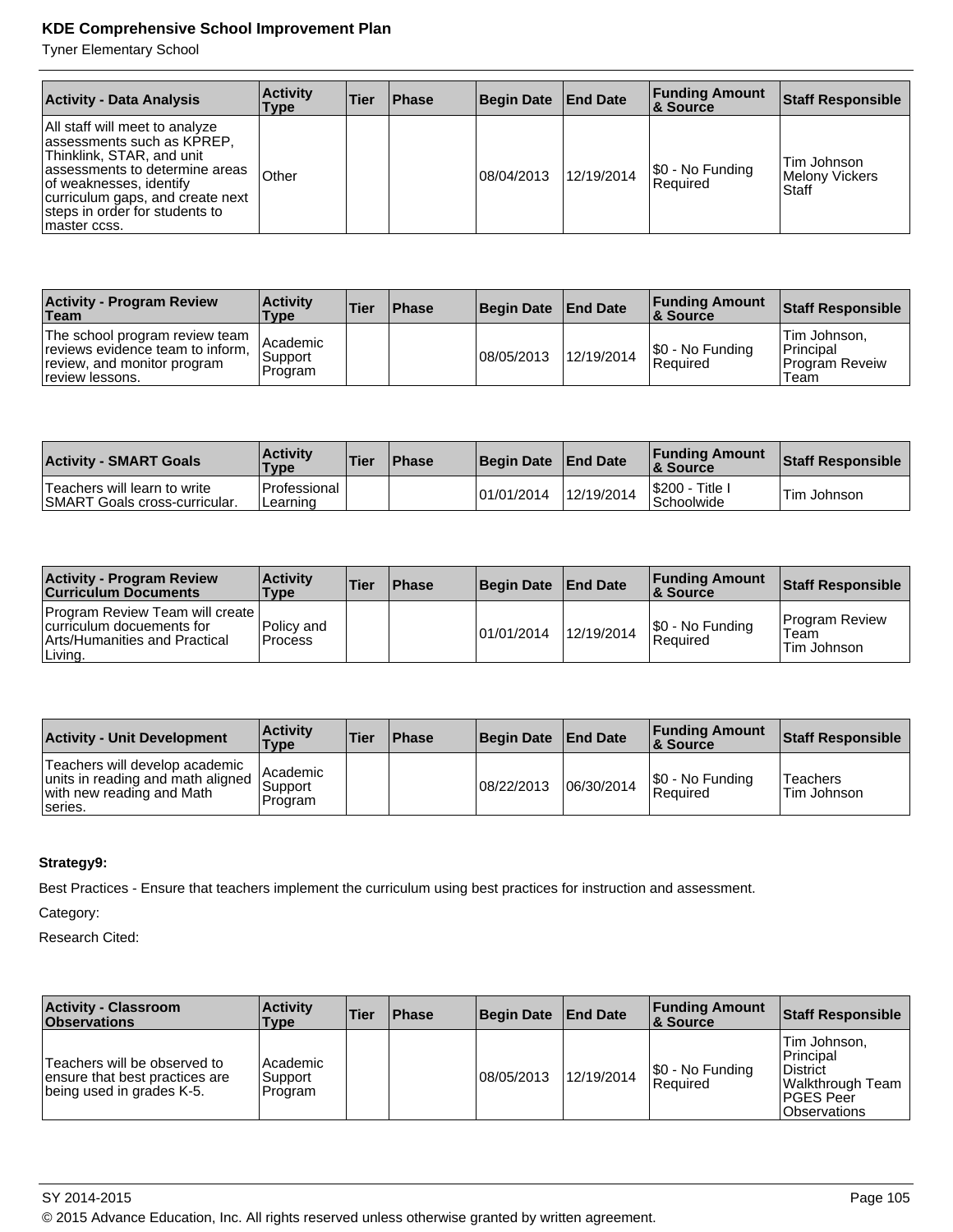| Activity - Data Analysis | Activity Type | Tier | Phase | Begin Date | End Date | Funding Amount & Source | Staff Responsible |
|---|---|---|---|---|---|---|---|
| All staff will meet to analyze assessments such as KPREP, Thinklink, STAR, and unit assessments to determine areas of weaknesses, identify curriculum gaps, and create next steps in order for students to master ccss. | Other | | | 08/04/2013 | 12/19/2014 | $0 - No Funding Required | Tim Johnson Melony Vickers Staff |

| Activity - Program Review Team | Activity Type | Tier | Phase | Begin Date | End Date | Funding Amount & Source | Staff Responsible |
|---|---|---|---|---|---|---|---|
| The school program review team reviews evidence team to inform, review, and monitor program review lessons. | Academic Support Program | | | 08/05/2013 | 12/19/2014 | $0 - No Funding Required | Tim Johnson, Principal Program Reveiw Team |

| Activity - SMART Goals | Activity Type | Tier | Phase | Begin Date | End Date | Funding Amount & Source | Staff Responsible |
|---|---|---|---|---|---|---|---|
| Teachers will learn to write SMART Goals cross-curricular. | Professional Learning | | | 01/01/2014 | 12/19/2014 | $200 - Title I Schoolwide | Tim Johnson |

| Activity - Program Review Curriculum Documents | Activity Type | Tier | Phase | Begin Date | End Date | Funding Amount & Source | Staff Responsible |
|---|---|---|---|---|---|---|---|
| Program Review Team will create curriculum docuements for Arts/Humanities and Practical Living. | Policy and Process | | | 01/01/2014 | 12/19/2014 | $0 - No Funding Required | Program Review Team Tim Johnson |

| Activity - Unit Development | Activity Type | Tier | Phase | Begin Date | End Date | Funding Amount & Source | Staff Responsible |
|---|---|---|---|---|---|---|---|
| Teachers will develop academic units in reading and math aligned with new reading and Math series. | Academic Support Program | | | 08/22/2013 | 06/30/2014 | $0 - No Funding Required | Teachers Tim Johnson |

**Strategy9:**

Best Practices - Ensure that teachers implement the curriculum using best practices for instruction and assessment.

Category:

Research Cited:

| Activity - Classroom Observations | Activity Type | Tier | Phase | Begin Date | End Date | Funding Amount & Source | Staff Responsible |
|---|---|---|---|---|---|---|---|
| Teachers will be observed to ensure that best practices are being used in grades K-5. | Academic Support Program | | | 08/05/2013 | 12/19/2014 | $0 - No Funding Required | Tim Johnson, Principal District Walkthrough Team PGES Peer Observations |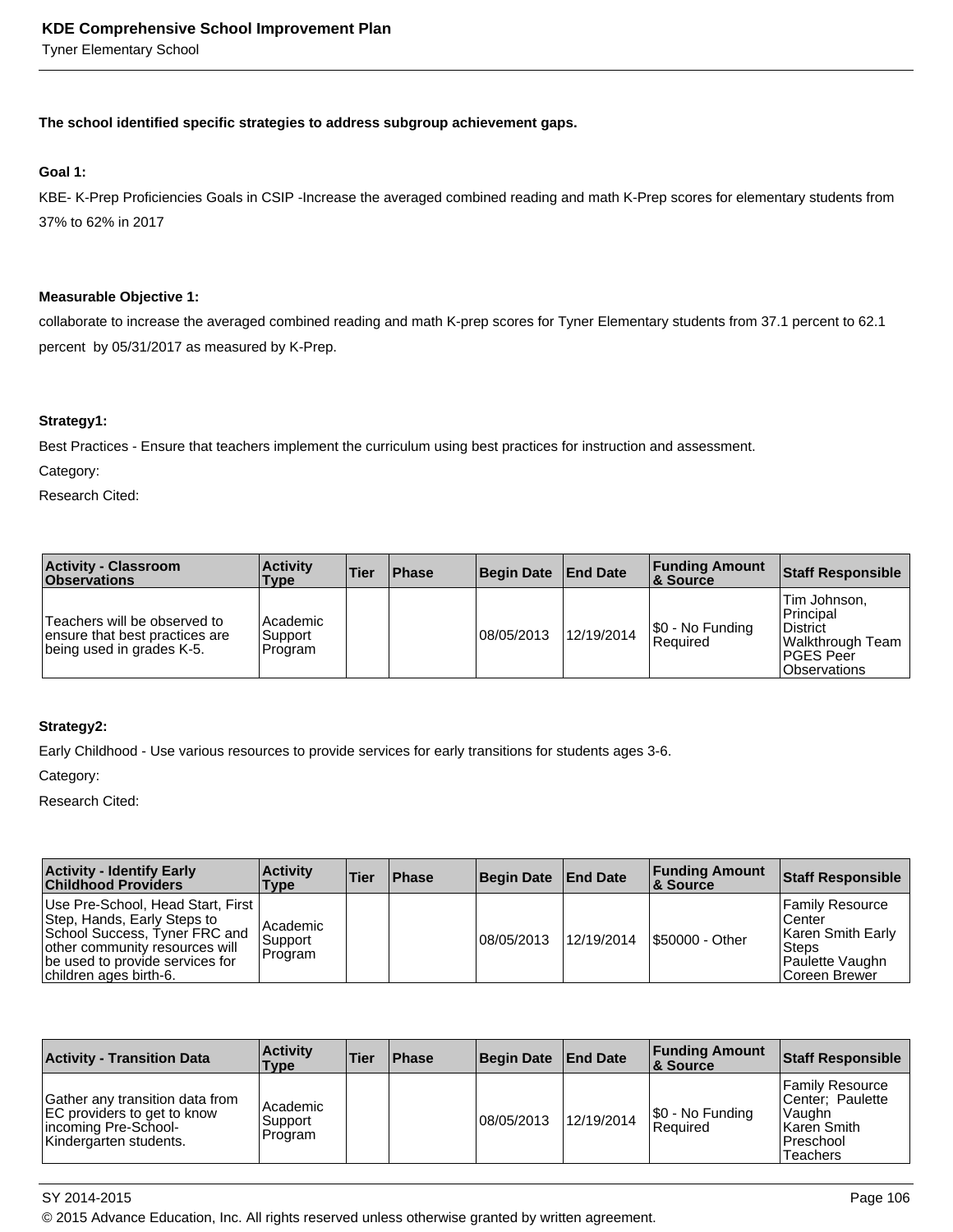**The school identified specific strategies to address subgroup achievement gaps.**

**Goal 1:**

KBE- K-Prep Proficiencies Goals in CSIP -Increase the averaged combined reading and math K-Prep scores for elementary students from 37% to 62% in 2017

**Measurable Objective 1:**

collaborate to increase the averaged combined reading and math K-prep scores for Tyner Elementary students from 37.1 percent to 62.1 percent by 05/31/2017 as measured by K-Prep.

**Strategy1:**

Best Practices - Ensure that teachers implement the curriculum using best practices for instruction and assessment.

Category:

Research Cited:

| Activity - Classroom Observations | Activity Type | Tier | Phase | Begin Date | End Date | Funding Amount & Source | Staff Responsible |
|---|---|---|---|---|---|---|---|
| Teachers will be observed to ensure that best practices are being used in grades K-5. | Academic Support Program | | | 08/05/2013 | 12/19/2014 | $0 - No Funding Required | Tim Johnson, Principal District Walkthrough Team PGES Peer Observations |

**Strategy2:**

Early Childhood - Use various resources to provide services for early transitions for students ages 3-6.

Category:

Research Cited:

| Activity - Identify Early Childhood Providers | Activity Type | Tier | Phase | Begin Date | End Date | Funding Amount & Source | Staff Responsible |
|---|---|---|---|---|---|---|---|
| Use Pre-School, Head Start, First Step, Hands, Early Steps to School Success, Tyner FRC and other community resources will be used to provide services for children ages birth-6. | Academic Support Program | | | 08/05/2013 | 12/19/2014 | $50000 - Other | Family Resource Center Karen Smith Early Steps Paulette Vaughn Coreen Brewer |

| Activity - Transition Data | Activity Type | Tier | Phase | Begin Date | End Date | Funding Amount & Source | Staff Responsible |
|---|---|---|---|---|---|---|---|
| Gather any transition data from EC providers to get to know incoming Pre-School-Kindergarten students. | Academic Support Program | | | 08/05/2013 | 12/19/2014 | $0 - No Funding Required | Family Resource Center; Paulette Vaughn Karen Smith Preschool Teachers |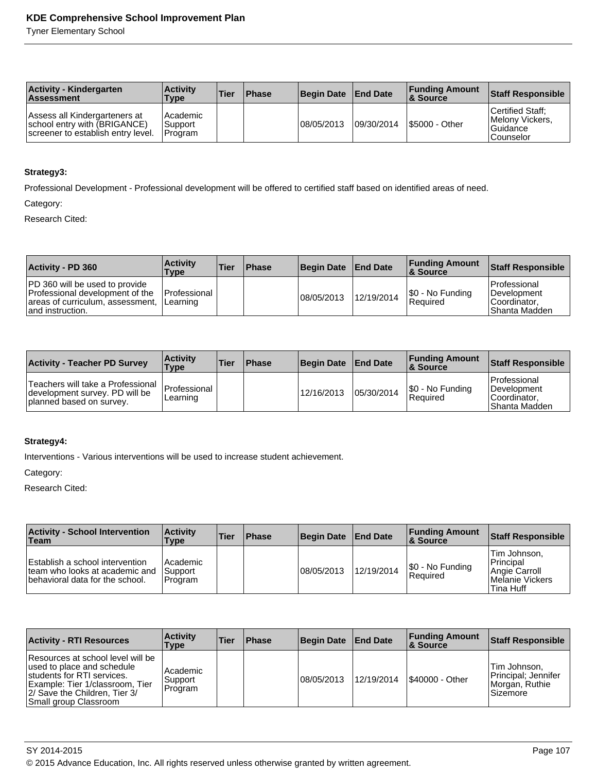| Activity - Kindergarten Assessment | Activity Type | Tier | Phase | Begin Date | End Date | Funding Amount & Source | Staff Responsible |
|---|---|---|---|---|---|---|---|
| Assess all Kindergarteners at school entry with (BRIGANCE) screener to establish entry level. | Academic Support Program | | | 08/05/2013 | 09/30/2014 | $5000 - Other | Certified Staff; Melony Vickers, Guidance Counselor |

**Strategy3:**

Professional Development - Professional development will be offered to certified staff based on identified areas of need.

Category:

Research Cited:

| Activity - PD 360 | Activity Type | Tier | Phase | Begin Date | End Date | Funding Amount & Source | Staff Responsible |
|---|---|---|---|---|---|---|---|
| PD 360 will be used to provide Professional development of the areas of curriculum, assessment, and instruction. | Professional Learning | | | 08/05/2013 | 12/19/2014 | $0 - No Funding Required | Professional Development Coordinator, Shanta Madden |

| Activity - Teacher PD Survey | Activity Type | Tier | Phase | Begin Date | End Date | Funding Amount & Source | Staff Responsible |
|---|---|---|---|---|---|---|---|
| Teachers will take a Professional development survey. PD will be planned based on survey. | Professional Learning | | | 12/16/2013 | 05/30/2014 | $0 - No Funding Required | Professional Development Coordinator, Shanta Madden |

**Strategy4:**

Interventions - Various interventions will be used to increase student achievement.

Category:

Research Cited:

| Activity - School Intervention Team | Activity Type | Tier | Phase | Begin Date | End Date | Funding Amount & Source | Staff Responsible |
|---|---|---|---|---|---|---|---|
| Establish a school intervention team who looks at academic and behavioral data for the school. | Academic Support Program | | | 08/05/2013 | 12/19/2014 | $0 - No Funding Required | Tim Johnson, Principal Angie Carroll Melanie Vickers Tina Huff |

| Activity - RTI Resources | Activity Type | Tier | Phase | Begin Date | End Date | Funding Amount & Source | Staff Responsible |
|---|---|---|---|---|---|---|---|
| Resources at school level will be used to place and schedule students for RTI services. Example: Tier 1/classroom, Tier 2/ Save the Children, Tier 3/ Small group Classroom | Academic Support Program | | | 08/05/2013 | 12/19/2014 | $40000 - Other | Tim Johnson, Principal; Jennifer Morgan, Ruthie Sizemore |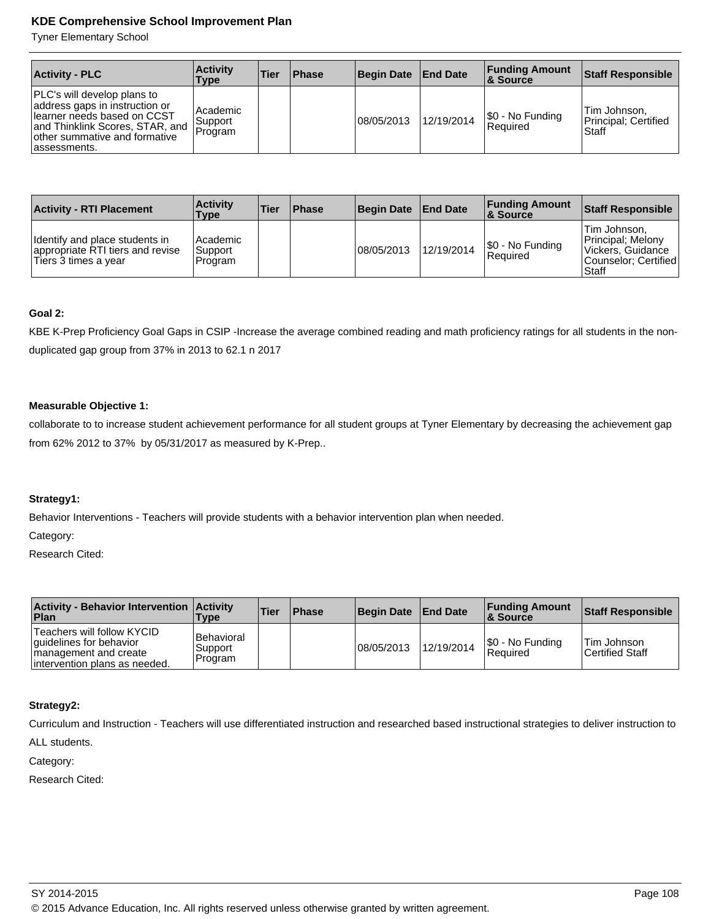| Activity - PLC | Activity Type | Tier | Phase | Begin Date | End Date | Funding Amount & Source | Staff Responsible |
|---|---|---|---|---|---|---|---|
| PLC's will develop plans to address gaps in instruction or learner needs based on CCST and Thinklink Scores, STAR, and other summative and formative assessments. | Academic Support Program | | | 08/05/2013 | 12/19/2014 | $0 - No Funding Required | Tim Johnson, Principal; Certified Staff |

| Activity - RTI Placement | Activity Type | Tier | Phase | Begin Date | End Date | Funding Amount & Source | Staff Responsible |
|---|---|---|---|---|---|---|---|
| Identify and place students in appropriate RTI tiers and revise Tiers 3 times a year | Academic Support Program | | | 08/05/2013 | 12/19/2014 | $0 - No Funding Required | Tim Johnson, Principal; Melony Vickers, Guidance Counselor; Certified Staff |

**Goal 2:**

KBE K-Prep Proficiency Goal Gaps in CSIP -Increase the average combined reading and math proficiency ratings for all students in the non-duplicated gap group from 37% in 2013 to 62.1 n 2017

**Measurable Objective 1:**

collaborate to to increase student achievement performance for all student groups at Tyner Elementary by decreasing the achievement gap from 62% 2012 to 37% by 05/31/2017 as measured by K-Prep..

**Strategy1:**

Behavior Interventions - Teachers will provide students with a behavior intervention plan when needed.

Category:

Research Cited:

| Activity - Behavior Intervention Plan | Activity Type | Tier | Phase | Begin Date | End Date | Funding Amount & Source | Staff Responsible |
|---|---|---|---|---|---|---|---|
| Teachers will follow KYCID guidelines for behavior management and create intervention plans as needed. | Behavioral Support Program | | | 08/05/2013 | 12/19/2014 | $0 - No Funding Required | Tim Johnson Certified Staff |

**Strategy2:**

Curriculum and Instruction - Teachers will use differentiated instruction and researched based instructional strategies to deliver instruction to ALL students.

Category:

Research Cited: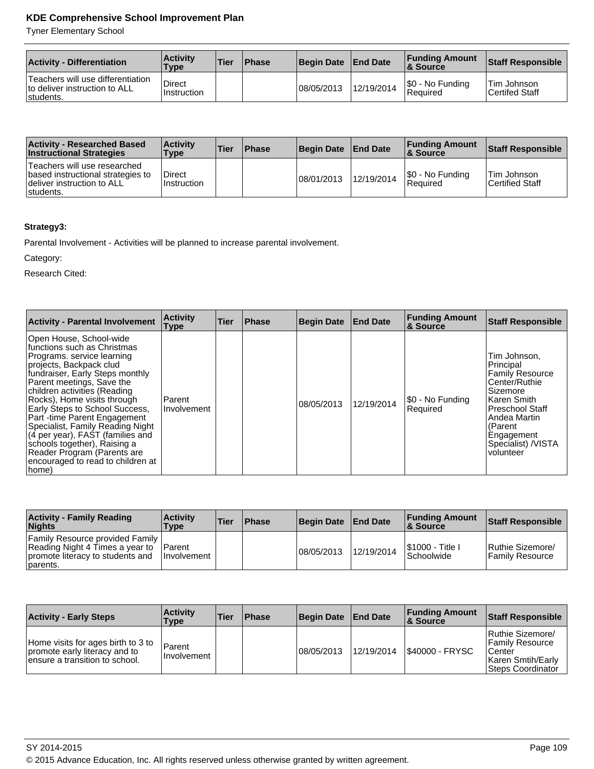| Activity - Differentiation | Activity Type | Tier | Phase | Begin Date | End Date | Funding Amount & Source | Staff Responsible |
|---|---|---|---|---|---|---|---|
| Teachers will use differentiation to deliver instruction to ALL students. | Direct Instruction | | | 08/05/2013 | 12/19/2014 | $0 - No Funding Required | Tim Johnson Certifed Staff |

| Activity - Researched Based Instructional Strategies | Activity Type | Tier | Phase | Begin Date | End Date | Funding Amount & Source | Staff Responsible |
|---|---|---|---|---|---|---|---|
| Teachers will use researched based instructional strategies to deliver instruction to ALL students. | Direct Instruction | | | 08/01/2013 | 12/19/2014 | $0 - No Funding Required | Tim Johnson Certified Staff |

**Strategy3:**

Parental Involvement - Activities will be planned to increase parental involvement.

Category:

Research Cited:

| Activity - Parental Involvement | Activity Type | Tier | Phase | Begin Date | End Date | Funding Amount & Source | Staff Responsible |
|---|---|---|---|---|---|---|---|
| Open House, School-wide functions such as Christmas Programs. service learning projects, Backpack clud fundraiser, Early Steps monthly Parent meetings, Save the children activities (Reading Rocks), Home visits through Early Steps to School Success, Part -time Parent Engagement Specialist, Family Reading Night (4 per year), FAST (families and schools together), Raising a Reader Program (Parents are encouraged to read to children at home) | Parent Involvement | | | 08/05/2013 | 12/19/2014 | $0 - No Funding Required | Tim Johnson, Principal Family Resource Center/Ruthie Sizemore Karen Smith Preschool Staff Andea Martin (Parent Engagement Specialist) /VISTA volunteer |

| Activity - Family Reading Nights | Activity Type | Tier | Phase | Begin Date | End Date | Funding Amount & Source | Staff Responsible |
|---|---|---|---|---|---|---|---|
| Family Resource provided Family Reading Night 4 Times a year to promote literacy to students and parents. | Parent Involvement | | | 08/05/2013 | 12/19/2014 | $1000 - Title I Schoolwide | Ruthie Sizemore/ Family Resource |

| Activity - Early Steps | Activity Type | Tier | Phase | Begin Date | End Date | Funding Amount & Source | Staff Responsible |
|---|---|---|---|---|---|---|---|
| Home visits for ages birth to 3 to promote early literacy and to ensure a transition to school. | Parent Involvement | | | 08/05/2013 | 12/19/2014 | $40000 - FRYSC | Ruthie Sizemore/ Family Resource Center Karen Smtih/Early Steps Coordinator |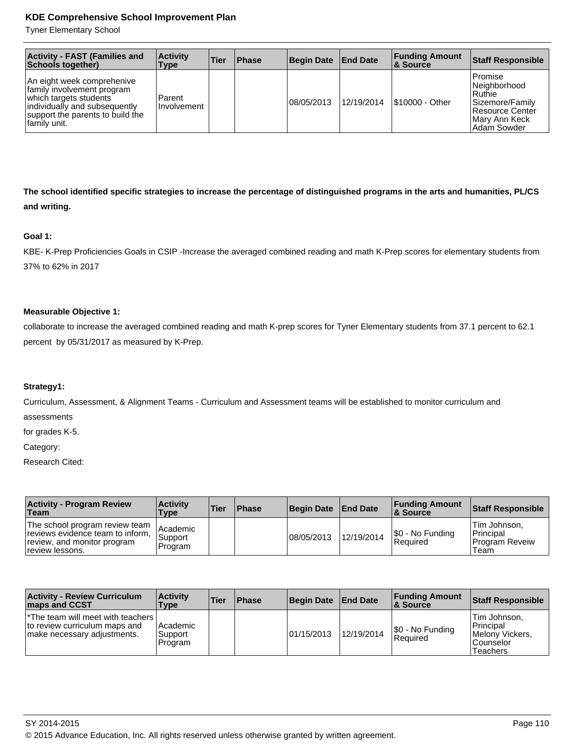| Activity - FAST (Families and Schools together) | Activity Type | Tier | Phase | Begin Date | End Date | Funding Amount & Source | Staff Responsible |
|---|---|---|---|---|---|---|---|
| An eight week comprehenive family involvement program which targets students individually and subsequently support the parents to build the family unit. | Parent Involvement | | | 08/05/2013 | 12/19/2014 | $10000 - Other | Promise Neighborhood Ruthie Sizemore/Family Resource Center Mary Ann Keck Adam Sowder |

**The school identified specific strategies to increase the percentage of distinguished programs in the arts and humanities, PL/CS and writing.**

**Goal 1:**

KBE- K-Prep Proficiencies Goals in CSIP -Increase the averaged combined reading and math K-Prep scores for elementary students from 37% to 62% in 2017

**Measurable Objective 1:**

collaborate to increase the averaged combined reading and math K-prep scores for Tyner Elementary students from 37.1 percent to 62.1 percent by 05/31/2017 as measured by K-Prep.

**Strategy1:**

Curriculum, Assessment, & Alignment Teams - Curriculum and Assessment teams will be established to monitor curriculum and assessments
for grades K-5.

Category:

Research Cited:

| Activity - Program Review Team | Activity Type | Tier | Phase | Begin Date | End Date | Funding Amount & Source | Staff Responsible |
|---|---|---|---|---|---|---|---|
| The school program review team reviews evidence team to inform, review, and monitor program review lessons. | Academic Support Program | | | 08/05/2013 | 12/19/2014 | $0 - No Funding Required | Tim Johnson, Principal Program Reveiw Team |

| Activity - Review Curriculum maps and CCST | Activity Type | Tier | Phase | Begin Date | End Date | Funding Amount & Source | Staff Responsible |
|---|---|---|---|---|---|---|---|
| *The team will meet with teachers to review curriculum maps and make necessary adjustments. | Academic Support Program | | | 01/15/2013 | 12/19/2014 | $0 - No Funding Required | Tim Johnson, Principal Melony Vickers, Counselor Teachers |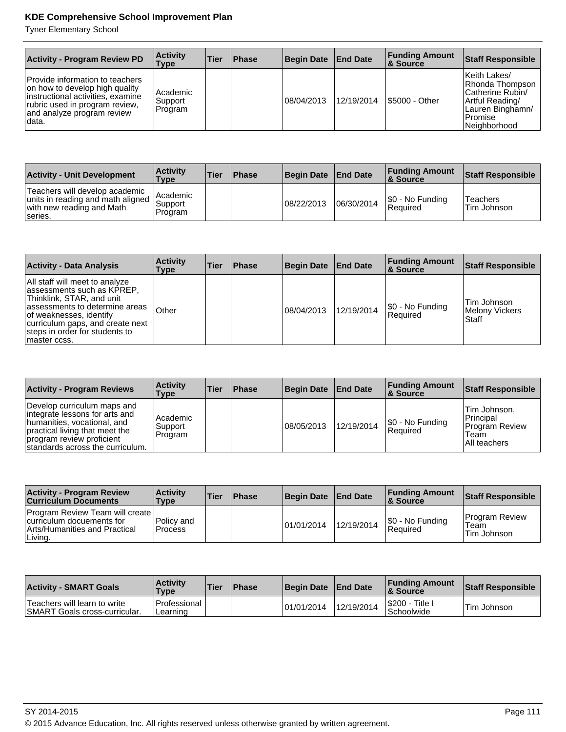| Activity - Program Review PD | Activity Type | Tier | Phase | Begin Date | End Date | Funding Amount & Source | Staff Responsible |
|---|---|---|---|---|---|---|---|
| Provide information to teachers on how to develop high quality instructional activities, examine rubric used in program review, and analyze program review data. | Academic Support Program | | | 08/04/2013 | 12/19/2014 | $5000 - Other | Keith Lakes/ Rhonda Thompson Catherine Rubin/ Artful Reading/ Lauren Binghamn/ Promise Neighborhood |

| Activity - Unit Development | Activity Type | Tier | Phase | Begin Date | End Date | Funding Amount & Source | Staff Responsible |
|---|---|---|---|---|---|---|---|
| Teachers will develop academic units in reading and math aligned with new reading and Math series. | Academic Support Program | | | 08/22/2013 | 06/30/2014 | $0 - No Funding Required | Teachers Tim Johnson |

| Activity - Data Analysis | Activity Type | Tier | Phase | Begin Date | End Date | Funding Amount & Source | Staff Responsible |
|---|---|---|---|---|---|---|---|
| All staff will meet to analyze assessments such as KPREP, Thinklink, STAR, and unit assessments to determine areas of weaknesses, identify curriculum gaps, and create next steps in order for students to master ccss. | Other | | | 08/04/2013 | 12/19/2014 | $0 - No Funding Required | Tim Johnson Melony Vickers Staff |

| Activity - Program Reviews | Activity Type | Tier | Phase | Begin Date | End Date | Funding Amount & Source | Staff Responsible |
|---|---|---|---|---|---|---|---|
| Develop curriculum maps and integrate lessons for arts and humanities, vocational, and practical living that meet the program review proficient standards across the curriculum. | Academic Support Program | | | 08/05/2013 | 12/19/2014 | $0 - No Funding Required | Tim Johnson, Principal Program Review Team All teachers |

| Activity - Program Review Curriculum Documents | Activity Type | Tier | Phase | Begin Date | End Date | Funding Amount & Source | Staff Responsible |
|---|---|---|---|---|---|---|---|
| Program Review Team will create curriculum docuements for Arts/Humanities and Practical Living. | Policy and Process | | | 01/01/2014 | 12/19/2014 | $0 - No Funding Required | Program Review Team Tim Johnson |

| Activity - SMART Goals | Activity Type | Tier | Phase | Begin Date | End Date | Funding Amount & Source | Staff Responsible |
|---|---|---|---|---|---|---|---|
| Teachers will learn to write SMART Goals cross-curricular. | Professional Learning | | | 01/01/2014 | 12/19/2014 | $200 - Title I Schoolwide | Tim Johnson |